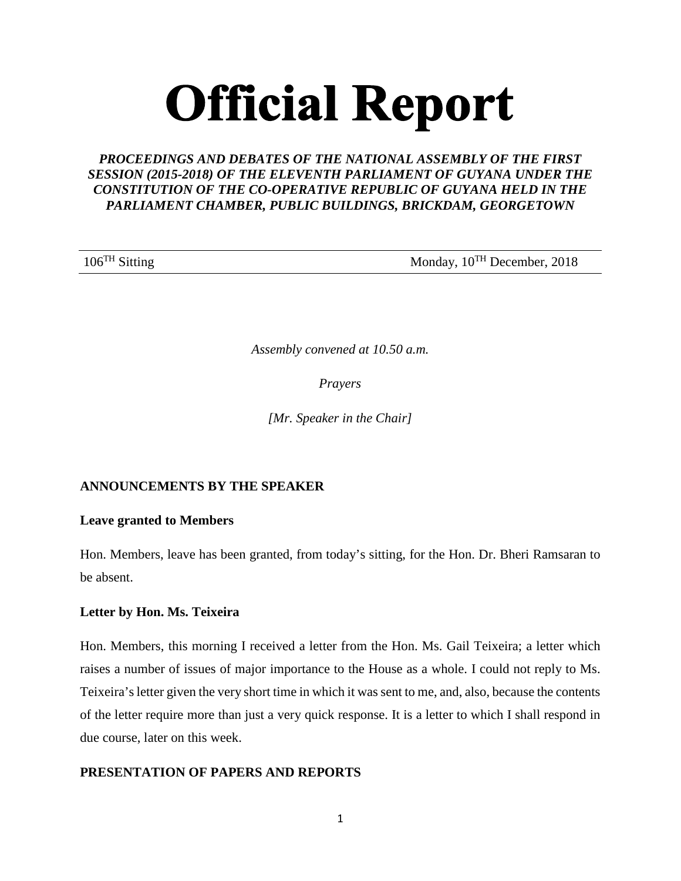# Official Report

***PROCEEDINGS AND DEBATES OF THE NATIONAL ASSEMBLY OF THE FIRST SESSION (2015-2018) OF THE ELEVENTH PARLIAMENT OF GUYANA UNDER THE CONSTITUTION OF THE CO-OPERATIVE REPUBLIC OF GUYANA HELD IN THE PARLIAMENT CHAMBER, PUBLIC BUILDINGS, BRICKDAM, GEORGETOWN***

| 106TH Sitting | Monday, 10TH December, 2018 |
|---|---|

*Assembly convened at 10.50 a.m.*

*Prayers*

*[Mr. Speaker in the Chair]*

**ANNOUNCEMENTS BY THE SPEAKER**

**Leave granted to Members**

Hon. Members, leave has been granted, from today's sitting, for the Hon. Dr. Bheri Ramsaran to be absent.

**Letter by Hon. Ms. Teixeira**

Hon. Members, this morning I received a letter from the Hon. Ms. Gail Teixeira; a letter which raises a number of issues of major importance to the House as a whole. I could not reply to Ms. Teixeira's letter given the very short time in which it was sent to me, and, also, because the contents of the letter require more than just a very quick response. It is a letter to which I shall respond in due course, later on this week.

**PRESENTATION OF PAPERS AND REPORTS**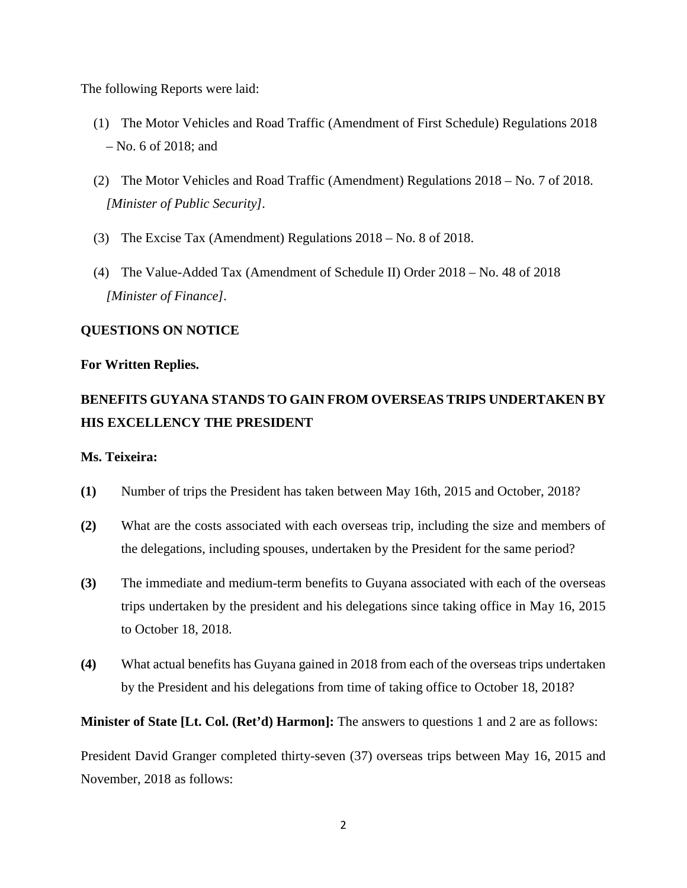The following Reports were laid:

(1) The Motor Vehicles and Road Traffic (Amendment of First Schedule) Regulations 2018 – No. 6 of 2018; and

(2) The Motor Vehicles and Road Traffic (Amendment) Regulations 2018 – No. 7 of 2018. *[Minister of Public Security]*.

(3) The Excise Tax (Amendment) Regulations 2018 – No. 8 of 2018.

(4) The Value-Added Tax (Amendment of Schedule II) Order 2018 – No. 48 of 2018 *[Minister of Finance]*.

**QUESTIONS ON NOTICE**

**For Written Replies.**

**BENEFITS GUYANA STANDS TO GAIN FROM OVERSEAS TRIPS UNDERTAKEN BY HIS EXCELLENCY THE PRESIDENT**

**Ms. Teixeira:**

**(1)** Number of trips the President has taken between May 16th, 2015 and October, 2018?

**(2)** What are the costs associated with each overseas trip, including the size and members of the delegations, including spouses, undertaken by the President for the same period?

**(3)** The immediate and medium-term benefits to Guyana associated with each of the overseas trips undertaken by the president and his delegations since taking office in May 16, 2015 to October 18, 2018.

**(4)** What actual benefits has Guyana gained in 2018 from each of the overseas trips undertaken by the President and his delegations from time of taking office to October 18, 2018?

**Minister of State [Lt. Col. (Ret'd) Harmon]:** The answers to questions 1 and 2 are as follows:

President David Granger completed thirty-seven (37) overseas trips between May 16, 2015 and November, 2018 as follows: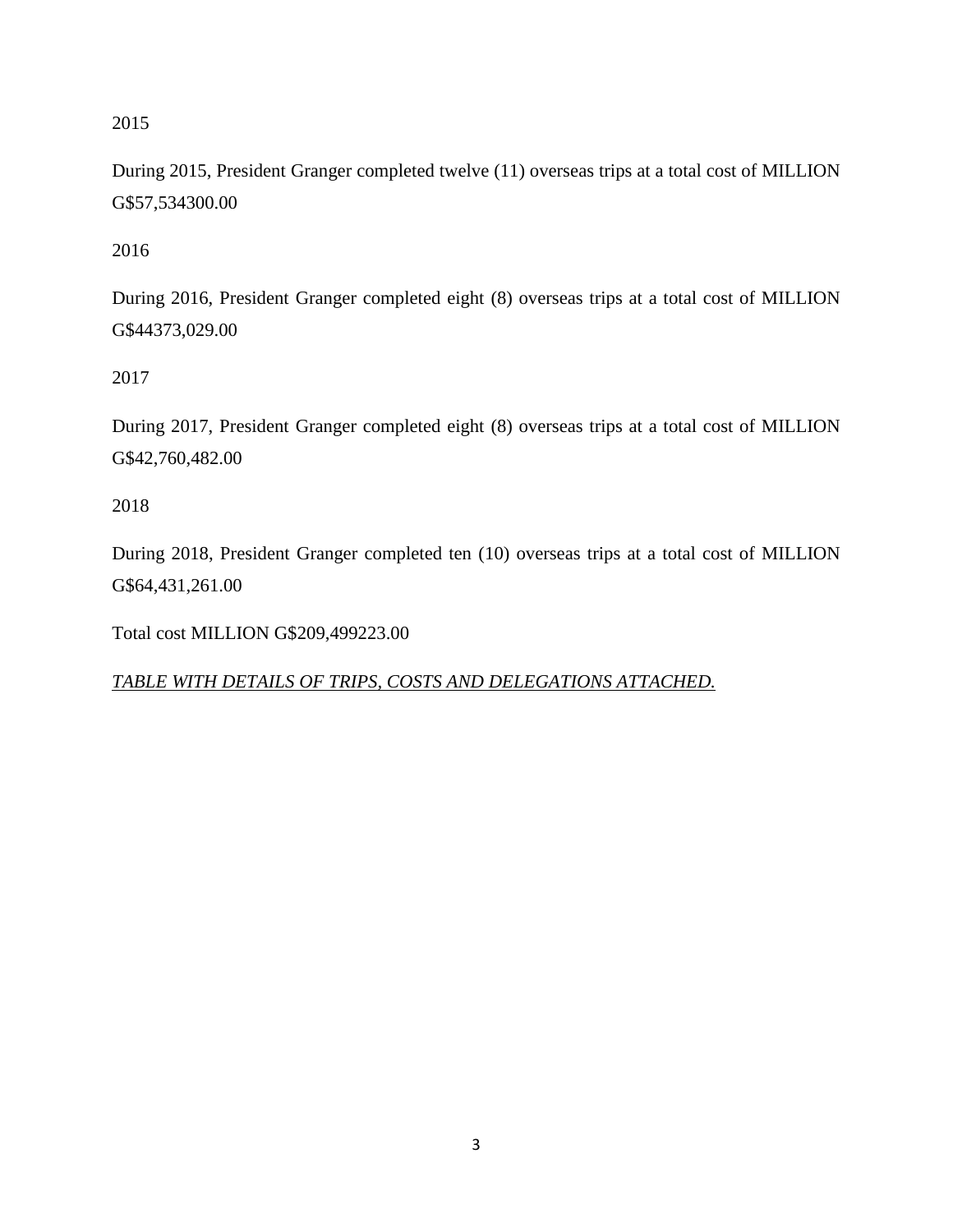2015

During 2015, President Granger completed twelve (11) overseas trips at a total cost of MILLION G$57,534300.00

2016

During 2016, President Granger completed eight (8) overseas trips at a total cost of MILLION G$44373,029.00

2017

During 2017, President Granger completed eight (8) overseas trips at a total cost of MILLION G$42,760,482.00

2018

During 2018, President Granger completed ten (10) overseas trips at a total cost of MILLION G$64,431,261.00

Total cost MILLION G$209,499223.00

*TABLE WITH DETAILS OF TRIPS, COSTS AND DELEGATIONS ATTACHED.*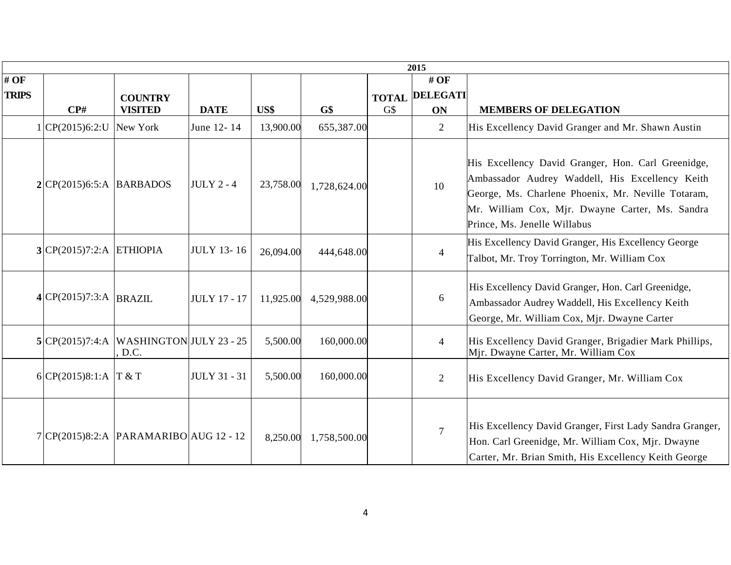| 2015 | | | | | | | | |
|---|---|---|---|---|---|---|---|---|
| **# OF TRIPS** | **CP#** | **COUNTRY VISITED** | **DATE** | **US$** | **G$** | **TOTAL** G$ | **# OF DELEGATION** | **MEMBERS OF DELEGATION** |
| 1 | CP(2015)6:2:U | New York | June 12- 14 | 13,900.00 | 655,387.00 | | 2 | His Excellency David Granger and Mr. Shawn Austin |
| **2** | CP(2015)6:5:A | BARBADOS | JULY 2 - 4 | 23,758.00 | 1,728,624.00 | | 10 | His Excellency David Granger, Hon. Carl Greenidge, Ambassador Audrey Waddell, His Excellency Keith George, Ms. Charlene Phoenix, Mr. Neville Totaram, Mr. William Cox, Mjr. Dwayne Carter, Ms. Sandra Prince, Ms. Jenelle Willabus |
| **3** | CP(2015)7:2:A | ETHIOPIA | JULY 13- 16 | 26,094.00 | 444,648.00 | | 4 | His Excellency David Granger, His Excellency George Talbot, Mr. Troy Torrington, Mr. William Cox |
| **4** | CP(2015)7:3:A | BRAZIL | JULY 17 - 17 | 11,925.00 | 4,529,988.00 | | 6 | His Excellency David Granger, Hon. Carl Greenidge, Ambassador Audrey Waddell, His Excellency Keith George, Mr. William Cox, Mjr. Dwayne Carter |
| **5** | CP(2015)7:4:A | WASHINGTON, D.C. | JULY 23 - 25 | 5,500.00 | 160,000.00 | | 4 | His Excellency David Granger, Brigadier Mark Phillips, Mjr. Dwayne Carter, Mr. William Cox |
| 6 | CP(2015)8:1:A | T & T | JULY 31 - 31 | 5,500.00 | 160,000.00 | | 2 | His Excellency David Granger, Mr. William Cox |
| 7 | CP(2015)8:2:A | PARAMARIBO | AUG 12 - 12 | 8,250.00 | 1,758,500.00 | | 7 | His Excellency David Granger, First Lady Sandra Granger, Hon. Carl Greenidge, Mr. William Cox, Mjr. Dwayne Carter, Mr. Brian Smith, His Excellency Keith George |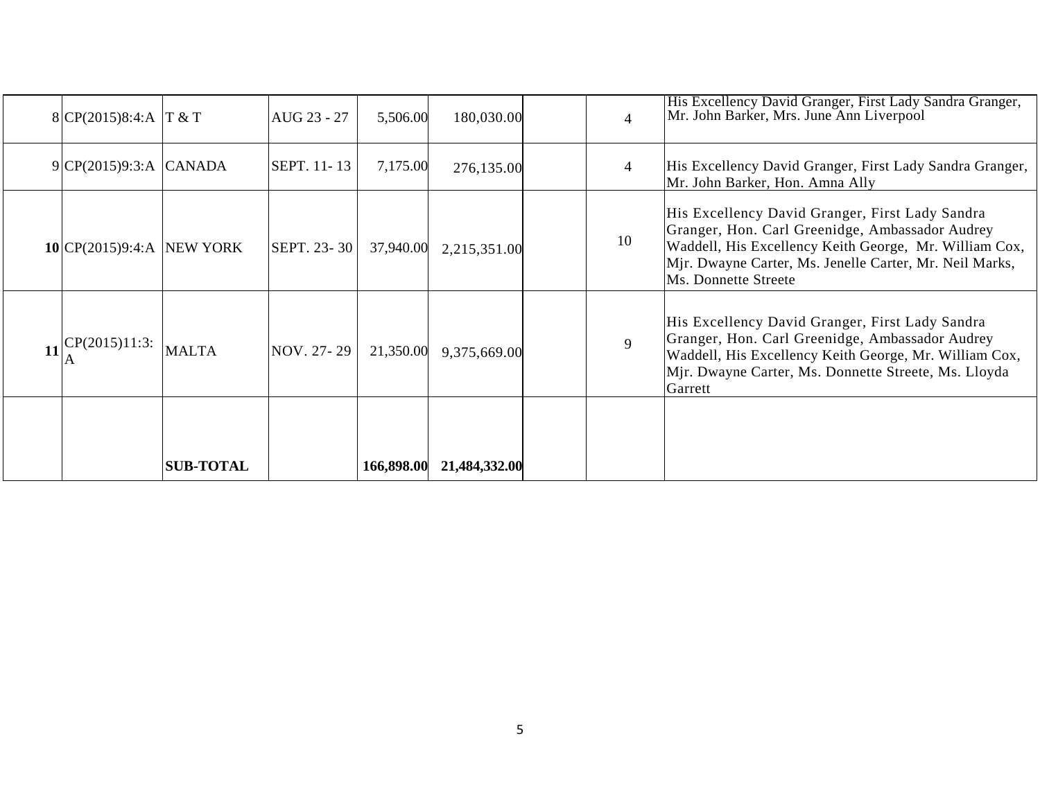| | | | | | | | | |
|---|---|---|---|---|---|---|---|---|
| 8 | CP(2015)8:4:A | T & T | AUG 23 - 27 | 5,506.00 | 180,030.00 | | 4 | His Excellency David Granger, First Lady Sandra Granger, Mr. John Barker, Mrs. June Ann Liverpool |
| 9 | CP(2015)9:3:A | CANADA | SEPT. 11- 13 | 7,175.00 | 276,135.00 | | 4 | His Excellency David Granger, First Lady Sandra Granger, Mr. John Barker, Hon. Amna Ally |
| **10** | CP(2015)9:4:A | NEW YORK | SEPT. 23- 30 | 37,940.00 | 2,215,351.00 | | 10 | His Excellency David Granger, First Lady Sandra Granger, Hon. Carl Greenidge, Ambassador Audrey Waddell, His Excellency Keith George, Mr. William Cox, Mjr. Dwayne Carter, Ms. Jenelle Carter, Mr. Neil Marks, Ms. Donnette Streete |
| **11** | CP(2015)11:3: A | MALTA | NOV. 27- 29 | 21,350.00 | 9,375,669.00 | | 9 | His Excellency David Granger, First Lady Sandra Granger, Hon. Carl Greenidge, Ambassador Audrey Waddell, His Excellency Keith George, Mr. William Cox, Mjr. Dwayne Carter, Ms. Donnette Streete, Ms. Lloyda Garrett |
| | | **SUB-TOTAL** | | **166,898.00** | **21,484,332.00** | | | |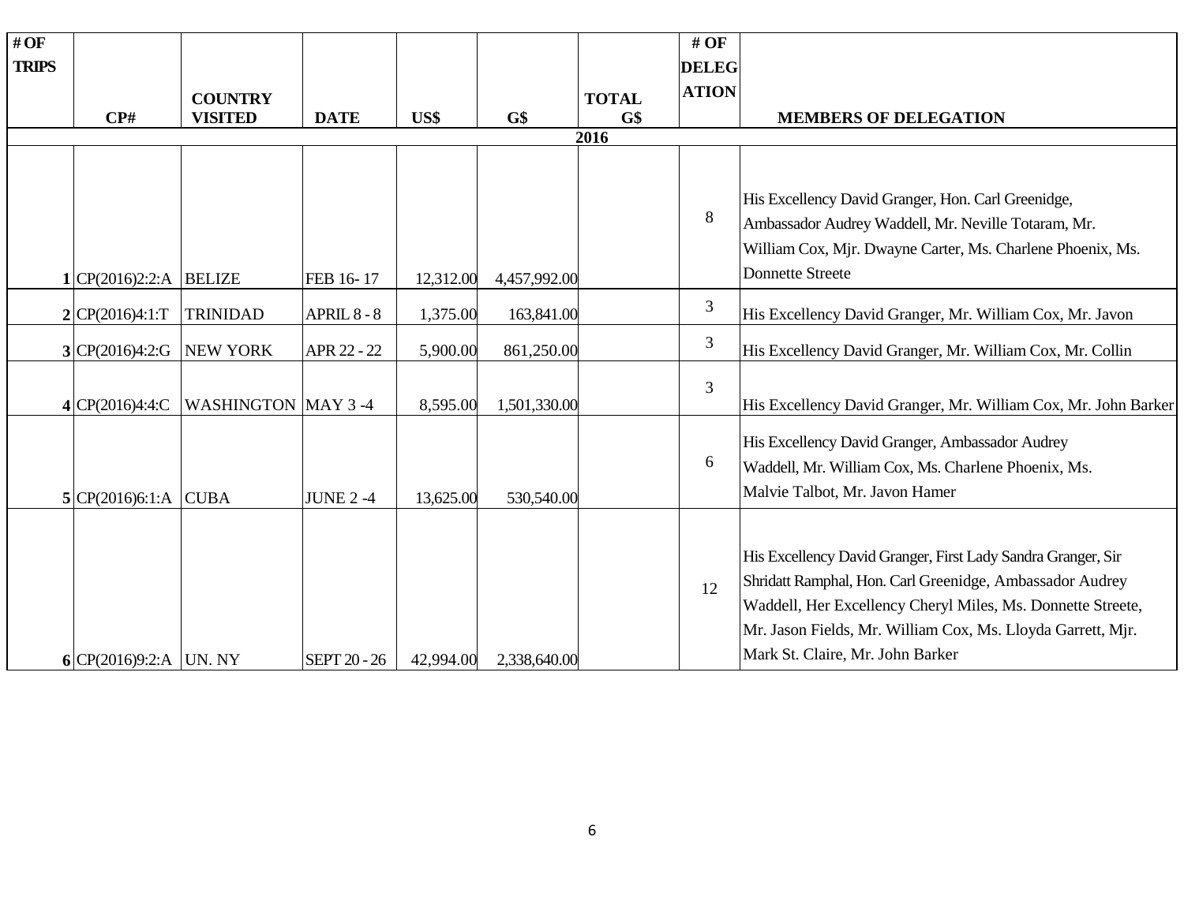| # OF TRIPS | CP# | COUNTRY VISITED | DATE | US$ | G$ | TOTAL G$ | # OF DELEGATION | MEMBERS OF DELEGATION |
|---|---|---|---|---|---|---|---|---|
| 2016 | | | | | | | | |
| 1 | CP(2016)2:2:A | BELIZE | FEB 16- 17 | 12,312.00 | 4,457,992.00 | | 8 | His Excellency David Granger, Hon. Carl Greenidge, Ambassador Audrey Waddell, Mr. Neville Totaram, Mr. William Cox, Mjr. Dwayne Carter, Ms. Charlene Phoenix, Ms. Donnette Streete |
| 2 | CP(2016)4:1:T | TRINIDAD | APRIL 8 - 8 | 1,375.00 | 163,841.00 | | 3 | His Excellency David Granger, Mr. William Cox, Mr. Javon |
| 3 | CP(2016)4:2:G | NEW YORK | APR 22 - 22 | 5,900.00 | 861,250.00 | | 3 | His Excellency David Granger, Mr. William Cox, Mr. Collin |
| 4 | CP(2016)4:4:C | WASHINGTON | MAY 3 -4 | 8,595.00 | 1,501,330.00 | | 3 | His Excellency David Granger, Mr. William Cox, Mr. John Barker |
| 5 | CP(2016)6:1:A | CUBA | JUNE 2 -4 | 13,625.00 | 530,540.00 | | 6 | His Excellency David Granger, Ambassador Audrey Waddell, Mr. William Cox, Ms. Charlene Phoenix, Ms. Malvie Talbot, Mr. Javon Hamer |
| 6 | CP(2016)9:2:A | UN. NY | SEPT 20 - 26 | 42,994.00 | 2,338,640.00 | | 12 | His Excellency David Granger, First Lady Sandra Granger, Sir Shridatt Ramphal, Hon. Carl Greenidge, Ambassador Audrey Waddell, Her Excellency Cheryl Miles, Ms. Donnette Streete, Mr. Jason Fields, Mr. William Cox, Ms. Lloyda Garrett, Mjr. Mark St. Claire, Mr. John Barker |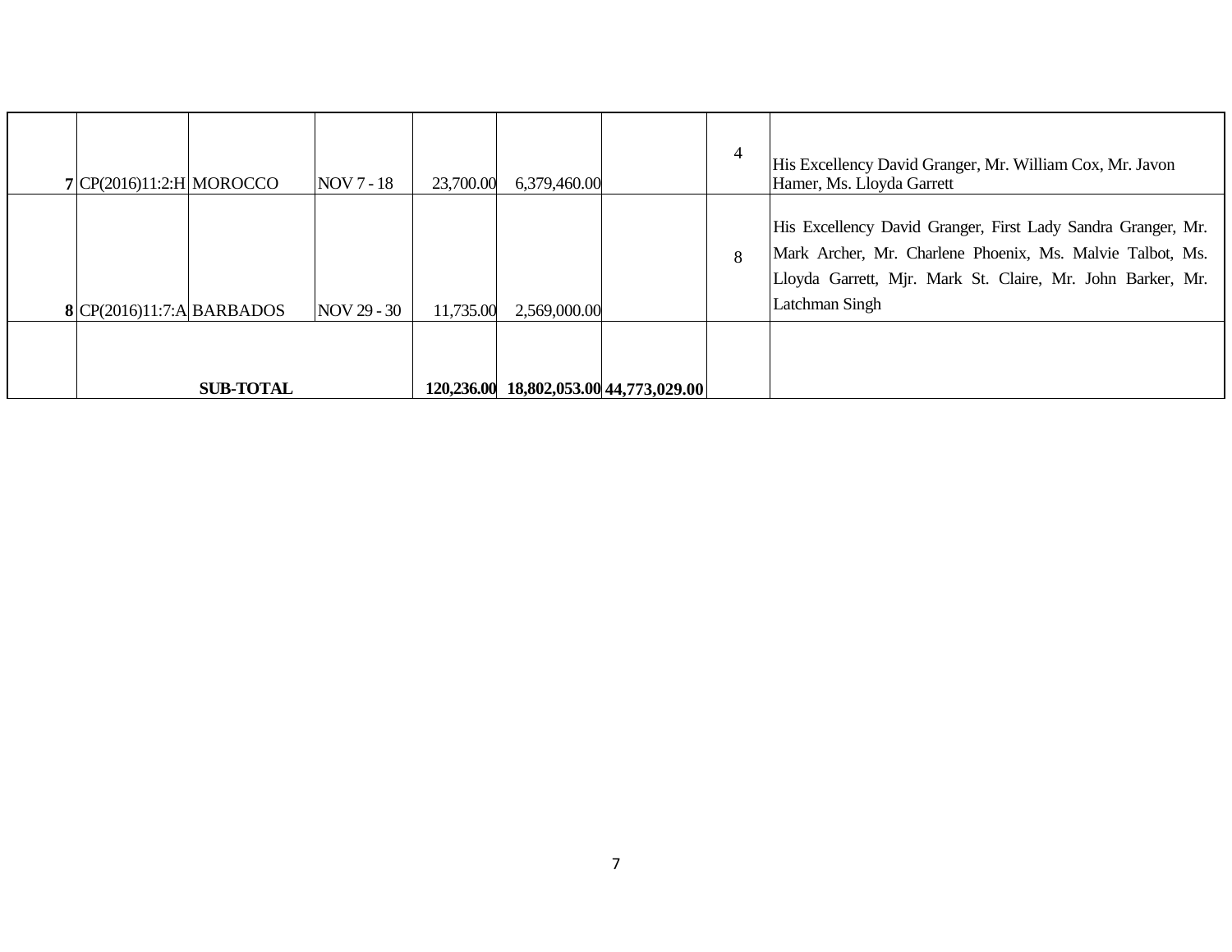| | | | | | | | | |
|---|---|---|---|---|---|---|---|---|
| **7** | CP(2016)11:2:H | MOROCCO | NOV 7 - 18 | 23,700.00 | 6,379,460.00 | | 4 | His Excellency David Granger, Mr. William Cox, Mr. Javon Hamer, Ms. Lloyda Garrett |
| **8** | CP(2016)11:7:A | BARBADOS | NOV 29 - 30 | 11,735.00 | 2,569,000.00 | | 8 | His Excellency David Granger, First Lady Sandra Granger, Mr. Mark Archer, Mr. Charlene Phoenix, Ms. Malvie Talbot, Ms. Lloyda Garrett, Mjr. Mark St. Claire, Mr. John Barker, Mr. Latchman Singh |
| | **SUB-TOTAL** | | | **120,236.00** | **18,802,053.00** | **44,773,029.00** | | |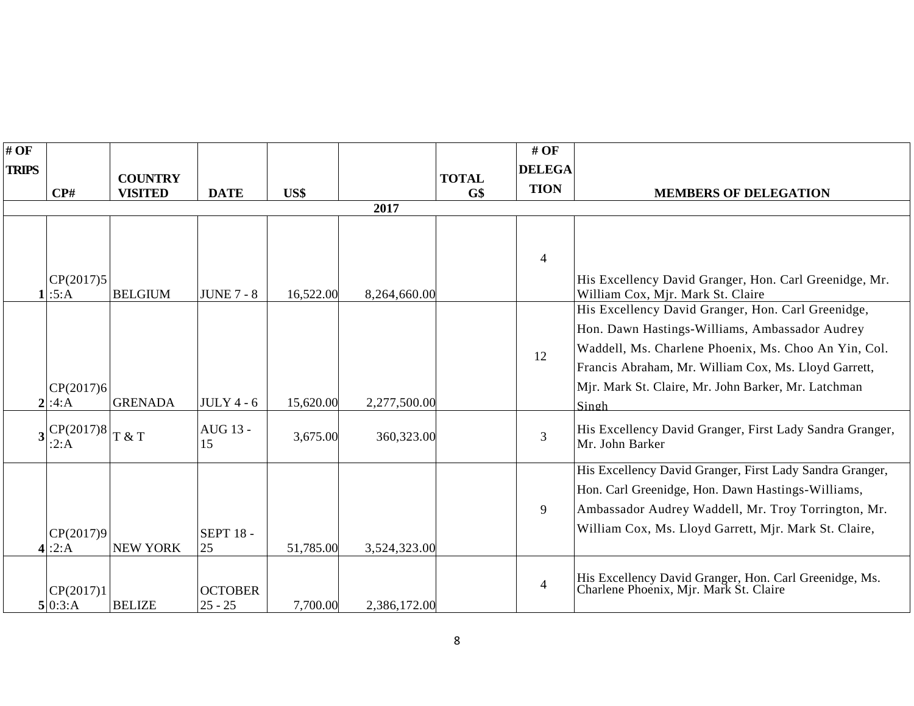| # OF TRIPS | CP# | COUNTRY VISITED | DATE | US$ | | TOTAL G$ | # OF DELEGATION | MEMBERS OF DELEGATION |
|---|---|---|---|---|---|---|---|---|
| | | | | | 2017 | | | |
| 1 | CP(2017)5:5:A | BELGIUM | JUNE 7 - 8 | 16,522.00 | 8,264,660.00 | | 4 | His Excellency David Granger, Hon. Carl Greenidge, Mr. William Cox, Mjr. Mark St. Claire |
| 2 | CP(2017)6:4:A | GRENADA | JULY 4 - 6 | 15,620.00 | 2,277,500.00 | | 12 | His Excellency David Granger, Hon. Carl Greenidge, Hon. Dawn Hastings-Williams, Ambassador Audrey Waddell, Ms. Charlene Phoenix, Ms. Choo An Yin, Col. Francis Abraham, Mr. William Cox, Ms. Lloyd Garrett, Mjr. Mark St. Claire, Mr. John Barker, Mr. Latchman Singh |
| 3 | CP(2017)8:2:A | T & T | AUG 13 - 15 | 3,675.00 | 360,323.00 | | 3 | His Excellency David Granger, First Lady Sandra Granger, Mr. John Barker |
| 4 | CP(2017)9:2:A | NEW YORK | SEPT 18 - 25 | 51,785.00 | 3,524,323.00 | | 9 | His Excellency David Granger, First Lady Sandra Granger, Hon. Carl Greenidge, Hon. Dawn Hastings-Williams, Ambassador Audrey Waddell, Mr. Troy Torrington, Mr. William Cox, Ms. Lloyd Garrett, Mjr. Mark St. Claire, |
| 5 | CP(2017)10:3:A | BELIZE | OCTOBER 25 - 25 | 7,700.00 | 2,386,172.00 | | 4 | His Excellency David Granger, Hon. Carl Greenidge, Ms. Charlene Phoenix, Mjr. Mark St. Claire |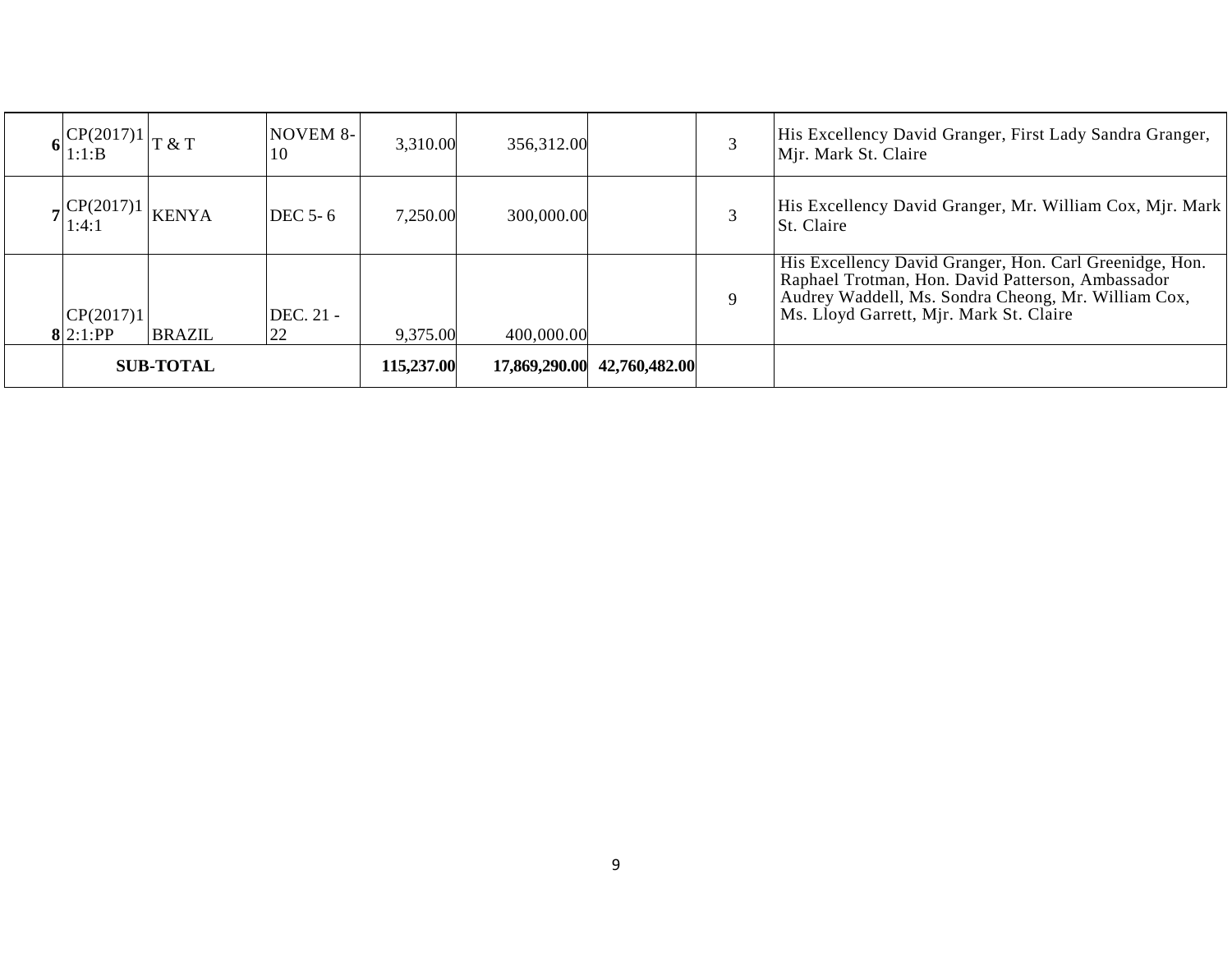| 6 | CP(2017)1 1:1:B | T & T | NOVEM 8-10 | 3,310.00 | 356,312.00 | | 3 | His Excellency David Granger, First Lady Sandra Granger, Mjr. Mark St. Claire |
|---|---|---|---|---|---|---|---|---|
| 7 | CP(2017)1 1:4:1 | KENYA | DEC 5- 6 | 7,250.00 | 300,000.00 | | 3 | His Excellency David Granger, Mr. William Cox, Mjr. Mark St. Claire |
| 8 | CP(2017)1 2:1:PP | BRAZIL | DEC. 21 - 22 | 9,375.00 | 400,000.00 | | 9 | His Excellency David Granger, Hon. Carl Greenidge, Hon. Raphael Trotman, Hon. David Patterson, Ambassador Audrey Waddell, Ms. Sondra Cheong, Mr. William Cox, Ms. Lloyd Garrett, Mjr. Mark St. Claire |
| | **SUB-TOTAL** | | | **115,237.00** | **17,869,290.00** | **42,760,482.00** | | |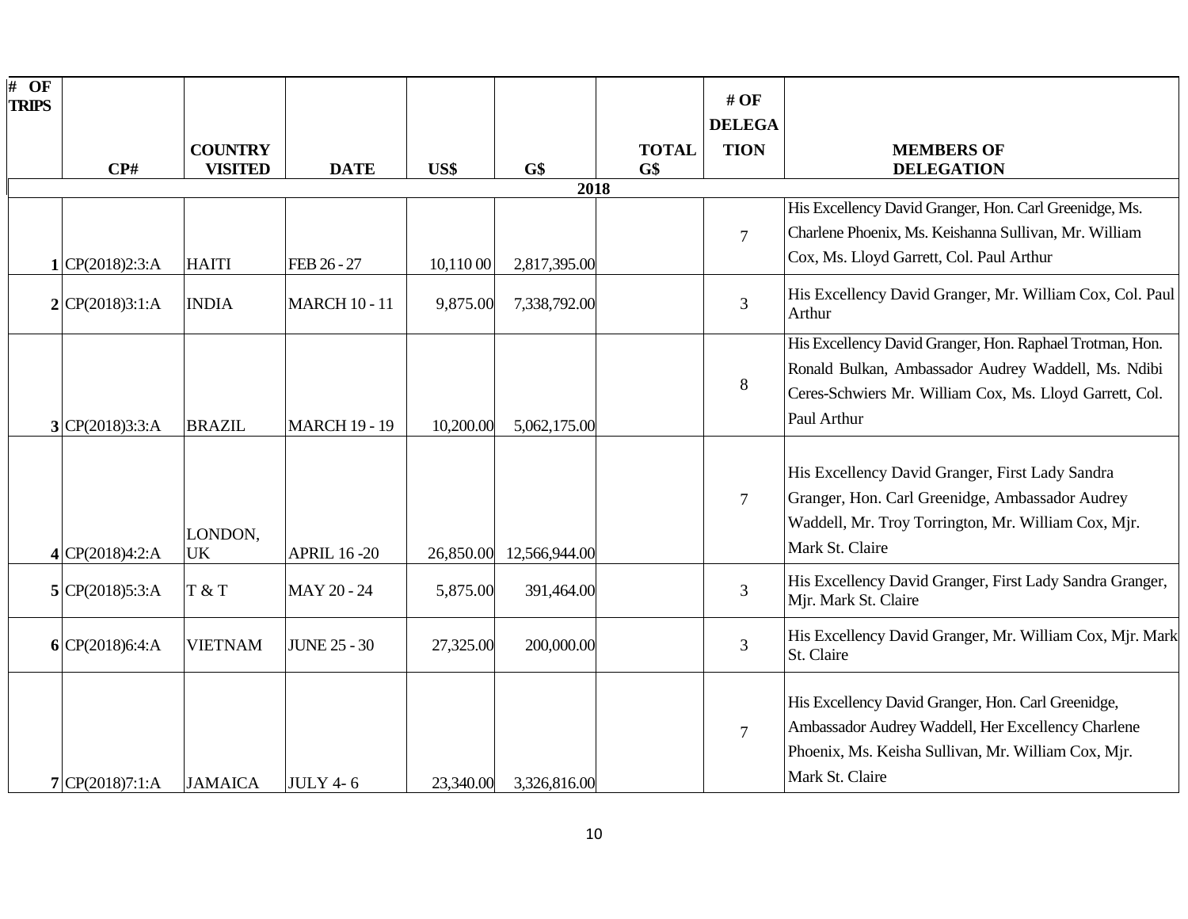| # OF TRIPS | CP# | COUNTRY VISITED | DATE | US$ | G$ | TOTAL G$ | # OF DELEGATION | MEMBERS OF DELEGATION |
|---|---|---|---|---|---|---|---|---|
| | | | | | 2018 | | | |
| 1 | CP(2018)2:3:A | HAITI | FEB 26 - 27 | 10,110 00 | 2,817,395.00 | | 7 | His Excellency David Granger, Hon. Carl Greenidge, Ms. Charlene Phoenix, Ms. Keishanna Sullivan, Mr. William Cox, Ms. Lloyd Garrett, Col. Paul Arthur |
| 2 | CP(2018)3:1:A | INDIA | MARCH 10 - 11 | 9,875.00 | 7,338,792.00 | | 3 | His Excellency David Granger, Mr. William Cox, Col. Paul Arthur |
| 3 | CP(2018)3:3:A | BRAZIL | MARCH 19 - 19 | 10,200.00 | 5,062,175.00 | | 8 | His Excellency David Granger, Hon. Raphael Trotman, Hon. Ronald Bulkan, Ambassador Audrey Waddell, Ms. Ndibi Ceres-Schwiers Mr. William Cox, Ms. Lloyd Garrett, Col. Paul Arthur |
| 4 | CP(2018)4:2:A | LONDON, UK | APRIL 16 -20 | 26,850.00 | 12,566,944.00 | | 7 | His Excellency David Granger, First Lady Sandra Granger, Hon. Carl Greenidge, Ambassador Audrey Waddell, Mr. Troy Torrington, Mr. William Cox, Mjr. Mark St. Claire |
| 5 | CP(2018)5:3:A | T & T | MAY 20 - 24 | 5,875.00 | 391,464.00 | | 3 | His Excellency David Granger, First Lady Sandra Granger, Mjr. Mark St. Claire |
| 6 | CP(2018)6:4:A | VIETNAM | JUNE 25 - 30 | 27,325.00 | 200,000.00 | | 3 | His Excellency David Granger, Mr. William Cox, Mjr. Mark St. Claire |
| 7 | CP(2018)7:1:A | JAMAICA | JULY 4- 6 | 23,340.00 | 3,326,816.00 | | 7 | His Excellency David Granger, Hon. Carl Greenidge, Ambassador Audrey Waddell, Her Excellency Charlene Phoenix, Ms. Keisha Sullivan, Mr. William Cox, Mjr. Mark St. Claire |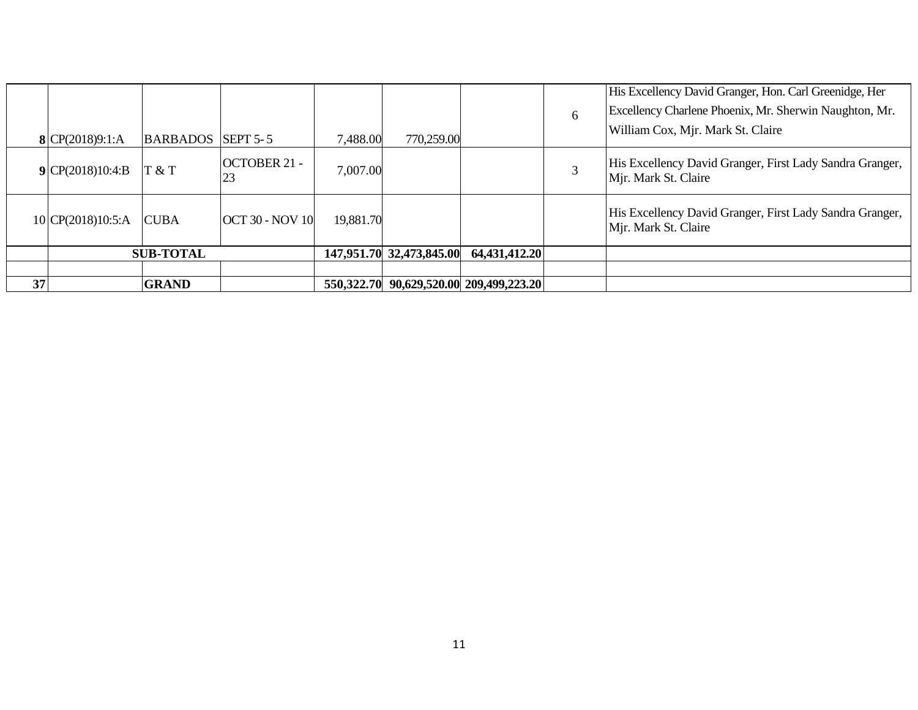| | | | | | | | | |
|---|---|---|---|---|---|---|---|---|
| **8** | CP(2018)9:1:A | BARBADOS | SEPT 5- 5 | 7,488.00 | 770,259.00 | | 6 | His Excellency David Granger, Hon. Carl Greenidge, Her Excellency Charlene Phoenix, Mr. Sherwin Naughton, Mr. William Cox, Mjr. Mark St. Claire |
| **9** | CP(2018)10:4:B | T & T | OCTOBER 21 - 23 | 7,007.00 | | | 3 | His Excellency David Granger, First Lady Sandra Granger, Mjr. Mark St. Claire |
| 10 | CP(2018)10:5:A | CUBA | OCT 30 - NOV 10 | 19,881.70 | | | | His Excellency David Granger, First Lady Sandra Granger, Mjr. Mark St. Claire |
| | **SUB-TOTAL** | | | **147,951.70** | **32,473,845.00** | **64,431,412.20** | | |
| | | | | | | | | |
| **37** | | **GRAND** | | **550,322.70** | **90,629,520.00** | **209,499,223.20** | | |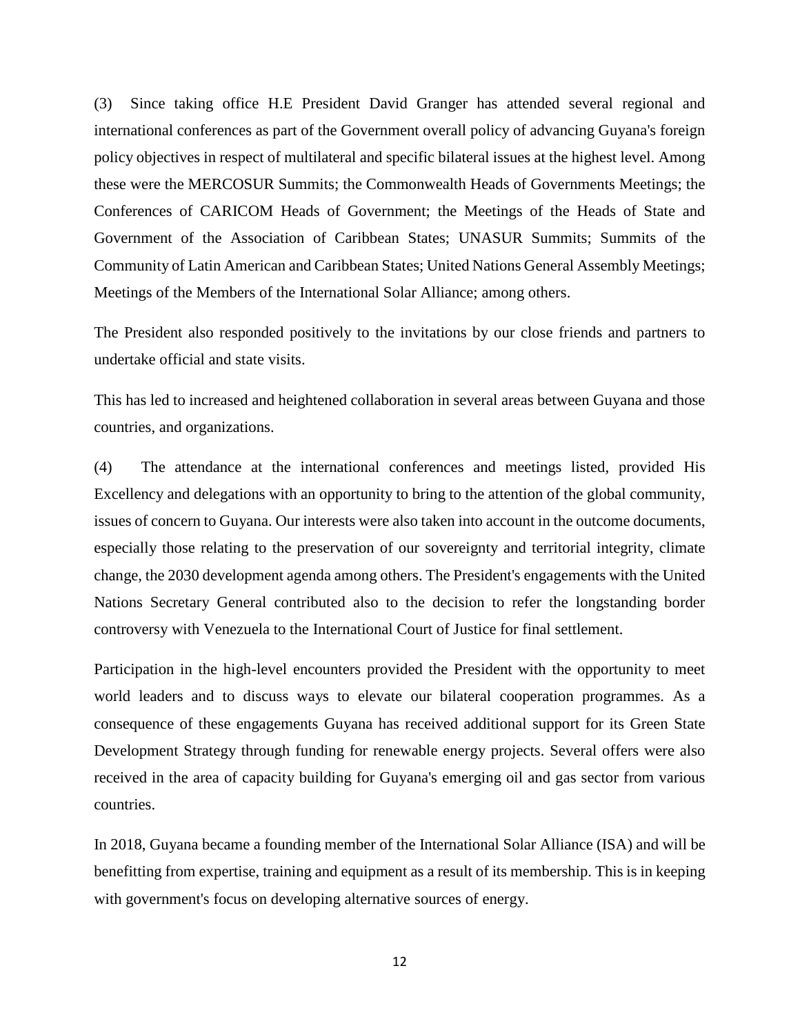(3) Since taking office H.E President David Granger has attended several regional and international conferences as part of the Government overall policy of advancing Guyana's foreign policy objectives in respect of multilateral and specific bilateral issues at the highest level. Among these were the MERCOSUR Summits; the Commonwealth Heads of Governments Meetings; the Conferences of CARICOM Heads of Government; the Meetings of the Heads of State and Government of the Association of Caribbean States; UNASUR Summits; Summits of the Community of Latin American and Caribbean States; United Nations General Assembly Meetings; Meetings of the Members of the International Solar Alliance; among others.

The President also responded positively to the invitations by our close friends and partners to undertake official and state visits.

This has led to increased and heightened collaboration in several areas between Guyana and those countries, and organizations.

(4) The attendance at the international conferences and meetings listed, provided His Excellency and delegations with an opportunity to bring to the attention of the global community, issues of concern to Guyana. Our interests were also taken into account in the outcome documents, especially those relating to the preservation of our sovereignty and territorial integrity, climate change, the 2030 development agenda among others. The President's engagements with the United Nations Secretary General contributed also to the decision to refer the longstanding border controversy with Venezuela to the International Court of Justice for final settlement.

Participation in the high-level encounters provided the President with the opportunity to meet world leaders and to discuss ways to elevate our bilateral cooperation programmes. As a consequence of these engagements Guyana has received additional support for its Green State Development Strategy through funding for renewable energy projects. Several offers were also received in the area of capacity building for Guyana's emerging oil and gas sector from various countries.

In 2018, Guyana became a founding member of the International Solar Alliance (ISA) and will be benefitting from expertise, training and equipment as a result of its membership. This is in keeping with government's focus on developing alternative sources of energy.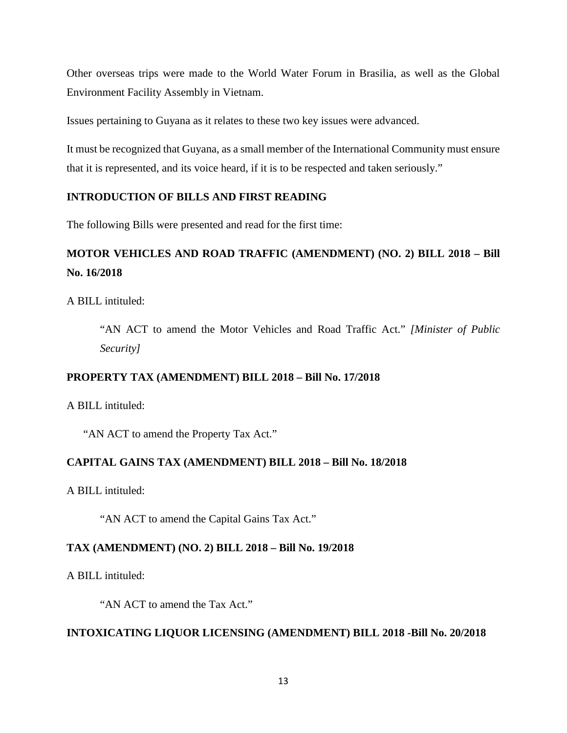Other overseas trips were made to the World Water Forum in Brasilia, as well as the Global Environment Facility Assembly in Vietnam.

Issues pertaining to Guyana as it relates to these two key issues were advanced.

It must be recognized that Guyana, as a small member of the International Community must ensure that it is represented, and its voice heard, if it is to be respected and taken seriously."

## INTRODUCTION OF BILLS AND FIRST READING

The following Bills were presented and read for the first time:

### MOTOR VEHICLES AND ROAD TRAFFIC (AMENDMENT) (NO. 2) BILL 2018 – Bill No. 16/2018

A BILL intituled:

> "AN ACT to amend the Motor Vehicles and Road Traffic Act." *[Minister of Public Security]*

### PROPERTY TAX (AMENDMENT) BILL 2018 – Bill No. 17/2018

A BILL intituled:

> "AN ACT to amend the Property Tax Act."

### CAPITAL GAINS TAX (AMENDMENT) BILL 2018 – Bill No. 18/2018

A BILL intituled:

> "AN ACT to amend the Capital Gains Tax Act."

### TAX (AMENDMENT) (NO. 2) BILL 2018 – Bill No. 19/2018

A BILL intituled:

> "AN ACT to amend the Tax Act."

### INTOXICATING LIQUOR LICENSING (AMENDMENT) BILL 2018 -Bill No. 20/2018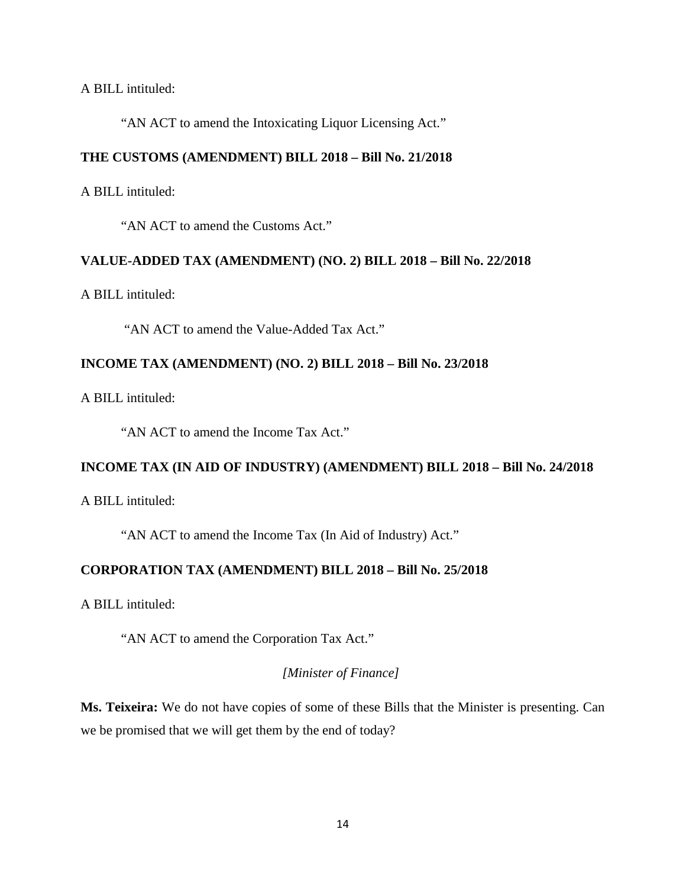A BILL intituled:

"AN ACT to amend the Intoxicating Liquor Licensing Act."

**THE CUSTOMS (AMENDMENT) BILL 2018 – Bill No. 21/2018**

A BILL intituled:

"AN ACT to amend the Customs Act."

**VALUE-ADDED TAX (AMENDMENT) (NO. 2) BILL 2018 – Bill No. 22/2018**

A BILL intituled:

"AN ACT to amend the Value-Added Tax Act."

**INCOME TAX (AMENDMENT) (NO. 2) BILL 2018 – Bill No. 23/2018**

A BILL intituled:

"AN ACT to amend the Income Tax Act."

**INCOME TAX (IN AID OF INDUSTRY) (AMENDMENT) BILL 2018 – Bill No. 24/2018**

A BILL intituled:

"AN ACT to amend the Income Tax (In Aid of Industry) Act."

**CORPORATION TAX (AMENDMENT) BILL 2018 – Bill No. 25/2018**

A BILL intituled:

"AN ACT to amend the Corporation Tax Act."

*[Minister of Finance]*

**Ms. Teixeira:** We do not have copies of some of these Bills that the Minister is presenting. Can we be promised that we will get them by the end of today?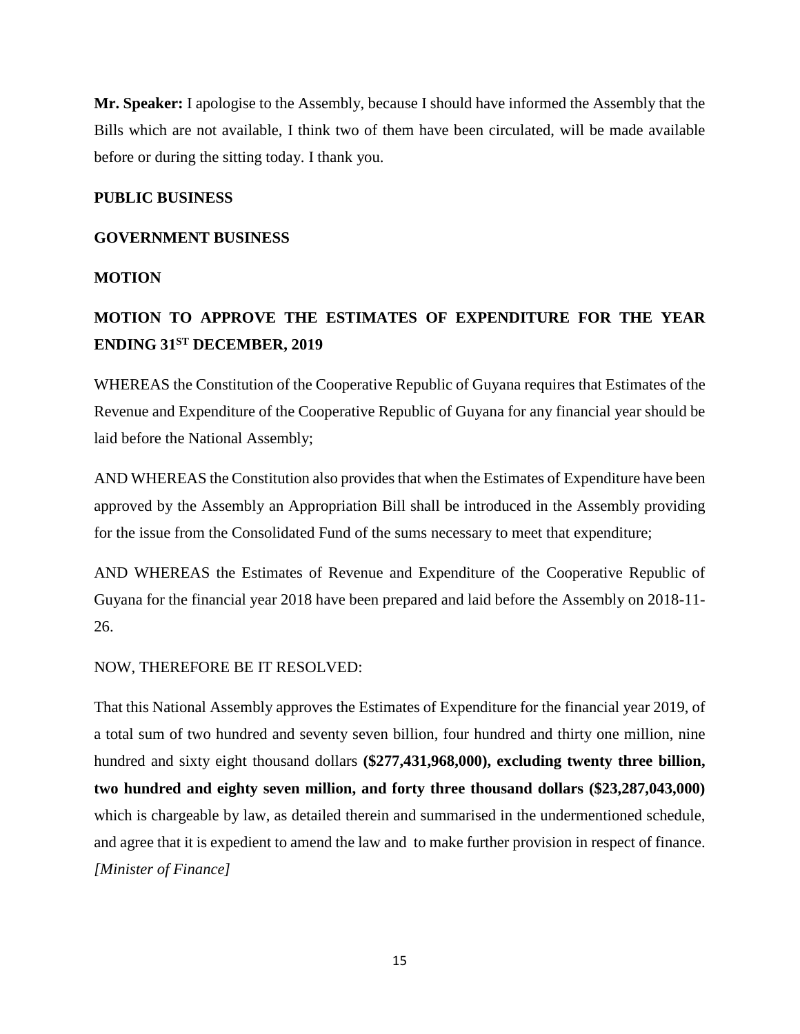**Mr. Speaker:** I apologise to the Assembly, because I should have informed the Assembly that the Bills which are not available, I think two of them have been circulated, will be made available before or during the sitting today. I thank you.

**PUBLIC BUSINESS**

**GOVERNMENT BUSINESS**

**MOTION**

**MOTION TO APPROVE THE ESTIMATES OF EXPENDITURE FOR THE YEAR ENDING 31ST DECEMBER, 2019**

WHEREAS the Constitution of the Cooperative Republic of Guyana requires that Estimates of the Revenue and Expenditure of the Cooperative Republic of Guyana for any financial year should be laid before the National Assembly;

AND WHEREAS the Constitution also provides that when the Estimates of Expenditure have been approved by the Assembly an Appropriation Bill shall be introduced in the Assembly providing for the issue from the Consolidated Fund of the sums necessary to meet that expenditure;

AND WHEREAS the Estimates of Revenue and Expenditure of the Cooperative Republic of Guyana for the financial year 2018 have been prepared and laid before the Assembly on 2018-11-26.

NOW, THEREFORE BE IT RESOLVED:

That this National Assembly approves the Estimates of Expenditure for the financial year 2019, of a total sum of two hundred and seventy seven billion, four hundred and thirty one million, nine hundred and sixty eight thousand dollars **($277,431,968,000), excluding twenty three billion, two hundred and eighty seven million, and forty three thousand dollars ($23,287,043,000)** which is chargeable by law, as detailed therein and summarised in the undermentioned schedule, and agree that it is expedient to amend the law and to make further provision in respect of finance. *[Minister of Finance]*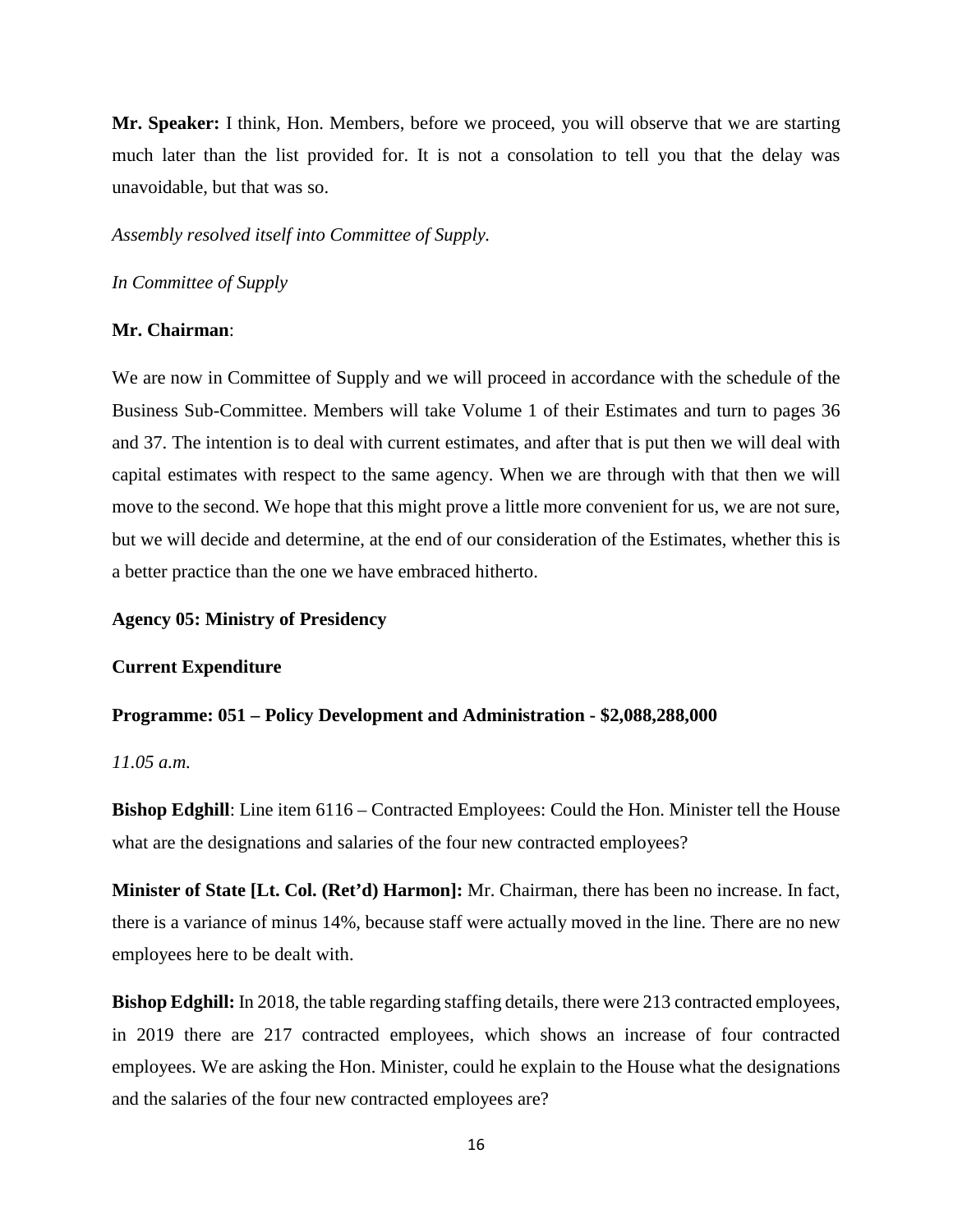**Mr. Speaker:** I think, Hon. Members, before we proceed, you will observe that we are starting much later than the list provided for. It is not a consolation to tell you that the delay was unavoidable, but that was so.

*Assembly resolved itself into Committee of Supply.*

*In Committee of Supply*

**Mr. Chairman**:

We are now in Committee of Supply and we will proceed in accordance with the schedule of the Business Sub-Committee. Members will take Volume 1 of their Estimates and turn to pages 36 and 37. The intention is to deal with current estimates, and after that is put then we will deal with capital estimates with respect to the same agency. When we are through with that then we will move to the second. We hope that this might prove a little more convenient for us, we are not sure, but we will decide and determine, at the end of our consideration of the Estimates, whether this is a better practice than the one we have embraced hitherto.

**Agency 05: Ministry of Presidency**

**Current Expenditure**

**Programme: 051 – Policy Development and Administration - $2,088,288,000**

*11.05 a.m.*

**Bishop Edghill**: Line item 6116 – Contracted Employees: Could the Hon. Minister tell the House what are the designations and salaries of the four new contracted employees?

**Minister of State [Lt. Col. (Ret'd) Harmon]:** Mr. Chairman, there has been no increase. In fact, there is a variance of minus 14%, because staff were actually moved in the line. There are no new employees here to be dealt with.

**Bishop Edghill:** In 2018, the table regarding staffing details, there were 213 contracted employees, in 2019 there are 217 contracted employees, which shows an increase of four contracted employees. We are asking the Hon. Minister, could he explain to the House what the designations and the salaries of the four new contracted employees are?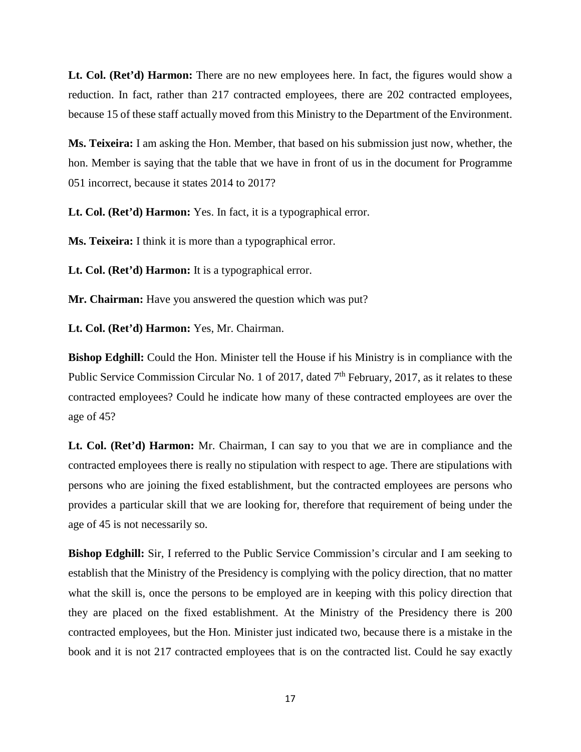**Lt. Col. (Ret'd) Harmon:** There are no new employees here. In fact, the figures would show a reduction. In fact, rather than 217 contracted employees, there are 202 contracted employees, because 15 of these staff actually moved from this Ministry to the Department of the Environment.

**Ms. Teixeira:** I am asking the Hon. Member, that based on his submission just now, whether, the hon. Member is saying that the table that we have in front of us in the document for Programme 051 incorrect, because it states 2014 to 2017?

**Lt. Col. (Ret'd) Harmon:** Yes. In fact, it is a typographical error.

**Ms. Teixeira:** I think it is more than a typographical error.

**Lt. Col. (Ret'd) Harmon:** It is a typographical error.

**Mr. Chairman:** Have you answered the question which was put?

**Lt. Col. (Ret'd) Harmon:** Yes, Mr. Chairman.

**Bishop Edghill:** Could the Hon. Minister tell the House if his Ministry is in compliance with the Public Service Commission Circular No. 1 of 2017, dated 7th February, 2017, as it relates to these contracted employees? Could he indicate how many of these contracted employees are over the age of 45?

**Lt. Col. (Ret'd) Harmon:** Mr. Chairman, I can say to you that we are in compliance and the contracted employees there is really no stipulation with respect to age. There are stipulations with persons who are joining the fixed establishment, but the contracted employees are persons who provides a particular skill that we are looking for, therefore that requirement of being under the age of 45 is not necessarily so.

**Bishop Edghill:** Sir, I referred to the Public Service Commission's circular and I am seeking to establish that the Ministry of the Presidency is complying with the policy direction, that no matter what the skill is, once the persons to be employed are in keeping with this policy direction that they are placed on the fixed establishment. At the Ministry of the Presidency there is 200 contracted employees, but the Hon. Minister just indicated two, because there is a mistake in the book and it is not 217 contracted employees that is on the contracted list. Could he say exactly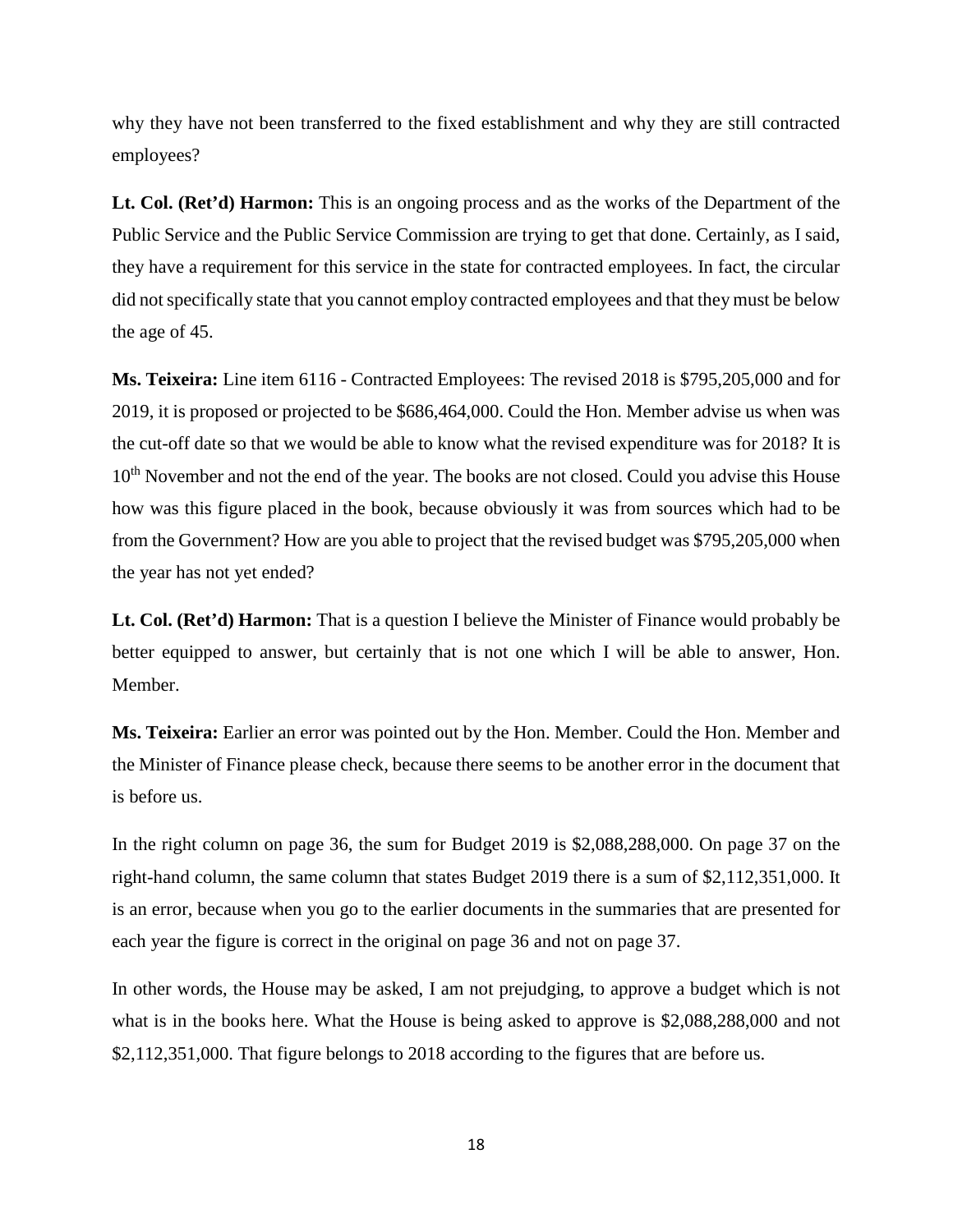why they have not been transferred to the fixed establishment and why they are still contracted employees?

**Lt. Col. (Ret'd) Harmon:** This is an ongoing process and as the works of the Department of the Public Service and the Public Service Commission are trying to get that done. Certainly, as I said, they have a requirement for this service in the state for contracted employees. In fact, the circular did not specifically state that you cannot employ contracted employees and that they must be below the age of 45.

**Ms. Teixeira:** Line item 6116 - Contracted Employees: The revised 2018 is $795,205,000 and for 2019, it is proposed or projected to be $686,464,000. Could the Hon. Member advise us when was the cut-off date so that we would be able to know what the revised expenditure was for 2018? It is 10th November and not the end of the year. The books are not closed. Could you advise this House how was this figure placed in the book, because obviously it was from sources which had to be from the Government? How are you able to project that the revised budget was $795,205,000 when the year has not yet ended?

**Lt. Col. (Ret'd) Harmon:** That is a question I believe the Minister of Finance would probably be better equipped to answer, but certainly that is not one which I will be able to answer, Hon. Member.

**Ms. Teixeira:** Earlier an error was pointed out by the Hon. Member. Could the Hon. Member and the Minister of Finance please check, because there seems to be another error in the document that is before us.

In the right column on page 36, the sum for Budget 2019 is $2,088,288,000. On page 37 on the right-hand column, the same column that states Budget 2019 there is a sum of $2,112,351,000. It is an error, because when you go to the earlier documents in the summaries that are presented for each year the figure is correct in the original on page 36 and not on page 37.

In other words, the House may be asked, I am not prejudging, to approve a budget which is not what is in the books here. What the House is being asked to approve is $2,088,288,000 and not $2,112,351,000. That figure belongs to 2018 according to the figures that are before us.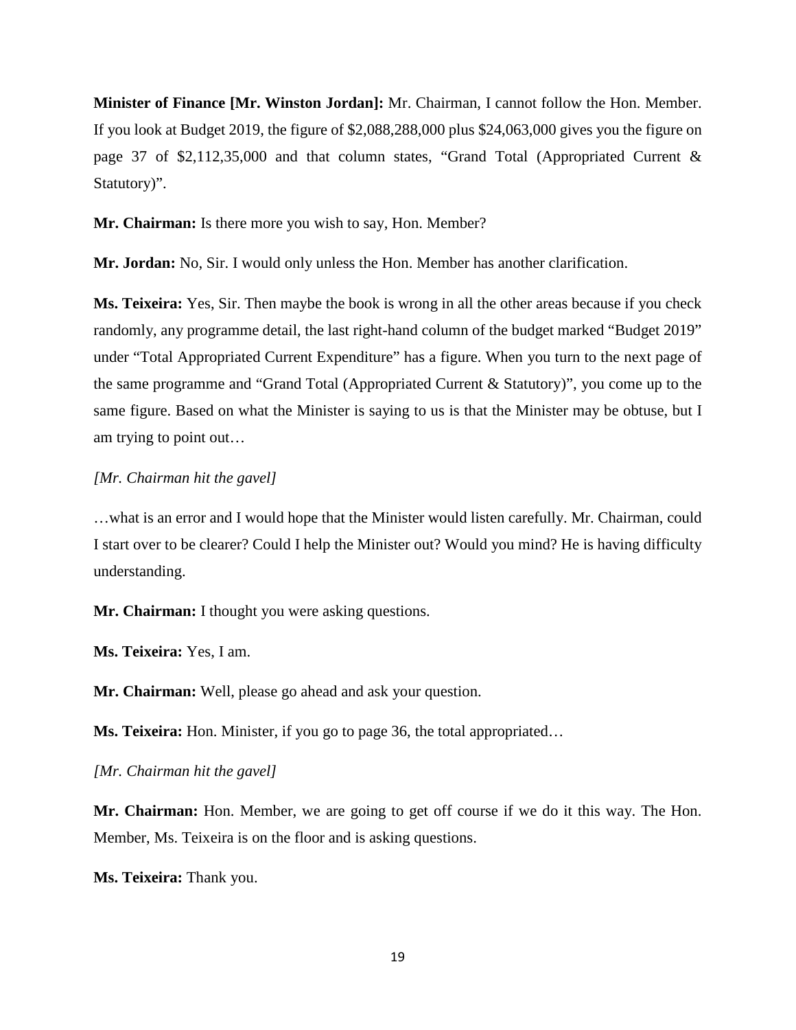**Minister of Finance [Mr. Winston Jordan]:** Mr. Chairman, I cannot follow the Hon. Member. If you look at Budget 2019, the figure of $2,088,288,000 plus $24,063,000 gives you the figure on page 37 of $2,112,35,000 and that column states, "Grand Total (Appropriated Current & Statutory)".

**Mr. Chairman:** Is there more you wish to say, Hon. Member?

**Mr. Jordan:** No, Sir. I would only unless the Hon. Member has another clarification.

**Ms. Teixeira:** Yes, Sir. Then maybe the book is wrong in all the other areas because if you check randomly, any programme detail, the last right-hand column of the budget marked "Budget 2019" under "Total Appropriated Current Expenditure" has a figure. When you turn to the next page of the same programme and "Grand Total (Appropriated Current & Statutory)", you come up to the same figure. Based on what the Minister is saying to us is that the Minister may be obtuse, but I am trying to point out…

*[Mr. Chairman hit the gavel]*

…what is an error and I would hope that the Minister would listen carefully. Mr. Chairman, could I start over to be clearer? Could I help the Minister out? Would you mind? He is having difficulty understanding.

**Mr. Chairman:** I thought you were asking questions.

**Ms. Teixeira:** Yes, I am.

**Mr. Chairman:** Well, please go ahead and ask your question.

**Ms. Teixeira:** Hon. Minister, if you go to page 36, the total appropriated…

*[Mr. Chairman hit the gavel]*

**Mr. Chairman:** Hon. Member, we are going to get off course if we do it this way. The Hon. Member, Ms. Teixeira is on the floor and is asking questions.

**Ms. Teixeira:** Thank you.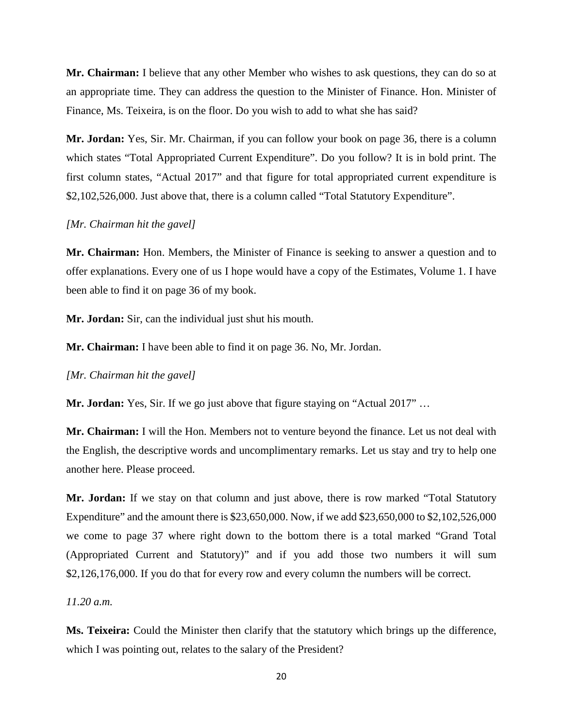**Mr. Chairman:** I believe that any other Member who wishes to ask questions, they can do so at an appropriate time. They can address the question to the Minister of Finance. Hon. Minister of Finance, Ms. Teixeira, is on the floor. Do you wish to add to what she has said?

**Mr. Jordan:** Yes, Sir. Mr. Chairman, if you can follow your book on page 36, there is a column which states "Total Appropriated Current Expenditure". Do you follow? It is in bold print. The first column states, "Actual 2017" and that figure for total appropriated current expenditure is $2,102,526,000. Just above that, there is a column called "Total Statutory Expenditure".

*[Mr. Chairman hit the gavel]*

**Mr. Chairman:** Hon. Members, the Minister of Finance is seeking to answer a question and to offer explanations. Every one of us I hope would have a copy of the Estimates, Volume 1. I have been able to find it on page 36 of my book.

**Mr. Jordan:** Sir, can the individual just shut his mouth.

**Mr. Chairman:** I have been able to find it on page 36. No, Mr. Jordan.

*[Mr. Chairman hit the gavel]*

**Mr. Jordan:** Yes, Sir. If we go just above that figure staying on "Actual 2017" …

**Mr. Chairman:** I will the Hon. Members not to venture beyond the finance. Let us not deal with the English, the descriptive words and uncomplimentary remarks. Let us stay and try to help one another here. Please proceed.

**Mr. Jordan:** If we stay on that column and just above, there is row marked "Total Statutory Expenditure" and the amount there is $23,650,000. Now, if we add $23,650,000 to $2,102,526,000 we come to page 37 where right down to the bottom there is a total marked "Grand Total (Appropriated Current and Statutory)" and if you add those two numbers it will sum $2,126,176,000. If you do that for every row and every column the numbers will be correct.

*11.20 a.m.*

**Ms. Teixeira:** Could the Minister then clarify that the statutory which brings up the difference, which I was pointing out, relates to the salary of the President?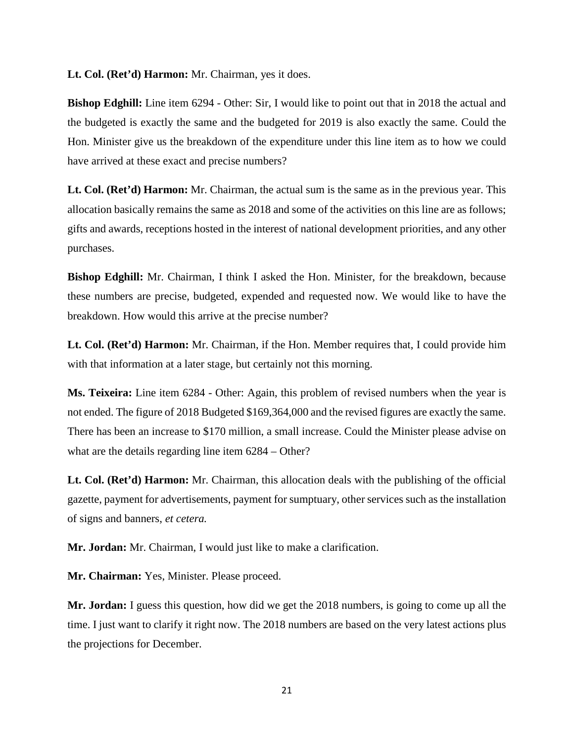**Lt. Col. (Ret'd) Harmon:** Mr. Chairman, yes it does.

**Bishop Edghill:** Line item 6294 - Other: Sir, I would like to point out that in 2018 the actual and the budgeted is exactly the same and the budgeted for 2019 is also exactly the same. Could the Hon. Minister give us the breakdown of the expenditure under this line item as to how we could have arrived at these exact and precise numbers?

**Lt. Col. (Ret'd) Harmon:** Mr. Chairman, the actual sum is the same as in the previous year. This allocation basically remains the same as 2018 and some of the activities on this line are as follows; gifts and awards, receptions hosted in the interest of national development priorities, and any other purchases.

**Bishop Edghill:** Mr. Chairman, I think I asked the Hon. Minister, for the breakdown, because these numbers are precise, budgeted, expended and requested now. We would like to have the breakdown. How would this arrive at the precise number?

**Lt. Col. (Ret'd) Harmon:** Mr. Chairman, if the Hon. Member requires that, I could provide him with that information at a later stage, but certainly not this morning.

**Ms. Teixeira:** Line item 6284 - Other: Again, this problem of revised numbers when the year is not ended. The figure of 2018 Budgeted $169,364,000 and the revised figures are exactly the same. There has been an increase to $170 million, a small increase. Could the Minister please advise on what are the details regarding line item 6284 – Other?

**Lt. Col. (Ret'd) Harmon:** Mr. Chairman, this allocation deals with the publishing of the official gazette, payment for advertisements, payment for sumptuary, other services such as the installation of signs and banners, *et cetera.*

**Mr. Jordan:** Mr. Chairman, I would just like to make a clarification.

**Mr. Chairman:** Yes, Minister. Please proceed.

**Mr. Jordan:** I guess this question, how did we get the 2018 numbers, is going to come up all the time. I just want to clarify it right now. The 2018 numbers are based on the very latest actions plus the projections for December.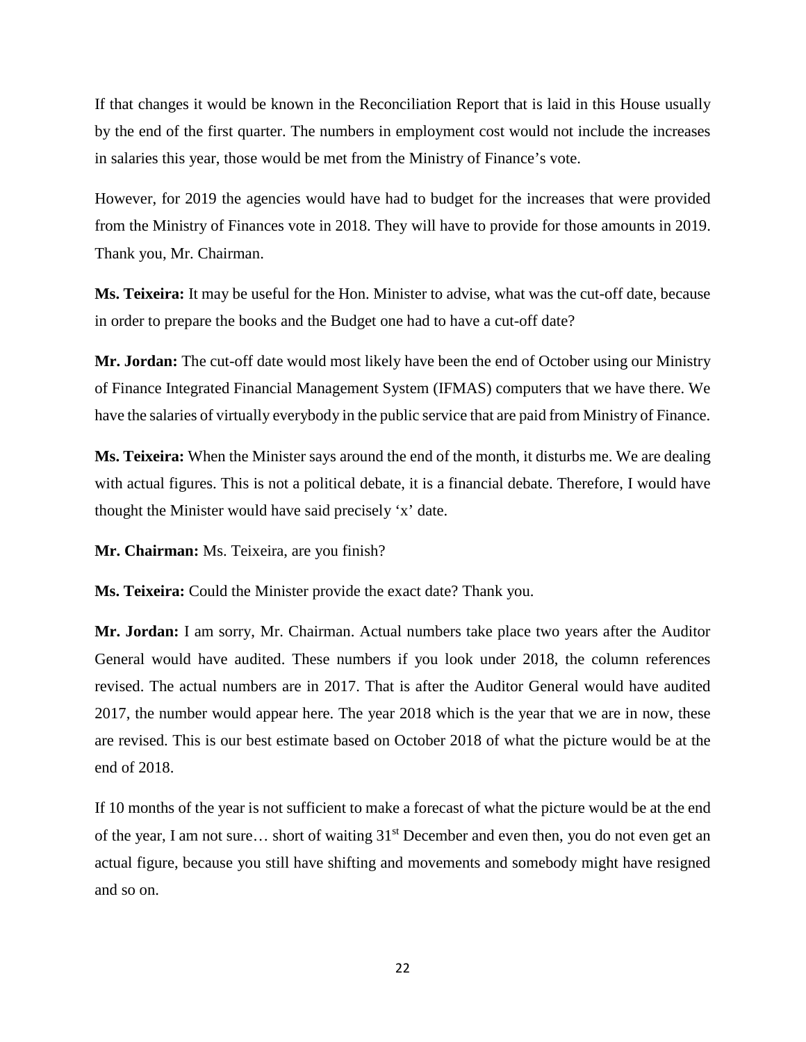If that changes it would be known in the Reconciliation Report that is laid in this House usually by the end of the first quarter. The numbers in employment cost would not include the increases in salaries this year, those would be met from the Ministry of Finance's vote.

However, for 2019 the agencies would have had to budget for the increases that were provided from the Ministry of Finances vote in 2018. They will have to provide for those amounts in 2019. Thank you, Mr. Chairman.

**Ms. Teixeira:** It may be useful for the Hon. Minister to advise, what was the cut-off date, because in order to prepare the books and the Budget one had to have a cut-off date?

**Mr. Jordan:** The cut-off date would most likely have been the end of October using our Ministry of Finance Integrated Financial Management System (IFMAS) computers that we have there. We have the salaries of virtually everybody in the public service that are paid from Ministry of Finance.

**Ms. Teixeira:** When the Minister says around the end of the month, it disturbs me. We are dealing with actual figures. This is not a political debate, it is a financial debate. Therefore, I would have thought the Minister would have said precisely 'x' date.

**Mr. Chairman:** Ms. Teixeira, are you finish?

**Ms. Teixeira:** Could the Minister provide the exact date? Thank you.

**Mr. Jordan:** I am sorry, Mr. Chairman. Actual numbers take place two years after the Auditor General would have audited. These numbers if you look under 2018, the column references revised. The actual numbers are in 2017. That is after the Auditor General would have audited 2017, the number would appear here. The year 2018 which is the year that we are in now, these are revised. This is our best estimate based on October 2018 of what the picture would be at the end of 2018.

If 10 months of the year is not sufficient to make a forecast of what the picture would be at the end of the year, I am not sure… short of waiting 31st December and even then, you do not even get an actual figure, because you still have shifting and movements and somebody might have resigned and so on.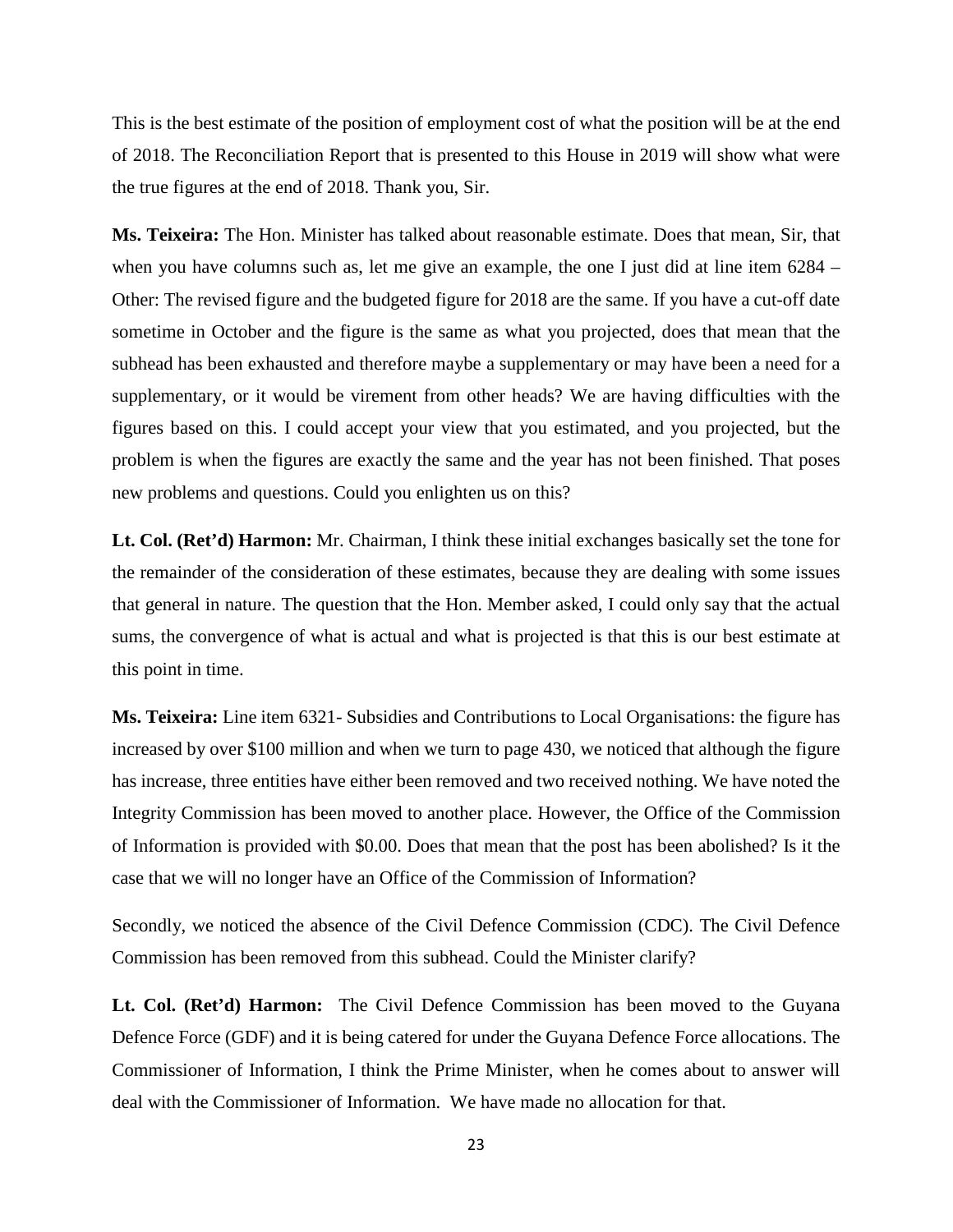This is the best estimate of the position of employment cost of what the position will be at the end of 2018. The Reconciliation Report that is presented to this House in 2019 will show what were the true figures at the end of 2018. Thank you, Sir.

**Ms. Teixeira:** The Hon. Minister has talked about reasonable estimate. Does that mean, Sir, that when you have columns such as, let me give an example, the one I just did at line item 6284 – Other: The revised figure and the budgeted figure for 2018 are the same. If you have a cut-off date sometime in October and the figure is the same as what you projected, does that mean that the subhead has been exhausted and therefore maybe a supplementary or may have been a need for a supplementary, or it would be virement from other heads? We are having difficulties with the figures based on this. I could accept your view that you estimated, and you projected, but the problem is when the figures are exactly the same and the year has not been finished. That poses new problems and questions. Could you enlighten us on this?

**Lt. Col. (Ret'd) Harmon:** Mr. Chairman, I think these initial exchanges basically set the tone for the remainder of the consideration of these estimates, because they are dealing with some issues that general in nature. The question that the Hon. Member asked, I could only say that the actual sums, the convergence of what is actual and what is projected is that this is our best estimate at this point in time.

**Ms. Teixeira:** Line item 6321- Subsidies and Contributions to Local Organisations: the figure has increased by over $100 million and when we turn to page 430, we noticed that although the figure has increase, three entities have either been removed and two received nothing. We have noted the Integrity Commission has been moved to another place. However, the Office of the Commission of Information is provided with $0.00. Does that mean that the post has been abolished? Is it the case that we will no longer have an Office of the Commission of Information?

Secondly, we noticed the absence of the Civil Defence Commission (CDC). The Civil Defence Commission has been removed from this subhead. Could the Minister clarify?

**Lt. Col. (Ret'd) Harmon:** The Civil Defence Commission has been moved to the Guyana Defence Force (GDF) and it is being catered for under the Guyana Defence Force allocations. The Commissioner of Information, I think the Prime Minister, when he comes about to answer will deal with the Commissioner of Information. We have made no allocation for that.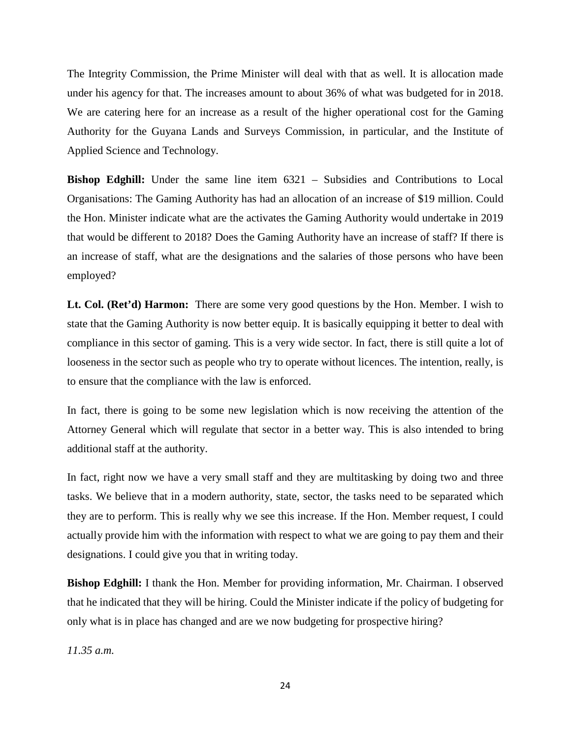The Integrity Commission, the Prime Minister will deal with that as well. It is allocation made under his agency for that. The increases amount to about 36% of what was budgeted for in 2018. We are catering here for an increase as a result of the higher operational cost for the Gaming Authority for the Guyana Lands and Surveys Commission, in particular, and the Institute of Applied Science and Technology.

**Bishop Edghill:** Under the same line item 6321 – Subsidies and Contributions to Local Organisations: The Gaming Authority has had an allocation of an increase of $19 million. Could the Hon. Minister indicate what are the activates the Gaming Authority would undertake in 2019 that would be different to 2018? Does the Gaming Authority have an increase of staff? If there is an increase of staff, what are the designations and the salaries of those persons who have been employed?

**Lt. Col. (Ret'd) Harmon:** There are some very good questions by the Hon. Member. I wish to state that the Gaming Authority is now better equip. It is basically equipping it better to deal with compliance in this sector of gaming. This is a very wide sector. In fact, there is still quite a lot of looseness in the sector such as people who try to operate without licences. The intention, really, is to ensure that the compliance with the law is enforced.

In fact, there is going to be some new legislation which is now receiving the attention of the Attorney General which will regulate that sector in a better way. This is also intended to bring additional staff at the authority.

In fact, right now we have a very small staff and they are multitasking by doing two and three tasks. We believe that in a modern authority, state, sector, the tasks need to be separated which they are to perform. This is really why we see this increase. If the Hon. Member request, I could actually provide him with the information with respect to what we are going to pay them and their designations. I could give you that in writing today.

**Bishop Edghill:** I thank the Hon. Member for providing information, Mr. Chairman. I observed that he indicated that they will be hiring. Could the Minister indicate if the policy of budgeting for only what is in place has changed and are we now budgeting for prospective hiring?

*11.35 a.m.*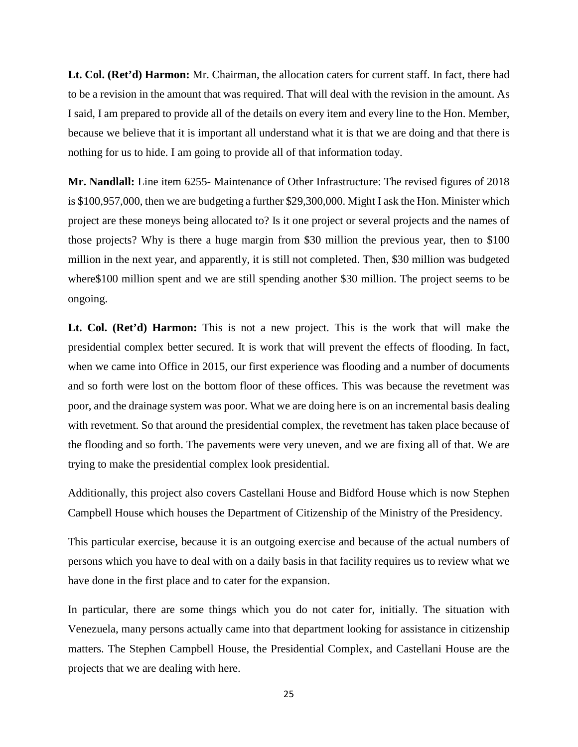**Lt. Col. (Ret'd) Harmon:** Mr. Chairman, the allocation caters for current staff. In fact, there had to be a revision in the amount that was required. That will deal with the revision in the amount. As I said, I am prepared to provide all of the details on every item and every line to the Hon. Member, because we believe that it is important all understand what it is that we are doing and that there is nothing for us to hide. I am going to provide all of that information today.

**Mr. Nandlall:** Line item 6255- Maintenance of Other Infrastructure: The revised figures of 2018 is $100,957,000, then we are budgeting a further $29,300,000. Might I ask the Hon. Minister which project are these moneys being allocated to? Is it one project or several projects and the names of those projects? Why is there a huge margin from $30 million the previous year, then to $100 million in the next year, and apparently, it is still not completed. Then, $30 million was budgeted where$100 million spent and we are still spending another $30 million. The project seems to be ongoing.

**Lt. Col. (Ret'd) Harmon:** This is not a new project. This is the work that will make the presidential complex better secured. It is work that will prevent the effects of flooding. In fact, when we came into Office in 2015, our first experience was flooding and a number of documents and so forth were lost on the bottom floor of these offices. This was because the revetment was poor, and the drainage system was poor. What we are doing here is on an incremental basis dealing with revetment. So that around the presidential complex, the revetment has taken place because of the flooding and so forth. The pavements were very uneven, and we are fixing all of that. We are trying to make the presidential complex look presidential.

Additionally, this project also covers Castellani House and Bidford House which is now Stephen Campbell House which houses the Department of Citizenship of the Ministry of the Presidency.

This particular exercise, because it is an outgoing exercise and because of the actual numbers of persons which you have to deal with on a daily basis in that facility requires us to review what we have done in the first place and to cater for the expansion.

In particular, there are some things which you do not cater for, initially. The situation with Venezuela, many persons actually came into that department looking for assistance in citizenship matters. The Stephen Campbell House, the Presidential Complex, and Castellani House are the projects that we are dealing with here.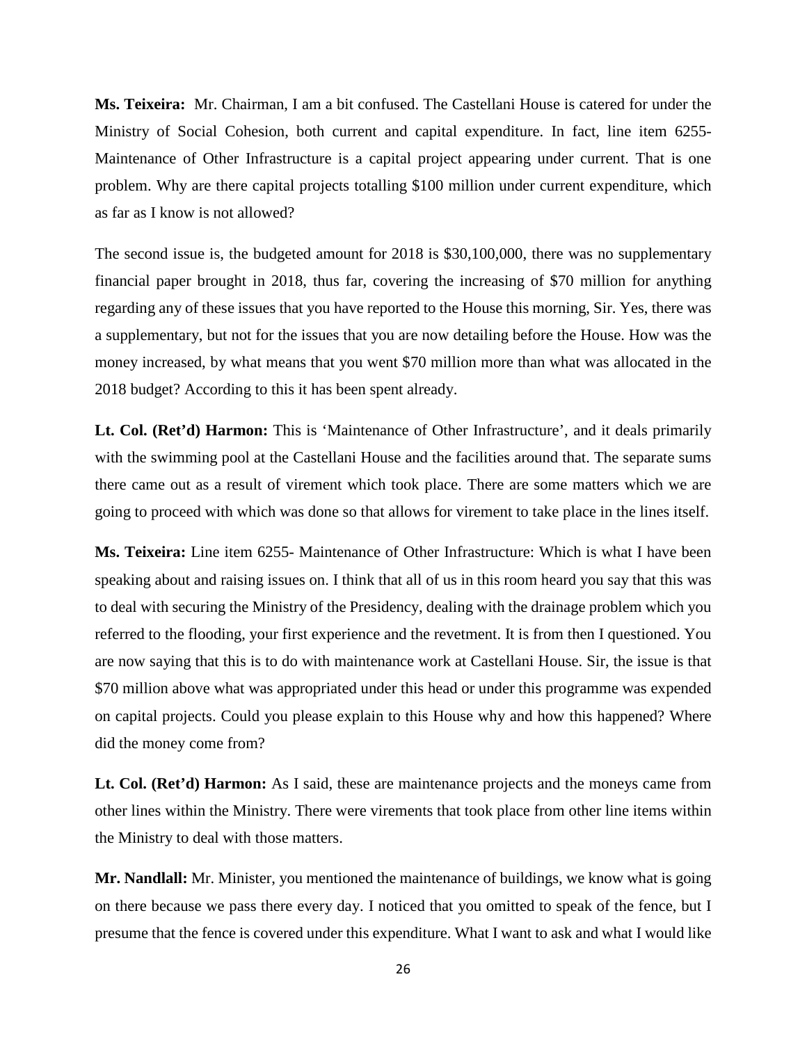**Ms. Teixeira:** Mr. Chairman, I am a bit confused. The Castellani House is catered for under the Ministry of Social Cohesion, both current and capital expenditure. In fact, line item 6255- Maintenance of Other Infrastructure is a capital project appearing under current. That is one problem. Why are there capital projects totalling $100 million under current expenditure, which as far as I know is not allowed?

The second issue is, the budgeted amount for 2018 is $30,100,000, there was no supplementary financial paper brought in 2018, thus far, covering the increasing of $70 million for anything regarding any of these issues that you have reported to the House this morning, Sir. Yes, there was a supplementary, but not for the issues that you are now detailing before the House. How was the money increased, by what means that you went $70 million more than what was allocated in the 2018 budget? According to this it has been spent already.

**Lt. Col. (Ret'd) Harmon:** This is 'Maintenance of Other Infrastructure', and it deals primarily with the swimming pool at the Castellani House and the facilities around that. The separate sums there came out as a result of virement which took place. There are some matters which we are going to proceed with which was done so that allows for virement to take place in the lines itself.

**Ms. Teixeira:** Line item 6255- Maintenance of Other Infrastructure: Which is what I have been speaking about and raising issues on. I think that all of us in this room heard you say that this was to deal with securing the Ministry of the Presidency, dealing with the drainage problem which you referred to the flooding, your first experience and the revetment. It is from then I questioned. You are now saying that this is to do with maintenance work at Castellani House. Sir, the issue is that $70 million above what was appropriated under this head or under this programme was expended on capital projects. Could you please explain to this House why and how this happened? Where did the money come from?

**Lt. Col. (Ret'd) Harmon:** As I said, these are maintenance projects and the moneys came from other lines within the Ministry. There were virements that took place from other line items within the Ministry to deal with those matters.

**Mr. Nandlall:** Mr. Minister, you mentioned the maintenance of buildings, we know what is going on there because we pass there every day. I noticed that you omitted to speak of the fence, but I presume that the fence is covered under this expenditure. What I want to ask and what I would like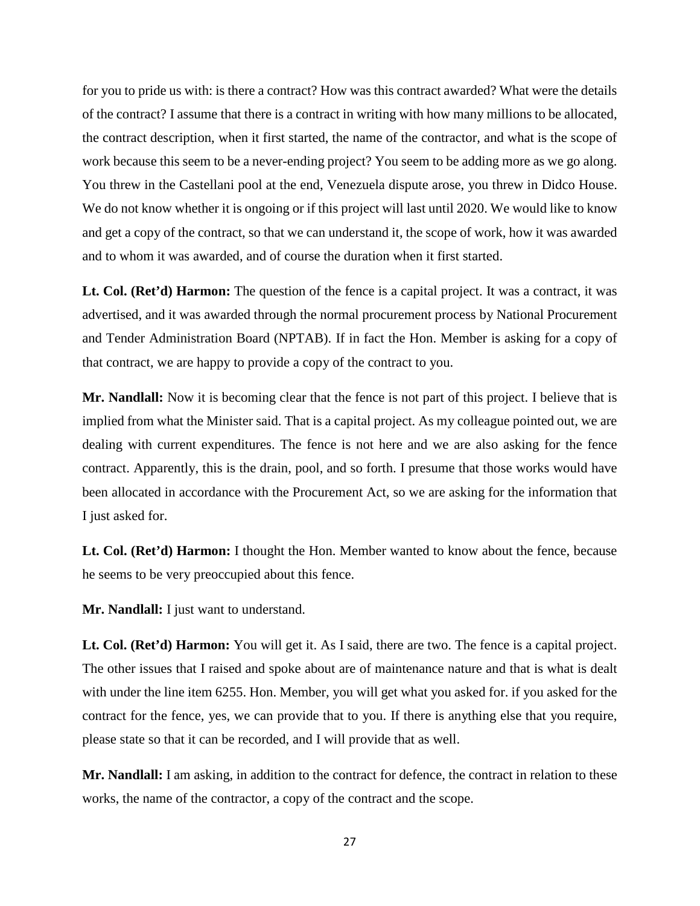for you to pride us with: is there a contract? How was this contract awarded? What were the details of the contract? I assume that there is a contract in writing with how many millions to be allocated, the contract description, when it first started, the name of the contractor, and what is the scope of work because this seem to be a never-ending project? You seem to be adding more as we go along. You threw in the Castellani pool at the end, Venezuela dispute arose, you threw in Didco House. We do not know whether it is ongoing or if this project will last until 2020. We would like to know and get a copy of the contract, so that we can understand it, the scope of work, how it was awarded and to whom it was awarded, and of course the duration when it first started.

**Lt. Col. (Ret'd) Harmon:** The question of the fence is a capital project. It was a contract, it was advertised, and it was awarded through the normal procurement process by National Procurement and Tender Administration Board (NPTAB). If in fact the Hon. Member is asking for a copy of that contract, we are happy to provide a copy of the contract to you.

**Mr. Nandlall:** Now it is becoming clear that the fence is not part of this project. I believe that is implied from what the Minister said. That is a capital project. As my colleague pointed out, we are dealing with current expenditures. The fence is not here and we are also asking for the fence contract. Apparently, this is the drain, pool, and so forth. I presume that those works would have been allocated in accordance with the Procurement Act, so we are asking for the information that I just asked for.

**Lt. Col. (Ret'd) Harmon:** I thought the Hon. Member wanted to know about the fence, because he seems to be very preoccupied about this fence.

**Mr. Nandlall:** I just want to understand.

**Lt. Col. (Ret'd) Harmon:** You will get it. As I said, there are two. The fence is a capital project. The other issues that I raised and spoke about are of maintenance nature and that is what is dealt with under the line item 6255. Hon. Member, you will get what you asked for. if you asked for the contract for the fence, yes, we can provide that to you. If there is anything else that you require, please state so that it can be recorded, and I will provide that as well.

**Mr. Nandlall:** I am asking, in addition to the contract for defence, the contract in relation to these works, the name of the contractor, a copy of the contract and the scope.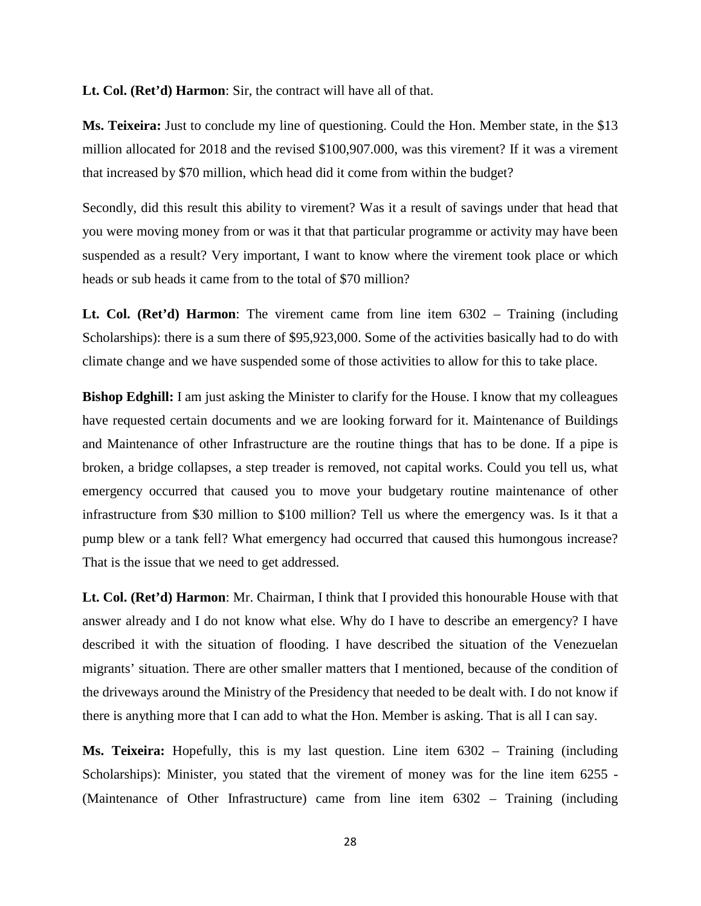**Lt. Col. (Ret'd) Harmon**: Sir, the contract will have all of that.

**Ms. Teixeira:** Just to conclude my line of questioning. Could the Hon. Member state, in the $13 million allocated for 2018 and the revised $100,907.000, was this virement? If it was a virement that increased by $70 million, which head did it come from within the budget?

Secondly, did this result this ability to virement? Was it a result of savings under that head that you were moving money from or was it that that particular programme or activity may have been suspended as a result? Very important, I want to know where the virement took place or which heads or sub heads it came from to the total of $70 million?

**Lt. Col. (Ret'd) Harmon**: The virement came from line item 6302 – Training (including Scholarships): there is a sum there of $95,923,000. Some of the activities basically had to do with climate change and we have suspended some of those activities to allow for this to take place.

**Bishop Edghill:** I am just asking the Minister to clarify for the House. I know that my colleagues have requested certain documents and we are looking forward for it. Maintenance of Buildings and Maintenance of other Infrastructure are the routine things that has to be done. If a pipe is broken, a bridge collapses, a step treader is removed, not capital works. Could you tell us, what emergency occurred that caused you to move your budgetary routine maintenance of other infrastructure from $30 million to $100 million? Tell us where the emergency was. Is it that a pump blew or a tank fell? What emergency had occurred that caused this humongous increase? That is the issue that we need to get addressed.

**Lt. Col. (Ret'd) Harmon**: Mr. Chairman, I think that I provided this honourable House with that answer already and I do not know what else. Why do I have to describe an emergency? I have described it with the situation of flooding. I have described the situation of the Venezuelan migrants' situation. There are other smaller matters that I mentioned, because of the condition of the driveways around the Ministry of the Presidency that needed to be dealt with. I do not know if there is anything more that I can add to what the Hon. Member is asking. That is all I can say.

**Ms. Teixeira:** Hopefully, this is my last question. Line item 6302 – Training (including Scholarships): Minister, you stated that the virement of money was for the line item 6255 - (Maintenance of Other Infrastructure) came from line item 6302 – Training (including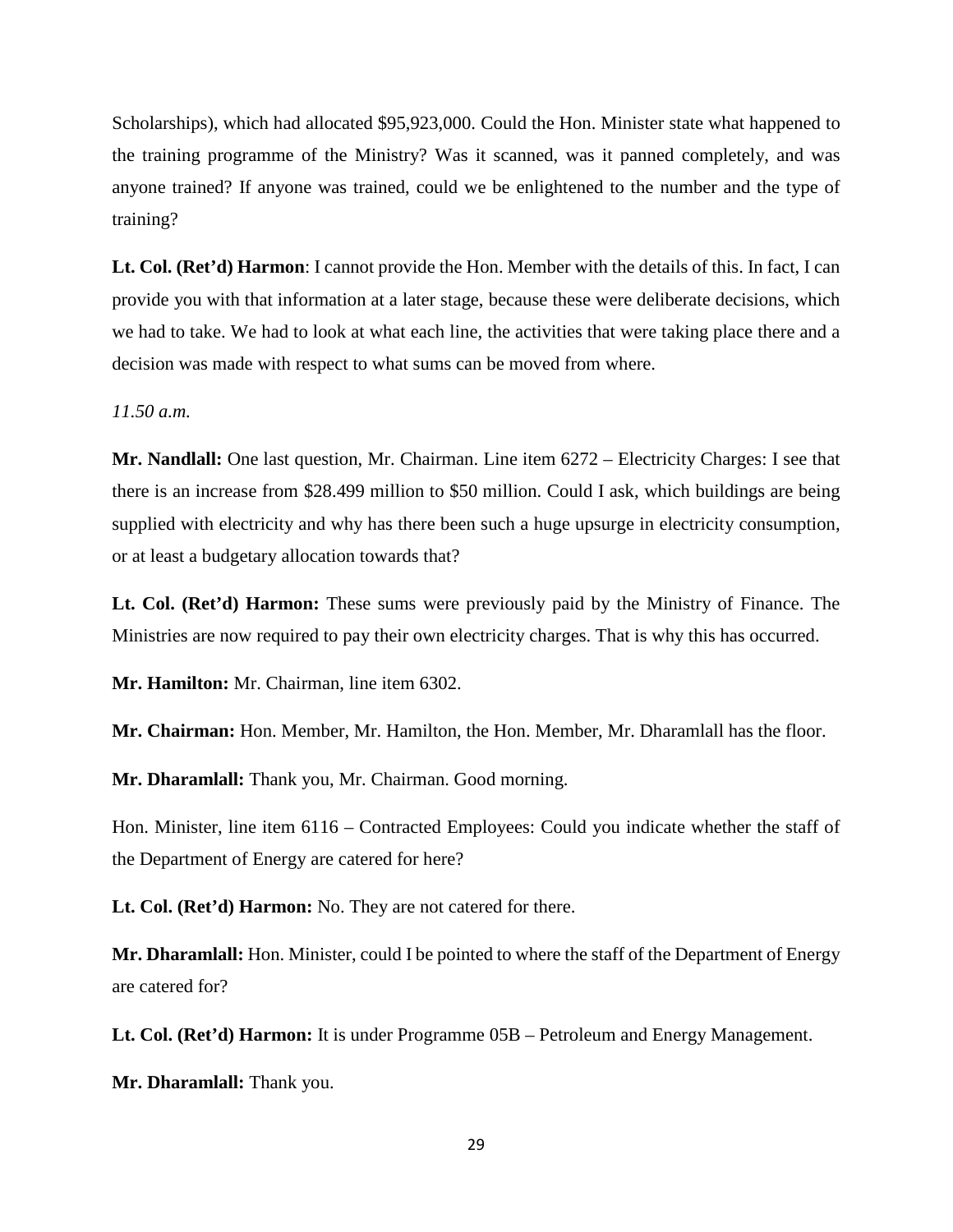Scholarships), which had allocated $95,923,000. Could the Hon. Minister state what happened to the training programme of the Ministry? Was it scanned, was it panned completely, and was anyone trained? If anyone was trained, could we be enlightened to the number and the type of training?

**Lt. Col. (Ret'd) Harmon**: I cannot provide the Hon. Member with the details of this. In fact, I can provide you with that information at a later stage, because these were deliberate decisions, which we had to take. We had to look at what each line, the activities that were taking place there and a decision was made with respect to what sums can be moved from where.

*11.50 a.m.*

**Mr. Nandlall:** One last question, Mr. Chairman. Line item 6272 – Electricity Charges: I see that there is an increase from $28.499 million to $50 million. Could I ask, which buildings are being supplied with electricity and why has there been such a huge upsurge in electricity consumption, or at least a budgetary allocation towards that?

**Lt. Col. (Ret'd) Harmon:** These sums were previously paid by the Ministry of Finance. The Ministries are now required to pay their own electricity charges. That is why this has occurred.

**Mr. Hamilton:** Mr. Chairman, line item 6302.

**Mr. Chairman:** Hon. Member, Mr. Hamilton, the Hon. Member, Mr. Dharamlall has the floor.

**Mr. Dharamlall:** Thank you, Mr. Chairman. Good morning.

Hon. Minister, line item 6116 – Contracted Employees: Could you indicate whether the staff of the Department of Energy are catered for here?

**Lt. Col. (Ret'd) Harmon:** No. They are not catered for there.

**Mr. Dharamlall:** Hon. Minister, could I be pointed to where the staff of the Department of Energy are catered for?

**Lt. Col. (Ret'd) Harmon:** It is under Programme 05B – Petroleum and Energy Management.

**Mr. Dharamlall:** Thank you.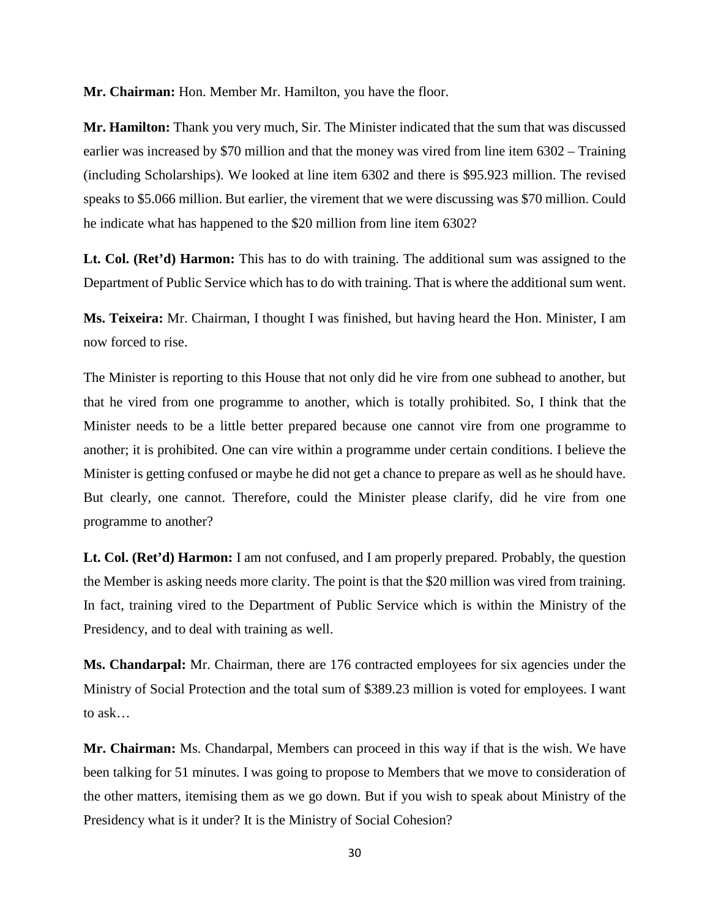**Mr. Chairman:** Hon. Member Mr. Hamilton, you have the floor.

**Mr. Hamilton:** Thank you very much, Sir. The Minister indicated that the sum that was discussed earlier was increased by $70 million and that the money was vired from line item 6302 – Training (including Scholarships). We looked at line item 6302 and there is $95.923 million. The revised speaks to $5.066 million. But earlier, the virement that we were discussing was $70 million. Could he indicate what has happened to the $20 million from line item 6302?

**Lt. Col. (Ret'd) Harmon:** This has to do with training. The additional sum was assigned to the Department of Public Service which has to do with training. That is where the additional sum went.

**Ms. Teixeira:** Mr. Chairman, I thought I was finished, but having heard the Hon. Minister, I am now forced to rise.

The Minister is reporting to this House that not only did he vire from one subhead to another, but that he vired from one programme to another, which is totally prohibited. So, I think that the Minister needs to be a little better prepared because one cannot vire from one programme to another; it is prohibited. One can vire within a programme under certain conditions. I believe the Minister is getting confused or maybe he did not get a chance to prepare as well as he should have. But clearly, one cannot. Therefore, could the Minister please clarify, did he vire from one programme to another?

**Lt. Col. (Ret'd) Harmon:** I am not confused, and I am properly prepared. Probably, the question the Member is asking needs more clarity. The point is that the $20 million was vired from training. In fact, training vired to the Department of Public Service which is within the Ministry of the Presidency, and to deal with training as well.

**Ms. Chandarpal:** Mr. Chairman, there are 176 contracted employees for six agencies under the Ministry of Social Protection and the total sum of $389.23 million is voted for employees. I want to ask…

**Mr. Chairman:** Ms. Chandarpal, Members can proceed in this way if that is the wish. We have been talking for 51 minutes. I was going to propose to Members that we move to consideration of the other matters, itemising them as we go down. But if you wish to speak about Ministry of the Presidency what is it under? It is the Ministry of Social Cohesion?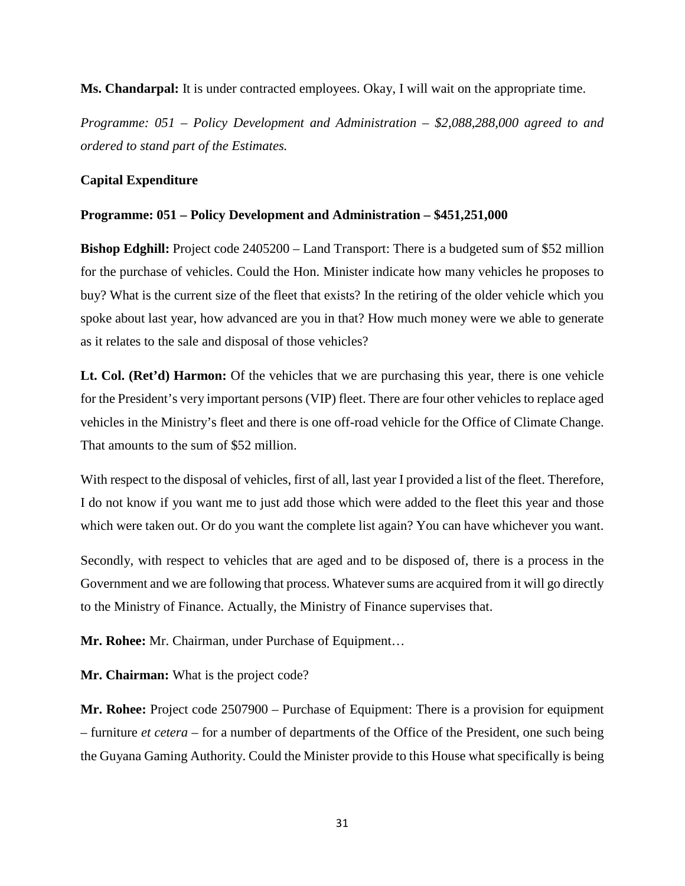**Ms. Chandarpal:** It is under contracted employees. Okay, I will wait on the appropriate time.

*Programme: 051 – Policy Development and Administration – $2,088,288,000 agreed to and ordered to stand part of the Estimates.*

**Capital Expenditure**

**Programme: 051 – Policy Development and Administration – $451,251,000**

**Bishop Edghill:** Project code 2405200 – Land Transport: There is a budgeted sum of $52 million for the purchase of vehicles. Could the Hon. Minister indicate how many vehicles he proposes to buy? What is the current size of the fleet that exists? In the retiring of the older vehicle which you spoke about last year, how advanced are you in that? How much money were we able to generate as it relates to the sale and disposal of those vehicles?

**Lt. Col. (Ret'd) Harmon:** Of the vehicles that we are purchasing this year, there is one vehicle for the President's very important persons (VIP) fleet. There are four other vehicles to replace aged vehicles in the Ministry's fleet and there is one off-road vehicle for the Office of Climate Change. That amounts to the sum of $52 million.

With respect to the disposal of vehicles, first of all, last year I provided a list of the fleet. Therefore, I do not know if you want me to just add those which were added to the fleet this year and those which were taken out. Or do you want the complete list again? You can have whichever you want.

Secondly, with respect to vehicles that are aged and to be disposed of, there is a process in the Government and we are following that process. Whatever sums are acquired from it will go directly to the Ministry of Finance. Actually, the Ministry of Finance supervises that.

**Mr. Rohee:** Mr. Chairman, under Purchase of Equipment…

**Mr. Chairman:** What is the project code?

**Mr. Rohee:** Project code 2507900 – Purchase of Equipment: There is a provision for equipment – furniture *et cetera* – for a number of departments of the Office of the President, one such being the Guyana Gaming Authority. Could the Minister provide to this House what specifically is being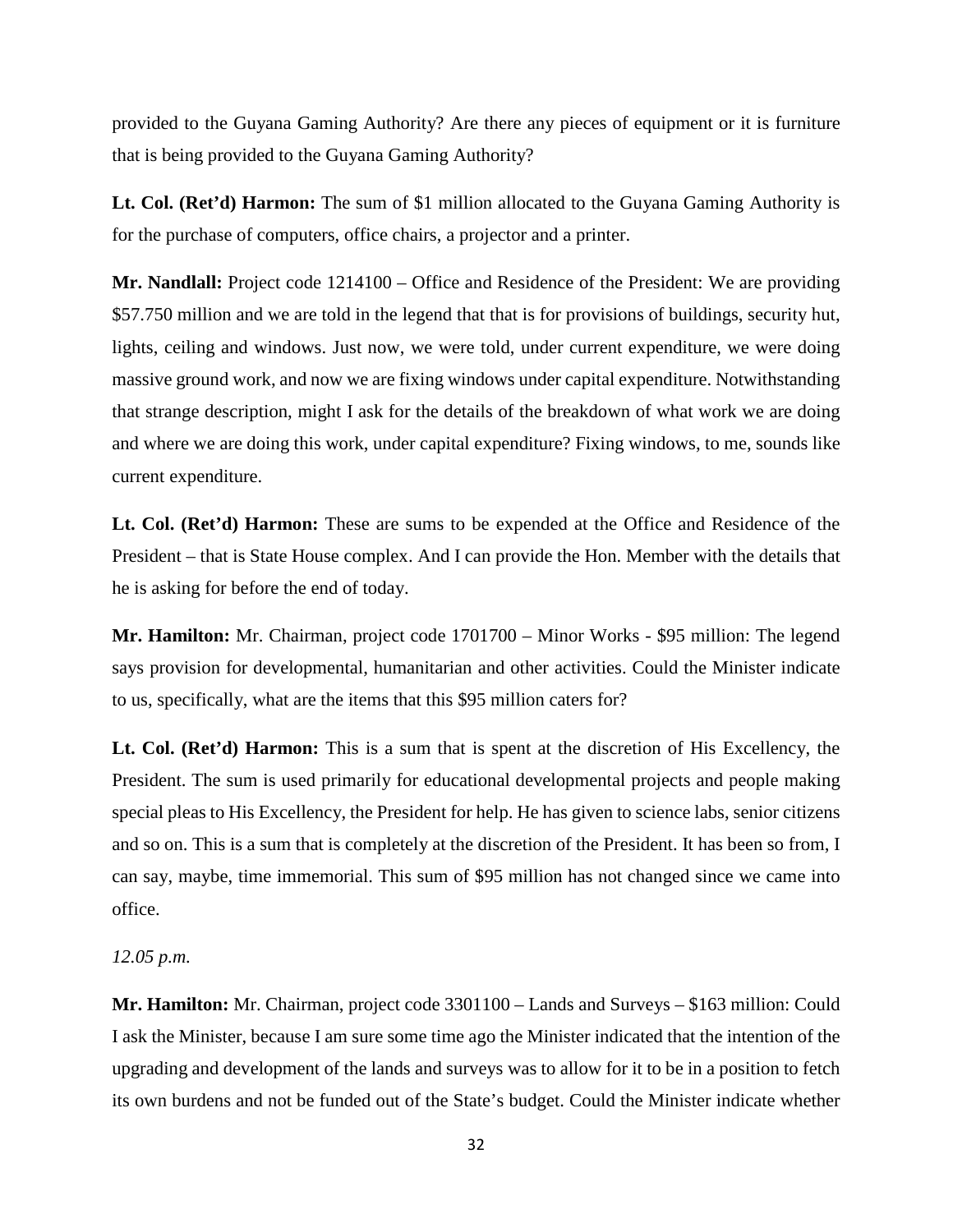provided to the Guyana Gaming Authority? Are there any pieces of equipment or it is furniture that is being provided to the Guyana Gaming Authority?

**Lt. Col. (Ret'd) Harmon:** The sum of $1 million allocated to the Guyana Gaming Authority is for the purchase of computers, office chairs, a projector and a printer.

**Mr. Nandlall:** Project code 1214100 – Office and Residence of the President: We are providing $57.750 million and we are told in the legend that that is for provisions of buildings, security hut, lights, ceiling and windows. Just now, we were told, under current expenditure, we were doing massive ground work, and now we are fixing windows under capital expenditure. Notwithstanding that strange description, might I ask for the details of the breakdown of what work we are doing and where we are doing this work, under capital expenditure? Fixing windows, to me, sounds like current expenditure.

**Lt. Col. (Ret'd) Harmon:** These are sums to be expended at the Office and Residence of the President – that is State House complex. And I can provide the Hon. Member with the details that he is asking for before the end of today.

**Mr. Hamilton:** Mr. Chairman, project code 1701700 – Minor Works - $95 million: The legend says provision for developmental, humanitarian and other activities. Could the Minister indicate to us, specifically, what are the items that this $95 million caters for?

**Lt. Col. (Ret'd) Harmon:** This is a sum that is spent at the discretion of His Excellency, the President. The sum is used primarily for educational developmental projects and people making special pleas to His Excellency, the President for help. He has given to science labs, senior citizens and so on. This is a sum that is completely at the discretion of the President. It has been so from, I can say, maybe, time immemorial. This sum of $95 million has not changed since we came into office.

*12.05 p.m.*

**Mr. Hamilton:** Mr. Chairman, project code 3301100 – Lands and Surveys – $163 million: Could I ask the Minister, because I am sure some time ago the Minister indicated that the intention of the upgrading and development of the lands and surveys was to allow for it to be in a position to fetch its own burdens and not be funded out of the State's budget. Could the Minister indicate whether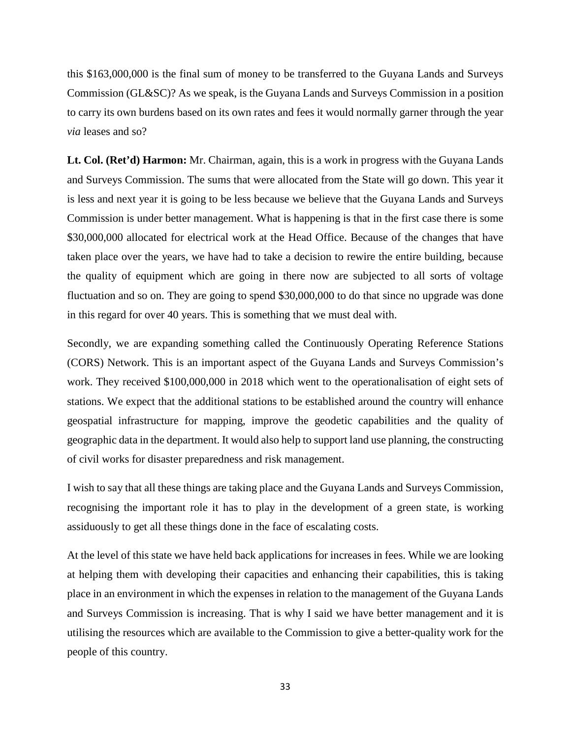this $163,000,000 is the final sum of money to be transferred to the Guyana Lands and Surveys Commission (GL&SC)? As we speak, is the Guyana Lands and Surveys Commission in a position to carry its own burdens based on its own rates and fees it would normally garner through the year *via* leases and so?

**Lt. Col. (Ret'd) Harmon:** Mr. Chairman, again, this is a work in progress with the Guyana Lands and Surveys Commission. The sums that were allocated from the State will go down. This year it is less and next year it is going to be less because we believe that the Guyana Lands and Surveys Commission is under better management. What is happening is that in the first case there is some $30,000,000 allocated for electrical work at the Head Office. Because of the changes that have taken place over the years, we have had to take a decision to rewire the entire building, because the quality of equipment which are going in there now are subjected to all sorts of voltage fluctuation and so on. They are going to spend $30,000,000 to do that since no upgrade was done in this regard for over 40 years. This is something that we must deal with.

Secondly, we are expanding something called the Continuously Operating Reference Stations (CORS) Network. This is an important aspect of the Guyana Lands and Surveys Commission's work. They received $100,000,000 in 2018 which went to the operationalisation of eight sets of stations. We expect that the additional stations to be established around the country will enhance geospatial infrastructure for mapping, improve the geodetic capabilities and the quality of geographic data in the department. It would also help to support land use planning, the constructing of civil works for disaster preparedness and risk management.

I wish to say that all these things are taking place and the Guyana Lands and Surveys Commission, recognising the important role it has to play in the development of a green state, is working assiduously to get all these things done in the face of escalating costs.

At the level of this state we have held back applications for increases in fees. While we are looking at helping them with developing their capacities and enhancing their capabilities, this is taking place in an environment in which the expenses in relation to the management of the Guyana Lands and Surveys Commission is increasing. That is why I said we have better management and it is utilising the resources which are available to the Commission to give a better-quality work for the people of this country.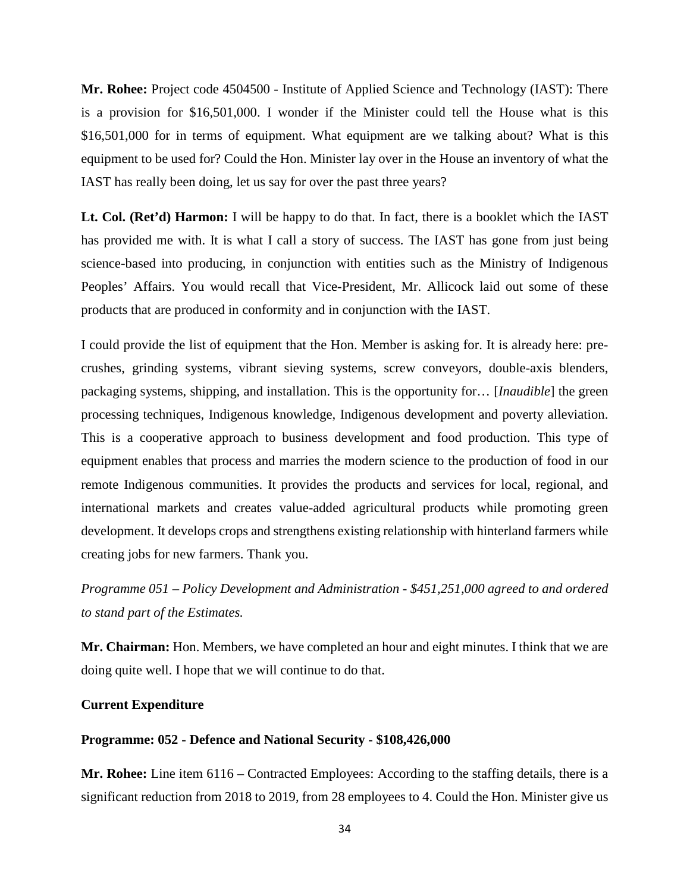**Mr. Rohee:** Project code 4504500 - Institute of Applied Science and Technology (IAST): There is a provision for $16,501,000. I wonder if the Minister could tell the House what is this $16,501,000 for in terms of equipment. What equipment are we talking about? What is this equipment to be used for? Could the Hon. Minister lay over in the House an inventory of what the IAST has really been doing, let us say for over the past three years?

**Lt. Col. (Ret'd) Harmon:** I will be happy to do that. In fact, there is a booklet which the IAST has provided me with. It is what I call a story of success. The IAST has gone from just being science-based into producing, in conjunction with entities such as the Ministry of Indigenous Peoples' Affairs. You would recall that Vice-President, Mr. Allicock laid out some of these products that are produced in conformity and in conjunction with the IAST.

I could provide the list of equipment that the Hon. Member is asking for. It is already here: pre-crushes, grinding systems, vibrant sieving systems, screw conveyors, double-axis blenders, packaging systems, shipping, and installation. This is the opportunity for… [*Inaudible*] the green processing techniques, Indigenous knowledge, Indigenous development and poverty alleviation. This is a cooperative approach to business development and food production. This type of equipment enables that process and marries the modern science to the production of food in our remote Indigenous communities. It provides the products and services for local, regional, and international markets and creates value-added agricultural products while promoting green development. It develops crops and strengthens existing relationship with hinterland farmers while creating jobs for new farmers. Thank you.

*Programme 051 – Policy Development and Administration - $451,251,000 agreed to and ordered to stand part of the Estimates.*

**Mr. Chairman:** Hon. Members, we have completed an hour and eight minutes. I think that we are doing quite well. I hope that we will continue to do that.

**Current Expenditure**

**Programme: 052 - Defence and National Security - $108,426,000**

**Mr. Rohee:** Line item 6116 – Contracted Employees: According to the staffing details, there is a significant reduction from 2018 to 2019, from 28 employees to 4. Could the Hon. Minister give us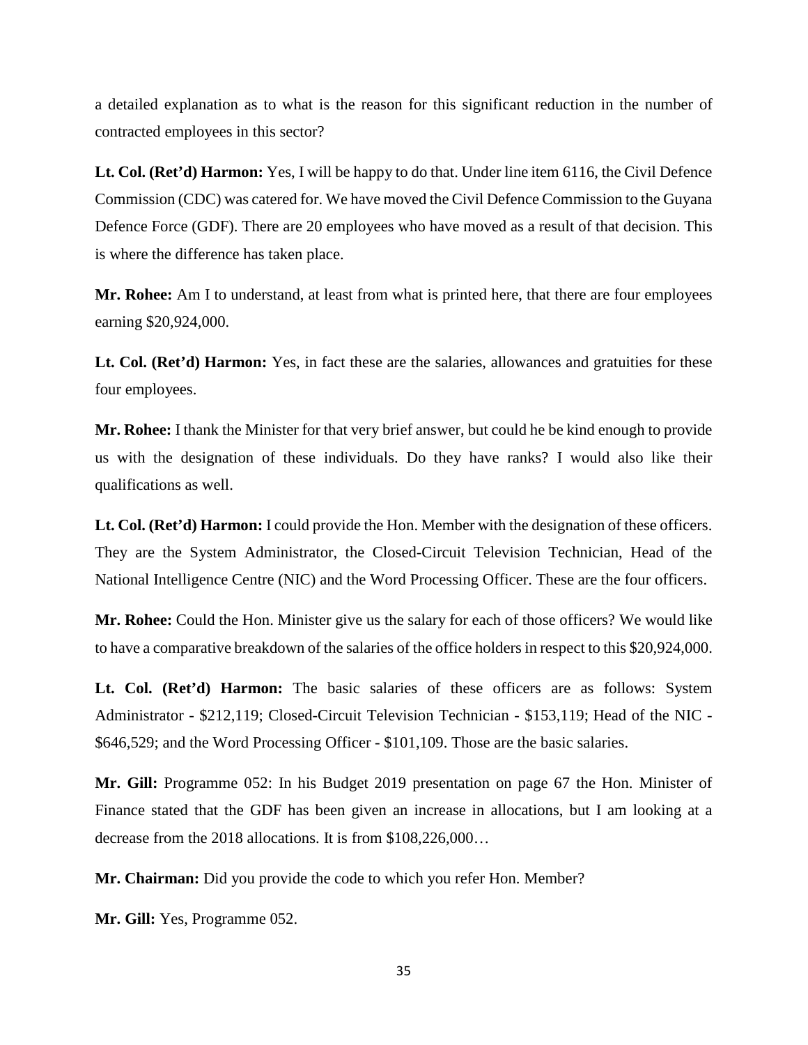a detailed explanation as to what is the reason for this significant reduction in the number of contracted employees in this sector?

**Lt. Col. (Ret'd) Harmon:** Yes, I will be happy to do that. Under line item 6116, the Civil Defence Commission (CDC) was catered for. We have moved the Civil Defence Commission to the Guyana Defence Force (GDF). There are 20 employees who have moved as a result of that decision. This is where the difference has taken place.

**Mr. Rohee:** Am I to understand, at least from what is printed here, that there are four employees earning $20,924,000.

**Lt. Col. (Ret'd) Harmon:** Yes, in fact these are the salaries, allowances and gratuities for these four employees.

**Mr. Rohee:** I thank the Minister for that very brief answer, but could he be kind enough to provide us with the designation of these individuals. Do they have ranks? I would also like their qualifications as well.

**Lt. Col. (Ret'd) Harmon:** I could provide the Hon. Member with the designation of these officers. They are the System Administrator, the Closed-Circuit Television Technician, Head of the National Intelligence Centre (NIC) and the Word Processing Officer. These are the four officers.

**Mr. Rohee:** Could the Hon. Minister give us the salary for each of those officers? We would like to have a comparative breakdown of the salaries of the office holders in respect to this $20,924,000.

**Lt. Col. (Ret'd) Harmon:** The basic salaries of these officers are as follows: System Administrator - $212,119; Closed-Circuit Television Technician - $153,119; Head of the NIC - $646,529; and the Word Processing Officer - $101,109. Those are the basic salaries.

**Mr. Gill:** Programme 052: In his Budget 2019 presentation on page 67 the Hon. Minister of Finance stated that the GDF has been given an increase in allocations, but I am looking at a decrease from the 2018 allocations. It is from $108,226,000…

**Mr. Chairman:** Did you provide the code to which you refer Hon. Member?

**Mr. Gill:** Yes, Programme 052.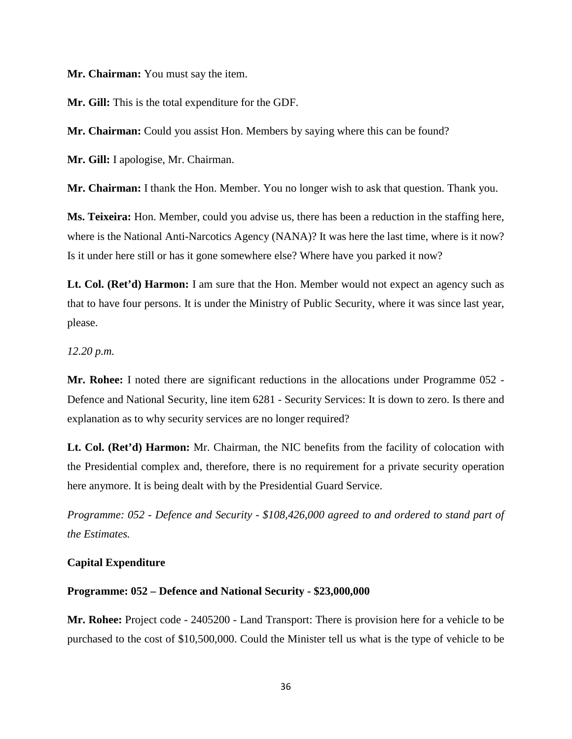**Mr. Chairman:** You must say the item.

**Mr. Gill:** This is the total expenditure for the GDF.

**Mr. Chairman:** Could you assist Hon. Members by saying where this can be found?

**Mr. Gill:** I apologise, Mr. Chairman.

**Mr. Chairman:** I thank the Hon. Member. You no longer wish to ask that question. Thank you.

**Ms. Teixeira:** Hon. Member, could you advise us, there has been a reduction in the staffing here, where is the National Anti-Narcotics Agency (NANA)? It was here the last time, where is it now? Is it under here still or has it gone somewhere else? Where have you parked it now?

**Lt. Col. (Ret'd) Harmon:** I am sure that the Hon. Member would not expect an agency such as that to have four persons. It is under the Ministry of Public Security, where it was since last year, please.

*12.20 p.m.*

**Mr. Rohee:** I noted there are significant reductions in the allocations under Programme 052 - Defence and National Security, line item 6281 - Security Services: It is down to zero. Is there and explanation as to why security services are no longer required?

**Lt. Col. (Ret'd) Harmon:** Mr. Chairman, the NIC benefits from the facility of colocation with the Presidential complex and, therefore, there is no requirement for a private security operation here anymore. It is being dealt with by the Presidential Guard Service.

*Programme: 052 - Defence and Security - $108,426,000 agreed to and ordered to stand part of the Estimates.*

**Capital Expenditure**

**Programme: 052 – Defence and National Security - $23,000,000**

**Mr. Rohee:** Project code - 2405200 - Land Transport: There is provision here for a vehicle to be purchased to the cost of $10,500,000. Could the Minister tell us what is the type of vehicle to be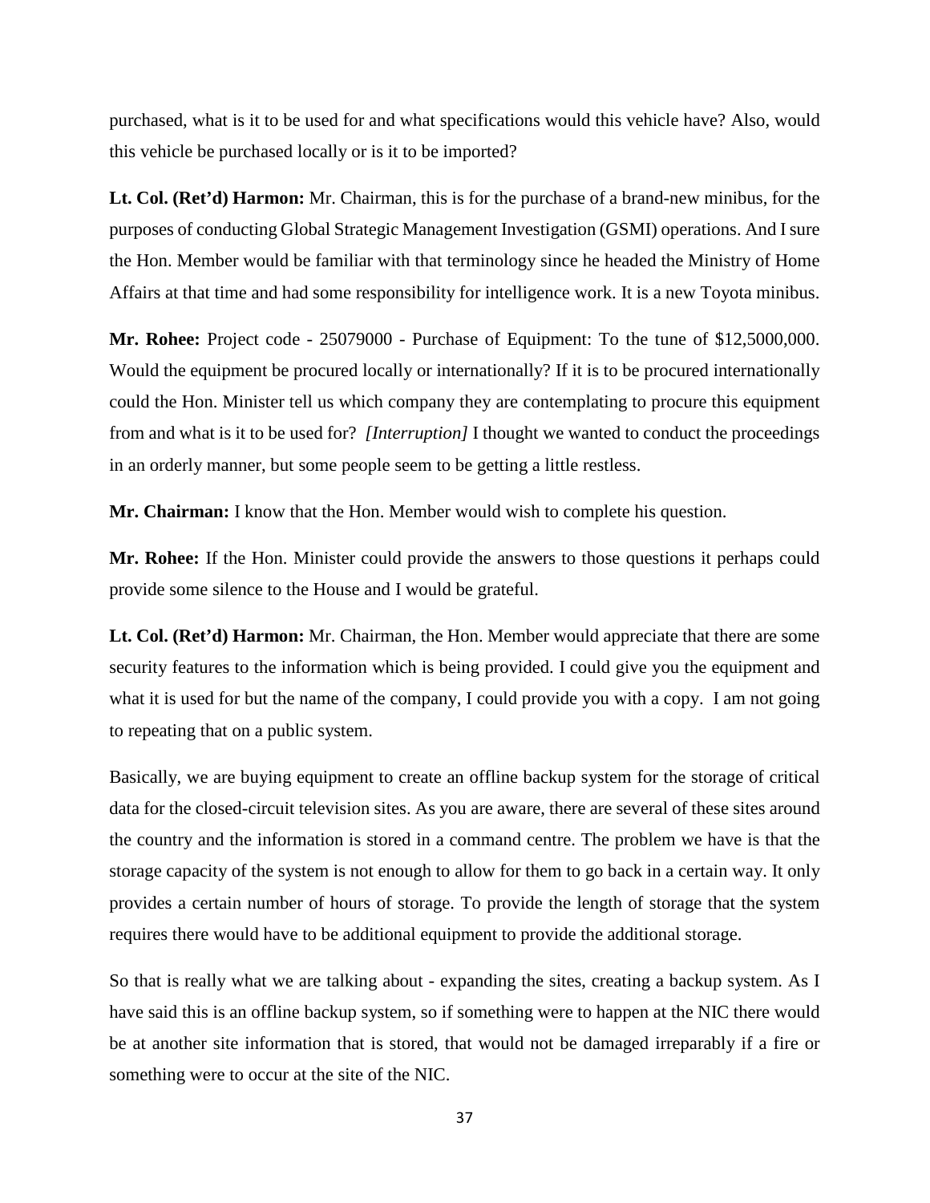purchased, what is it to be used for and what specifications would this vehicle have? Also, would this vehicle be purchased locally or is it to be imported?

**Lt. Col. (Ret'd) Harmon:** Mr. Chairman, this is for the purchase of a brand-new minibus, for the purposes of conducting Global Strategic Management Investigation (GSMI) operations. And I sure the Hon. Member would be familiar with that terminology since he headed the Ministry of Home Affairs at that time and had some responsibility for intelligence work. It is a new Toyota minibus.

**Mr. Rohee:** Project code - 25079000 - Purchase of Equipment: To the tune of $12,5000,000. Would the equipment be procured locally or internationally? If it is to be procured internationally could the Hon. Minister tell us which company they are contemplating to procure this equipment from and what is it to be used for? *[Interruption]* I thought we wanted to conduct the proceedings in an orderly manner, but some people seem to be getting a little restless.

**Mr. Chairman:** I know that the Hon. Member would wish to complete his question.

**Mr. Rohee:** If the Hon. Minister could provide the answers to those questions it perhaps could provide some silence to the House and I would be grateful.

**Lt. Col. (Ret'd) Harmon:** Mr. Chairman, the Hon. Member would appreciate that there are some security features to the information which is being provided. I could give you the equipment and what it is used for but the name of the company, I could provide you with a copy. I am not going to repeating that on a public system.

Basically, we are buying equipment to create an offline backup system for the storage of critical data for the closed-circuit television sites. As you are aware, there are several of these sites around the country and the information is stored in a command centre. The problem we have is that the storage capacity of the system is not enough to allow for them to go back in a certain way. It only provides a certain number of hours of storage. To provide the length of storage that the system requires there would have to be additional equipment to provide the additional storage.

So that is really what we are talking about - expanding the sites, creating a backup system. As I have said this is an offline backup system, so if something were to happen at the NIC there would be at another site information that is stored, that would not be damaged irreparably if a fire or something were to occur at the site of the NIC.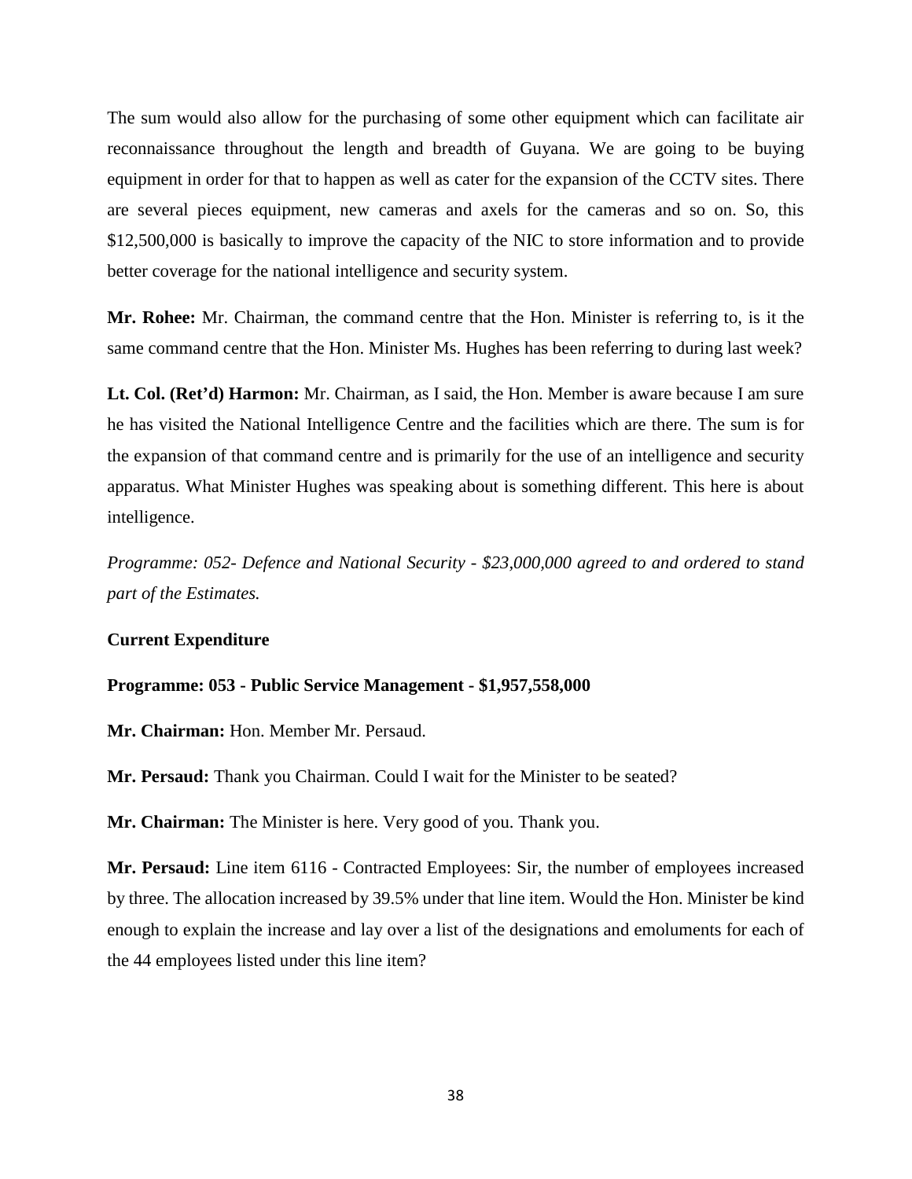The sum would also allow for the purchasing of some other equipment which can facilitate air reconnaissance throughout the length and breadth of Guyana. We are going to be buying equipment in order for that to happen as well as cater for the expansion of the CCTV sites. There are several pieces equipment, new cameras and axels for the cameras and so on. So, this $12,500,000 is basically to improve the capacity of the NIC to store information and to provide better coverage for the national intelligence and security system.

**Mr. Rohee:** Mr. Chairman, the command centre that the Hon. Minister is referring to, is it the same command centre that the Hon. Minister Ms. Hughes has been referring to during last week?

**Lt. Col. (Ret'd) Harmon:** Mr. Chairman, as I said, the Hon. Member is aware because I am sure he has visited the National Intelligence Centre and the facilities which are there. The sum is for the expansion of that command centre and is primarily for the use of an intelligence and security apparatus. What Minister Hughes was speaking about is something different. This here is about intelligence.

*Programme: 052- Defence and National Security - $23,000,000 agreed to and ordered to stand part of the Estimates.*

**Current Expenditure**

**Programme: 053 - Public Service Management - $1,957,558,000**

**Mr. Chairman:** Hon. Member Mr. Persaud.

**Mr. Persaud:** Thank you Chairman. Could I wait for the Minister to be seated?

**Mr. Chairman:** The Minister is here. Very good of you. Thank you.

**Mr. Persaud:** Line item 6116 - Contracted Employees: Sir, the number of employees increased by three. The allocation increased by 39.5% under that line item. Would the Hon. Minister be kind enough to explain the increase and lay over a list of the designations and emoluments for each of the 44 employees listed under this line item?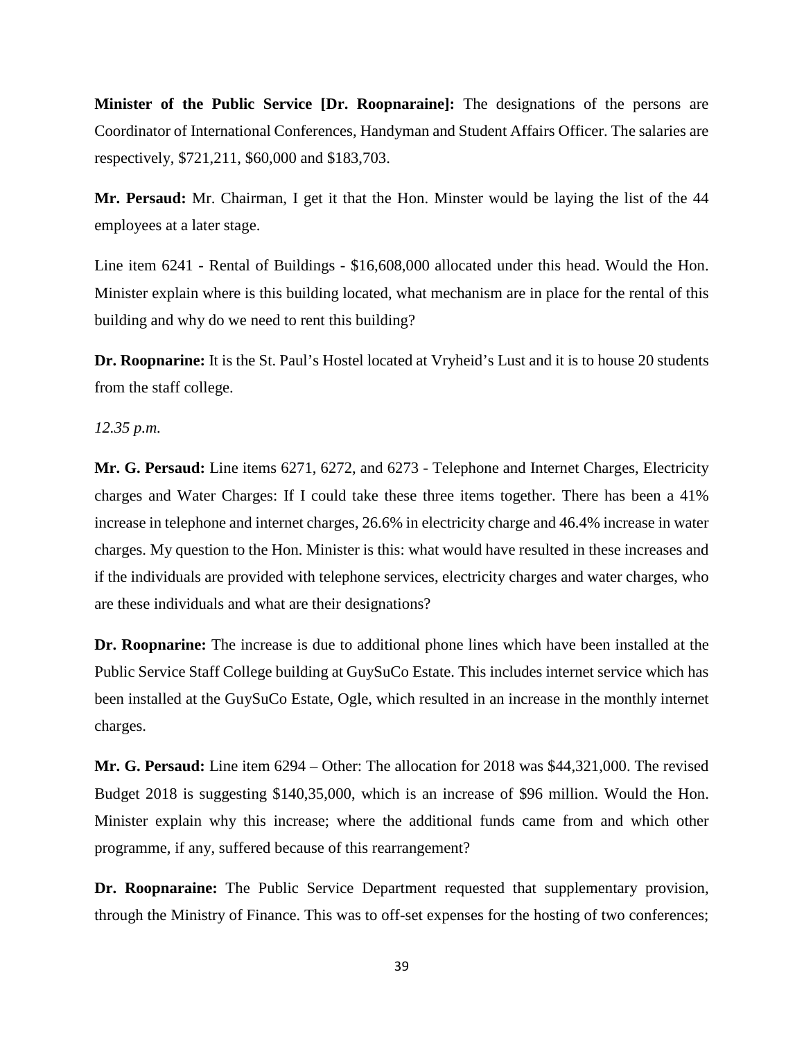**Minister of the Public Service [Dr. Roopnaraine]:** The designations of the persons are Coordinator of International Conferences, Handyman and Student Affairs Officer. The salaries are respectively, $721,211, $60,000 and $183,703.

**Mr. Persaud:** Mr. Chairman, I get it that the Hon. Minster would be laying the list of the 44 employees at a later stage.

Line item 6241 - Rental of Buildings - $16,608,000 allocated under this head. Would the Hon. Minister explain where is this building located, what mechanism are in place for the rental of this building and why do we need to rent this building?

**Dr. Roopnarine:** It is the St. Paul's Hostel located at Vryheid's Lust and it is to house 20 students from the staff college.

*12.35 p.m.*

**Mr. G. Persaud:** Line items 6271, 6272, and 6273 - Telephone and Internet Charges, Electricity charges and Water Charges: If I could take these three items together. There has been a 41% increase in telephone and internet charges, 26.6% in electricity charge and 46.4% increase in water charges. My question to the Hon. Minister is this: what would have resulted in these increases and if the individuals are provided with telephone services, electricity charges and water charges, who are these individuals and what are their designations?

**Dr. Roopnarine:** The increase is due to additional phone lines which have been installed at the Public Service Staff College building at GuySuCo Estate. This includes internet service which has been installed at the GuySuCo Estate, Ogle, which resulted in an increase in the monthly internet charges.

**Mr. G. Persaud:** Line item 6294 – Other: The allocation for 2018 was $44,321,000. The revised Budget 2018 is suggesting $140,35,000, which is an increase of $96 million. Would the Hon. Minister explain why this increase; where the additional funds came from and which other programme, if any, suffered because of this rearrangement?

**Dr. Roopnaraine:** The Public Service Department requested that supplementary provision, through the Ministry of Finance. This was to off-set expenses for the hosting of two conferences;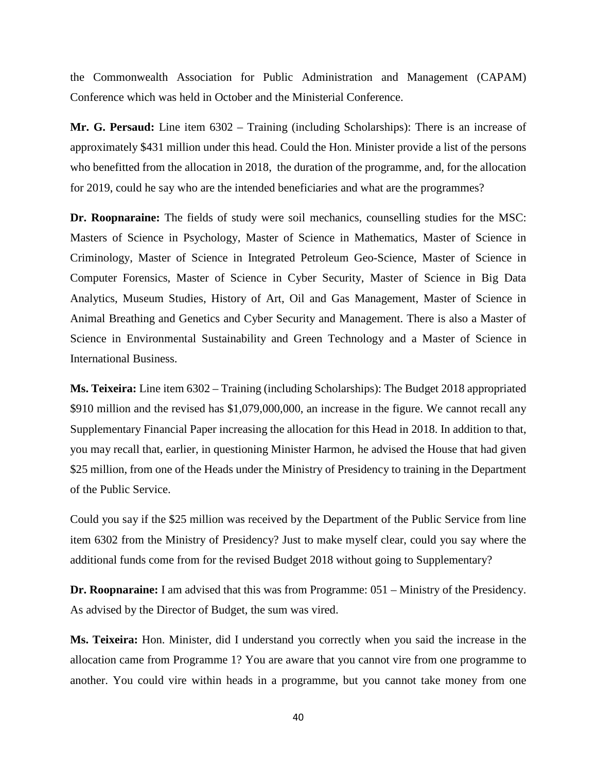the Commonwealth Association for Public Administration and Management (CAPAM) Conference which was held in October and the Ministerial Conference.

**Mr. G. Persaud:** Line item 6302 – Training (including Scholarships): There is an increase of approximately $431 million under this head. Could the Hon. Minister provide a list of the persons who benefitted from the allocation in 2018, the duration of the programme, and, for the allocation for 2019, could he say who are the intended beneficiaries and what are the programmes?

**Dr. Roopnaraine:** The fields of study were soil mechanics, counselling studies for the MSC: Masters of Science in Psychology, Master of Science in Mathematics, Master of Science in Criminology, Master of Science in Integrated Petroleum Geo-Science, Master of Science in Computer Forensics, Master of Science in Cyber Security, Master of Science in Big Data Analytics, Museum Studies, History of Art, Oil and Gas Management, Master of Science in Animal Breathing and Genetics and Cyber Security and Management. There is also a Master of Science in Environmental Sustainability and Green Technology and a Master of Science in International Business.

**Ms. Teixeira:** Line item 6302 – Training (including Scholarships): The Budget 2018 appropriated $910 million and the revised has $1,079,000,000, an increase in the figure. We cannot recall any Supplementary Financial Paper increasing the allocation for this Head in 2018. In addition to that, you may recall that, earlier, in questioning Minister Harmon, he advised the House that had given $25 million, from one of the Heads under the Ministry of Presidency to training in the Department of the Public Service.

Could you say if the $25 million was received by the Department of the Public Service from line item 6302 from the Ministry of Presidency? Just to make myself clear, could you say where the additional funds come from for the revised Budget 2018 without going to Supplementary?

**Dr. Roopnaraine:** I am advised that this was from Programme: 051 – Ministry of the Presidency. As advised by the Director of Budget, the sum was vired.

**Ms. Teixeira:** Hon. Minister, did I understand you correctly when you said the increase in the allocation came from Programme 1? You are aware that you cannot vire from one programme to another. You could vire within heads in a programme, but you cannot take money from one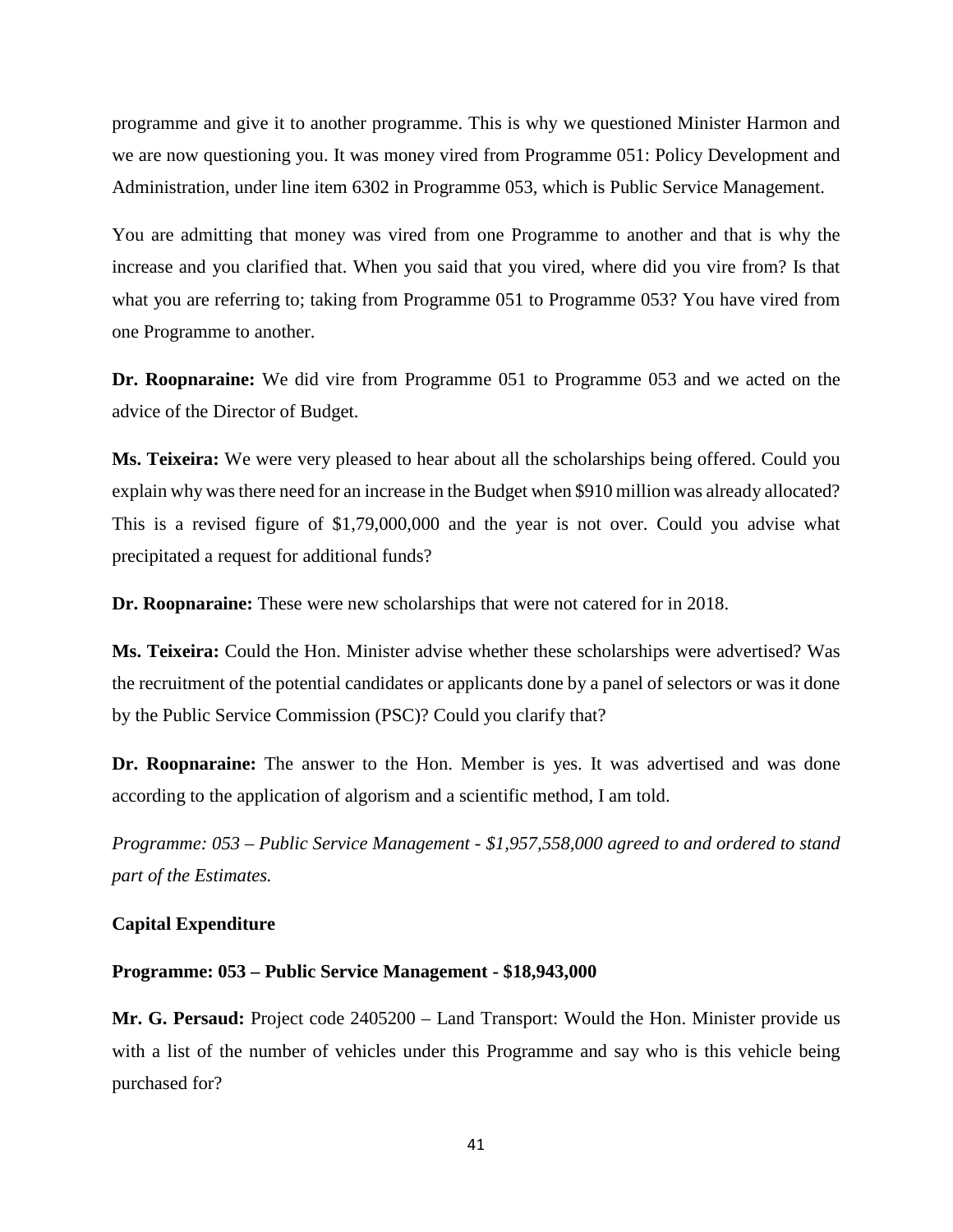programme and give it to another programme. This is why we questioned Minister Harmon and we are now questioning you. It was money vired from Programme 051: Policy Development and Administration, under line item 6302 in Programme 053, which is Public Service Management.

You are admitting that money was vired from one Programme to another and that is why the increase and you clarified that. When you said that you vired, where did you vire from? Is that what you are referring to; taking from Programme 051 to Programme 053? You have vired from one Programme to another.

**Dr. Roopnaraine:** We did vire from Programme 051 to Programme 053 and we acted on the advice of the Director of Budget.

**Ms. Teixeira:** We were very pleased to hear about all the scholarships being offered. Could you explain why was there need for an increase in the Budget when $910 million was already allocated? This is a revised figure of $1,79,000,000 and the year is not over. Could you advise what precipitated a request for additional funds?

**Dr. Roopnaraine:** These were new scholarships that were not catered for in 2018.

**Ms. Teixeira:** Could the Hon. Minister advise whether these scholarships were advertised? Was the recruitment of the potential candidates or applicants done by a panel of selectors or was it done by the Public Service Commission (PSC)? Could you clarify that?

**Dr. Roopnaraine:** The answer to the Hon. Member is yes. It was advertised and was done according to the application of algorism and a scientific method, I am told.

*Programme: 053 – Public Service Management - $1,957,558,000 agreed to and ordered to stand part of the Estimates.*

**Capital Expenditure**

**Programme: 053 – Public Service Management - $18,943,000**

**Mr. G. Persaud:** Project code 2405200 – Land Transport: Would the Hon. Minister provide us with a list of the number of vehicles under this Programme and say who is this vehicle being purchased for?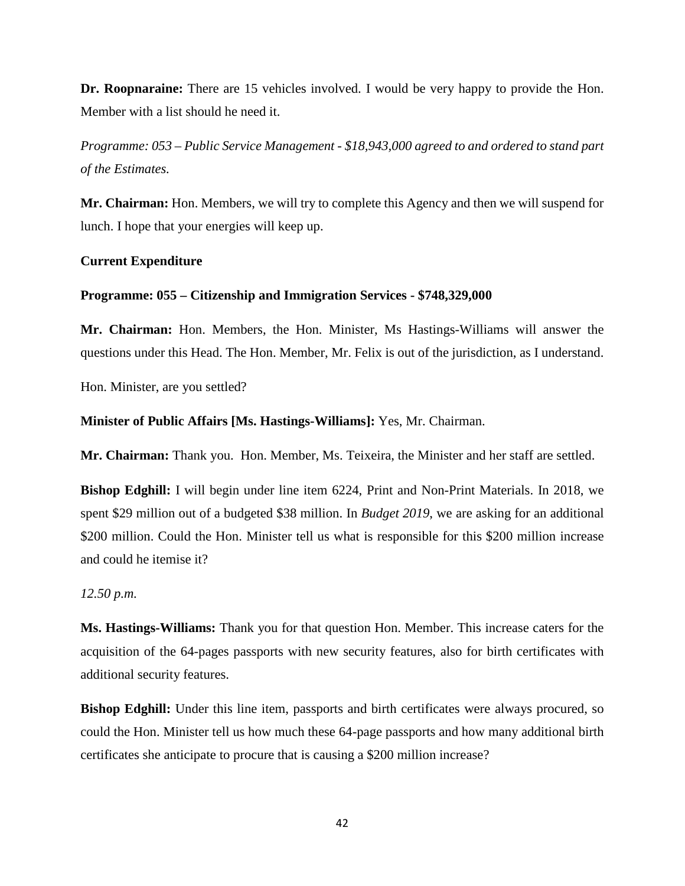**Dr. Roopnaraine:** There are 15 vehicles involved. I would be very happy to provide the Hon. Member with a list should he need it.

*Programme: 053 – Public Service Management - $18,943,000 agreed to and ordered to stand part of the Estimates.*

**Mr. Chairman:** Hon. Members, we will try to complete this Agency and then we will suspend for lunch. I hope that your energies will keep up.

**Current Expenditure**

**Programme: 055 – Citizenship and Immigration Services - $748,329,000**

**Mr. Chairman:** Hon. Members, the Hon. Minister, Ms Hastings-Williams will answer the questions under this Head. The Hon. Member, Mr. Felix is out of the jurisdiction, as I understand.

Hon. Minister, are you settled?

**Minister of Public Affairs [Ms. Hastings-Williams]:** Yes, Mr. Chairman.

**Mr. Chairman:** Thank you. Hon. Member, Ms. Teixeira, the Minister and her staff are settled.

**Bishop Edghill:** I will begin under line item 6224, Print and Non-Print Materials. In 2018, we spent $29 million out of a budgeted $38 million. In *Budget 2019*, we are asking for an additional $200 million. Could the Hon. Minister tell us what is responsible for this $200 million increase and could he itemise it?

*12.50 p.m.*

**Ms. Hastings-Williams:** Thank you for that question Hon. Member. This increase caters for the acquisition of the 64-pages passports with new security features, also for birth certificates with additional security features.

**Bishop Edghill:** Under this line item, passports and birth certificates were always procured, so could the Hon. Minister tell us how much these 64-page passports and how many additional birth certificates she anticipate to procure that is causing a $200 million increase?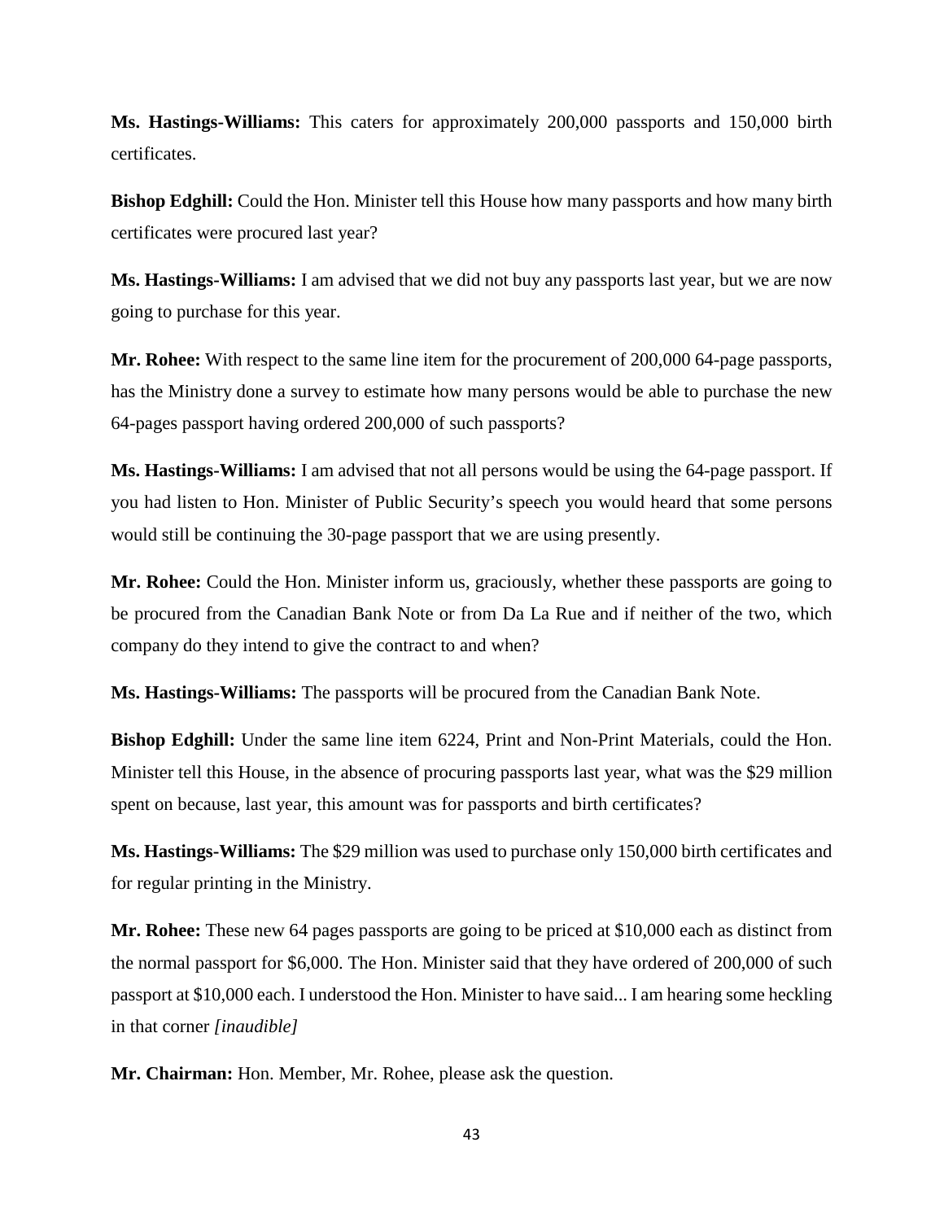**Ms. Hastings-Williams:** This caters for approximately 200,000 passports and 150,000 birth certificates.

**Bishop Edghill:** Could the Hon. Minister tell this House how many passports and how many birth certificates were procured last year?

**Ms. Hastings-Williams:** I am advised that we did not buy any passports last year, but we are now going to purchase for this year.

**Mr. Rohee:** With respect to the same line item for the procurement of 200,000 64-page passports, has the Ministry done a survey to estimate how many persons would be able to purchase the new 64-pages passport having ordered 200,000 of such passports?

**Ms. Hastings-Williams:** I am advised that not all persons would be using the 64-page passport. If you had listen to Hon. Minister of Public Security's speech you would heard that some persons would still be continuing the 30-page passport that we are using presently.

**Mr. Rohee:** Could the Hon. Minister inform us, graciously, whether these passports are going to be procured from the Canadian Bank Note or from Da La Rue and if neither of the two, which company do they intend to give the contract to and when?

**Ms. Hastings-Williams:** The passports will be procured from the Canadian Bank Note.

**Bishop Edghill:** Under the same line item 6224, Print and Non-Print Materials, could the Hon. Minister tell this House, in the absence of procuring passports last year, what was the $29 million spent on because, last year, this amount was for passports and birth certificates?

**Ms. Hastings-Williams:** The $29 million was used to purchase only 150,000 birth certificates and for regular printing in the Ministry.

**Mr. Rohee:** These new 64 pages passports are going to be priced at $10,000 each as distinct from the normal passport for $6,000. The Hon. Minister said that they have ordered of 200,000 of such passport at $10,000 each. I understood the Hon. Minister to have said... I am hearing some heckling in that corner *[inaudible]*

**Mr. Chairman:** Hon. Member, Mr. Rohee, please ask the question.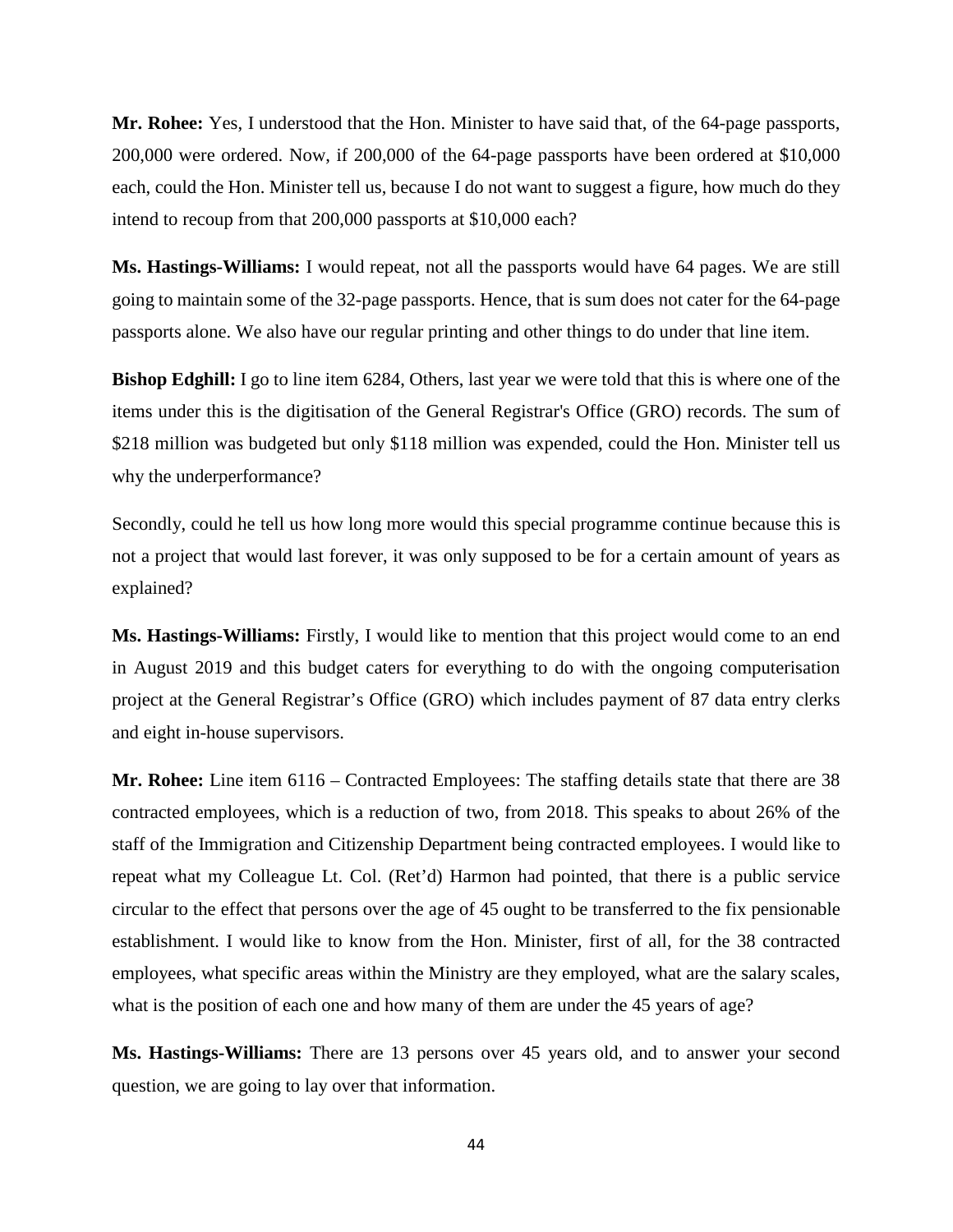**Mr. Rohee:** Yes, I understood that the Hon. Minister to have said that, of the 64-page passports, 200,000 were ordered. Now, if 200,000 of the 64-page passports have been ordered at $10,000 each, could the Hon. Minister tell us, because I do not want to suggest a figure, how much do they intend to recoup from that 200,000 passports at $10,000 each?

**Ms. Hastings-Williams:** I would repeat, not all the passports would have 64 pages. We are still going to maintain some of the 32-page passports. Hence, that is sum does not cater for the 64-page passports alone. We also have our regular printing and other things to do under that line item.

**Bishop Edghill:** I go to line item 6284, Others, last year we were told that this is where one of the items under this is the digitisation of the General Registrar's Office (GRO) records. The sum of $218 million was budgeted but only $118 million was expended, could the Hon. Minister tell us why the underperformance?

Secondly, could he tell us how long more would this special programme continue because this is not a project that would last forever, it was only supposed to be for a certain amount of years as explained?

**Ms. Hastings-Williams:** Firstly, I would like to mention that this project would come to an end in August 2019 and this budget caters for everything to do with the ongoing computerisation project at the General Registrar's Office (GRO) which includes payment of 87 data entry clerks and eight in-house supervisors.

**Mr. Rohee:** Line item 6116 – Contracted Employees: The staffing details state that there are 38 contracted employees, which is a reduction of two, from 2018. This speaks to about 26% of the staff of the Immigration and Citizenship Department being contracted employees. I would like to repeat what my Colleague Lt. Col. (Ret'd) Harmon had pointed, that there is a public service circular to the effect that persons over the age of 45 ought to be transferred to the fix pensionable establishment. I would like to know from the Hon. Minister, first of all, for the 38 contracted employees, what specific areas within the Ministry are they employed, what are the salary scales, what is the position of each one and how many of them are under the 45 years of age?

**Ms. Hastings-Williams:** There are 13 persons over 45 years old, and to answer your second question, we are going to lay over that information.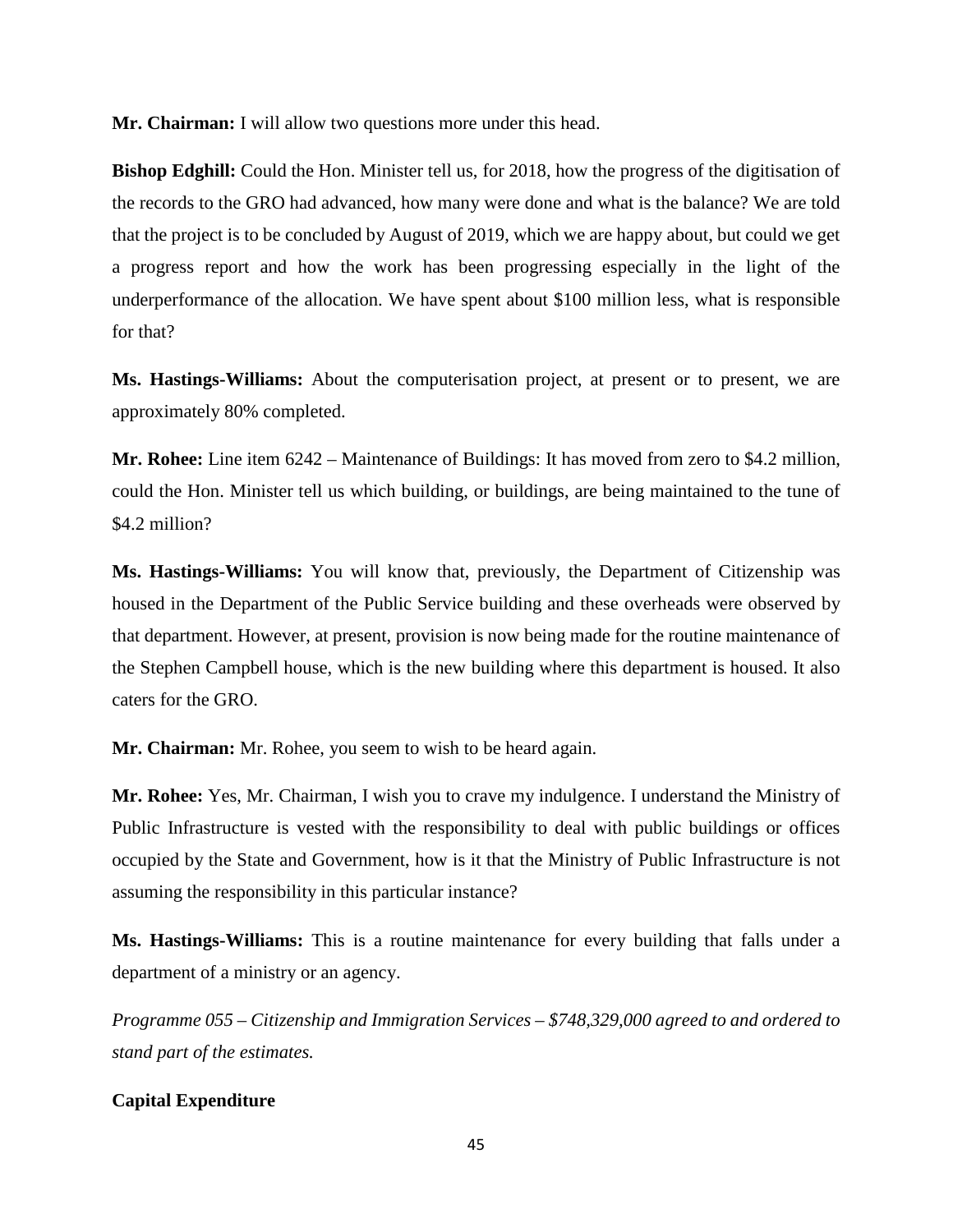**Mr. Chairman:** I will allow two questions more under this head.

**Bishop Edghill:** Could the Hon. Minister tell us, for 2018, how the progress of the digitisation of the records to the GRO had advanced, how many were done and what is the balance? We are told that the project is to be concluded by August of 2019, which we are happy about, but could we get a progress report and how the work has been progressing especially in the light of the underperformance of the allocation. We have spent about $100 million less, what is responsible for that?

**Ms. Hastings-Williams:** About the computerisation project, at present or to present, we are approximately 80% completed.

**Mr. Rohee:** Line item 6242 – Maintenance of Buildings: It has moved from zero to $4.2 million, could the Hon. Minister tell us which building, or buildings, are being maintained to the tune of $4.2 million?

**Ms. Hastings-Williams:** You will know that, previously, the Department of Citizenship was housed in the Department of the Public Service building and these overheads were observed by that department. However, at present, provision is now being made for the routine maintenance of the Stephen Campbell house, which is the new building where this department is housed. It also caters for the GRO.

**Mr. Chairman:** Mr. Rohee, you seem to wish to be heard again.

**Mr. Rohee:** Yes, Mr. Chairman, I wish you to crave my indulgence. I understand the Ministry of Public Infrastructure is vested with the responsibility to deal with public buildings or offices occupied by the State and Government, how is it that the Ministry of Public Infrastructure is not assuming the responsibility in this particular instance?

**Ms. Hastings-Williams:** This is a routine maintenance for every building that falls under a department of a ministry or an agency.

*Programme 055 – Citizenship and Immigration Services – $748,329,000 agreed to and ordered to stand part of the estimates.*

**Capital Expenditure**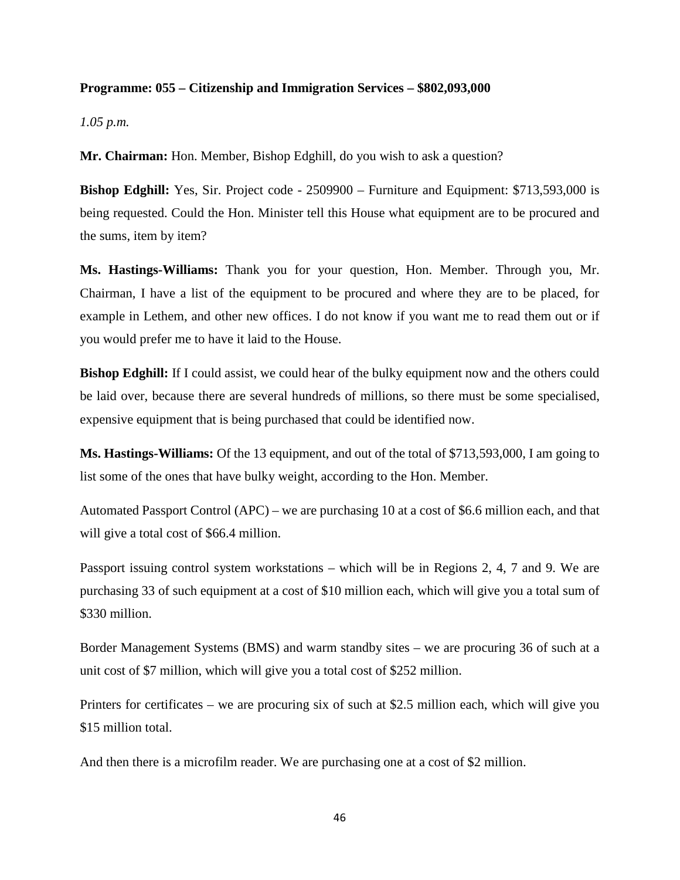**Programme: 055 – Citizenship and Immigration Services – $802,093,000**

*1.05 p.m.*

**Mr. Chairman:** Hon. Member, Bishop Edghill, do you wish to ask a question?

**Bishop Edghill:** Yes, Sir. Project code - 2509900 – Furniture and Equipment: $713,593,000 is being requested. Could the Hon. Minister tell this House what equipment are to be procured and the sums, item by item?

**Ms. Hastings-Williams:** Thank you for your question, Hon. Member. Through you, Mr. Chairman, I have a list of the equipment to be procured and where they are to be placed, for example in Lethem, and other new offices. I do not know if you want me to read them out or if you would prefer me to have it laid to the House.

**Bishop Edghill:** If I could assist, we could hear of the bulky equipment now and the others could be laid over, because there are several hundreds of millions, so there must be some specialised, expensive equipment that is being purchased that could be identified now.

**Ms. Hastings-Williams:** Of the 13 equipment, and out of the total of $713,593,000, I am going to list some of the ones that have bulky weight, according to the Hon. Member.

Automated Passport Control (APC) – we are purchasing 10 at a cost of $6.6 million each, and that will give a total cost of $66.4 million.

Passport issuing control system workstations – which will be in Regions 2, 4, 7 and 9. We are purchasing 33 of such equipment at a cost of $10 million each, which will give you a total sum of $330 million.

Border Management Systems (BMS) and warm standby sites – we are procuring 36 of such at a unit cost of $7 million, which will give you a total cost of $252 million.

Printers for certificates – we are procuring six of such at $2.5 million each, which will give you $15 million total.

And then there is a microfilm reader. We are purchasing one at a cost of $2 million.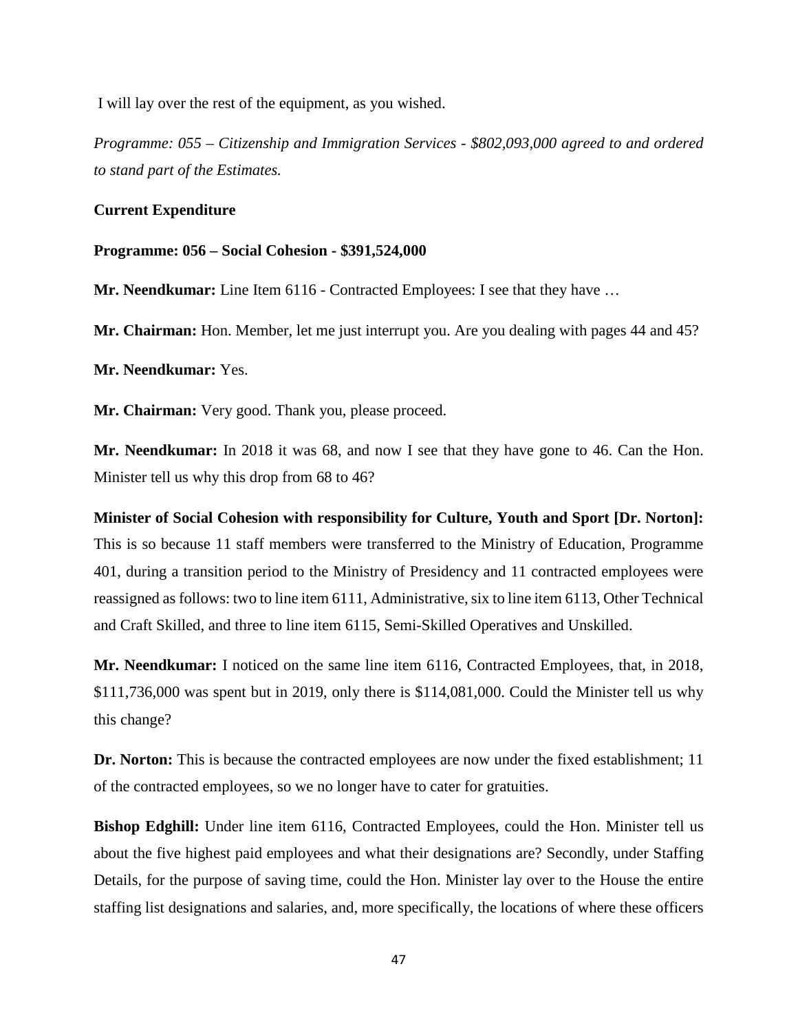I will lay over the rest of the equipment, as you wished.

*Programme: 055 – Citizenship and Immigration Services - $802,093,000 agreed to and ordered to stand part of the Estimates.*

**Current Expenditure**

**Programme: 056 – Social Cohesion - $391,524,000**

**Mr. Neendkumar:** Line Item 6116 - Contracted Employees: I see that they have …

**Mr. Chairman:** Hon. Member, let me just interrupt you. Are you dealing with pages 44 and 45?

**Mr. Neendkumar:** Yes.

**Mr. Chairman:** Very good. Thank you, please proceed.

**Mr. Neendkumar:** In 2018 it was 68, and now I see that they have gone to 46. Can the Hon. Minister tell us why this drop from 68 to 46?

**Minister of Social Cohesion with responsibility for Culture, Youth and Sport [Dr. Norton]:** This is so because 11 staff members were transferred to the Ministry of Education, Programme 401, during a transition period to the Ministry of Presidency and 11 contracted employees were reassigned as follows: two to line item 6111, Administrative, six to line item 6113, Other Technical and Craft Skilled, and three to line item 6115, Semi-Skilled Operatives and Unskilled.

**Mr. Neendkumar:** I noticed on the same line item 6116, Contracted Employees, that, in 2018, $111,736,000 was spent but in 2019, only there is $114,081,000. Could the Minister tell us why this change?

**Dr. Norton:** This is because the contracted employees are now under the fixed establishment; 11 of the contracted employees, so we no longer have to cater for gratuities.

**Bishop Edghill:** Under line item 6116, Contracted Employees, could the Hon. Minister tell us about the five highest paid employees and what their designations are? Secondly, under Staffing Details, for the purpose of saving time, could the Hon. Minister lay over to the House the entire staffing list designations and salaries, and, more specifically, the locations of where these officers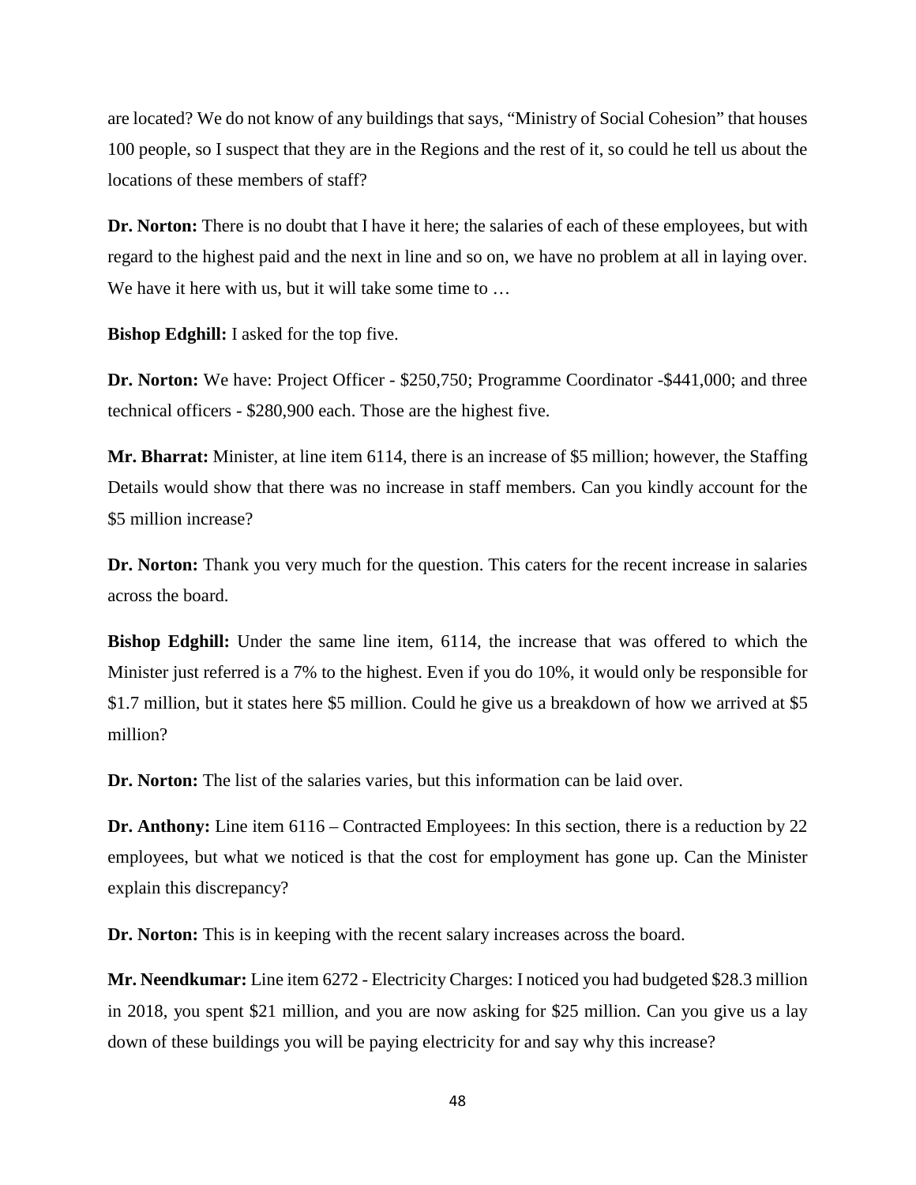are located? We do not know of any buildings that says, "Ministry of Social Cohesion" that houses 100 people, so I suspect that they are in the Regions and the rest of it, so could he tell us about the locations of these members of staff?

**Dr. Norton:** There is no doubt that I have it here; the salaries of each of these employees, but with regard to the highest paid and the next in line and so on, we have no problem at all in laying over. We have it here with us, but it will take some time to …

**Bishop Edghill:** I asked for the top five.

**Dr. Norton:** We have: Project Officer - $250,750; Programme Coordinator -$441,000; and three technical officers - $280,900 each. Those are the highest five.

**Mr. Bharrat:** Minister, at line item 6114, there is an increase of $5 million; however, the Staffing Details would show that there was no increase in staff members. Can you kindly account for the $5 million increase?

**Dr. Norton:** Thank you very much for the question. This caters for the recent increase in salaries across the board.

**Bishop Edghill:** Under the same line item, 6114, the increase that was offered to which the Minister just referred is a 7% to the highest. Even if you do 10%, it would only be responsible for $1.7 million, but it states here $5 million. Could he give us a breakdown of how we arrived at $5 million?

**Dr. Norton:** The list of the salaries varies, but this information can be laid over.

**Dr. Anthony:** Line item 6116 – Contracted Employees: In this section, there is a reduction by 22 employees, but what we noticed is that the cost for employment has gone up. Can the Minister explain this discrepancy?

**Dr. Norton:** This is in keeping with the recent salary increases across the board.

**Mr. Neendkumar:** Line item 6272 - Electricity Charges: I noticed you had budgeted $28.3 million in 2018, you spent $21 million, and you are now asking for $25 million. Can you give us a lay down of these buildings you will be paying electricity for and say why this increase?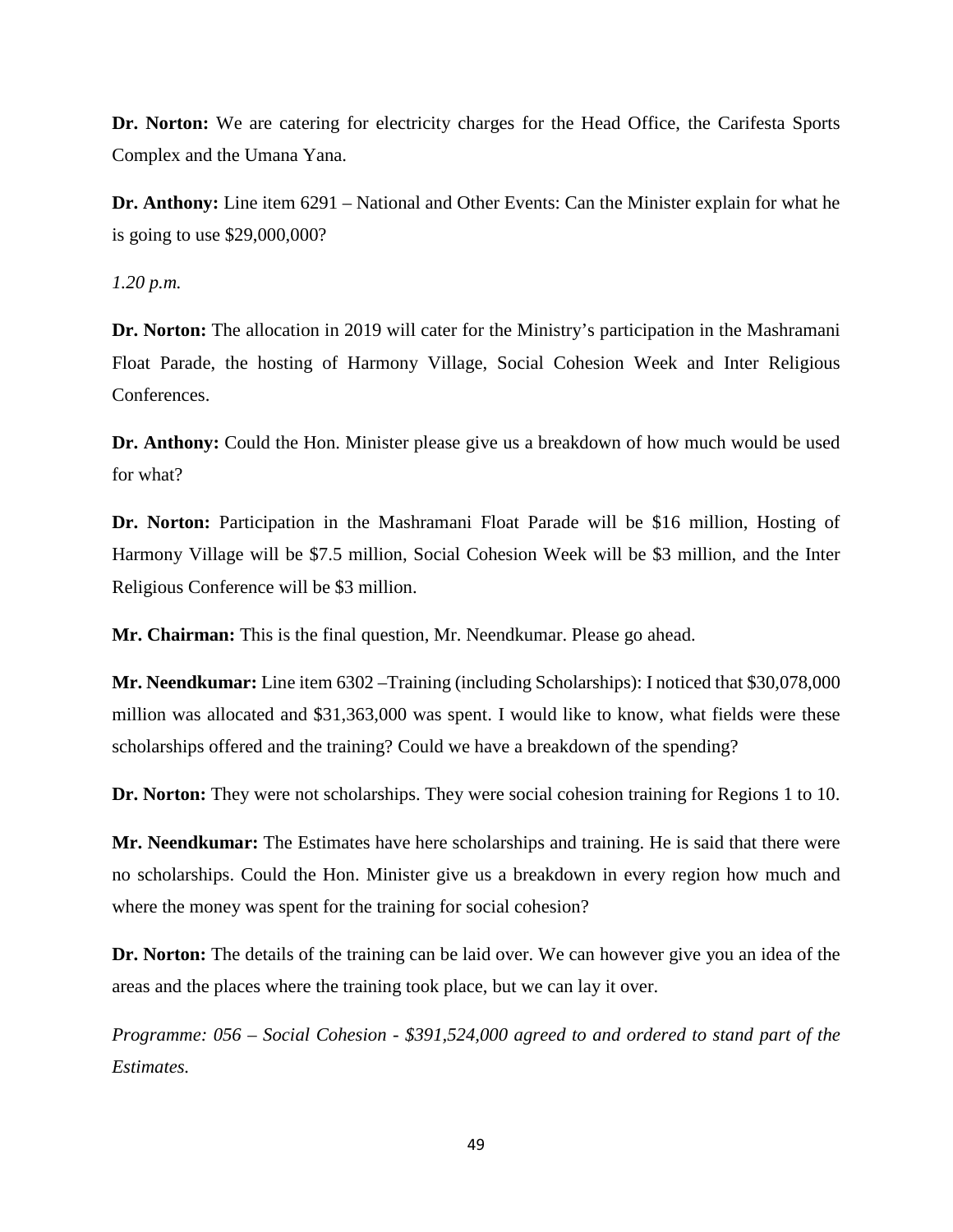**Dr. Norton:** We are catering for electricity charges for the Head Office, the Carifesta Sports Complex and the Umana Yana.

**Dr. Anthony:** Line item 6291 – National and Other Events: Can the Minister explain for what he is going to use $29,000,000?

*1.20 p.m.*

**Dr. Norton:** The allocation in 2019 will cater for the Ministry's participation in the Mashramani Float Parade, the hosting of Harmony Village, Social Cohesion Week and Inter Religious Conferences.

**Dr. Anthony:** Could the Hon. Minister please give us a breakdown of how much would be used for what?

**Dr. Norton:** Participation in the Mashramani Float Parade will be $16 million, Hosting of Harmony Village will be $7.5 million, Social Cohesion Week will be $3 million, and the Inter Religious Conference will be $3 million.

**Mr. Chairman:** This is the final question, Mr. Neendkumar. Please go ahead.

**Mr. Neendkumar:** Line item 6302 –Training (including Scholarships): I noticed that $30,078,000 million was allocated and $31,363,000 was spent. I would like to know, what fields were these scholarships offered and the training? Could we have a breakdown of the spending?

**Dr. Norton:** They were not scholarships. They were social cohesion training for Regions 1 to 10.

**Mr. Neendkumar:** The Estimates have here scholarships and training. He is said that there were no scholarships. Could the Hon. Minister give us a breakdown in every region how much and where the money was spent for the training for social cohesion?

**Dr. Norton:** The details of the training can be laid over. We can however give you an idea of the areas and the places where the training took place, but we can lay it over.

*Programme: 056 – Social Cohesion - $391,524,000 agreed to and ordered to stand part of the Estimates.*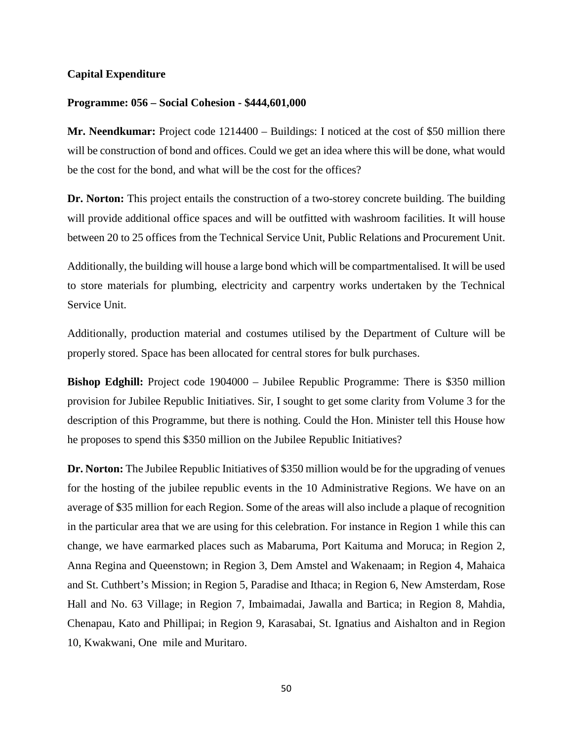**Capital Expenditure**

**Programme: 056 – Social Cohesion - $444,601,000**

**Mr. Neendkumar:** Project code 1214400 – Buildings: I noticed at the cost of $50 million there will be construction of bond and offices. Could we get an idea where this will be done, what would be the cost for the bond, and what will be the cost for the offices?

**Dr. Norton:** This project entails the construction of a two-storey concrete building. The building will provide additional office spaces and will be outfitted with washroom facilities. It will house between 20 to 25 offices from the Technical Service Unit, Public Relations and Procurement Unit.

Additionally, the building will house a large bond which will be compartmentalised. It will be used to store materials for plumbing, electricity and carpentry works undertaken by the Technical Service Unit.

Additionally, production material and costumes utilised by the Department of Culture will be properly stored. Space has been allocated for central stores for bulk purchases.

**Bishop Edghill:** Project code 1904000 – Jubilee Republic Programme: There is $350 million provision for Jubilee Republic Initiatives. Sir, I sought to get some clarity from Volume 3 for the description of this Programme, but there is nothing. Could the Hon. Minister tell this House how he proposes to spend this $350 million on the Jubilee Republic Initiatives?

**Dr. Norton:** The Jubilee Republic Initiatives of $350 million would be for the upgrading of venues for the hosting of the jubilee republic events in the 10 Administrative Regions. We have on an average of $35 million for each Region. Some of the areas will also include a plaque of recognition in the particular area that we are using for this celebration. For instance in Region 1 while this can change, we have earmarked places such as Mabaruma, Port Kaituma and Moruca; in Region 2, Anna Regina and Queenstown; in Region 3, Dem Amstel and Wakenaam; in Region 4, Mahaica and St. Cuthbert's Mission; in Region 5, Paradise and Ithaca; in Region 6, New Amsterdam, Rose Hall and No. 63 Village; in Region 7, Imbaimadai, Jawalla and Bartica; in Region 8, Mahdia, Chenapau, Kato and Phillipai; in Region 9, Karasabai, St. Ignatius and Aishalton and in Region 10, Kwakwani, One mile and Muritaro.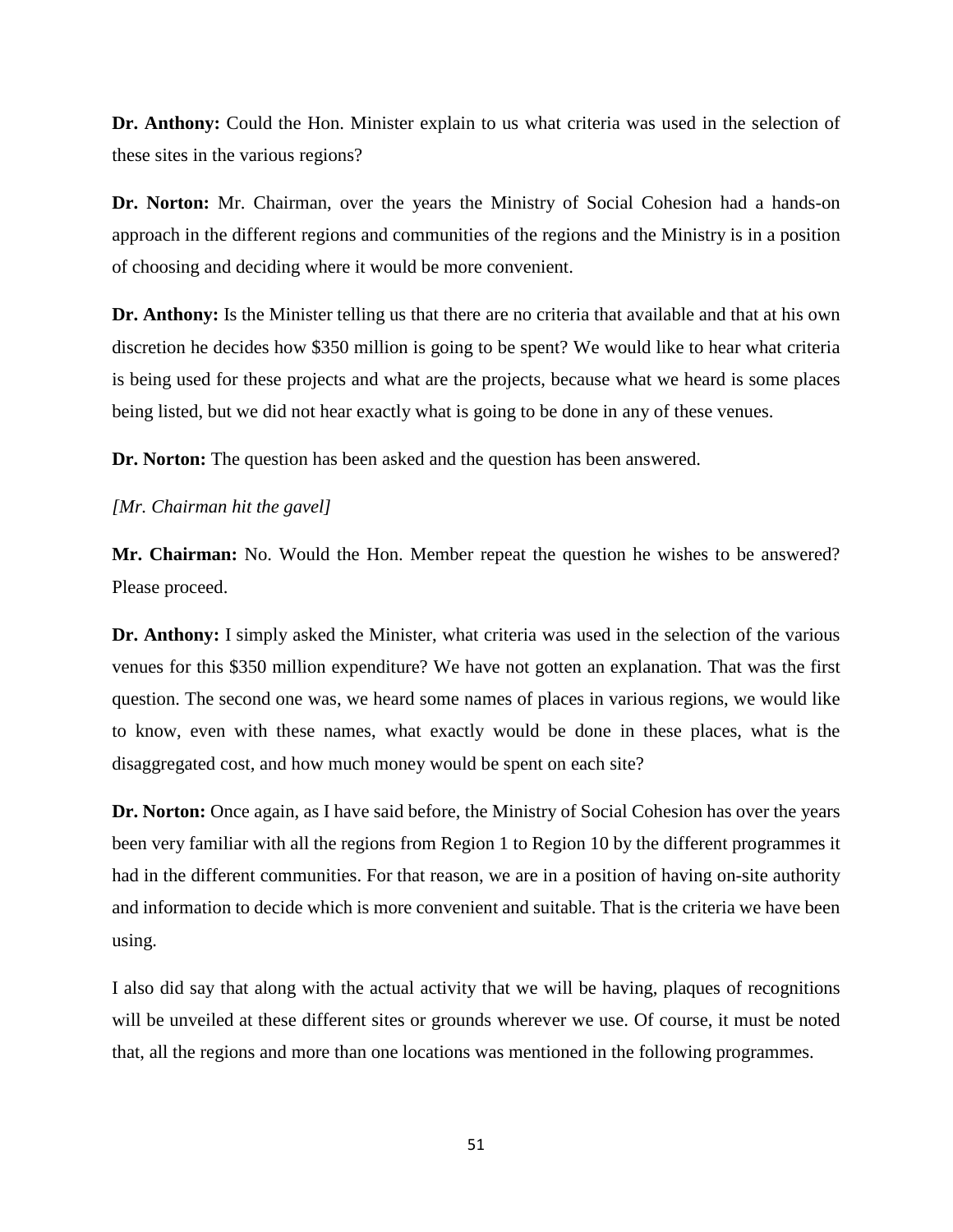**Dr. Anthony:** Could the Hon. Minister explain to us what criteria was used in the selection of these sites in the various regions?

**Dr. Norton:** Mr. Chairman, over the years the Ministry of Social Cohesion had a hands-on approach in the different regions and communities of the regions and the Ministry is in a position of choosing and deciding where it would be more convenient.

**Dr. Anthony:** Is the Minister telling us that there are no criteria that available and that at his own discretion he decides how $350 million is going to be spent? We would like to hear what criteria is being used for these projects and what are the projects, because what we heard is some places being listed, but we did not hear exactly what is going to be done in any of these venues.

**Dr. Norton:** The question has been asked and the question has been answered.

*[Mr. Chairman hit the gavel]*

**Mr. Chairman:** No. Would the Hon. Member repeat the question he wishes to be answered? Please proceed.

**Dr. Anthony:** I simply asked the Minister, what criteria was used in the selection of the various venues for this $350 million expenditure? We have not gotten an explanation. That was the first question. The second one was, we heard some names of places in various regions, we would like to know, even with these names, what exactly would be done in these places, what is the disaggregated cost, and how much money would be spent on each site?

**Dr. Norton:** Once again, as I have said before, the Ministry of Social Cohesion has over the years been very familiar with all the regions from Region 1 to Region 10 by the different programmes it had in the different communities. For that reason, we are in a position of having on-site authority and information to decide which is more convenient and suitable. That is the criteria we have been using.

I also did say that along with the actual activity that we will be having, plaques of recognitions will be unveiled at these different sites or grounds wherever we use. Of course, it must be noted that, all the regions and more than one locations was mentioned in the following programmes.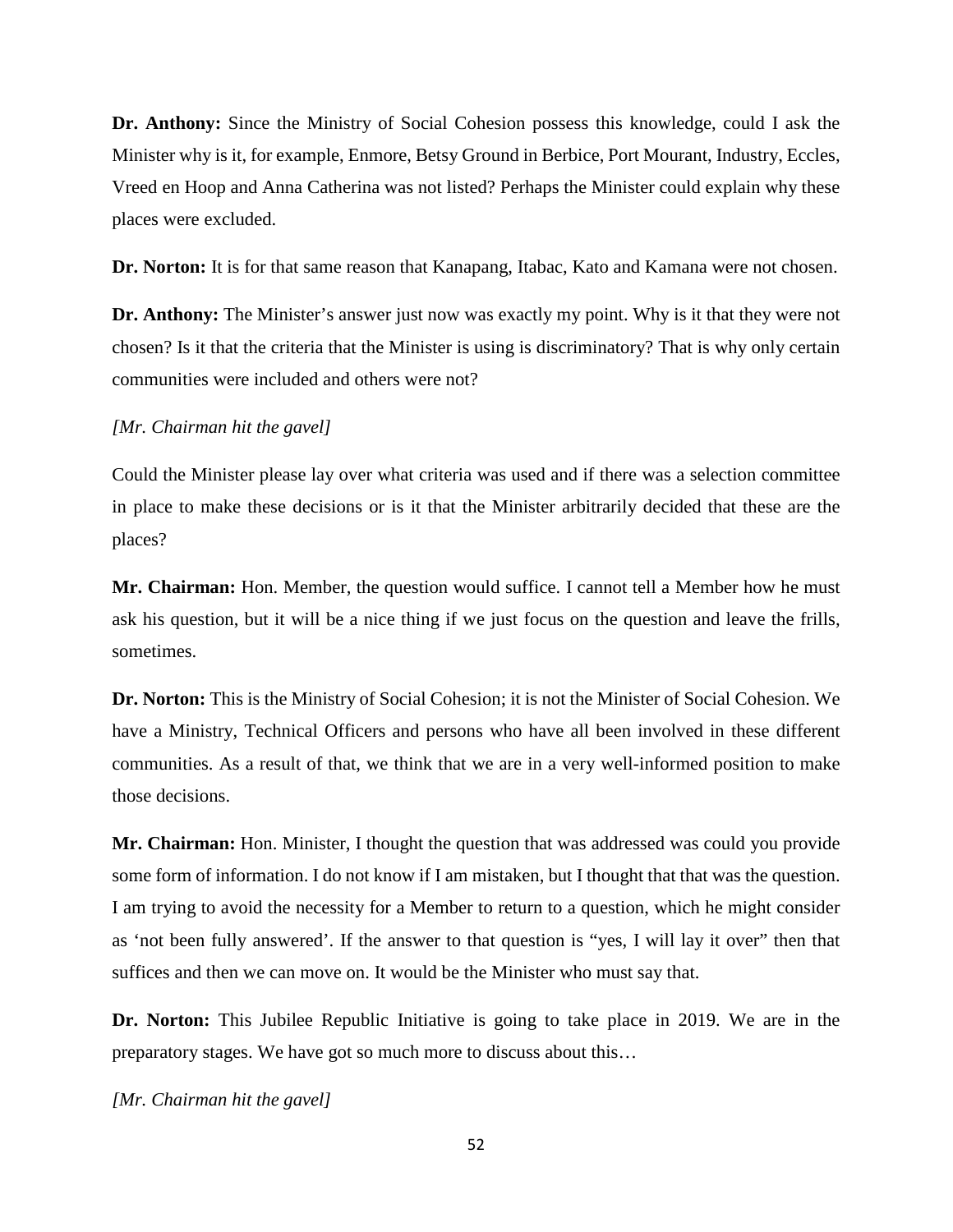**Dr. Anthony:** Since the Ministry of Social Cohesion possess this knowledge, could I ask the Minister why is it, for example, Enmore, Betsy Ground in Berbice, Port Mourant, Industry, Eccles, Vreed en Hoop and Anna Catherina was not listed? Perhaps the Minister could explain why these places were excluded.

**Dr. Norton:** It is for that same reason that Kanapang, Itabac, Kato and Kamana were not chosen.

**Dr. Anthony:** The Minister's answer just now was exactly my point. Why is it that they were not chosen? Is it that the criteria that the Minister is using is discriminatory? That is why only certain communities were included and others were not?

*[Mr. Chairman hit the gavel]*

Could the Minister please lay over what criteria was used and if there was a selection committee in place to make these decisions or is it that the Minister arbitrarily decided that these are the places?

**Mr. Chairman:** Hon. Member, the question would suffice. I cannot tell a Member how he must ask his question, but it will be a nice thing if we just focus on the question and leave the frills, sometimes.

**Dr. Norton:** This is the Ministry of Social Cohesion; it is not the Minister of Social Cohesion. We have a Ministry, Technical Officers and persons who have all been involved in these different communities. As a result of that, we think that we are in a very well-informed position to make those decisions.

**Mr. Chairman:** Hon. Minister, I thought the question that was addressed was could you provide some form of information. I do not know if I am mistaken, but I thought that that was the question. I am trying to avoid the necessity for a Member to return to a question, which he might consider as 'not been fully answered'. If the answer to that question is "yes, I will lay it over" then that suffices and then we can move on. It would be the Minister who must say that.

**Dr. Norton:** This Jubilee Republic Initiative is going to take place in 2019. We are in the preparatory stages. We have got so much more to discuss about this…

*[Mr. Chairman hit the gavel]*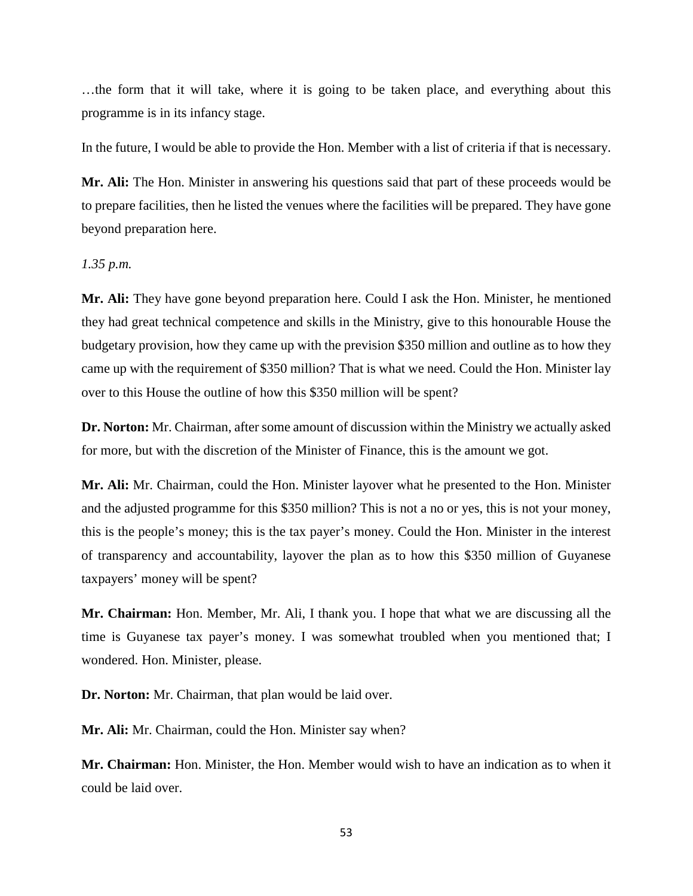…the form that it will take, where it is going to be taken place, and everything about this programme is in its infancy stage.

In the future, I would be able to provide the Hon. Member with a list of criteria if that is necessary.

**Mr. Ali:** The Hon. Minister in answering his questions said that part of these proceeds would be to prepare facilities, then he listed the venues where the facilities will be prepared. They have gone beyond preparation here.

*1.35 p.m.*

**Mr. Ali:** They have gone beyond preparation here. Could I ask the Hon. Minister, he mentioned they had great technical competence and skills in the Ministry, give to this honourable House the budgetary provision, how they came up with the prevision $350 million and outline as to how they came up with the requirement of $350 million? That is what we need. Could the Hon. Minister lay over to this House the outline of how this $350 million will be spent?

**Dr. Norton:** Mr. Chairman, after some amount of discussion within the Ministry we actually asked for more, but with the discretion of the Minister of Finance, this is the amount we got.

**Mr. Ali:** Mr. Chairman, could the Hon. Minister layover what he presented to the Hon. Minister and the adjusted programme for this $350 million? This is not a no or yes, this is not your money, this is the people's money; this is the tax payer's money. Could the Hon. Minister in the interest of transparency and accountability, layover the plan as to how this $350 million of Guyanese taxpayers' money will be spent?

**Mr. Chairman:** Hon. Member, Mr. Ali, I thank you. I hope that what we are discussing all the time is Guyanese tax payer's money. I was somewhat troubled when you mentioned that; I wondered. Hon. Minister, please.

**Dr. Norton:** Mr. Chairman, that plan would be laid over.

**Mr. Ali:** Mr. Chairman, could the Hon. Minister say when?

**Mr. Chairman:** Hon. Minister, the Hon. Member would wish to have an indication as to when it could be laid over.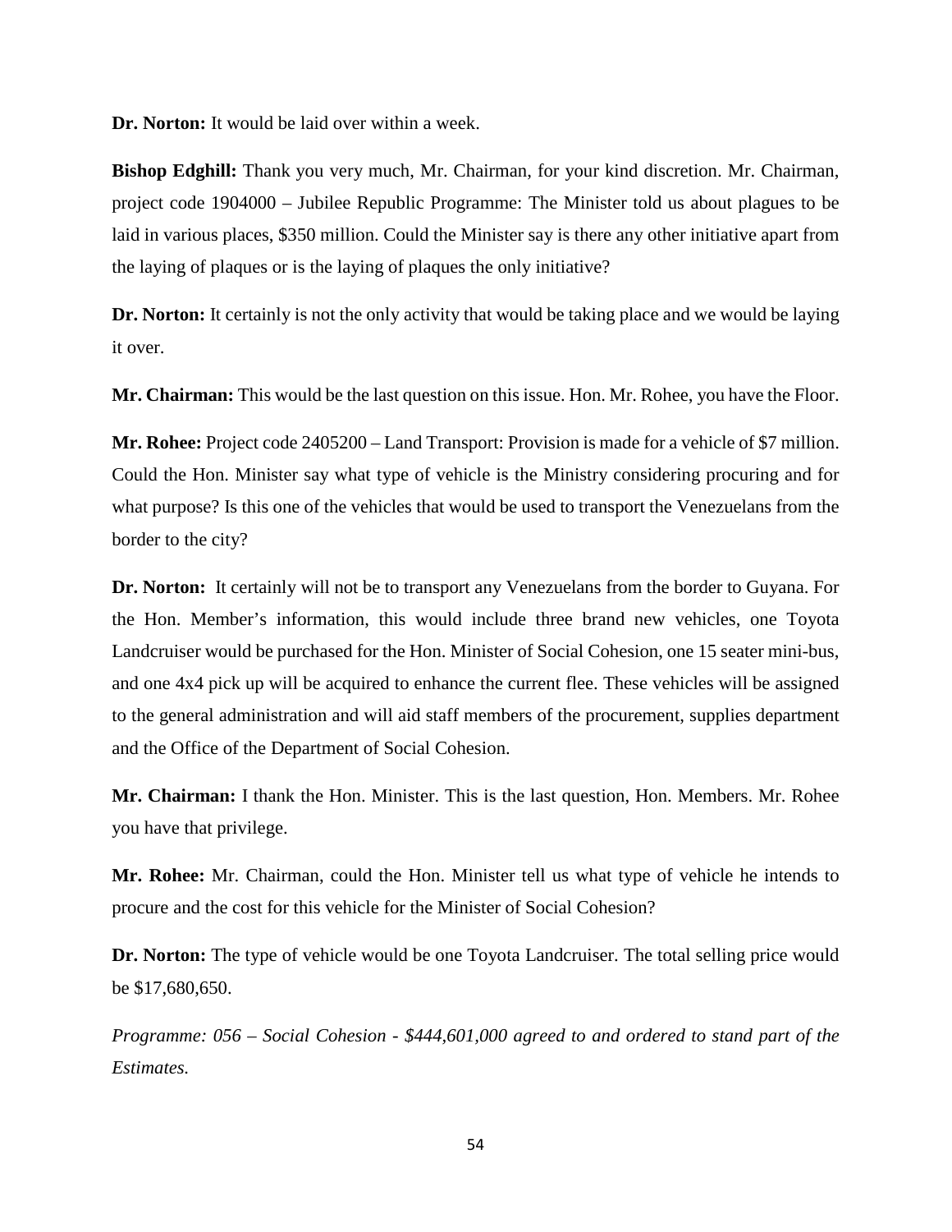**Dr. Norton:** It would be laid over within a week.

**Bishop Edghill:** Thank you very much, Mr. Chairman, for your kind discretion. Mr. Chairman, project code 1904000 – Jubilee Republic Programme: The Minister told us about plagues to be laid in various places, $350 million. Could the Minister say is there any other initiative apart from the laying of plaques or is the laying of plaques the only initiative?

**Dr. Norton:** It certainly is not the only activity that would be taking place and we would be laying it over.

**Mr. Chairman:** This would be the last question on this issue. Hon. Mr. Rohee, you have the Floor.

**Mr. Rohee:** Project code 2405200 – Land Transport: Provision is made for a vehicle of $7 million. Could the Hon. Minister say what type of vehicle is the Ministry considering procuring and for what purpose? Is this one of the vehicles that would be used to transport the Venezuelans from the border to the city?

**Dr. Norton:** It certainly will not be to transport any Venezuelans from the border to Guyana. For the Hon. Member's information, this would include three brand new vehicles, one Toyota Landcruiser would be purchased for the Hon. Minister of Social Cohesion, one 15 seater mini-bus, and one 4x4 pick up will be acquired to enhance the current flee. These vehicles will be assigned to the general administration and will aid staff members of the procurement, supplies department and the Office of the Department of Social Cohesion.

**Mr. Chairman:** I thank the Hon. Minister. This is the last question, Hon. Members. Mr. Rohee you have that privilege.

**Mr. Rohee:** Mr. Chairman, could the Hon. Minister tell us what type of vehicle he intends to procure and the cost for this vehicle for the Minister of Social Cohesion?

**Dr. Norton:** The type of vehicle would be one Toyota Landcruiser. The total selling price would be $17,680,650.

*Programme: 056 – Social Cohesion - $444,601,000 agreed to and ordered to stand part of the Estimates.*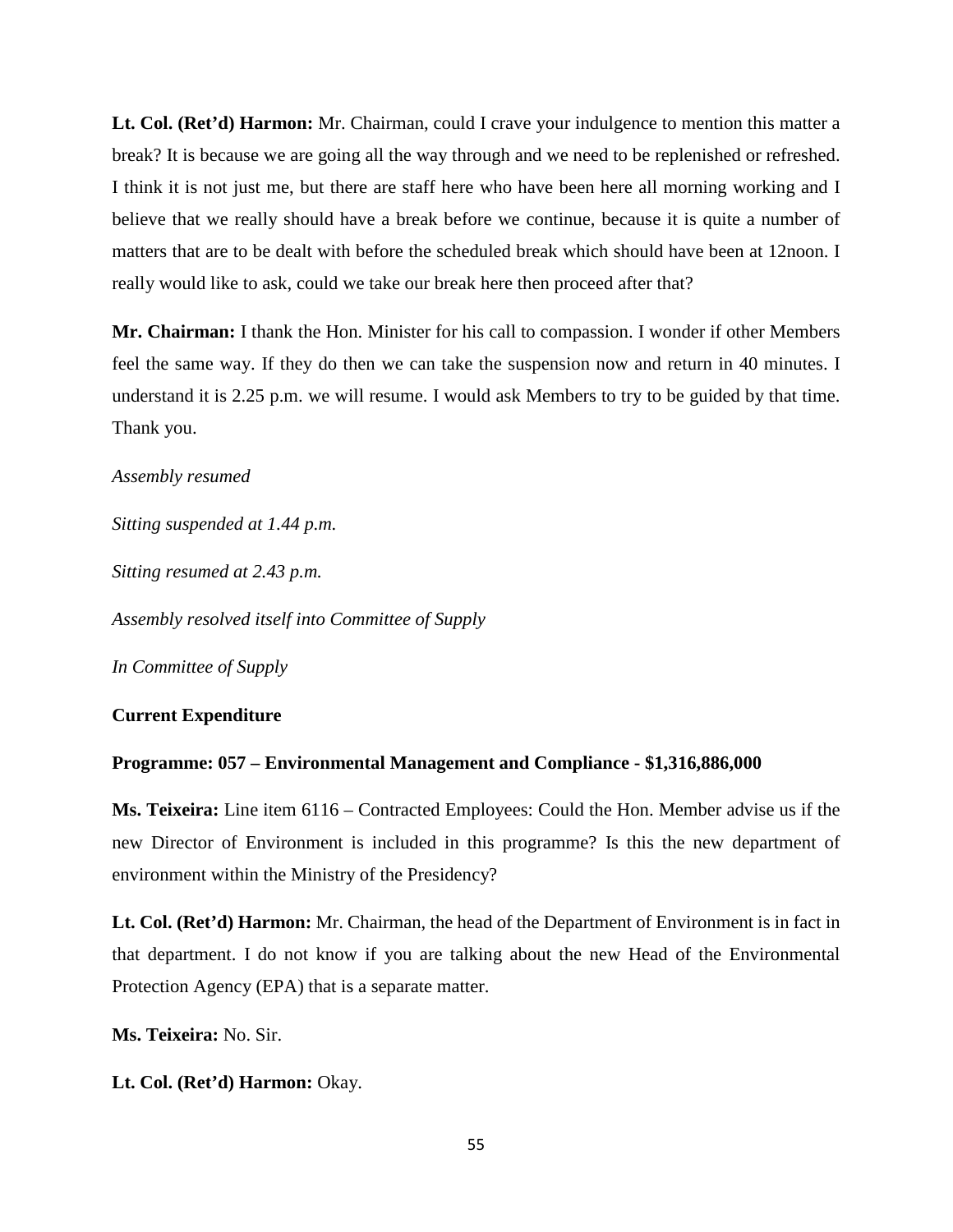**Lt. Col. (Ret'd) Harmon:** Mr. Chairman, could I crave your indulgence to mention this matter a break? It is because we are going all the way through and we need to be replenished or refreshed. I think it is not just me, but there are staff here who have been here all morning working and I believe that we really should have a break before we continue, because it is quite a number of matters that are to be dealt with before the scheduled break which should have been at 12noon. I really would like to ask, could we take our break here then proceed after that?

**Mr. Chairman:** I thank the Hon. Minister for his call to compassion. I wonder if other Members feel the same way. If they do then we can take the suspension now and return in 40 minutes. I understand it is 2.25 p.m. we will resume. I would ask Members to try to be guided by that time. Thank you.

*Assembly resumed*

*Sitting suspended at 1.44 p.m.*

*Sitting resumed at 2.43 p.m.*

*Assembly resolved itself into Committee of Supply*

*In Committee of Supply*

**Current Expenditure**

**Programme: 057 – Environmental Management and Compliance - $1,316,886,000**

**Ms. Teixeira:** Line item 6116 – Contracted Employees: Could the Hon. Member advise us if the new Director of Environment is included in this programme? Is this the new department of environment within the Ministry of the Presidency?

**Lt. Col. (Ret'd) Harmon:** Mr. Chairman, the head of the Department of Environment is in fact in that department. I do not know if you are talking about the new Head of the Environmental Protection Agency (EPA) that is a separate matter.

**Ms. Teixeira:** No. Sir.

**Lt. Col. (Ret'd) Harmon:** Okay.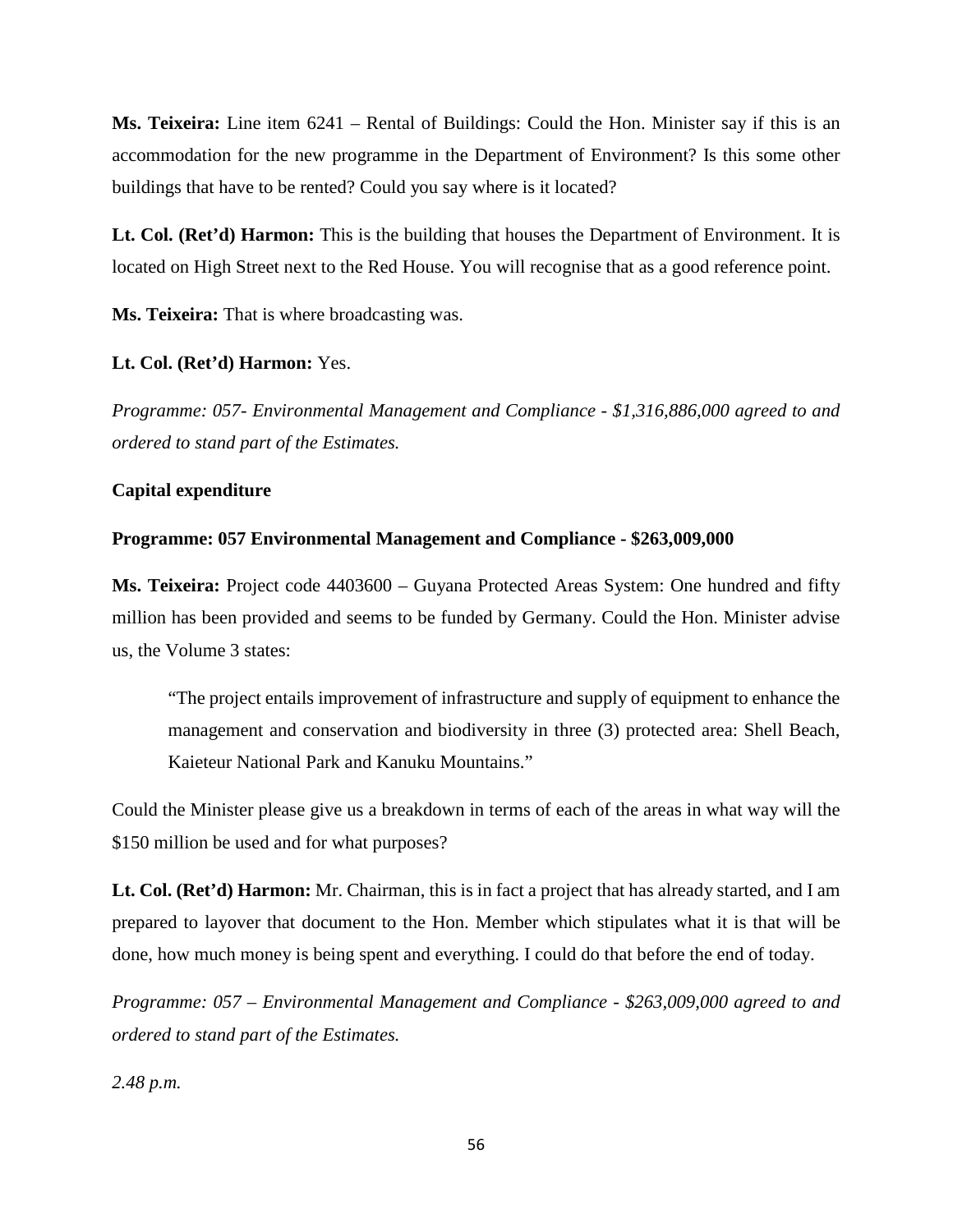**Ms. Teixeira:** Line item 6241 – Rental of Buildings: Could the Hon. Minister say if this is an accommodation for the new programme in the Department of Environment? Is this some other buildings that have to be rented? Could you say where is it located?

**Lt. Col. (Ret'd) Harmon:** This is the building that houses the Department of Environment. It is located on High Street next to the Red House. You will recognise that as a good reference point.

**Ms. Teixeira:** That is where broadcasting was.

**Lt. Col. (Ret'd) Harmon:** Yes.

*Programme: 057- Environmental Management and Compliance - $1,316,886,000 agreed to and ordered to stand part of the Estimates.*

**Capital expenditure**

**Programme: 057 Environmental Management and Compliance - $263,009,000**

**Ms. Teixeira:** Project code 4403600 – Guyana Protected Areas System: One hundred and fifty million has been provided and seems to be funded by Germany. Could the Hon. Minister advise us, the Volume 3 states:

> "The project entails improvement of infrastructure and supply of equipment to enhance the management and conservation and biodiversity in three (3) protected area: Shell Beach, Kaieteur National Park and Kanuku Mountains."

Could the Minister please give us a breakdown in terms of each of the areas in what way will the $150 million be used and for what purposes?

**Lt. Col. (Ret'd) Harmon:** Mr. Chairman, this is in fact a project that has already started, and I am prepared to layover that document to the Hon. Member which stipulates what it is that will be done, how much money is being spent and everything. I could do that before the end of today.

*Programme: 057 – Environmental Management and Compliance - $263,009,000 agreed to and ordered to stand part of the Estimates.*

*2.48 p.m.*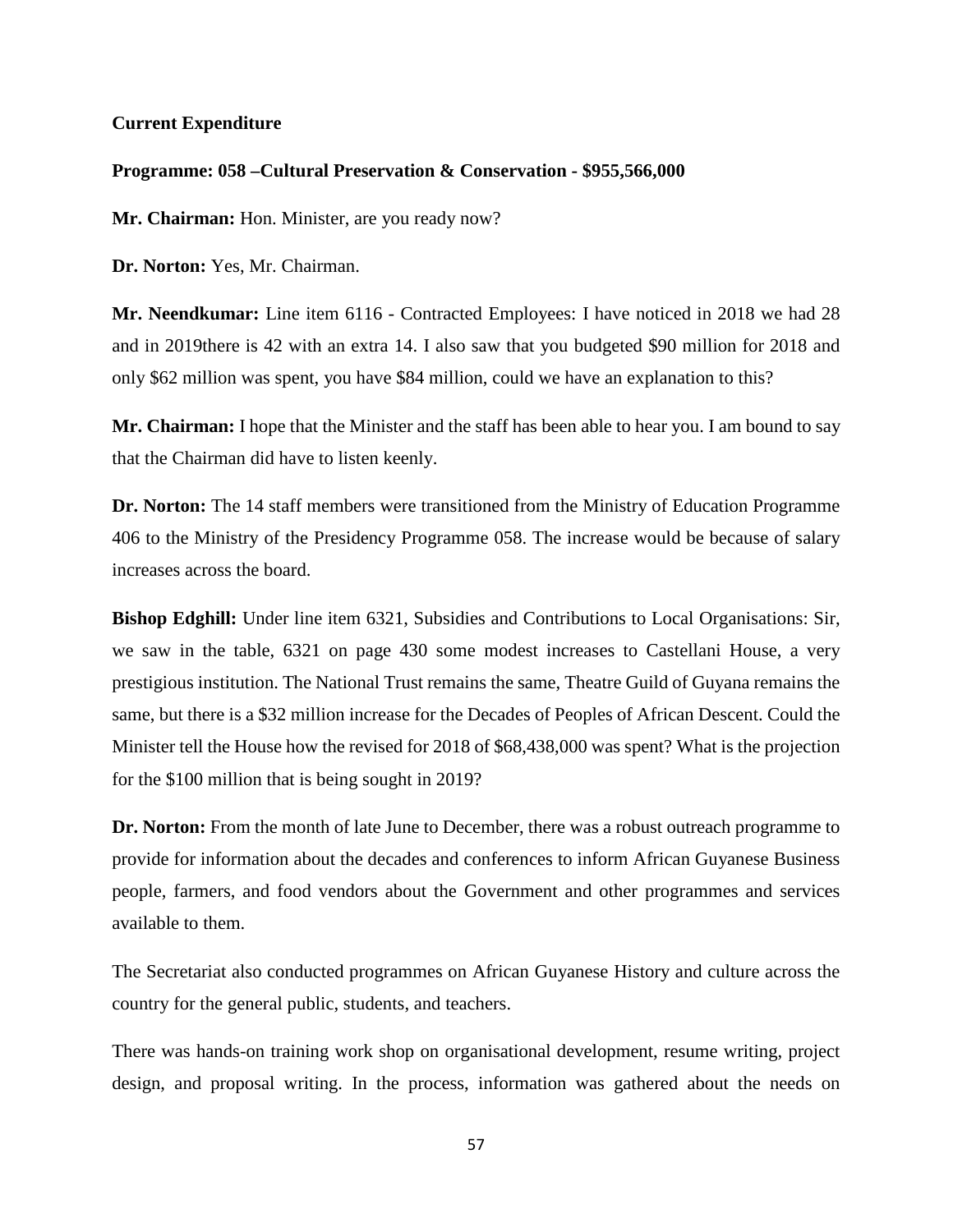**Current Expenditure**

**Programme: 058 –Cultural Preservation & Conservation - $955,566,000**

**Mr. Chairman:** Hon. Minister, are you ready now?

**Dr. Norton:** Yes, Mr. Chairman.

**Mr. Neendkumar:** Line item 6116 - Contracted Employees: I have noticed in 2018 we had 28 and in 2019there is 42 with an extra 14. I also saw that you budgeted $90 million for 2018 and only $62 million was spent, you have $84 million, could we have an explanation to this?

**Mr. Chairman:** I hope that the Minister and the staff has been able to hear you. I am bound to say that the Chairman did have to listen keenly.

**Dr. Norton:** The 14 staff members were transitioned from the Ministry of Education Programme 406 to the Ministry of the Presidency Programme 058. The increase would be because of salary increases across the board.

**Bishop Edghill:** Under line item 6321, Subsidies and Contributions to Local Organisations: Sir, we saw in the table, 6321 on page 430 some modest increases to Castellani House, a very prestigious institution. The National Trust remains the same, Theatre Guild of Guyana remains the same, but there is a $32 million increase for the Decades of Peoples of African Descent. Could the Minister tell the House how the revised for 2018 of $68,438,000 was spent? What is the projection for the $100 million that is being sought in 2019?

**Dr. Norton:** From the month of late June to December, there was a robust outreach programme to provide for information about the decades and conferences to inform African Guyanese Business people, farmers, and food vendors about the Government and other programmes and services available to them.

The Secretariat also conducted programmes on African Guyanese History and culture across the country for the general public, students, and teachers.

There was hands-on training work shop on organisational development, resume writing, project design, and proposal writing. In the process, information was gathered about the needs on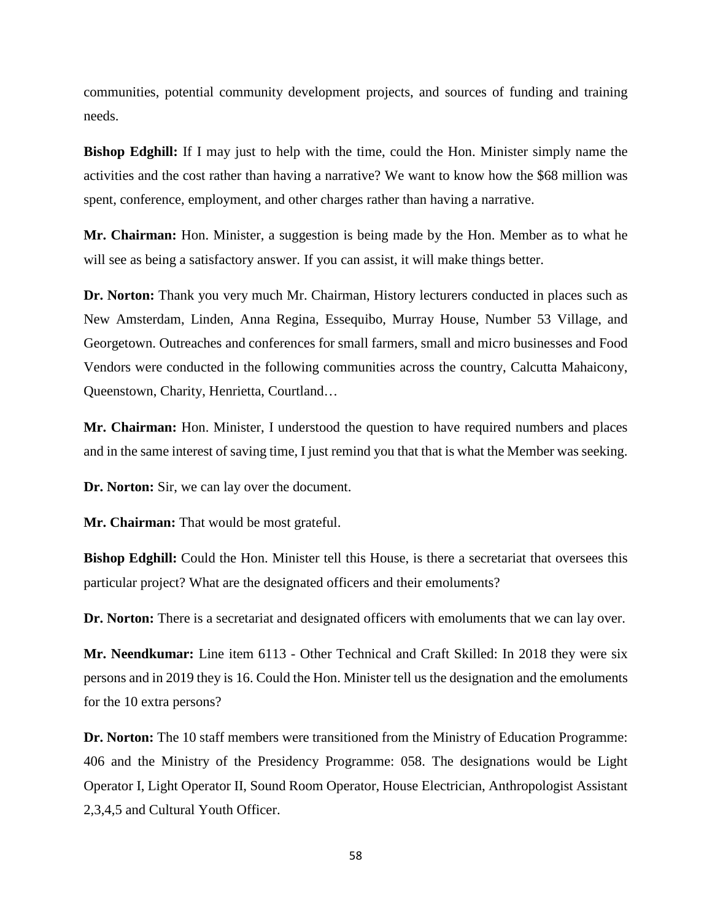communities, potential community development projects, and sources of funding and training needs.

**Bishop Edghill:** If I may just to help with the time, could the Hon. Minister simply name the activities and the cost rather than having a narrative? We want to know how the $68 million was spent, conference, employment, and other charges rather than having a narrative.

**Mr. Chairman:** Hon. Minister, a suggestion is being made by the Hon. Member as to what he will see as being a satisfactory answer. If you can assist, it will make things better.

**Dr. Norton:** Thank you very much Mr. Chairman, History lecturers conducted in places such as New Amsterdam, Linden, Anna Regina, Essequibo, Murray House, Number 53 Village, and Georgetown. Outreaches and conferences for small farmers, small and micro businesses and Food Vendors were conducted in the following communities across the country, Calcutta Mahaicony, Queenstown, Charity, Henrietta, Courtland…

**Mr. Chairman:** Hon. Minister, I understood the question to have required numbers and places and in the same interest of saving time, I just remind you that that is what the Member was seeking.

**Dr. Norton:** Sir, we can lay over the document.

**Mr. Chairman:** That would be most grateful.

**Bishop Edghill:** Could the Hon. Minister tell this House, is there a secretariat that oversees this particular project? What are the designated officers and their emoluments?

**Dr. Norton:** There is a secretariat and designated officers with emoluments that we can lay over.

**Mr. Neendkumar:** Line item 6113 - Other Technical and Craft Skilled: In 2018 they were six persons and in 2019 they is 16. Could the Hon. Minister tell us the designation and the emoluments for the 10 extra persons?

**Dr. Norton:** The 10 staff members were transitioned from the Ministry of Education Programme: 406 and the Ministry of the Presidency Programme: 058. The designations would be Light Operator I, Light Operator II, Sound Room Operator, House Electrician, Anthropologist Assistant 2,3,4,5 and Cultural Youth Officer.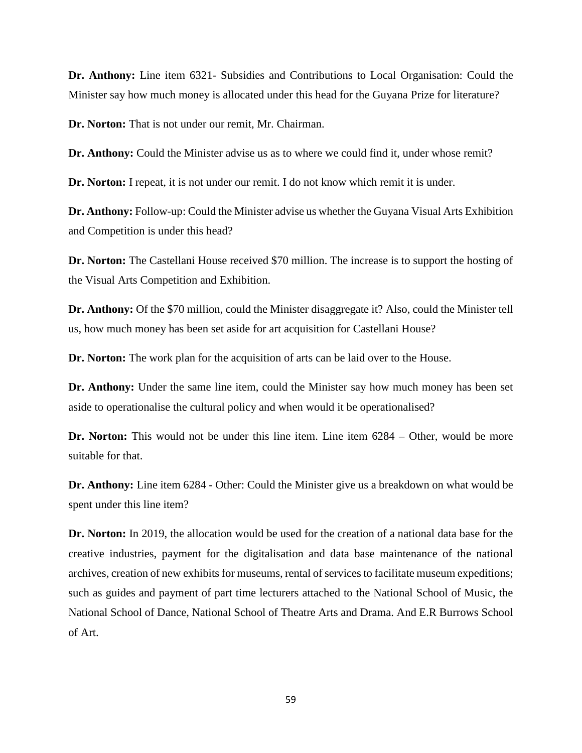**Dr. Anthony:** Line item 6321- Subsidies and Contributions to Local Organisation: Could the Minister say how much money is allocated under this head for the Guyana Prize for literature?

**Dr. Norton:** That is not under our remit, Mr. Chairman.

**Dr. Anthony:** Could the Minister advise us as to where we could find it, under whose remit?

**Dr. Norton:** I repeat, it is not under our remit. I do not know which remit it is under.

**Dr. Anthony:** Follow-up: Could the Minister advise us whether the Guyana Visual Arts Exhibition and Competition is under this head?

**Dr. Norton:** The Castellani House received $70 million. The increase is to support the hosting of the Visual Arts Competition and Exhibition.

**Dr. Anthony:** Of the $70 million, could the Minister disaggregate it? Also, could the Minister tell us, how much money has been set aside for art acquisition for Castellani House?

**Dr. Norton:** The work plan for the acquisition of arts can be laid over to the House.

**Dr. Anthony:** Under the same line item, could the Minister say how much money has been set aside to operationalise the cultural policy and when would it be operationalised?

**Dr. Norton:** This would not be under this line item. Line item 6284 – Other, would be more suitable for that.

**Dr. Anthony:** Line item 6284 - Other: Could the Minister give us a breakdown on what would be spent under this line item?

**Dr. Norton:** In 2019, the allocation would be used for the creation of a national data base for the creative industries, payment for the digitalisation and data base maintenance of the national archives, creation of new exhibits for museums, rental of services to facilitate museum expeditions; such as guides and payment of part time lecturers attached to the National School of Music, the National School of Dance, National School of Theatre Arts and Drama. And E.R Burrows School of Art.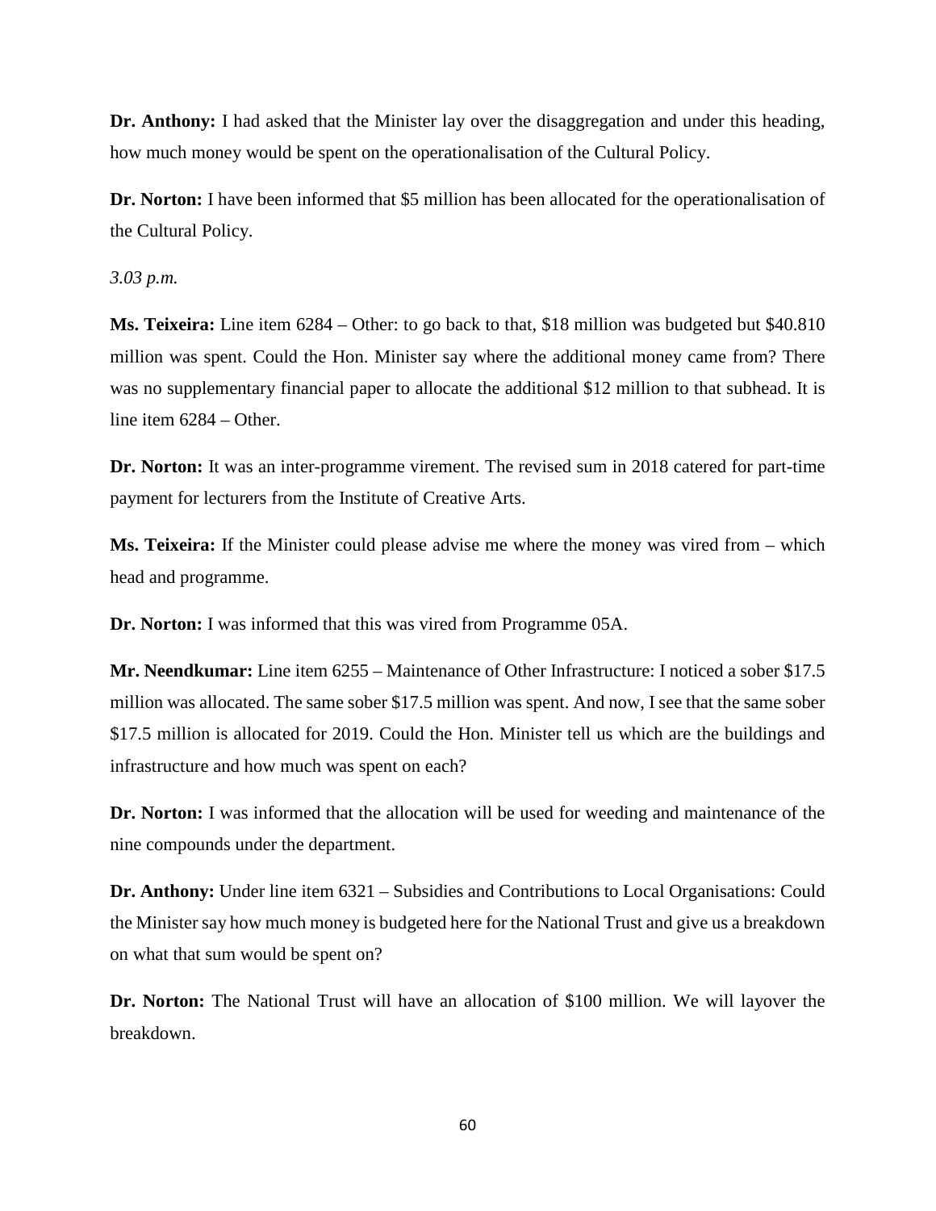**Dr. Anthony:** I had asked that the Minister lay over the disaggregation and under this heading, how much money would be spent on the operationalisation of the Cultural Policy.

**Dr. Norton:** I have been informed that $5 million has been allocated for the operationalisation of the Cultural Policy.

*3.03 p.m.*

**Ms. Teixeira:** Line item 6284 – Other: to go back to that, $18 million was budgeted but $40.810 million was spent. Could the Hon. Minister say where the additional money came from? There was no supplementary financial paper to allocate the additional $12 million to that subhead. It is line item 6284 – Other.

**Dr. Norton:** It was an inter-programme virement. The revised sum in 2018 catered for part-time payment for lecturers from the Institute of Creative Arts.

**Ms. Teixeira:** If the Minister could please advise me where the money was vired from – which head and programme.

**Dr. Norton:** I was informed that this was vired from Programme 05A.

**Mr. Neendkumar:** Line item 6255 – Maintenance of Other Infrastructure: I noticed a sober $17.5 million was allocated. The same sober $17.5 million was spent. And now, I see that the same sober $17.5 million is allocated for 2019. Could the Hon. Minister tell us which are the buildings and infrastructure and how much was spent on each?

**Dr. Norton:** I was informed that the allocation will be used for weeding and maintenance of the nine compounds under the department.

**Dr. Anthony:** Under line item 6321 – Subsidies and Contributions to Local Organisations: Could the Minister say how much money is budgeted here for the National Trust and give us a breakdown on what that sum would be spent on?

**Dr. Norton:** The National Trust will have an allocation of $100 million. We will layover the breakdown.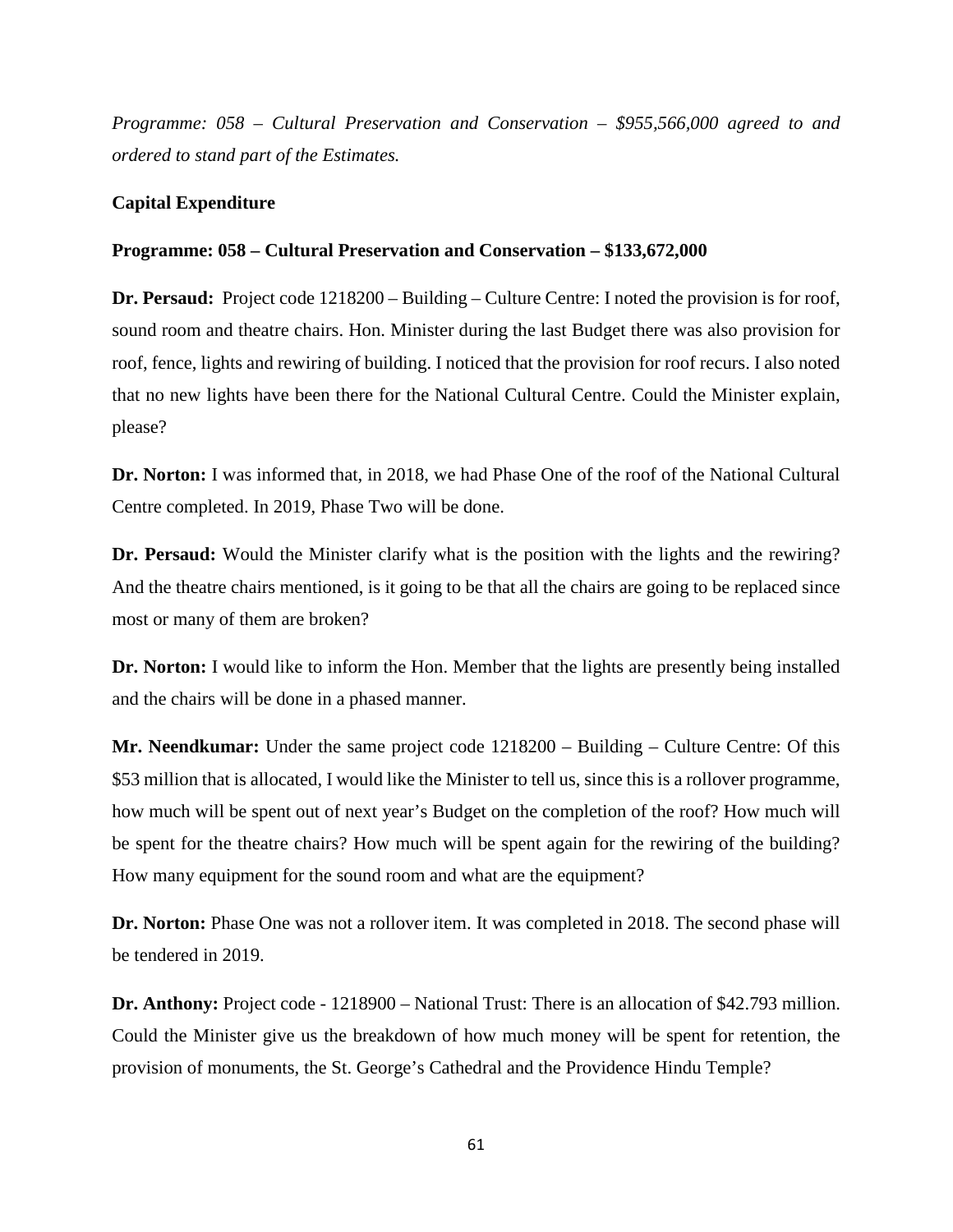*Programme: 058 – Cultural Preservation and Conservation – $955,566,000 agreed to and ordered to stand part of the Estimates.*

**Capital Expenditure**

**Programme: 058 – Cultural Preservation and Conservation – $133,672,000**

**Dr. Persaud:** Project code 1218200 – Building – Culture Centre: I noted the provision is for roof, sound room and theatre chairs. Hon. Minister during the last Budget there was also provision for roof, fence, lights and rewiring of building. I noticed that the provision for roof recurs. I also noted that no new lights have been there for the National Cultural Centre. Could the Minister explain, please?

**Dr. Norton:** I was informed that, in 2018, we had Phase One of the roof of the National Cultural Centre completed. In 2019, Phase Two will be done.

**Dr. Persaud:** Would the Minister clarify what is the position with the lights and the rewiring? And the theatre chairs mentioned, is it going to be that all the chairs are going to be replaced since most or many of them are broken?

**Dr. Norton:** I would like to inform the Hon. Member that the lights are presently being installed and the chairs will be done in a phased manner.

**Mr. Neendkumar:** Under the same project code 1218200 – Building – Culture Centre: Of this $53 million that is allocated, I would like the Minister to tell us, since this is a rollover programme, how much will be spent out of next year's Budget on the completion of the roof? How much will be spent for the theatre chairs? How much will be spent again for the rewiring of the building? How many equipment for the sound room and what are the equipment?

**Dr. Norton:** Phase One was not a rollover item. It was completed in 2018. The second phase will be tendered in 2019.

**Dr. Anthony:** Project code - 1218900 – National Trust: There is an allocation of $42.793 million. Could the Minister give us the breakdown of how much money will be spent for retention, the provision of monuments, the St. George's Cathedral and the Providence Hindu Temple?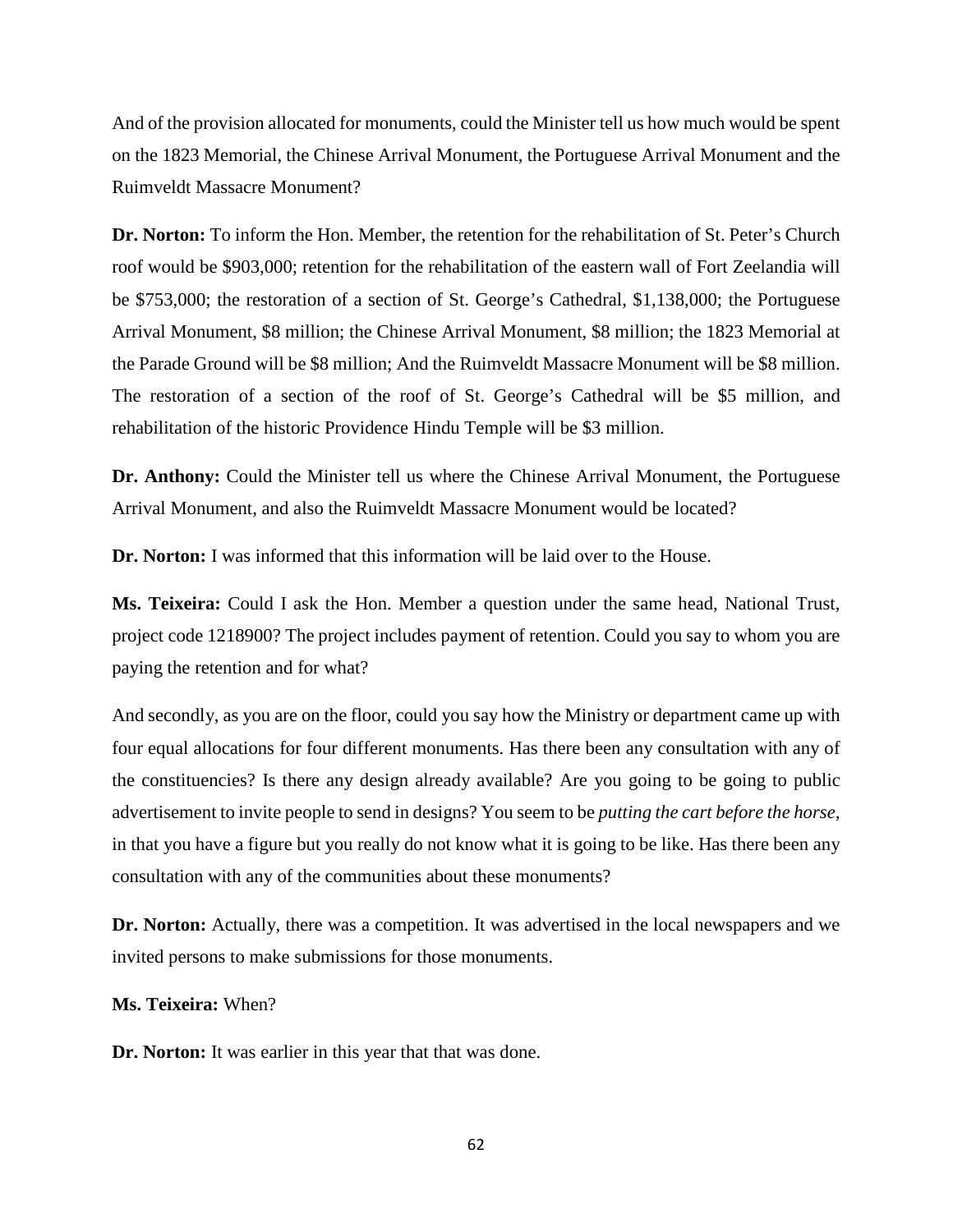And of the provision allocated for monuments, could the Minister tell us how much would be spent on the 1823 Memorial, the Chinese Arrival Monument, the Portuguese Arrival Monument and the Ruimveldt Massacre Monument?

**Dr. Norton:** To inform the Hon. Member, the retention for the rehabilitation of St. Peter's Church roof would be $903,000; retention for the rehabilitation of the eastern wall of Fort Zeelandia will be $753,000; the restoration of a section of St. George's Cathedral, $1,138,000; the Portuguese Arrival Monument, $8 million; the Chinese Arrival Monument, $8 million; the 1823 Memorial at the Parade Ground will be $8 million; And the Ruimveldt Massacre Monument will be $8 million. The restoration of a section of the roof of St. George's Cathedral will be $5 million, and rehabilitation of the historic Providence Hindu Temple will be $3 million.

**Dr. Anthony:** Could the Minister tell us where the Chinese Arrival Monument, the Portuguese Arrival Monument, and also the Ruimveldt Massacre Monument would be located?

**Dr. Norton:** I was informed that this information will be laid over to the House.

**Ms. Teixeira:** Could I ask the Hon. Member a question under the same head, National Trust, project code 1218900? The project includes payment of retention. Could you say to whom you are paying the retention and for what?

And secondly, as you are on the floor, could you say how the Ministry or department came up with four equal allocations for four different monuments. Has there been any consultation with any of the constituencies? Is there any design already available? Are you going to be going to public advertisement to invite people to send in designs? You seem to be *putting the cart before the horse*, in that you have a figure but you really do not know what it is going to be like. Has there been any consultation with any of the communities about these monuments?

**Dr. Norton:** Actually, there was a competition. It was advertised in the local newspapers and we invited persons to make submissions for those monuments.

**Ms. Teixeira:** When?

**Dr. Norton:** It was earlier in this year that that was done.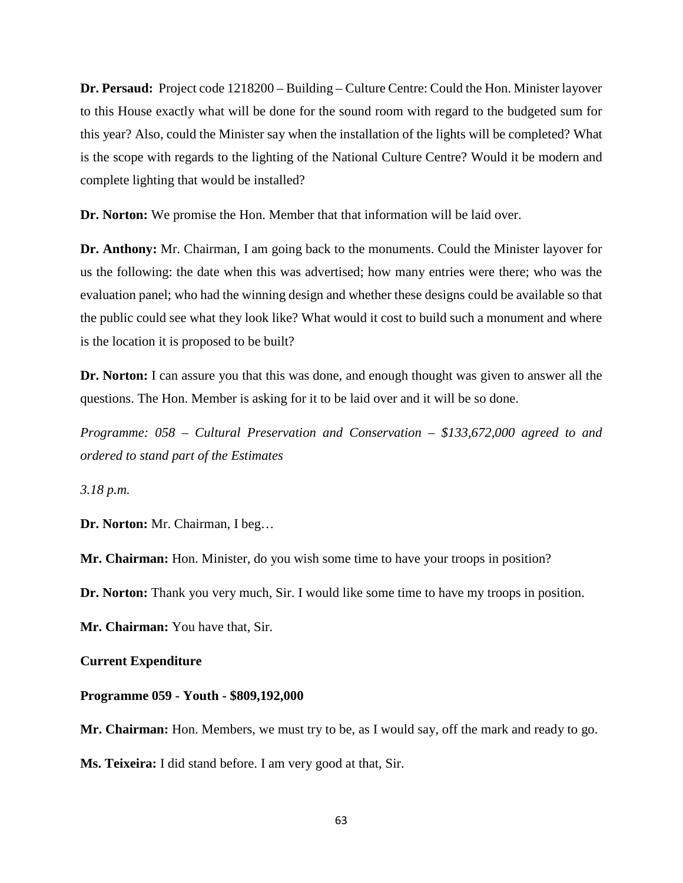**Dr. Persaud:** Project code 1218200 – Building – Culture Centre: Could the Hon. Minister layover to this House exactly what will be done for the sound room with regard to the budgeted sum for this year? Also, could the Minister say when the installation of the lights will be completed? What is the scope with regards to the lighting of the National Culture Centre? Would it be modern and complete lighting that would be installed?

**Dr. Norton:** We promise the Hon. Member that that information will be laid over.

**Dr. Anthony:** Mr. Chairman, I am going back to the monuments. Could the Minister layover for us the following: the date when this was advertised; how many entries were there; who was the evaluation panel; who had the winning design and whether these designs could be available so that the public could see what they look like? What would it cost to build such a monument and where is the location it is proposed to be built?

**Dr. Norton:** I can assure you that this was done, and enough thought was given to answer all the questions. The Hon. Member is asking for it to be laid over and it will be so done.

*Programme: 058 – Cultural Preservation and Conservation – $133,672,000 agreed to and ordered to stand part of the Estimates*

*3.18 p.m.*

**Dr. Norton:** Mr. Chairman, I beg…

**Mr. Chairman:** Hon. Minister, do you wish some time to have your troops in position?

**Dr. Norton:** Thank you very much, Sir. I would like some time to have my troops in position.

**Mr. Chairman:** You have that, Sir.

**Current Expenditure**

**Programme 059 - Youth - $809,192,000**

**Mr. Chairman:** Hon. Members, we must try to be, as I would say, off the mark and ready to go.

**Ms. Teixeira:** I did stand before. I am very good at that, Sir.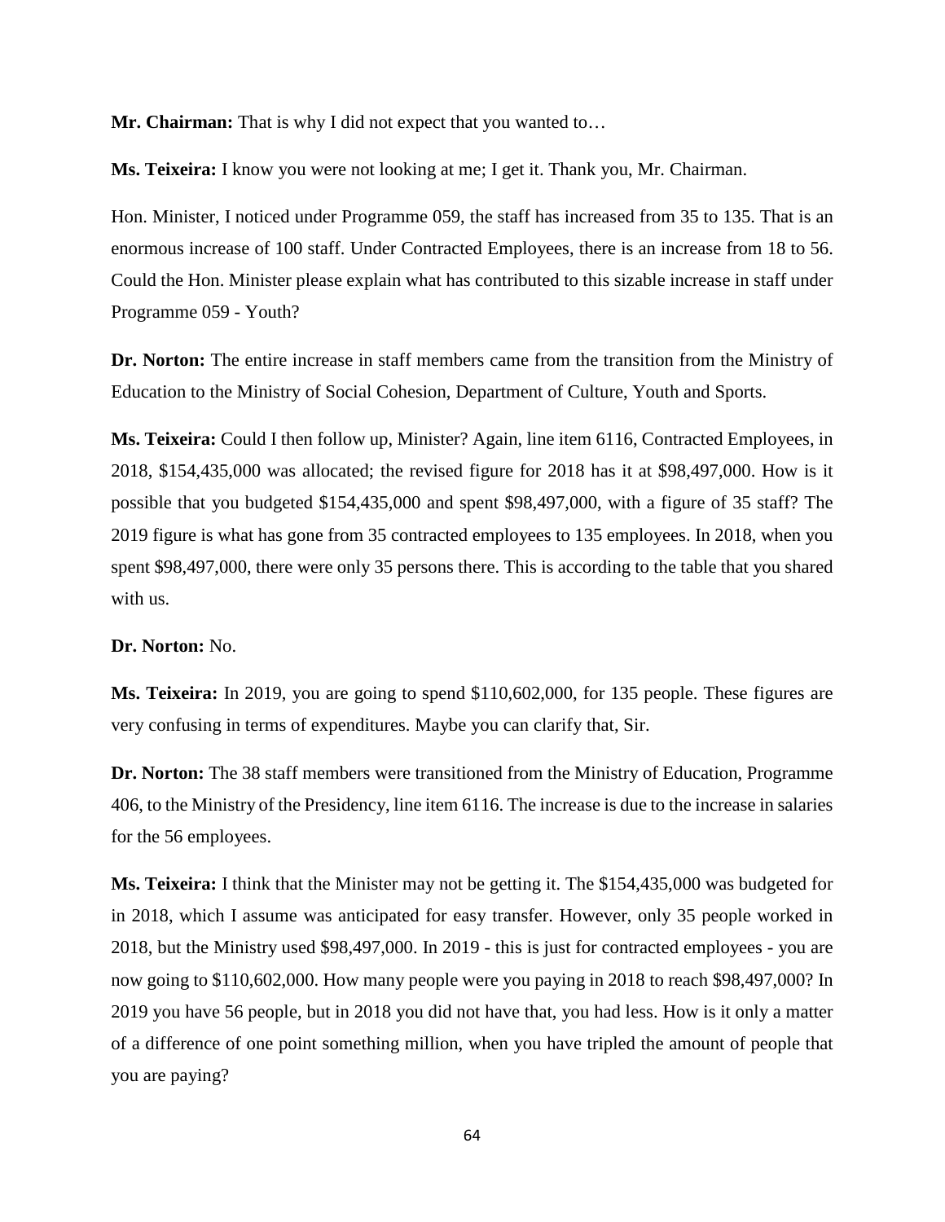**Mr. Chairman:** That is why I did not expect that you wanted to…

**Ms. Teixeira:** I know you were not looking at me; I get it. Thank you, Mr. Chairman.

Hon. Minister, I noticed under Programme 059, the staff has increased from 35 to 135. That is an enormous increase of 100 staff. Under Contracted Employees, there is an increase from 18 to 56. Could the Hon. Minister please explain what has contributed to this sizable increase in staff under Programme 059 - Youth?

**Dr. Norton:** The entire increase in staff members came from the transition from the Ministry of Education to the Ministry of Social Cohesion, Department of Culture, Youth and Sports.

**Ms. Teixeira:** Could I then follow up, Minister? Again, line item 6116, Contracted Employees, in 2018, $154,435,000 was allocated; the revised figure for 2018 has it at $98,497,000. How is it possible that you budgeted $154,435,000 and spent $98,497,000, with a figure of 35 staff? The 2019 figure is what has gone from 35 contracted employees to 135 employees. In 2018, when you spent $98,497,000, there were only 35 persons there. This is according to the table that you shared with us.

**Dr. Norton:** No.

**Ms. Teixeira:** In 2019, you are going to spend $110,602,000, for 135 people. These figures are very confusing in terms of expenditures. Maybe you can clarify that, Sir.

**Dr. Norton:** The 38 staff members were transitioned from the Ministry of Education, Programme 406, to the Ministry of the Presidency, line item 6116. The increase is due to the increase in salaries for the 56 employees.

**Ms. Teixeira:** I think that the Minister may not be getting it. The $154,435,000 was budgeted for in 2018, which I assume was anticipated for easy transfer. However, only 35 people worked in 2018, but the Ministry used $98,497,000. In 2019 - this is just for contracted employees - you are now going to $110,602,000. How many people were you paying in 2018 to reach $98,497,000? In 2019 you have 56 people, but in 2018 you did not have that, you had less. How is it only a matter of a difference of one point something million, when you have tripled the amount of people that you are paying?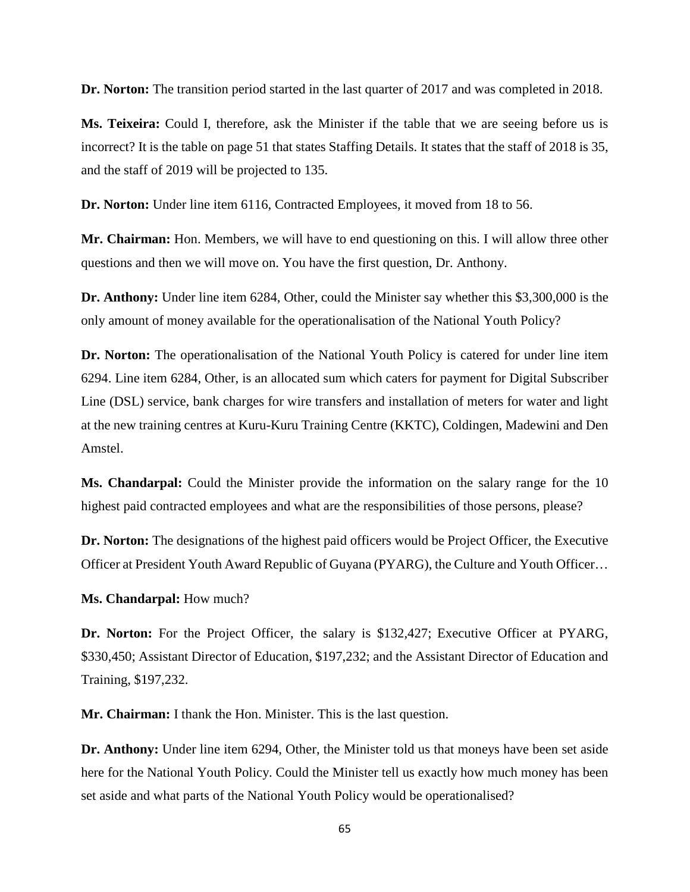**Dr. Norton:** The transition period started in the last quarter of 2017 and was completed in 2018.

**Ms. Teixeira:** Could I, therefore, ask the Minister if the table that we are seeing before us is incorrect? It is the table on page 51 that states Staffing Details. It states that the staff of 2018 is 35, and the staff of 2019 will be projected to 135.

**Dr. Norton:** Under line item 6116, Contracted Employees, it moved from 18 to 56.

**Mr. Chairman:** Hon. Members, we will have to end questioning on this. I will allow three other questions and then we will move on. You have the first question, Dr. Anthony.

**Dr. Anthony:** Under line item 6284, Other, could the Minister say whether this $3,300,000 is the only amount of money available for the operationalisation of the National Youth Policy?

**Dr. Norton:** The operationalisation of the National Youth Policy is catered for under line item 6294. Line item 6284, Other, is an allocated sum which caters for payment for Digital Subscriber Line (DSL) service, bank charges for wire transfers and installation of meters for water and light at the new training centres at Kuru-Kuru Training Centre (KKTC), Coldingen, Madewini and Den Amstel.

**Ms. Chandarpal:** Could the Minister provide the information on the salary range for the 10 highest paid contracted employees and what are the responsibilities of those persons, please?

**Dr. Norton:** The designations of the highest paid officers would be Project Officer, the Executive Officer at President Youth Award Republic of Guyana (PYARG), the Culture and Youth Officer…

**Ms. Chandarpal:** How much?

**Dr. Norton:** For the Project Officer, the salary is $132,427; Executive Officer at PYARG, $330,450; Assistant Director of Education, $197,232; and the Assistant Director of Education and Training, $197,232.

**Mr. Chairman:** I thank the Hon. Minister. This is the last question.

**Dr. Anthony:** Under line item 6294, Other, the Minister told us that moneys have been set aside here for the National Youth Policy. Could the Minister tell us exactly how much money has been set aside and what parts of the National Youth Policy would be operationalised?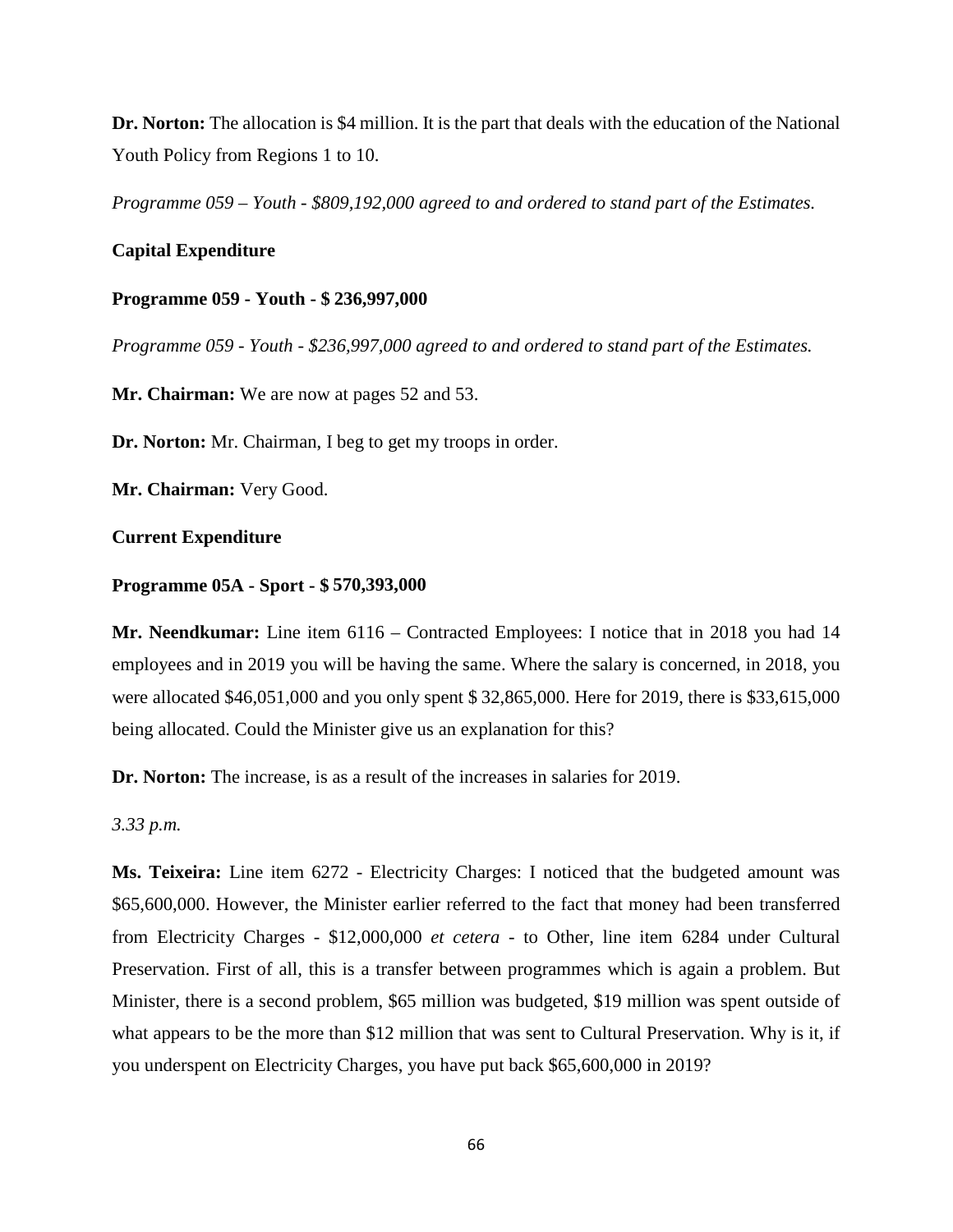**Dr. Norton:** The allocation is $4 million. It is the part that deals with the education of the National Youth Policy from Regions 1 to 10.

*Programme 059 – Youth - $809,192,000 agreed to and ordered to stand part of the Estimates.*

**Capital Expenditure**

**Programme 059 - Youth - $ 236,997,000**

*Programme 059 - Youth - $236,997,000 agreed to and ordered to stand part of the Estimates.*

**Mr. Chairman:** We are now at pages 52 and 53.

**Dr. Norton:** Mr. Chairman, I beg to get my troops in order.

**Mr. Chairman:** Very Good.

**Current Expenditure**

**Programme 05A - Sport - $ 570,393,000**

**Mr. Neendkumar:** Line item 6116 – Contracted Employees: I notice that in 2018 you had 14 employees and in 2019 you will be having the same. Where the salary is concerned, in 2018, you were allocated $46,051,000 and you only spent $ 32,865,000. Here for 2019, there is $33,615,000 being allocated. Could the Minister give us an explanation for this?

**Dr. Norton:** The increase, is as a result of the increases in salaries for 2019.

*3.33 p.m.*

**Ms. Teixeira:** Line item 6272 - Electricity Charges: I noticed that the budgeted amount was $65,600,000. However, the Minister earlier referred to the fact that money had been transferred from Electricity Charges - $12,000,000 *et cetera* - to Other, line item 6284 under Cultural Preservation. First of all, this is a transfer between programmes which is again a problem. But Minister, there is a second problem, $65 million was budgeted, $19 million was spent outside of what appears to be the more than $12 million that was sent to Cultural Preservation. Why is it, if you underspent on Electricity Charges, you have put back $65,600,000 in 2019?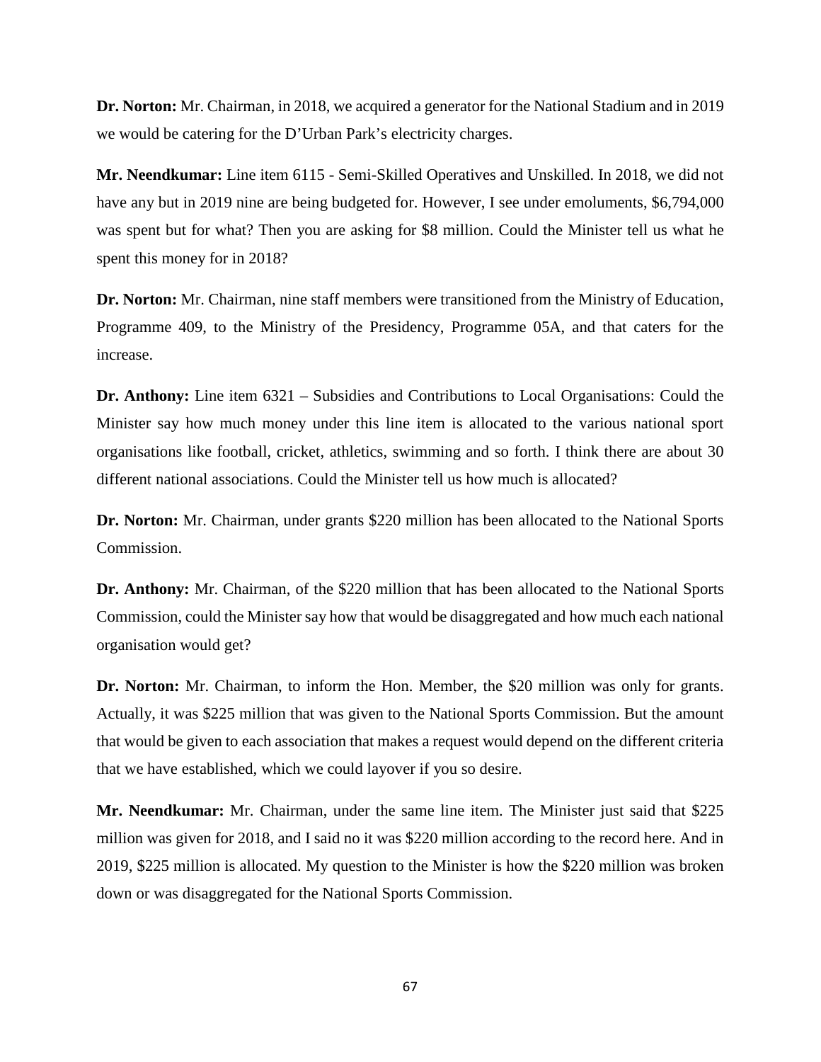**Dr. Norton:** Mr. Chairman, in 2018, we acquired a generator for the National Stadium and in 2019 we would be catering for the D'Urban Park's electricity charges.

**Mr. Neendkumar:** Line item 6115 - Semi-Skilled Operatives and Unskilled. In 2018, we did not have any but in 2019 nine are being budgeted for. However, I see under emoluments, $6,794,000 was spent but for what? Then you are asking for $8 million. Could the Minister tell us what he spent this money for in 2018?

**Dr. Norton:** Mr. Chairman, nine staff members were transitioned from the Ministry of Education, Programme 409, to the Ministry of the Presidency, Programme 05A, and that caters for the increase.

**Dr. Anthony:** Line item 6321 – Subsidies and Contributions to Local Organisations: Could the Minister say how much money under this line item is allocated to the various national sport organisations like football, cricket, athletics, swimming and so forth. I think there are about 30 different national associations. Could the Minister tell us how much is allocated?

**Dr. Norton:** Mr. Chairman, under grants $220 million has been allocated to the National Sports Commission.

**Dr. Anthony:** Mr. Chairman, of the $220 million that has been allocated to the National Sports Commission, could the Minister say how that would be disaggregated and how much each national organisation would get?

**Dr. Norton:** Mr. Chairman, to inform the Hon. Member, the $20 million was only for grants. Actually, it was $225 million that was given to the National Sports Commission. But the amount that would be given to each association that makes a request would depend on the different criteria that we have established, which we could layover if you so desire.

**Mr. Neendkumar:** Mr. Chairman, under the same line item. The Minister just said that $225 million was given for 2018, and I said no it was $220 million according to the record here. And in 2019, $225 million is allocated. My question to the Minister is how the $220 million was broken down or was disaggregated for the National Sports Commission.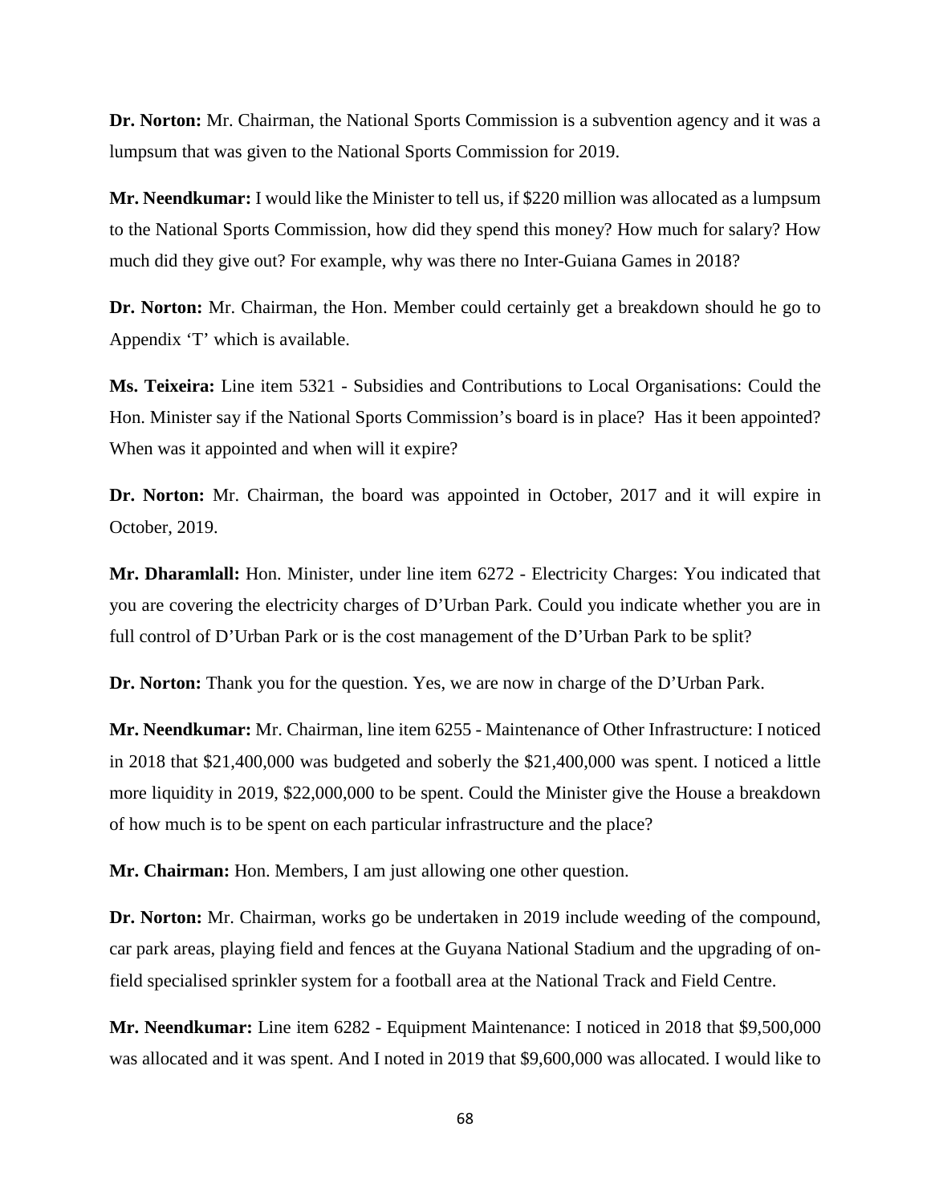**Dr. Norton:** Mr. Chairman, the National Sports Commission is a subvention agency and it was a lumpsum that was given to the National Sports Commission for 2019.

**Mr. Neendkumar:** I would like the Minister to tell us, if $220 million was allocated as a lumpsum to the National Sports Commission, how did they spend this money? How much for salary? How much did they give out? For example, why was there no Inter-Guiana Games in 2018?

**Dr. Norton:** Mr. Chairman, the Hon. Member could certainly get a breakdown should he go to Appendix 'T' which is available.

**Ms. Teixeira:** Line item 5321 - Subsidies and Contributions to Local Organisations: Could the Hon. Minister say if the National Sports Commission's board is in place? Has it been appointed? When was it appointed and when will it expire?

**Dr. Norton:** Mr. Chairman, the board was appointed in October, 2017 and it will expire in October, 2019.

**Mr. Dharamlall:** Hon. Minister, under line item 6272 - Electricity Charges: You indicated that you are covering the electricity charges of D'Urban Park. Could you indicate whether you are in full control of D'Urban Park or is the cost management of the D'Urban Park to be split?

**Dr. Norton:** Thank you for the question. Yes, we are now in charge of the D'Urban Park.

**Mr. Neendkumar:** Mr. Chairman, line item 6255 - Maintenance of Other Infrastructure: I noticed in 2018 that $21,400,000 was budgeted and soberly the $21,400,000 was spent. I noticed a little more liquidity in 2019, $22,000,000 to be spent. Could the Minister give the House a breakdown of how much is to be spent on each particular infrastructure and the place?

**Mr. Chairman:** Hon. Members, I am just allowing one other question.

**Dr. Norton:** Mr. Chairman, works go be undertaken in 2019 include weeding of the compound, car park areas, playing field and fences at the Guyana National Stadium and the upgrading of on-field specialised sprinkler system for a football area at the National Track and Field Centre.

**Mr. Neendkumar:** Line item 6282 - Equipment Maintenance: I noticed in 2018 that $9,500,000 was allocated and it was spent. And I noted in 2019 that $9,600,000 was allocated. I would like to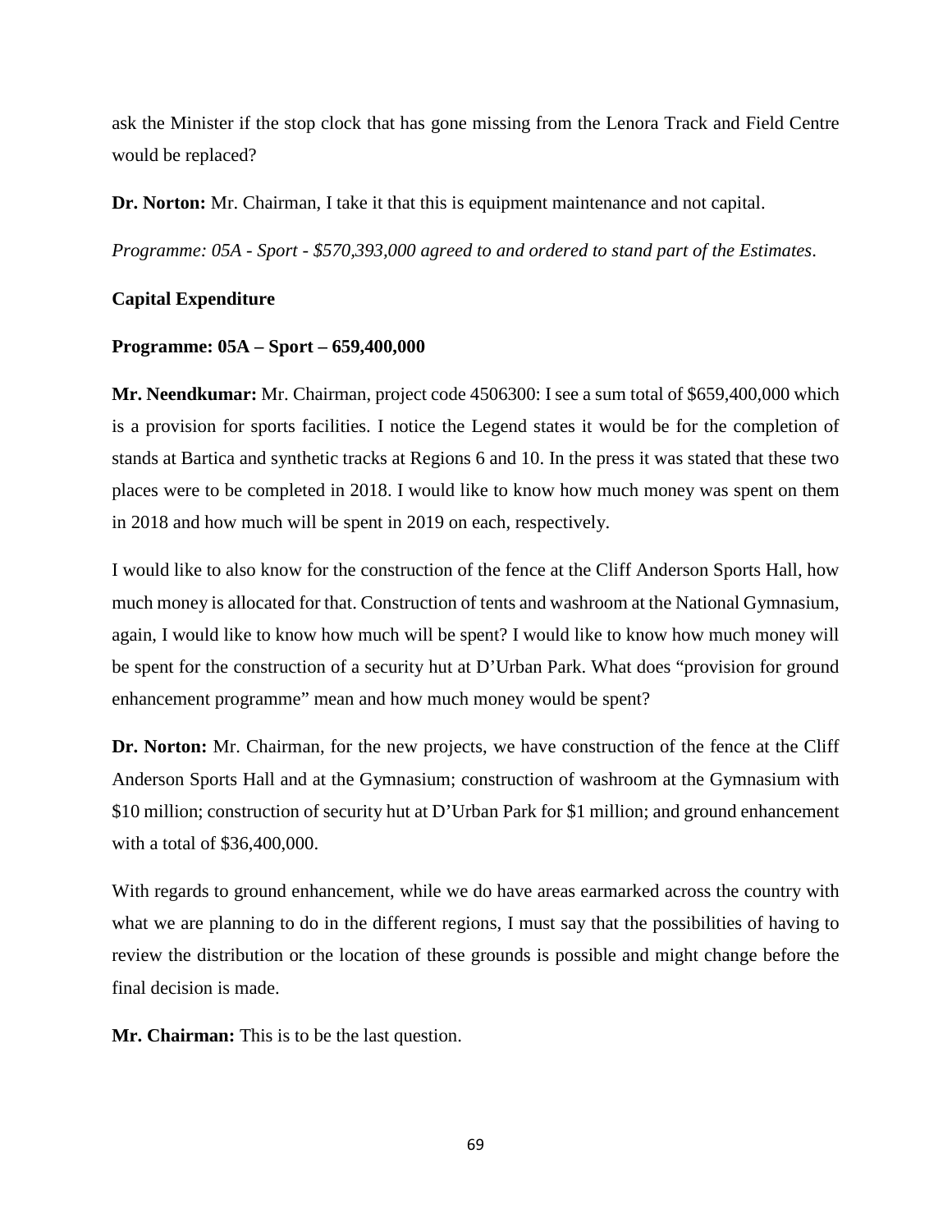ask the Minister if the stop clock that has gone missing from the Lenora Track and Field Centre would be replaced?

**Dr. Norton:** Mr. Chairman, I take it that this is equipment maintenance and not capital.

*Programme: 05A - Sport - $570,393,000 agreed to and ordered to stand part of the Estimates*.

**Capital Expenditure**

**Programme: 05A – Sport – 659,400,000**

**Mr. Neendkumar:** Mr. Chairman, project code 4506300: I see a sum total of $659,400,000 which is a provision for sports facilities. I notice the Legend states it would be for the completion of stands at Bartica and synthetic tracks at Regions 6 and 10. In the press it was stated that these two places were to be completed in 2018. I would like to know how much money was spent on them in 2018 and how much will be spent in 2019 on each, respectively.

I would like to also know for the construction of the fence at the Cliff Anderson Sports Hall, how much money is allocated for that. Construction of tents and washroom at the National Gymnasium, again, I would like to know how much will be spent? I would like to know how much money will be spent for the construction of a security hut at D'Urban Park. What does "provision for ground enhancement programme" mean and how much money would be spent?

**Dr. Norton:** Mr. Chairman, for the new projects, we have construction of the fence at the Cliff Anderson Sports Hall and at the Gymnasium; construction of washroom at the Gymnasium with $10 million; construction of security hut at D'Urban Park for $1 million; and ground enhancement with a total of $36,400,000.

With regards to ground enhancement, while we do have areas earmarked across the country with what we are planning to do in the different regions, I must say that the possibilities of having to review the distribution or the location of these grounds is possible and might change before the final decision is made.

**Mr. Chairman:** This is to be the last question.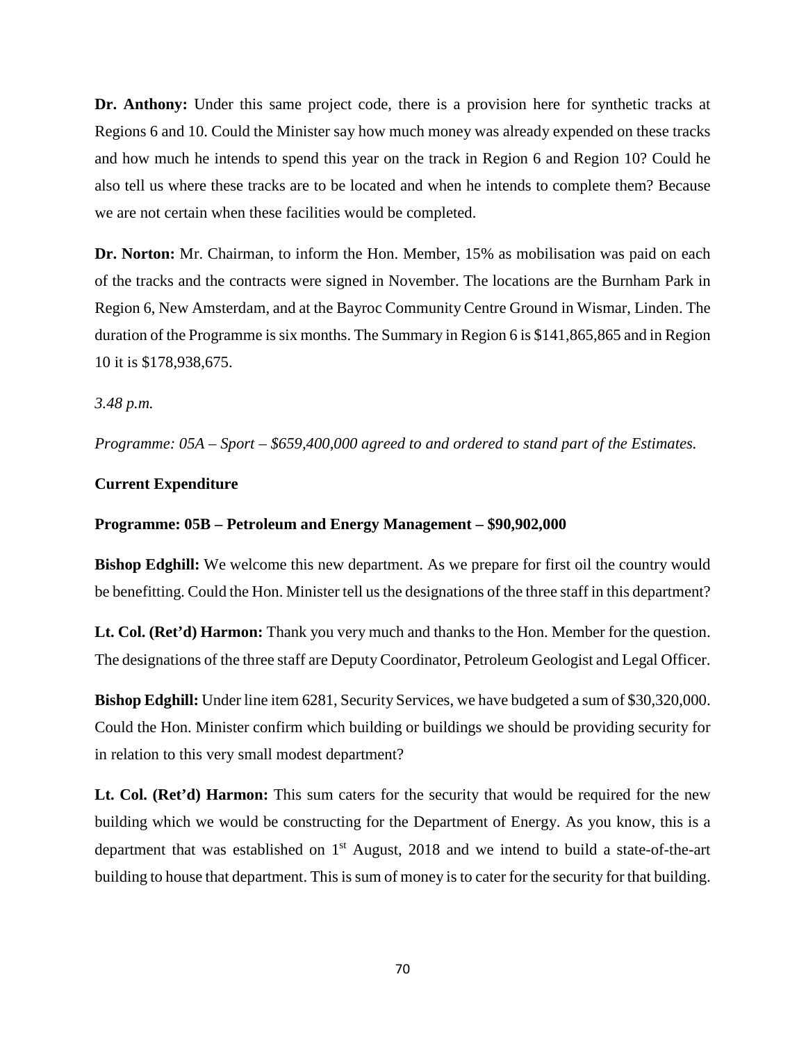**Dr. Anthony:** Under this same project code, there is a provision here for synthetic tracks at Regions 6 and 10. Could the Minister say how much money was already expended on these tracks and how much he intends to spend this year on the track in Region 6 and Region 10? Could he also tell us where these tracks are to be located and when he intends to complete them? Because we are not certain when these facilities would be completed.

**Dr. Norton:** Mr. Chairman, to inform the Hon. Member, 15% as mobilisation was paid on each of the tracks and the contracts were signed in November. The locations are the Burnham Park in Region 6, New Amsterdam, and at the Bayroc Community Centre Ground in Wismar, Linden. The duration of the Programme is six months. The Summary in Region 6 is $141,865,865 and in Region 10 it is $178,938,675.

*3.48 p.m.*

*Programme: 05A – Sport – $659,400,000 agreed to and ordered to stand part of the Estimates.*

**Current Expenditure**

**Programme: 05B – Petroleum and Energy Management – $90,902,000**

**Bishop Edghill:** We welcome this new department. As we prepare for first oil the country would be benefitting. Could the Hon. Minister tell us the designations of the three staff in this department?

**Lt. Col. (Ret'd) Harmon:** Thank you very much and thanks to the Hon. Member for the question. The designations of the three staff are Deputy Coordinator, Petroleum Geologist and Legal Officer.

**Bishop Edghill:** Under line item 6281, Security Services, we have budgeted a sum of $30,320,000. Could the Hon. Minister confirm which building or buildings we should be providing security for in relation to this very small modest department?

**Lt. Col. (Ret'd) Harmon:** This sum caters for the security that would be required for the new building which we would be constructing for the Department of Energy. As you know, this is a department that was established on 1st August, 2018 and we intend to build a state-of-the-art building to house that department. This is sum of money is to cater for the security for that building.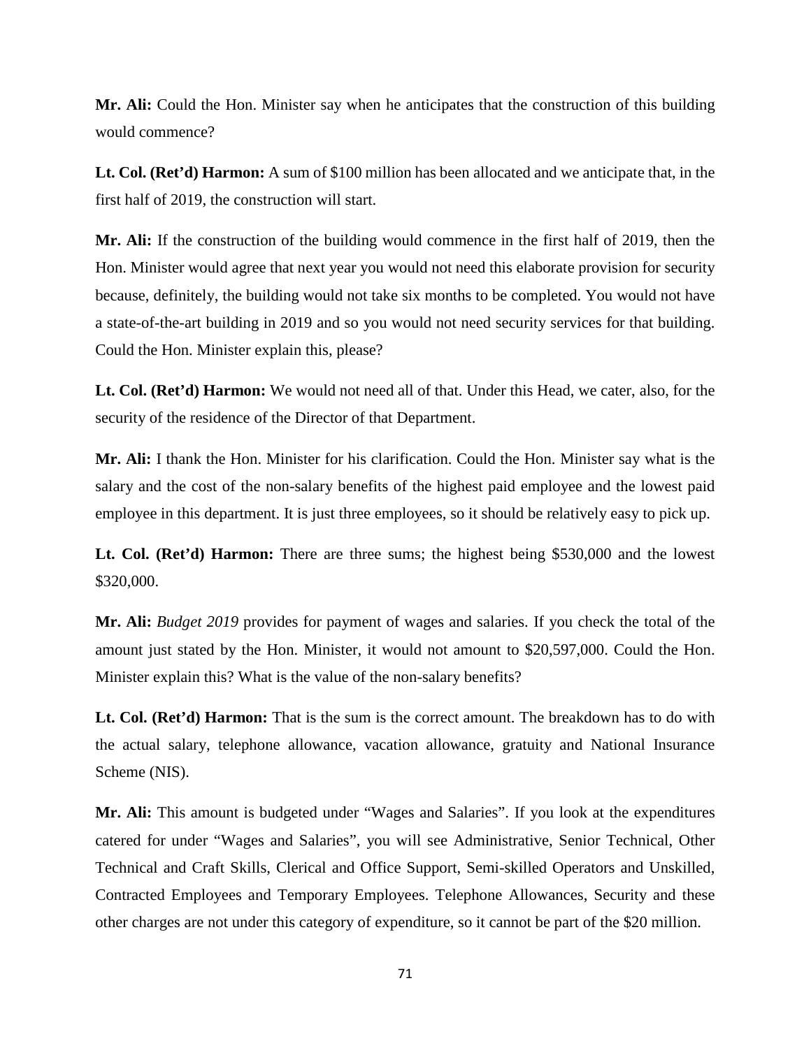**Mr. Ali:** Could the Hon. Minister say when he anticipates that the construction of this building would commence?

**Lt. Col. (Ret'd) Harmon:** A sum of $100 million has been allocated and we anticipate that, in the first half of 2019, the construction will start.

**Mr. Ali:** If the construction of the building would commence in the first half of 2019, then the Hon. Minister would agree that next year you would not need this elaborate provision for security because, definitely, the building would not take six months to be completed. You would not have a state-of-the-art building in 2019 and so you would not need security services for that building. Could the Hon. Minister explain this, please?

**Lt. Col. (Ret'd) Harmon:** We would not need all of that. Under this Head, we cater, also, for the security of the residence of the Director of that Department.

**Mr. Ali:** I thank the Hon. Minister for his clarification. Could the Hon. Minister say what is the salary and the cost of the non-salary benefits of the highest paid employee and the lowest paid employee in this department. It is just three employees, so it should be relatively easy to pick up.

**Lt. Col. (Ret'd) Harmon:** There are three sums; the highest being $530,000 and the lowest $320,000.

**Mr. Ali:** *Budget 2019* provides for payment of wages and salaries. If you check the total of the amount just stated by the Hon. Minister, it would not amount to $20,597,000. Could the Hon. Minister explain this? What is the value of the non-salary benefits?

**Lt. Col. (Ret'd) Harmon:** That is the sum is the correct amount. The breakdown has to do with the actual salary, telephone allowance, vacation allowance, gratuity and National Insurance Scheme (NIS).

**Mr. Ali:** This amount is budgeted under "Wages and Salaries". If you look at the expenditures catered for under "Wages and Salaries", you will see Administrative, Senior Technical, Other Technical and Craft Skills, Clerical and Office Support, Semi-skilled Operators and Unskilled, Contracted Employees and Temporary Employees. Telephone Allowances, Security and these other charges are not under this category of expenditure, so it cannot be part of the $20 million.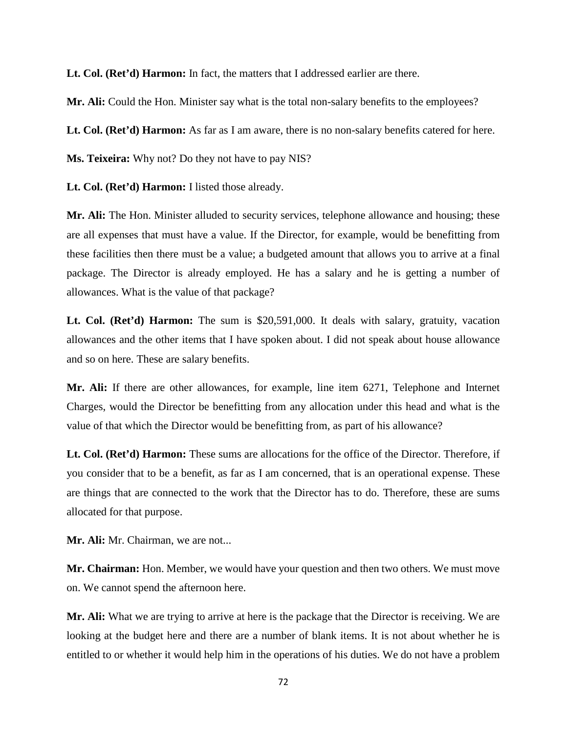**Lt. Col. (Ret'd) Harmon:** In fact, the matters that I addressed earlier are there.

**Mr. Ali:** Could the Hon. Minister say what is the total non-salary benefits to the employees?

**Lt. Col. (Ret'd) Harmon:** As far as I am aware, there is no non-salary benefits catered for here.

**Ms. Teixeira:** Why not? Do they not have to pay NIS?

**Lt. Col. (Ret'd) Harmon:** I listed those already.

**Mr. Ali:** The Hon. Minister alluded to security services, telephone allowance and housing; these are all expenses that must have a value. If the Director, for example, would be benefitting from these facilities then there must be a value; a budgeted amount that allows you to arrive at a final package. The Director is already employed. He has a salary and he is getting a number of allowances. What is the value of that package?

**Lt. Col. (Ret'd) Harmon:** The sum is $20,591,000. It deals with salary, gratuity, vacation allowances and the other items that I have spoken about. I did not speak about house allowance and so on here. These are salary benefits.

**Mr. Ali:** If there are other allowances, for example, line item 6271, Telephone and Internet Charges, would the Director be benefitting from any allocation under this head and what is the value of that which the Director would be benefitting from, as part of his allowance?

**Lt. Col. (Ret'd) Harmon:** These sums are allocations for the office of the Director. Therefore, if you consider that to be a benefit, as far as I am concerned, that is an operational expense. These are things that are connected to the work that the Director has to do. Therefore, these are sums allocated for that purpose.

**Mr. Ali:** Mr. Chairman, we are not...

**Mr. Chairman:** Hon. Member, we would have your question and then two others. We must move on. We cannot spend the afternoon here.

**Mr. Ali:** What we are trying to arrive at here is the package that the Director is receiving. We are looking at the budget here and there are a number of blank items. It is not about whether he is entitled to or whether it would help him in the operations of his duties. We do not have a problem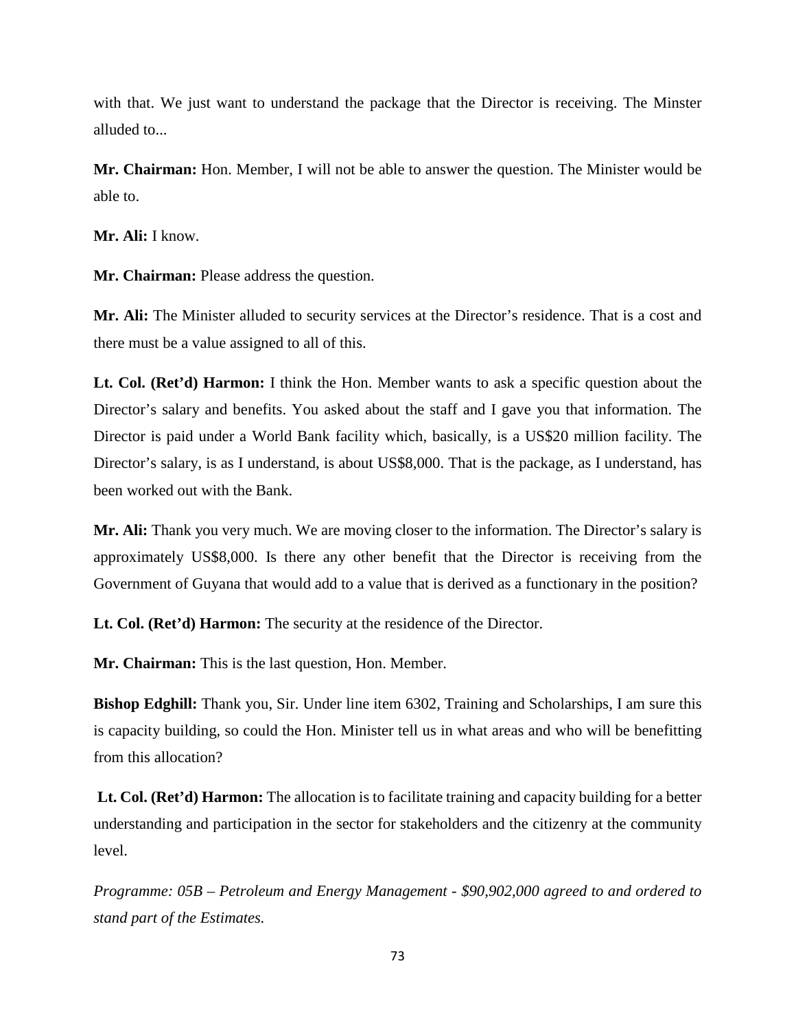with that. We just want to understand the package that the Director is receiving. The Minster alluded to...

**Mr. Chairman:** Hon. Member, I will not be able to answer the question. The Minister would be able to.

**Mr. Ali:** I know.

**Mr. Chairman:** Please address the question.

**Mr. Ali:** The Minister alluded to security services at the Director's residence. That is a cost and there must be a value assigned to all of this.

**Lt. Col. (Ret'd) Harmon:** I think the Hon. Member wants to ask a specific question about the Director's salary and benefits. You asked about the staff and I gave you that information. The Director is paid under a World Bank facility which, basically, is a US$20 million facility. The Director's salary, is as I understand, is about US$8,000. That is the package, as I understand, has been worked out with the Bank.

**Mr. Ali:** Thank you very much. We are moving closer to the information. The Director's salary is approximately US$8,000. Is there any other benefit that the Director is receiving from the Government of Guyana that would add to a value that is derived as a functionary in the position?

**Lt. Col. (Ret'd) Harmon:** The security at the residence of the Director.

**Mr. Chairman:** This is the last question, Hon. Member.

**Bishop Edghill:** Thank you, Sir. Under line item 6302, Training and Scholarships, I am sure this is capacity building, so could the Hon. Minister tell us in what areas and who will be benefitting from this allocation?

**Lt. Col. (Ret'd) Harmon:** The allocation is to facilitate training and capacity building for a better understanding and participation in the sector for stakeholders and the citizenry at the community level.

*Programme: 05B – Petroleum and Energy Management - $90,902,000 agreed to and ordered to stand part of the Estimates.*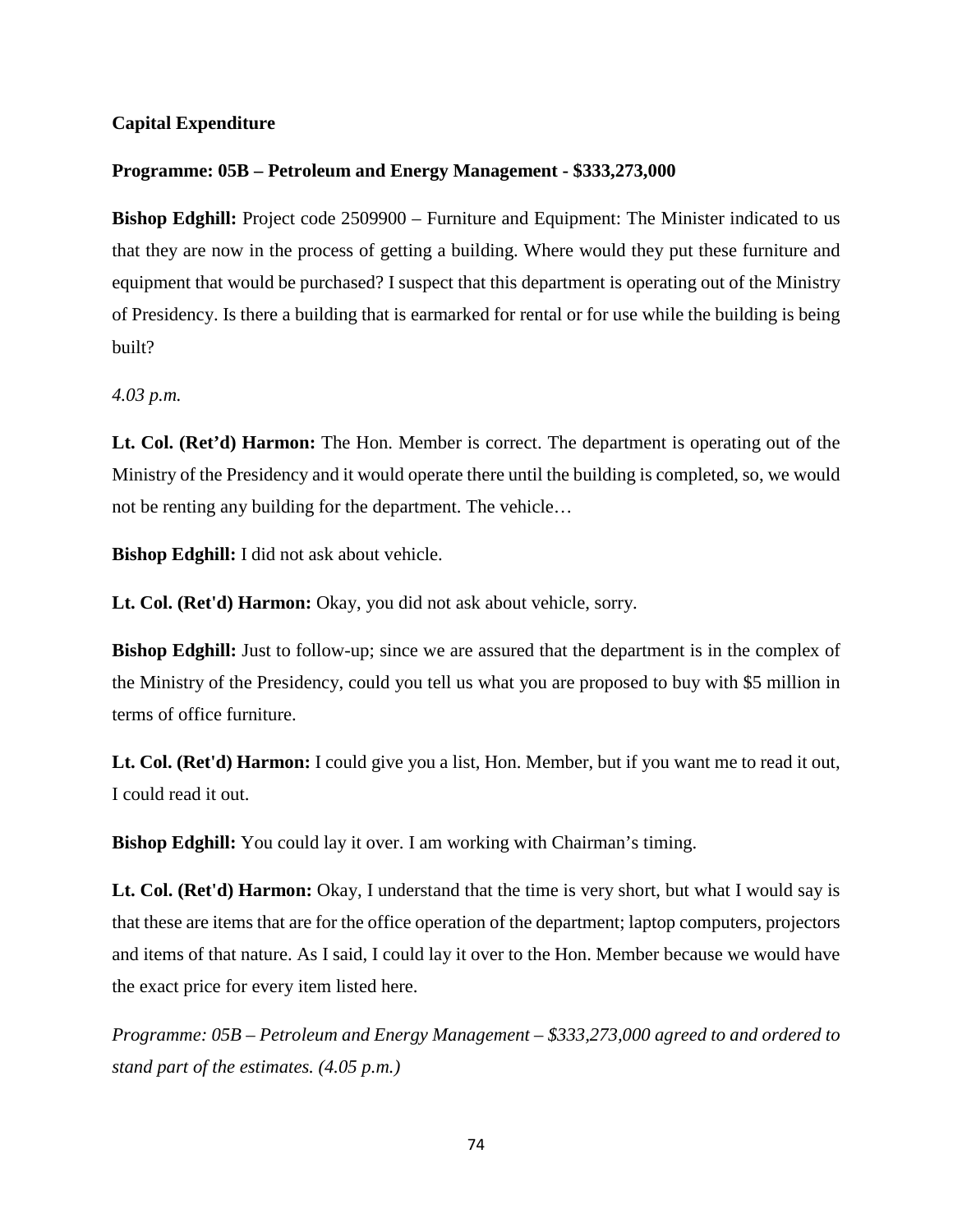**Capital Expenditure**

**Programme: 05B – Petroleum and Energy Management - $333,273,000**

**Bishop Edghill:** Project code 2509900 – Furniture and Equipment: The Minister indicated to us that they are now in the process of getting a building. Where would they put these furniture and equipment that would be purchased? I suspect that this department is operating out of the Ministry of Presidency. Is there a building that is earmarked for rental or for use while the building is being built?

*4.03 p.m.*

**Lt. Col. (Ret'd) Harmon:** The Hon. Member is correct. The department is operating out of the Ministry of the Presidency and it would operate there until the building is completed, so, we would not be renting any building for the department. The vehicle…

**Bishop Edghill:** I did not ask about vehicle.

**Lt. Col. (Ret'd) Harmon:** Okay, you did not ask about vehicle, sorry.

**Bishop Edghill:** Just to follow-up; since we are assured that the department is in the complex of the Ministry of the Presidency, could you tell us what you are proposed to buy with $5 million in terms of office furniture.

**Lt. Col. (Ret'd) Harmon:** I could give you a list, Hon. Member, but if you want me to read it out, I could read it out.

**Bishop Edghill:** You could lay it over. I am working with Chairman's timing.

**Lt. Col. (Ret'd) Harmon:** Okay, I understand that the time is very short, but what I would say is that these are items that are for the office operation of the department; laptop computers, projectors and items of that nature. As I said, I could lay it over to the Hon. Member because we would have the exact price for every item listed here.

*Programme: 05B – Petroleum and Energy Management – $333,273,000 agreed to and ordered to stand part of the estimates. (4.05 p.m.)*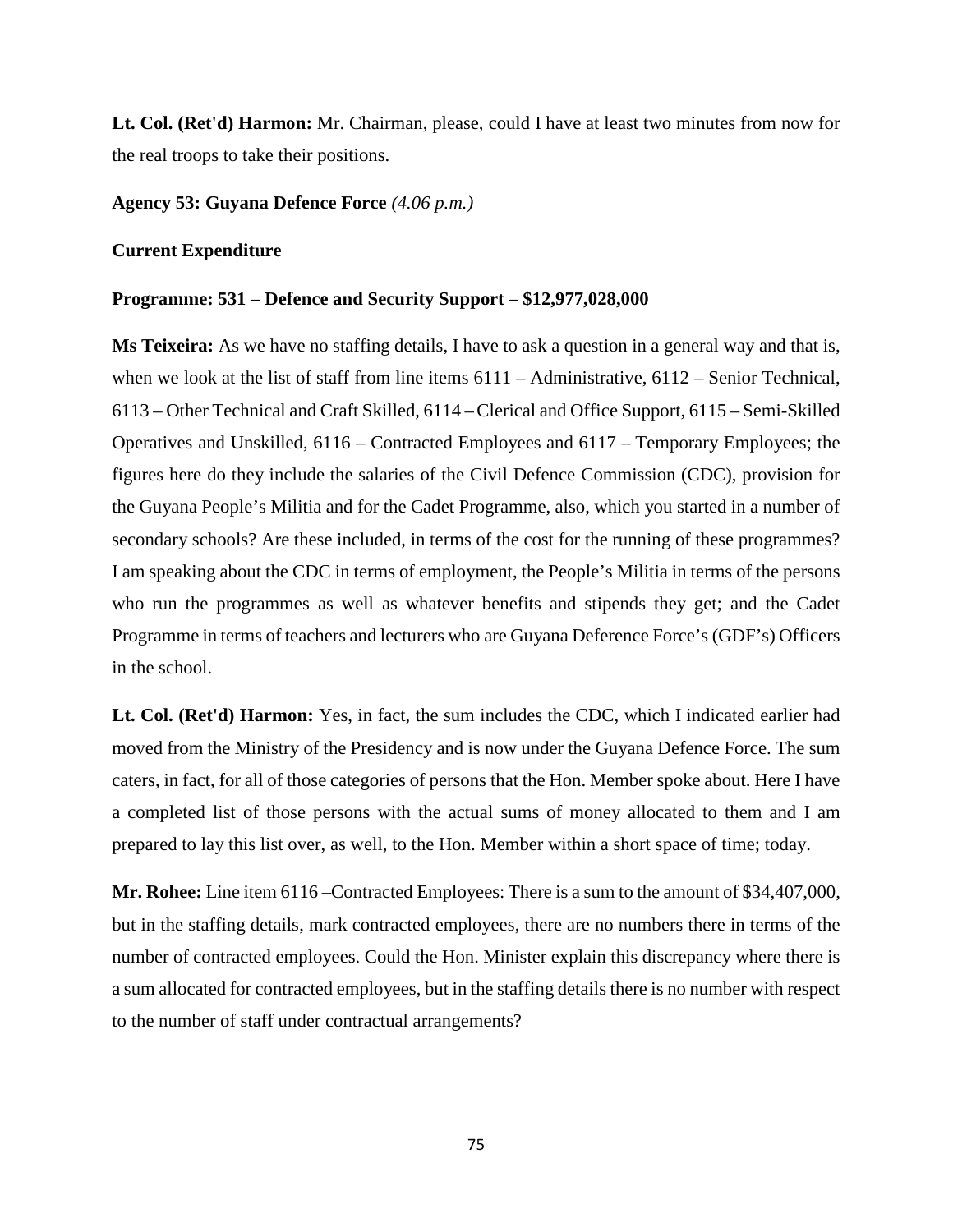**Lt. Col. (Ret'd) Harmon:** Mr. Chairman, please, could I have at least two minutes from now for the real troops to take their positions.

**Agency 53: Guyana Defence Force** *(4.06 p.m.)*

**Current Expenditure**

**Programme: 531 – Defence and Security Support – $12,977,028,000**

**Ms Teixeira:** As we have no staffing details, I have to ask a question in a general way and that is, when we look at the list of staff from line items 6111 – Administrative, 6112 – Senior Technical, 6113 – Other Technical and Craft Skilled, 6114 – Clerical and Office Support, 6115 – Semi-Skilled Operatives and Unskilled, 6116 – Contracted Employees and 6117 – Temporary Employees; the figures here do they include the salaries of the Civil Defence Commission (CDC), provision for the Guyana People's Militia and for the Cadet Programme, also, which you started in a number of secondary schools? Are these included, in terms of the cost for the running of these programmes? I am speaking about the CDC in terms of employment, the People's Militia in terms of the persons who run the programmes as well as whatever benefits and stipends they get; and the Cadet Programme in terms of teachers and lecturers who are Guyana Deference Force's (GDF's) Officers in the school.

**Lt. Col. (Ret'd) Harmon:** Yes, in fact, the sum includes the CDC, which I indicated earlier had moved from the Ministry of the Presidency and is now under the Guyana Defence Force. The sum caters, in fact, for all of those categories of persons that the Hon. Member spoke about. Here I have a completed list of those persons with the actual sums of money allocated to them and I am prepared to lay this list over, as well, to the Hon. Member within a short space of time; today.

**Mr. Rohee:** Line item 6116 –Contracted Employees: There is a sum to the amount of $34,407,000, but in the staffing details, mark contracted employees, there are no numbers there in terms of the number of contracted employees. Could the Hon. Minister explain this discrepancy where there is a sum allocated for contracted employees, but in the staffing details there is no number with respect to the number of staff under contractual arrangements?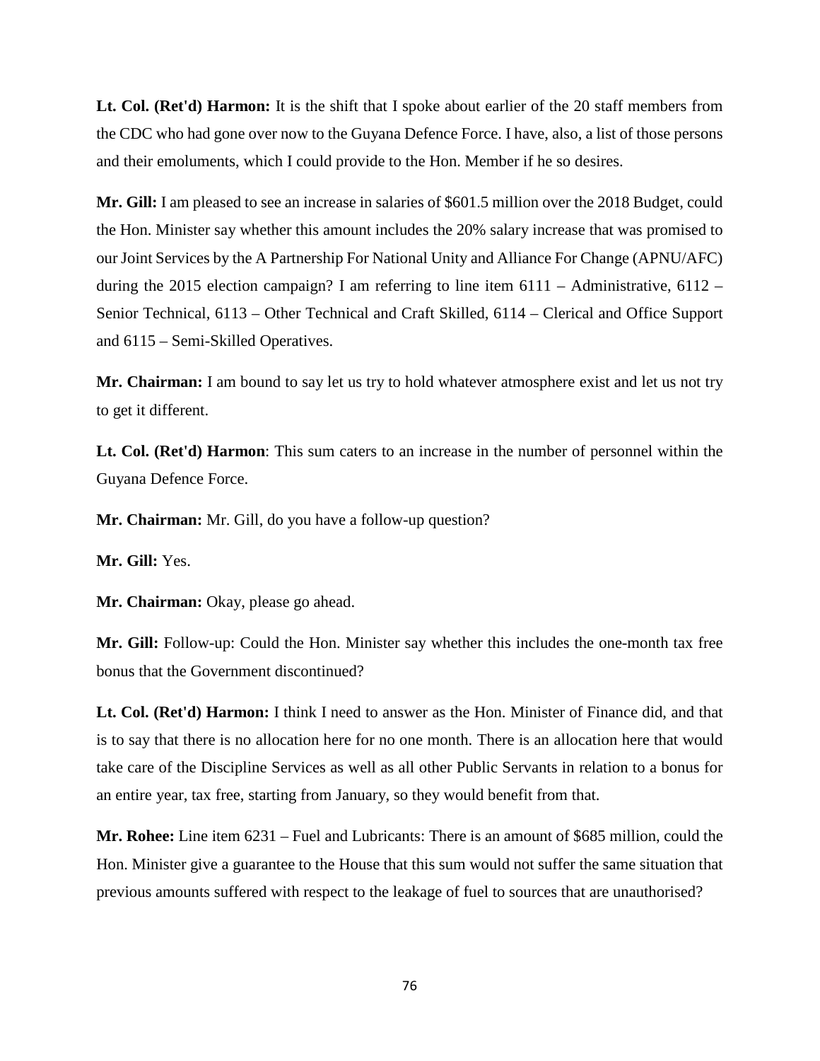**Lt. Col. (Ret'd) Harmon:** It is the shift that I spoke about earlier of the 20 staff members from the CDC who had gone over now to the Guyana Defence Force. I have, also, a list of those persons and their emoluments, which I could provide to the Hon. Member if he so desires.

**Mr. Gill:** I am pleased to see an increase in salaries of $601.5 million over the 2018 Budget, could the Hon. Minister say whether this amount includes the 20% salary increase that was promised to our Joint Services by the A Partnership For National Unity and Alliance For Change (APNU/AFC) during the 2015 election campaign? I am referring to line item 6111 – Administrative, 6112 – Senior Technical, 6113 – Other Technical and Craft Skilled, 6114 – Clerical and Office Support and 6115 – Semi-Skilled Operatives.

**Mr. Chairman:** I am bound to say let us try to hold whatever atmosphere exist and let us not try to get it different.

**Lt. Col. (Ret'd) Harmon**: This sum caters to an increase in the number of personnel within the Guyana Defence Force.

**Mr. Chairman:** Mr. Gill, do you have a follow-up question?

**Mr. Gill:** Yes.

**Mr. Chairman:** Okay, please go ahead.

**Mr. Gill:** Follow-up: Could the Hon. Minister say whether this includes the one-month tax free bonus that the Government discontinued?

**Lt. Col. (Ret'd) Harmon:** I think I need to answer as the Hon. Minister of Finance did, and that is to say that there is no allocation here for no one month. There is an allocation here that would take care of the Discipline Services as well as all other Public Servants in relation to a bonus for an entire year, tax free, starting from January, so they would benefit from that.

**Mr. Rohee:** Line item 6231 – Fuel and Lubricants: There is an amount of $685 million, could the Hon. Minister give a guarantee to the House that this sum would not suffer the same situation that previous amounts suffered with respect to the leakage of fuel to sources that are unauthorised?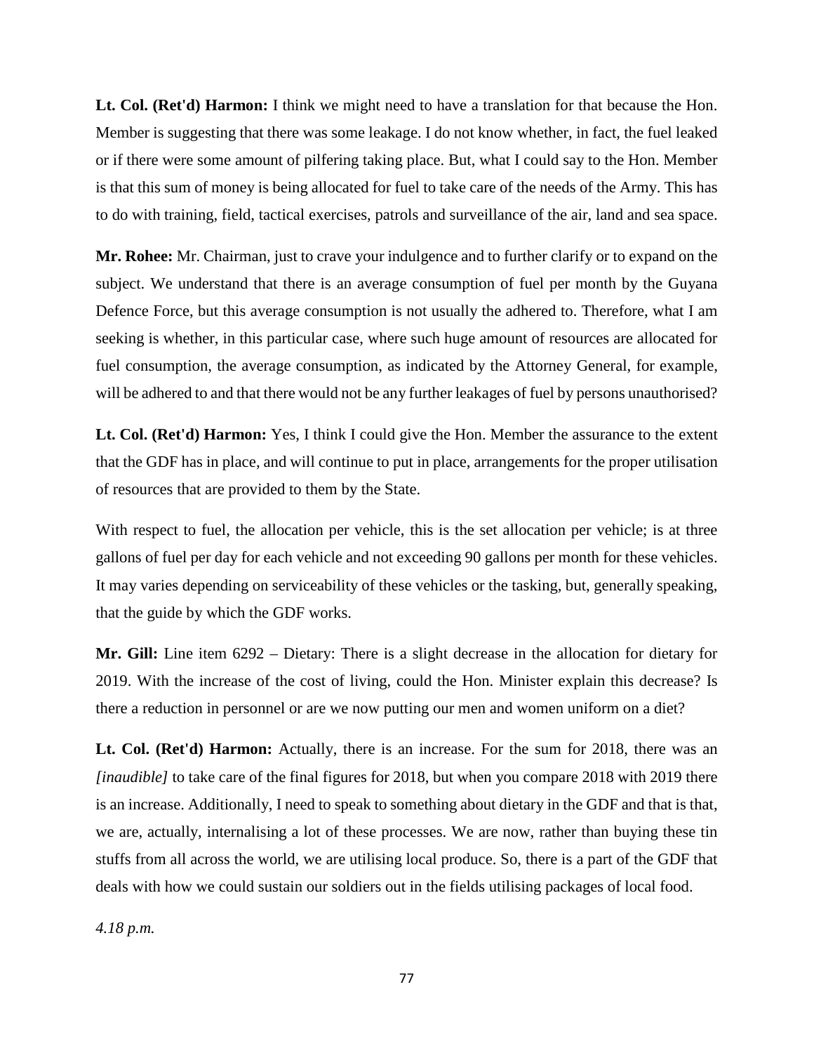**Lt. Col. (Ret'd) Harmon:** I think we might need to have a translation for that because the Hon. Member is suggesting that there was some leakage. I do not know whether, in fact, the fuel leaked or if there were some amount of pilfering taking place. But, what I could say to the Hon. Member is that this sum of money is being allocated for fuel to take care of the needs of the Army. This has to do with training, field, tactical exercises, patrols and surveillance of the air, land and sea space.

**Mr. Rohee:** Mr. Chairman, just to crave your indulgence and to further clarify or to expand on the subject. We understand that there is an average consumption of fuel per month by the Guyana Defence Force, but this average consumption is not usually the adhered to. Therefore, what I am seeking is whether, in this particular case, where such huge amount of resources are allocated for fuel consumption, the average consumption, as indicated by the Attorney General, for example, will be adhered to and that there would not be any further leakages of fuel by persons unauthorised?

**Lt. Col. (Ret'd) Harmon:** Yes, I think I could give the Hon. Member the assurance to the extent that the GDF has in place, and will continue to put in place, arrangements for the proper utilisation of resources that are provided to them by the State.

With respect to fuel, the allocation per vehicle, this is the set allocation per vehicle; is at three gallons of fuel per day for each vehicle and not exceeding 90 gallons per month for these vehicles. It may varies depending on serviceability of these vehicles or the tasking, but, generally speaking, that the guide by which the GDF works.

**Mr. Gill:** Line item 6292 – Dietary: There is a slight decrease in the allocation for dietary for 2019. With the increase of the cost of living, could the Hon. Minister explain this decrease? Is there a reduction in personnel or are we now putting our men and women uniform on a diet?

**Lt. Col. (Ret'd) Harmon:** Actually, there is an increase. For the sum for 2018, there was an *[inaudible]* to take care of the final figures for 2018, but when you compare 2018 with 2019 there is an increase. Additionally, I need to speak to something about dietary in the GDF and that is that, we are, actually, internalising a lot of these processes. We are now, rather than buying these tin stuffs from all across the world, we are utilising local produce. So, there is a part of the GDF that deals with how we could sustain our soldiers out in the fields utilising packages of local food.

*4.18 p.m.*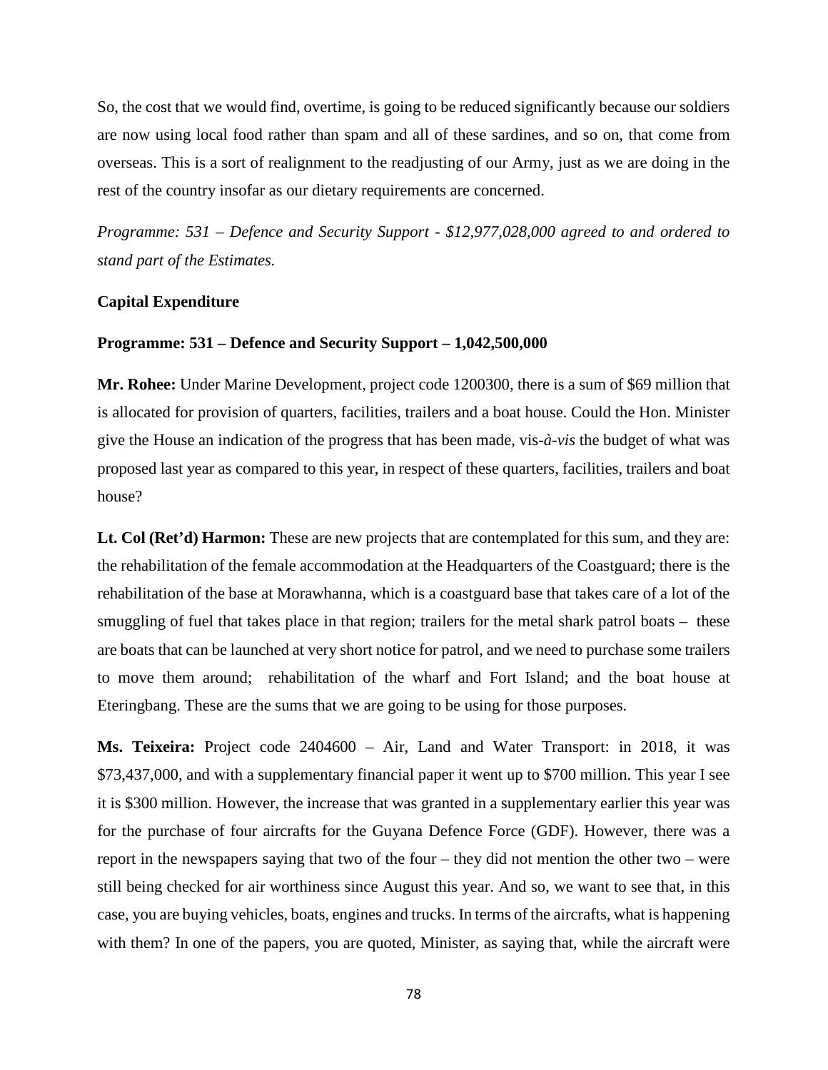So, the cost that we would find, overtime, is going to be reduced significantly because our soldiers are now using local food rather than spam and all of these sardines, and so on, that come from overseas. This is a sort of realignment to the readjusting of our Army, just as we are doing in the rest of the country insofar as our dietary requirements are concerned.

*Programme: 531 – Defence and Security Support - $12,977,028,000 agreed to and ordered to stand part of the Estimates.*

**Capital Expenditure**

**Programme: 531 – Defence and Security Support – 1,042,500,000**

**Mr. Rohee:** Under Marine Development, project code 1200300, there is a sum of $69 million that is allocated for provision of quarters, facilities, trailers and a boat house. Could the Hon. Minister give the House an indication of the progress that has been made, vis-*à-vis* the budget of what was proposed last year as compared to this year, in respect of these quarters, facilities, trailers and boat house?

**Lt. Col (Ret'd) Harmon:** These are new projects that are contemplated for this sum, and they are: the rehabilitation of the female accommodation at the Headquarters of the Coastguard; there is the rehabilitation of the base at Morawhanna, which is a coastguard base that takes care of a lot of the smuggling of fuel that takes place in that region; trailers for the metal shark patrol boats – these are boats that can be launched at very short notice for patrol, and we need to purchase some trailers to move them around; rehabilitation of the wharf and Fort Island; and the boat house at Eteringbang. These are the sums that we are going to be using for those purposes.

**Ms. Teixeira:** Project code 2404600 – Air, Land and Water Transport: in 2018, it was $73,437,000, and with a supplementary financial paper it went up to $700 million. This year I see it is $300 million. However, the increase that was granted in a supplementary earlier this year was for the purchase of four aircrafts for the Guyana Defence Force (GDF). However, there was a report in the newspapers saying that two of the four – they did not mention the other two – were still being checked for air worthiness since August this year. And so, we want to see that, in this case, you are buying vehicles, boats, engines and trucks. In terms of the aircrafts, what is happening with them? In one of the papers, you are quoted, Minister, as saying that, while the aircraft were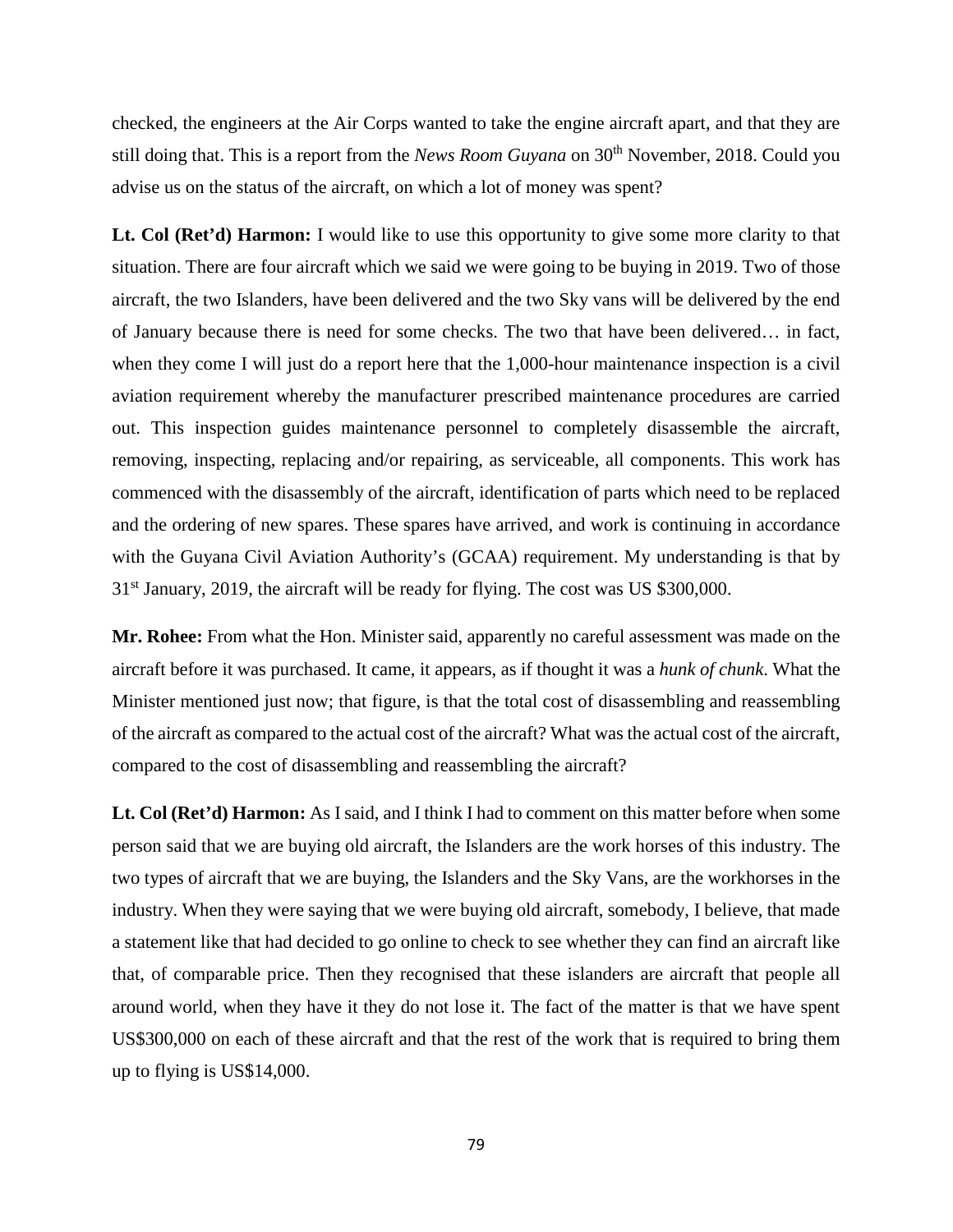checked, the engineers at the Air Corps wanted to take the engine aircraft apart, and that they are still doing that. This is a report from the *News Room Guyana* on 30th November, 2018. Could you advise us on the status of the aircraft, on which a lot of money was spent?

**Lt. Col (Ret'd) Harmon:** I would like to use this opportunity to give some more clarity to that situation. There are four aircraft which we said we were going to be buying in 2019. Two of those aircraft, the two Islanders, have been delivered and the two Sky vans will be delivered by the end of January because there is need for some checks. The two that have been delivered… in fact, when they come I will just do a report here that the 1,000-hour maintenance inspection is a civil aviation requirement whereby the manufacturer prescribed maintenance procedures are carried out. This inspection guides maintenance personnel to completely disassemble the aircraft, removing, inspecting, replacing and/or repairing, as serviceable, all components. This work has commenced with the disassembly of the aircraft, identification of parts which need to be replaced and the ordering of new spares. These spares have arrived, and work is continuing in accordance with the Guyana Civil Aviation Authority's (GCAA) requirement. My understanding is that by 31st January, 2019, the aircraft will be ready for flying. The cost was US $300,000.

**Mr. Rohee:** From what the Hon. Minister said, apparently no careful assessment was made on the aircraft before it was purchased. It came, it appears, as if thought it was a *hunk of chunk*. What the Minister mentioned just now; that figure, is that the total cost of disassembling and reassembling of the aircraft as compared to the actual cost of the aircraft? What was the actual cost of the aircraft, compared to the cost of disassembling and reassembling the aircraft?

**Lt. Col (Ret'd) Harmon:** As I said, and I think I had to comment on this matter before when some person said that we are buying old aircraft, the Islanders are the work horses of this industry. The two types of aircraft that we are buying, the Islanders and the Sky Vans, are the workhorses in the industry. When they were saying that we were buying old aircraft, somebody, I believe, that made a statement like that had decided to go online to check to see whether they can find an aircraft like that, of comparable price. Then they recognised that these islanders are aircraft that people all around world, when they have it they do not lose it. The fact of the matter is that we have spent US$300,000 on each of these aircraft and that the rest of the work that is required to bring them up to flying is US$14,000.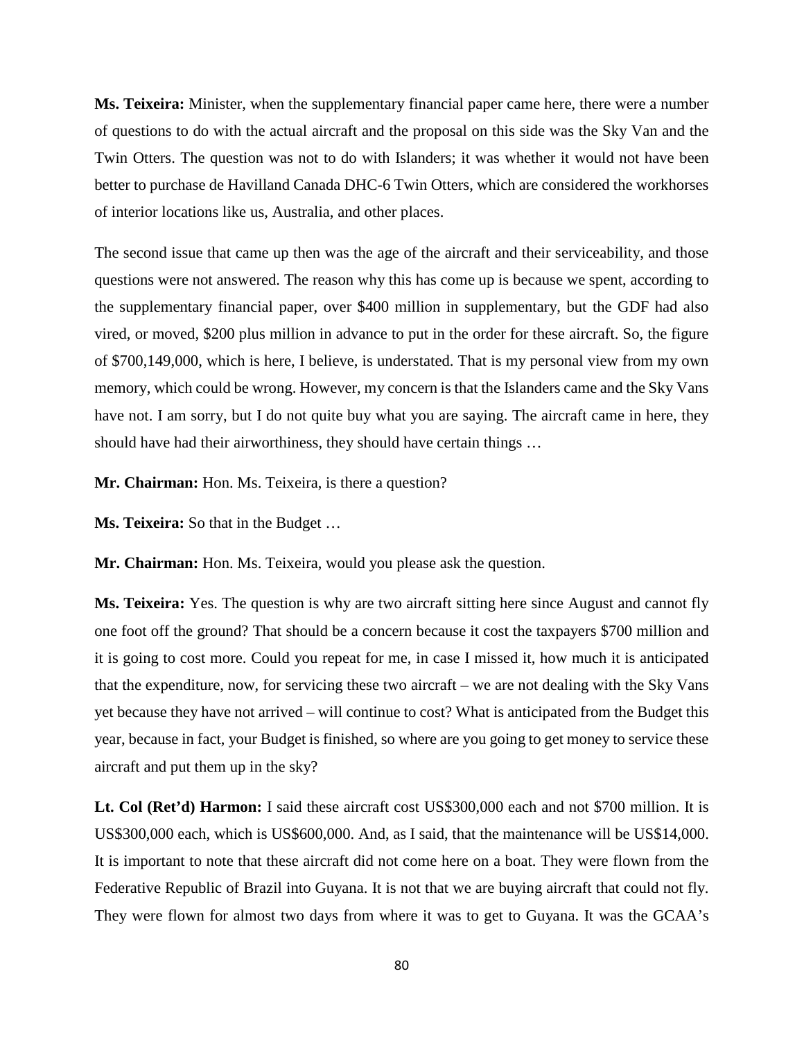**Ms. Teixeira:** Minister, when the supplementary financial paper came here, there were a number of questions to do with the actual aircraft and the proposal on this side was the Sky Van and the Twin Otters. The question was not to do with Islanders; it was whether it would not have been better to purchase de Havilland Canada DHC-6 Twin Otters, which are considered the workhorses of interior locations like us, Australia, and other places.

The second issue that came up then was the age of the aircraft and their serviceability, and those questions were not answered. The reason why this has come up is because we spent, according to the supplementary financial paper, over $400 million in supplementary, but the GDF had also vired, or moved, $200 plus million in advance to put in the order for these aircraft. So, the figure of $700,149,000, which is here, I believe, is understated. That is my personal view from my own memory, which could be wrong. However, my concern is that the Islanders came and the Sky Vans have not. I am sorry, but I do not quite buy what you are saying. The aircraft came in here, they should have had their airworthiness, they should have certain things …

**Mr. Chairman:** Hon. Ms. Teixeira, is there a question?

**Ms. Teixeira:** So that in the Budget …

**Mr. Chairman:** Hon. Ms. Teixeira, would you please ask the question.

**Ms. Teixeira:** Yes. The question is why are two aircraft sitting here since August and cannot fly one foot off the ground? That should be a concern because it cost the taxpayers $700 million and it is going to cost more. Could you repeat for me, in case I missed it, how much it is anticipated that the expenditure, now, for servicing these two aircraft – we are not dealing with the Sky Vans yet because they have not arrived – will continue to cost? What is anticipated from the Budget this year, because in fact, your Budget is finished, so where are you going to get money to service these aircraft and put them up in the sky?

**Lt. Col (Ret'd) Harmon:** I said these aircraft cost US$300,000 each and not $700 million. It is US$300,000 each, which is US$600,000. And, as I said, that the maintenance will be US$14,000. It is important to note that these aircraft did not come here on a boat. They were flown from the Federative Republic of Brazil into Guyana. It is not that we are buying aircraft that could not fly. They were flown for almost two days from where it was to get to Guyana. It was the GCAA's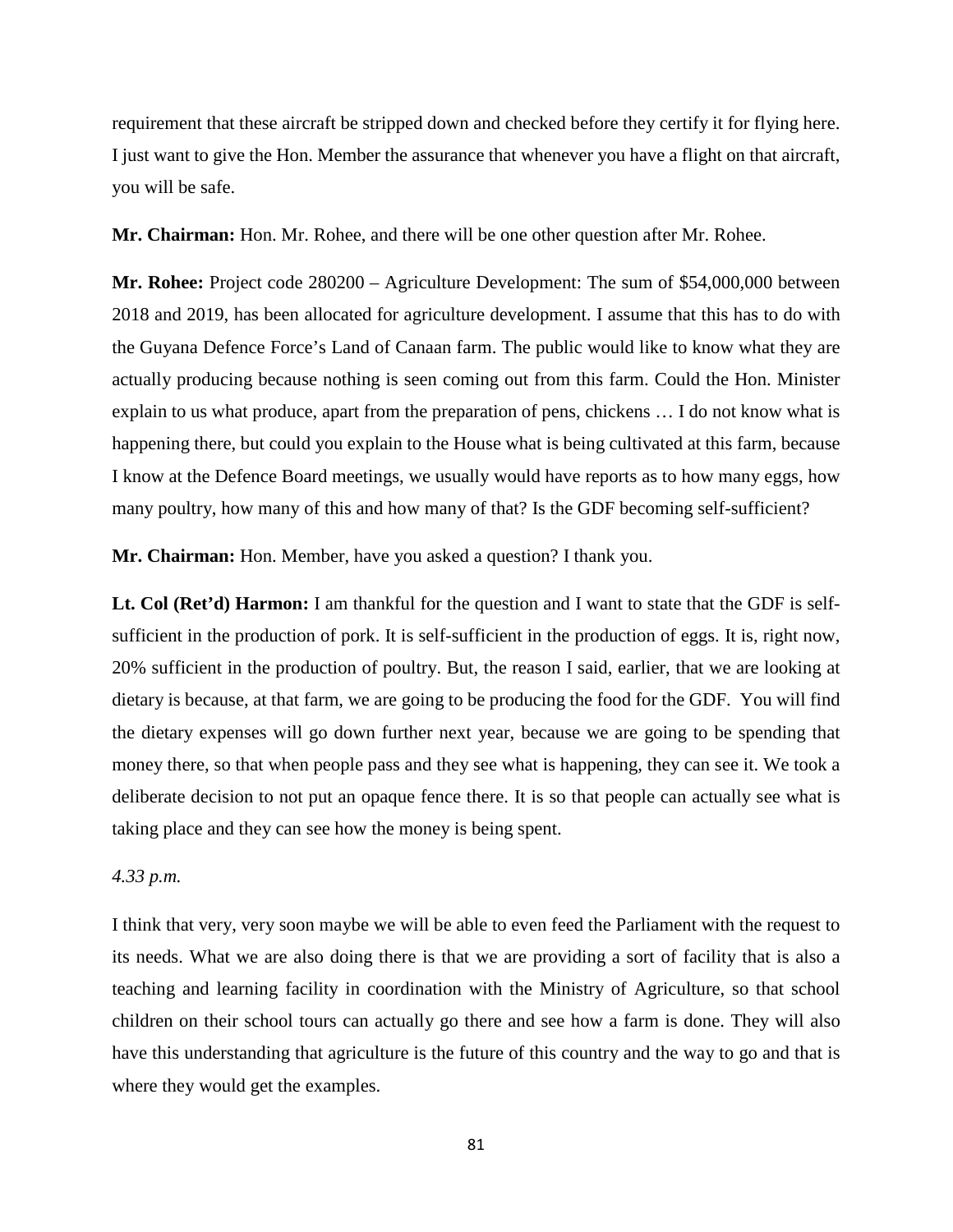requirement that these aircraft be stripped down and checked before they certify it for flying here. I just want to give the Hon. Member the assurance that whenever you have a flight on that aircraft, you will be safe.

**Mr. Chairman:** Hon. Mr. Rohee, and there will be one other question after Mr. Rohee.

**Mr. Rohee:** Project code 280200 – Agriculture Development: The sum of $54,000,000 between 2018 and 2019, has been allocated for agriculture development. I assume that this has to do with the Guyana Defence Force's Land of Canaan farm. The public would like to know what they are actually producing because nothing is seen coming out from this farm. Could the Hon. Minister explain to us what produce, apart from the preparation of pens, chickens … I do not know what is happening there, but could you explain to the House what is being cultivated at this farm, because I know at the Defence Board meetings, we usually would have reports as to how many eggs, how many poultry, how many of this and how many of that? Is the GDF becoming self-sufficient?

**Mr. Chairman:** Hon. Member, have you asked a question? I thank you.

**Lt. Col (Ret'd) Harmon:** I am thankful for the question and I want to state that the GDF is self-sufficient in the production of pork. It is self-sufficient in the production of eggs. It is, right now, 20% sufficient in the production of poultry. But, the reason I said, earlier, that we are looking at dietary is because, at that farm, we are going to be producing the food for the GDF. You will find the dietary expenses will go down further next year, because we are going to be spending that money there, so that when people pass and they see what is happening, they can see it. We took a deliberate decision to not put an opaque fence there. It is so that people can actually see what is taking place and they can see how the money is being spent.

*4.33 p.m.*

I think that very, very soon maybe we will be able to even feed the Parliament with the request to its needs. What we are also doing there is that we are providing a sort of facility that is also a teaching and learning facility in coordination with the Ministry of Agriculture, so that school children on their school tours can actually go there and see how a farm is done. They will also have this understanding that agriculture is the future of this country and the way to go and that is where they would get the examples.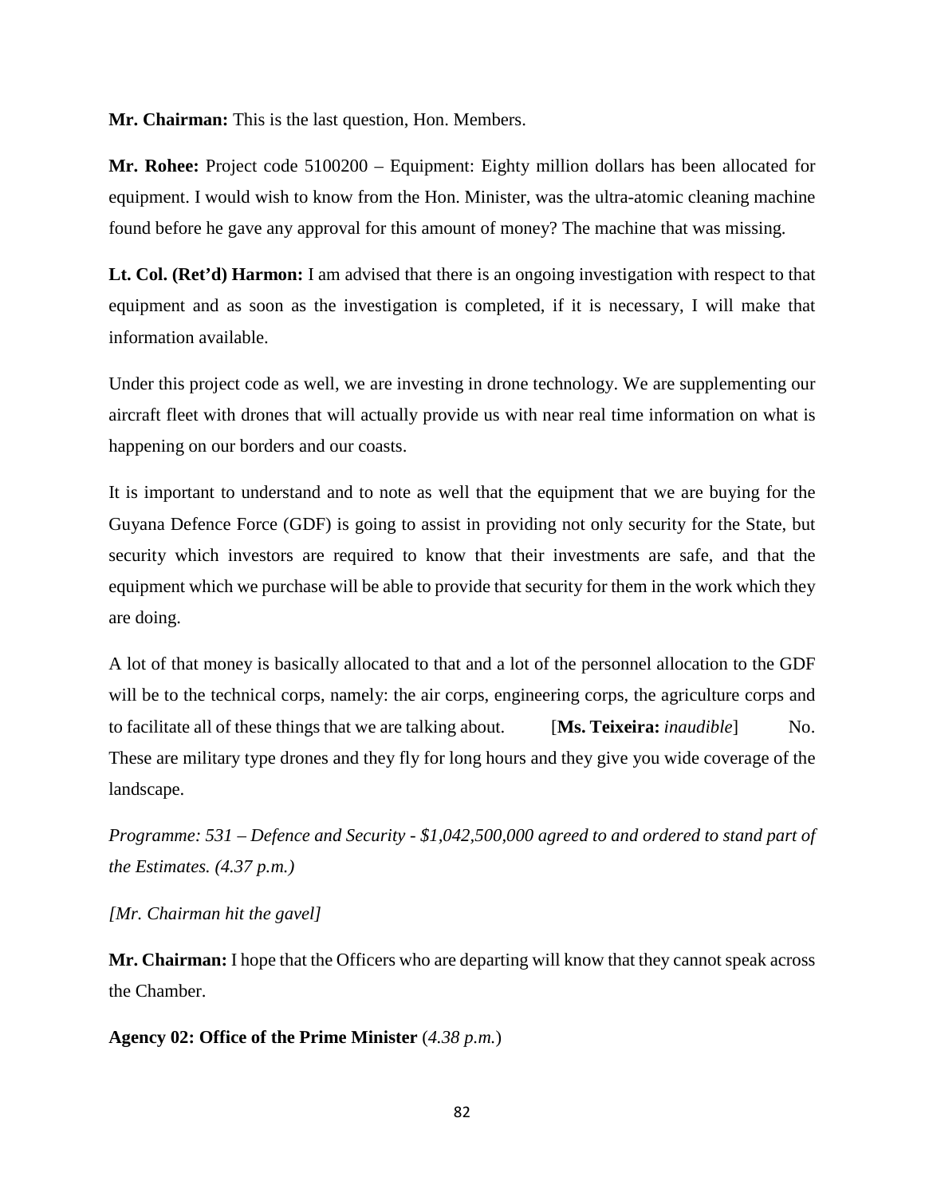**Mr. Chairman:** This is the last question, Hon. Members.

**Mr. Rohee:** Project code 5100200 – Equipment: Eighty million dollars has been allocated for equipment. I would wish to know from the Hon. Minister, was the ultra-atomic cleaning machine found before he gave any approval for this amount of money? The machine that was missing.

**Lt. Col. (Ret'd) Harmon:** I am advised that there is an ongoing investigation with respect to that equipment and as soon as the investigation is completed, if it is necessary, I will make that information available.

Under this project code as well, we are investing in drone technology. We are supplementing our aircraft fleet with drones that will actually provide us with near real time information on what is happening on our borders and our coasts.

It is important to understand and to note as well that the equipment that we are buying for the Guyana Defence Force (GDF) is going to assist in providing not only security for the State, but security which investors are required to know that their investments are safe, and that the equipment which we purchase will be able to provide that security for them in the work which they are doing.

A lot of that money is basically allocated to that and a lot of the personnel allocation to the GDF will be to the technical corps, namely: the air corps, engineering corps, the agriculture corps and to facilitate all of these things that we are talking about. [**Ms. Teixeira:** *inaudible*] No. These are military type drones and they fly for long hours and they give you wide coverage of the landscape.

*Programme: 531 – Defence and Security - $1,042,500,000 agreed to and ordered to stand part of the Estimates. (4.37 p.m.)*

*[Mr. Chairman hit the gavel]*

**Mr. Chairman:** I hope that the Officers who are departing will know that they cannot speak across the Chamber.

**Agency 02: Office of the Prime Minister** (*4.38 p.m.*)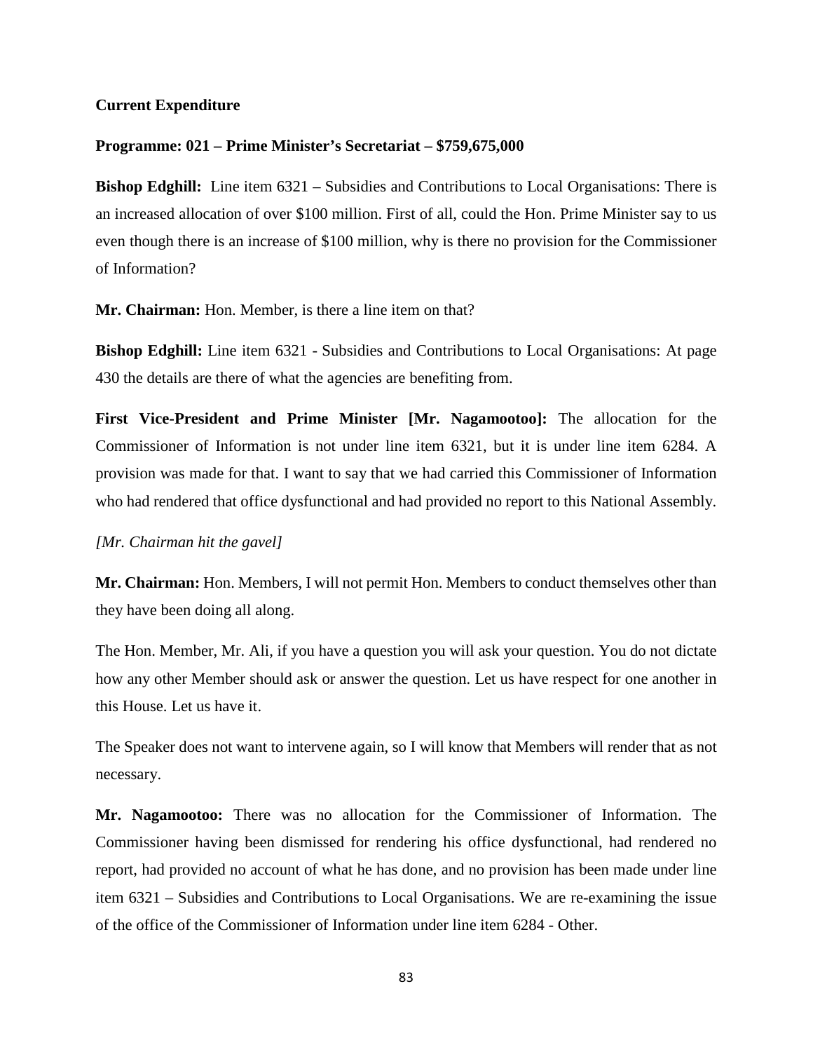**Current Expenditure**

**Programme: 021 – Prime Minister's Secretariat – $759,675,000**

**Bishop Edghill:** Line item 6321 – Subsidies and Contributions to Local Organisations: There is an increased allocation of over $100 million. First of all, could the Hon. Prime Minister say to us even though there is an increase of $100 million, why is there no provision for the Commissioner of Information?

**Mr. Chairman:** Hon. Member, is there a line item on that?

**Bishop Edghill:** Line item 6321 - Subsidies and Contributions to Local Organisations: At page 430 the details are there of what the agencies are benefiting from.

**First Vice-President and Prime Minister [Mr. Nagamootoo]:** The allocation for the Commissioner of Information is not under line item 6321, but it is under line item 6284. A provision was made for that. I want to say that we had carried this Commissioner of Information who had rendered that office dysfunctional and had provided no report to this National Assembly.

*[Mr. Chairman hit the gavel]*

**Mr. Chairman:** Hon. Members, I will not permit Hon. Members to conduct themselves other than they have been doing all along.

The Hon. Member, Mr. Ali, if you have a question you will ask your question. You do not dictate how any other Member should ask or answer the question. Let us have respect for one another in this House. Let us have it.

The Speaker does not want to intervene again, so I will know that Members will render that as not necessary.

**Mr. Nagamootoo:** There was no allocation for the Commissioner of Information. The Commissioner having been dismissed for rendering his office dysfunctional, had rendered no report, had provided no account of what he has done, and no provision has been made under line item 6321 – Subsidies and Contributions to Local Organisations. We are re-examining the issue of the office of the Commissioner of Information under line item 6284 - Other.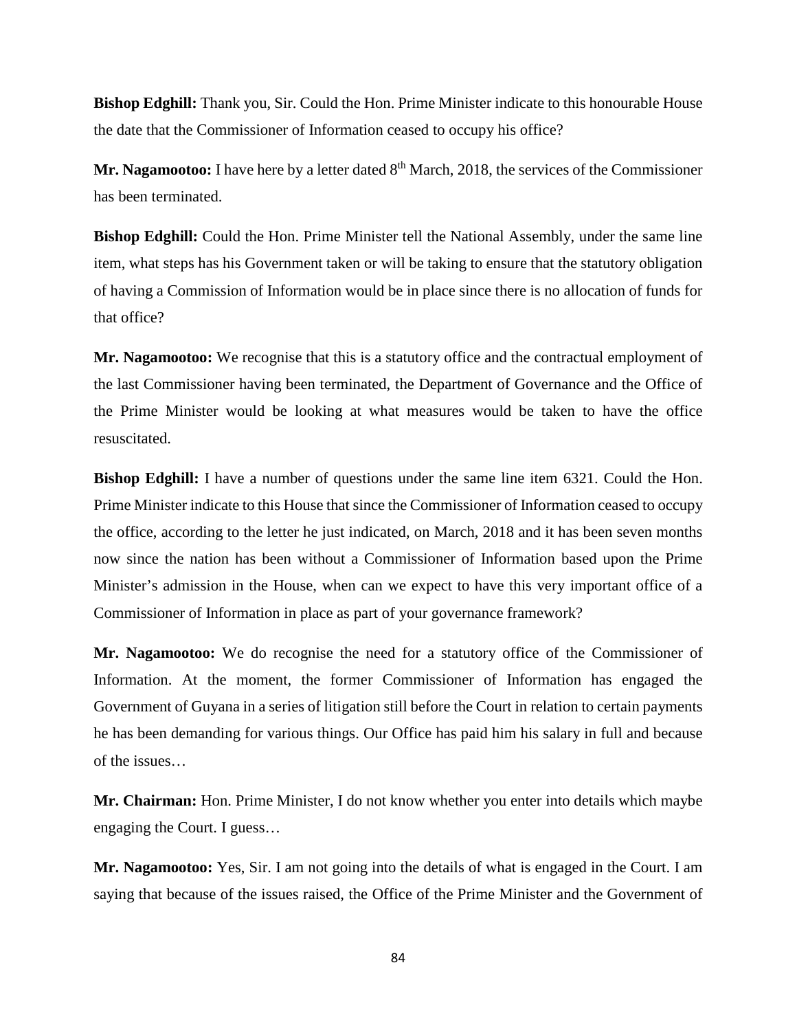**Bishop Edghill:** Thank you, Sir. Could the Hon. Prime Minister indicate to this honourable House the date that the Commissioner of Information ceased to occupy his office?

**Mr. Nagamootoo:** I have here by a letter dated 8th March, 2018, the services of the Commissioner has been terminated.

**Bishop Edghill:** Could the Hon. Prime Minister tell the National Assembly, under the same line item, what steps has his Government taken or will be taking to ensure that the statutory obligation of having a Commission of Information would be in place since there is no allocation of funds for that office?

**Mr. Nagamootoo:** We recognise that this is a statutory office and the contractual employment of the last Commissioner having been terminated, the Department of Governance and the Office of the Prime Minister would be looking at what measures would be taken to have the office resuscitated.

**Bishop Edghill:** I have a number of questions under the same line item 6321. Could the Hon. Prime Minister indicate to this House that since the Commissioner of Information ceased to occupy the office, according to the letter he just indicated, on March, 2018 and it has been seven months now since the nation has been without a Commissioner of Information based upon the Prime Minister's admission in the House, when can we expect to have this very important office of a Commissioner of Information in place as part of your governance framework?

**Mr. Nagamootoo:** We do recognise the need for a statutory office of the Commissioner of Information. At the moment, the former Commissioner of Information has engaged the Government of Guyana in a series of litigation still before the Court in relation to certain payments he has been demanding for various things. Our Office has paid him his salary in full and because of the issues…

**Mr. Chairman:** Hon. Prime Minister, I do not know whether you enter into details which maybe engaging the Court. I guess…

**Mr. Nagamootoo:** Yes, Sir. I am not going into the details of what is engaged in the Court. I am saying that because of the issues raised, the Office of the Prime Minister and the Government of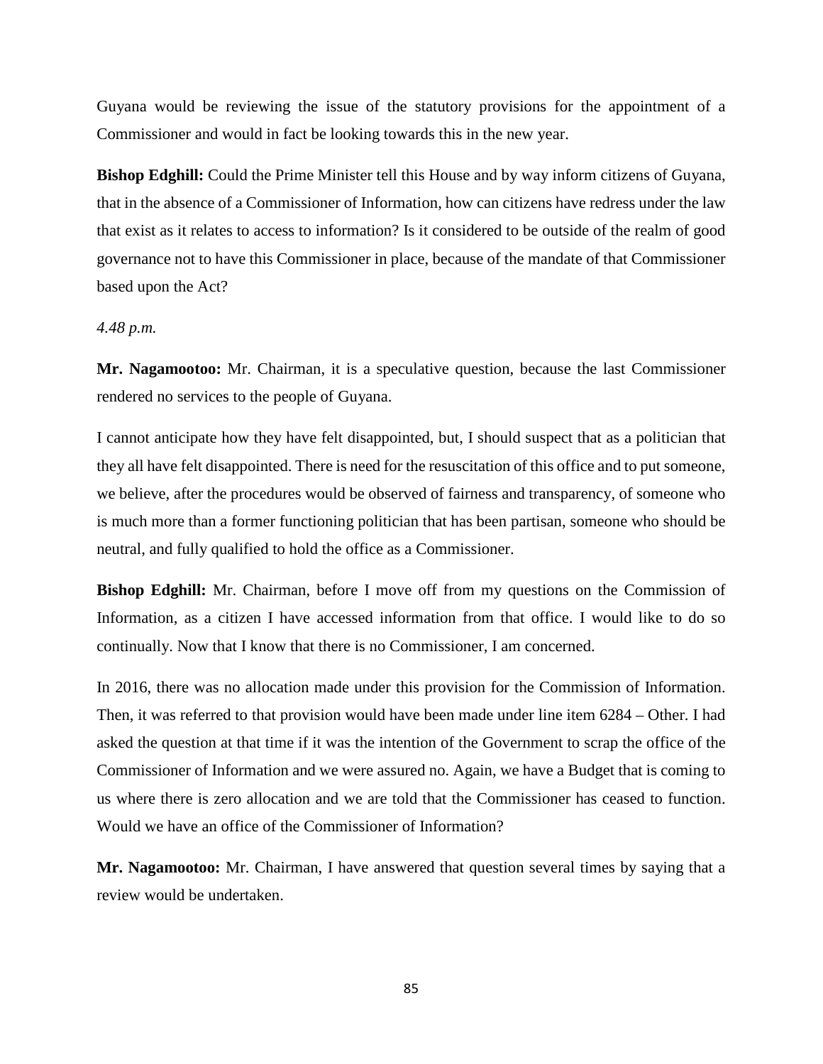Guyana would be reviewing the issue of the statutory provisions for the appointment of a Commissioner and would in fact be looking towards this in the new year.

**Bishop Edghill:** Could the Prime Minister tell this House and by way inform citizens of Guyana, that in the absence of a Commissioner of Information, how can citizens have redress under the law that exist as it relates to access to information? Is it considered to be outside of the realm of good governance not to have this Commissioner in place, because of the mandate of that Commissioner based upon the Act?

*4.48 p.m.*

**Mr. Nagamootoo:** Mr. Chairman, it is a speculative question, because the last Commissioner rendered no services to the people of Guyana.

I cannot anticipate how they have felt disappointed, but, I should suspect that as a politician that they all have felt disappointed. There is need for the resuscitation of this office and to put someone, we believe, after the procedures would be observed of fairness and transparency, of someone who is much more than a former functioning politician that has been partisan, someone who should be neutral, and fully qualified to hold the office as a Commissioner.

**Bishop Edghill:** Mr. Chairman, before I move off from my questions on the Commission of Information, as a citizen I have accessed information from that office. I would like to do so continually. Now that I know that there is no Commissioner, I am concerned.

In 2016, there was no allocation made under this provision for the Commission of Information. Then, it was referred to that provision would have been made under line item 6284 – Other. I had asked the question at that time if it was the intention of the Government to scrap the office of the Commissioner of Information and we were assured no. Again, we have a Budget that is coming to us where there is zero allocation and we are told that the Commissioner has ceased to function. Would we have an office of the Commissioner of Information?

**Mr. Nagamootoo:** Mr. Chairman, I have answered that question several times by saying that a review would be undertaken.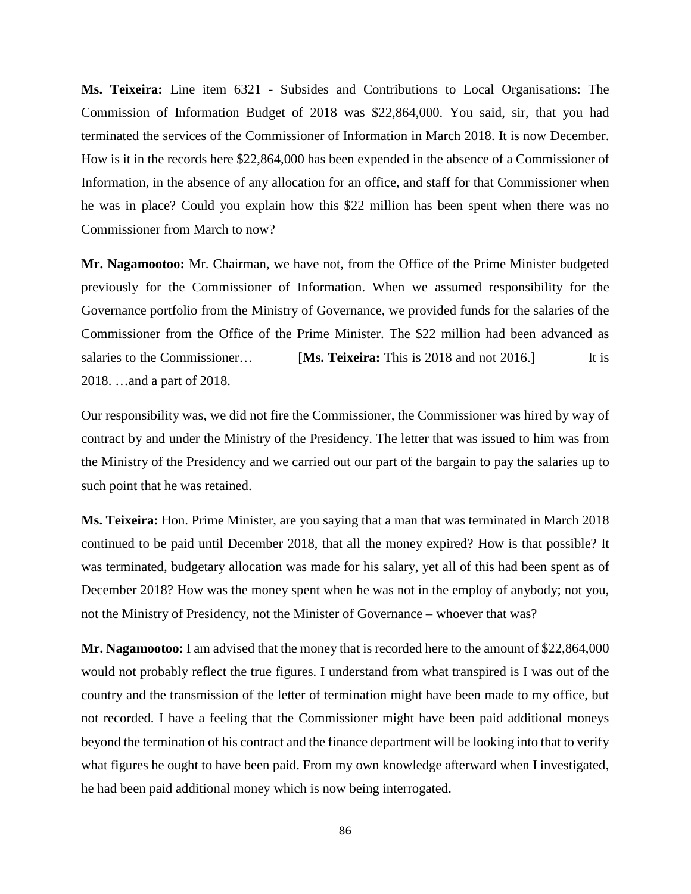**Ms. Teixeira:** Line item 6321 - Subsides and Contributions to Local Organisations: The Commission of Information Budget of 2018 was $22,864,000. You said, sir, that you had terminated the services of the Commissioner of Information in March 2018. It is now December. How is it in the records here $22,864,000 has been expended in the absence of a Commissioner of Information, in the absence of any allocation for an office, and staff for that Commissioner when he was in place? Could you explain how this $22 million has been spent when there was no Commissioner from March to now?

**Mr. Nagamootoo:** Mr. Chairman, we have not, from the Office of the Prime Minister budgeted previously for the Commissioner of Information. When we assumed responsibility for the Governance portfolio from the Ministry of Governance, we provided funds for the salaries of the Commissioner from the Office of the Prime Minister. The $22 million had been advanced as salaries to the Commissioner… [**Ms. Teixeira:** This is 2018 and not 2016.] It is 2018. …and a part of 2018.

Our responsibility was, we did not fire the Commissioner, the Commissioner was hired by way of contract by and under the Ministry of the Presidency. The letter that was issued to him was from the Ministry of the Presidency and we carried out our part of the bargain to pay the salaries up to such point that he was retained.

**Ms. Teixeira:** Hon. Prime Minister, are you saying that a man that was terminated in March 2018 continued to be paid until December 2018, that all the money expired? How is that possible? It was terminated, budgetary allocation was made for his salary, yet all of this had been spent as of December 2018? How was the money spent when he was not in the employ of anybody; not you, not the Ministry of Presidency, not the Minister of Governance – whoever that was?

**Mr. Nagamootoo:** I am advised that the money that is recorded here to the amount of $22,864,000 would not probably reflect the true figures. I understand from what transpired is I was out of the country and the transmission of the letter of termination might have been made to my office, but not recorded. I have a feeling that the Commissioner might have been paid additional moneys beyond the termination of his contract and the finance department will be looking into that to verify what figures he ought to have been paid. From my own knowledge afterward when I investigated, he had been paid additional money which is now being interrogated.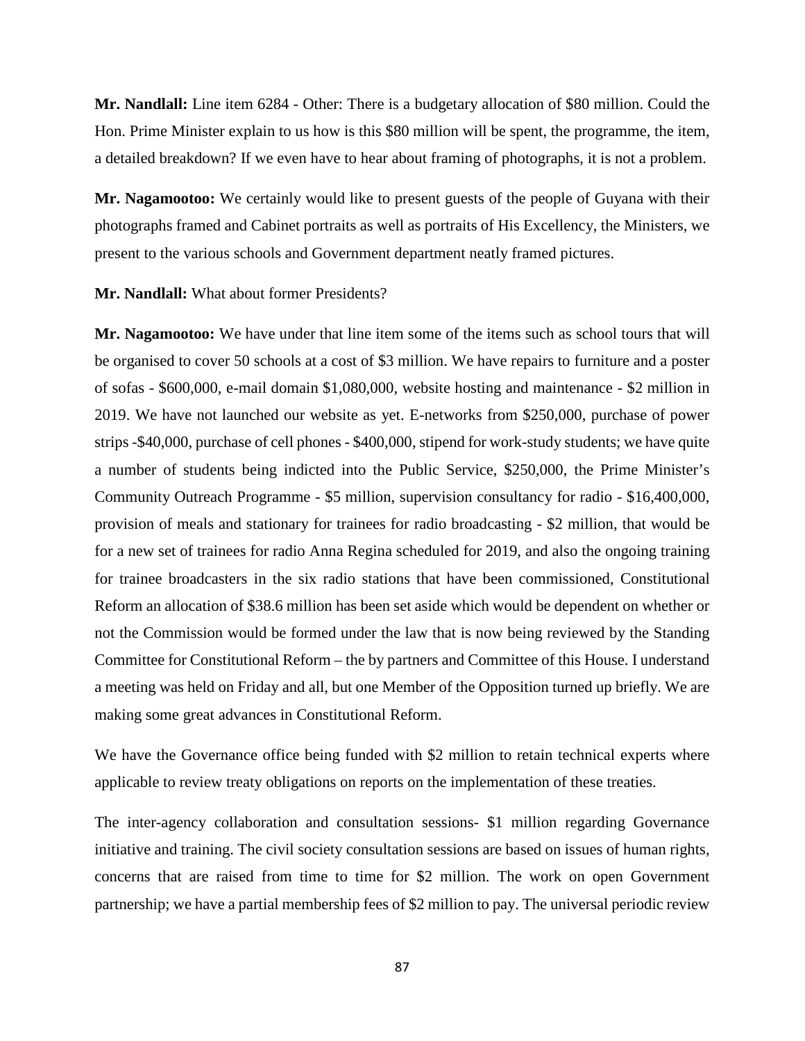**Mr. Nandlall:** Line item 6284 - Other: There is a budgetary allocation of $80 million. Could the Hon. Prime Minister explain to us how is this $80 million will be spent, the programme, the item, a detailed breakdown? If we even have to hear about framing of photographs, it is not a problem.

**Mr. Nagamootoo:** We certainly would like to present guests of the people of Guyana with their photographs framed and Cabinet portraits as well as portraits of His Excellency, the Ministers, we present to the various schools and Government department neatly framed pictures.

**Mr. Nandlall:** What about former Presidents?

**Mr. Nagamootoo:** We have under that line item some of the items such as school tours that will be organised to cover 50 schools at a cost of $3 million. We have repairs to furniture and a poster of sofas - $600,000, e-mail domain $1,080,000, website hosting and maintenance - $2 million in 2019. We have not launched our website as yet. E-networks from $250,000, purchase of power strips -$40,000, purchase of cell phones - $400,000, stipend for work-study students; we have quite a number of students being indicted into the Public Service, $250,000, the Prime Minister's Community Outreach Programme - $5 million, supervision consultancy for radio - $16,400,000, provision of meals and stationary for trainees for radio broadcasting - $2 million, that would be for a new set of trainees for radio Anna Regina scheduled for 2019, and also the ongoing training for trainee broadcasters in the six radio stations that have been commissioned, Constitutional Reform an allocation of $38.6 million has been set aside which would be dependent on whether or not the Commission would be formed under the law that is now being reviewed by the Standing Committee for Constitutional Reform – the by partners and Committee of this House. I understand a meeting was held on Friday and all, but one Member of the Opposition turned up briefly. We are making some great advances in Constitutional Reform.

We have the Governance office being funded with $2 million to retain technical experts where applicable to review treaty obligations on reports on the implementation of these treaties.

The inter-agency collaboration and consultation sessions- $1 million regarding Governance initiative and training. The civil society consultation sessions are based on issues of human rights, concerns that are raised from time to time for $2 million. The work on open Government partnership; we have a partial membership fees of $2 million to pay. The universal periodic review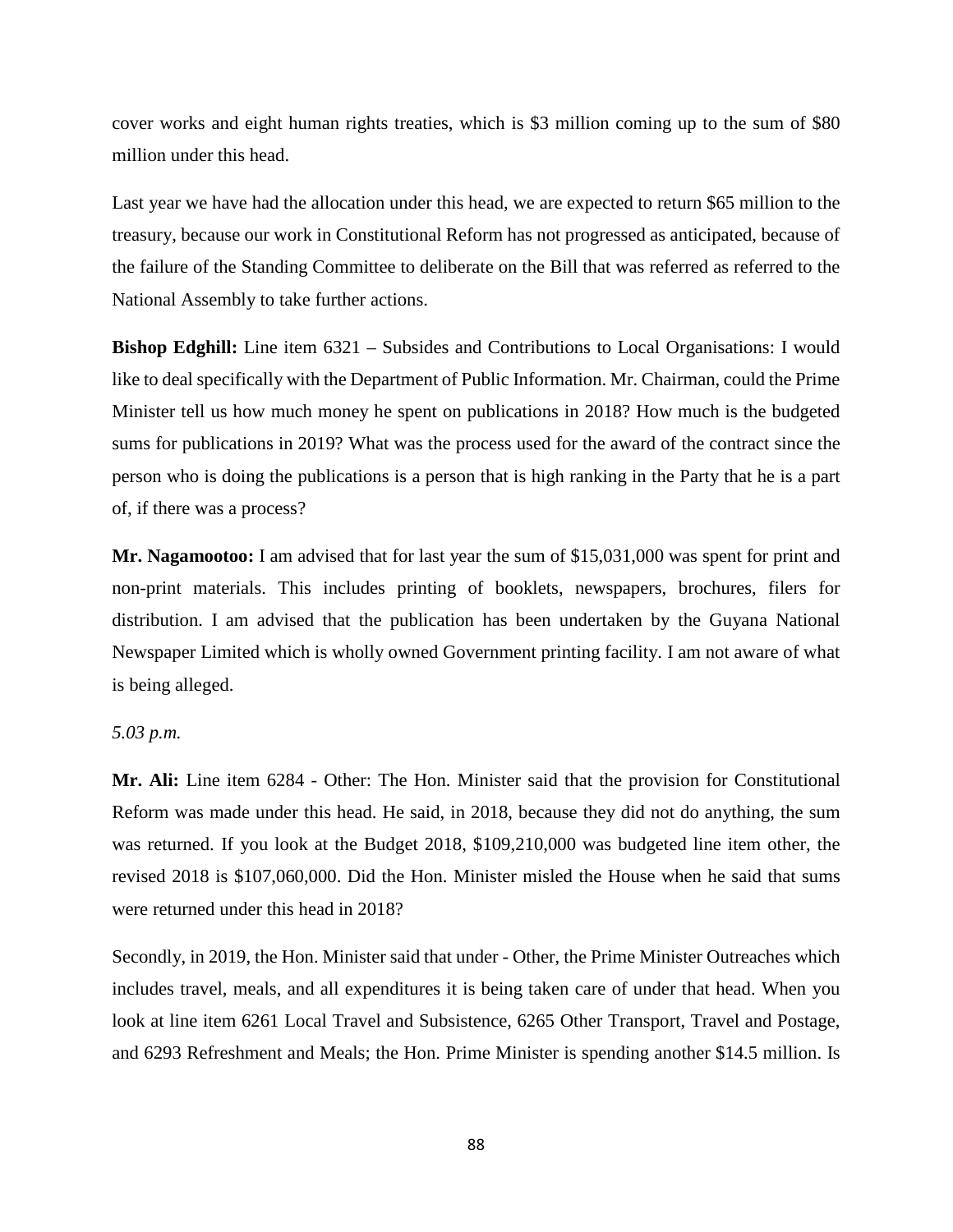cover works and eight human rights treaties, which is $3 million coming up to the sum of $80 million under this head.

Last year we have had the allocation under this head, we are expected to return $65 million to the treasury, because our work in Constitutional Reform has not progressed as anticipated, because of the failure of the Standing Committee to deliberate on the Bill that was referred as referred to the National Assembly to take further actions.

**Bishop Edghill:** Line item 6321 – Subsides and Contributions to Local Organisations: I would like to deal specifically with the Department of Public Information. Mr. Chairman, could the Prime Minister tell us how much money he spent on publications in 2018? How much is the budgeted sums for publications in 2019? What was the process used for the award of the contract since the person who is doing the publications is a person that is high ranking in the Party that he is a part of, if there was a process?

**Mr. Nagamootoo:** I am advised that for last year the sum of $15,031,000 was spent for print and non-print materials. This includes printing of booklets, newspapers, brochures, filers for distribution. I am advised that the publication has been undertaken by the Guyana National Newspaper Limited which is wholly owned Government printing facility. I am not aware of what is being alleged.

*5.03 p.m.*

**Mr. Ali:** Line item 6284 - Other: The Hon. Minister said that the provision for Constitutional Reform was made under this head. He said, in 2018, because they did not do anything, the sum was returned. If you look at the Budget 2018, $109,210,000 was budgeted line item other, the revised 2018 is $107,060,000. Did the Hon. Minister misled the House when he said that sums were returned under this head in 2018?

Secondly, in 2019, the Hon. Minister said that under - Other, the Prime Minister Outreaches which includes travel, meals, and all expenditures it is being taken care of under that head. When you look at line item 6261 Local Travel and Subsistence, 6265 Other Transport, Travel and Postage, and 6293 Refreshment and Meals; the Hon. Prime Minister is spending another $14.5 million. Is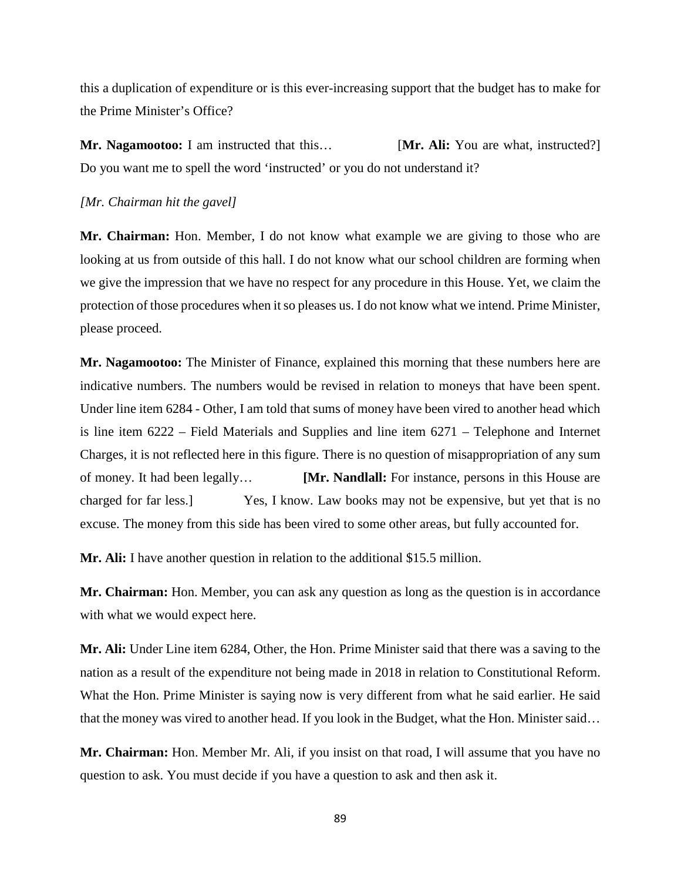this a duplication of expenditure or is this ever-increasing support that the budget has to make for the Prime Minister's Office?

**Mr. Nagamootoo:** I am instructed that this… [**Mr. Ali:** You are what, instructed?] Do you want me to spell the word 'instructed' or you do not understand it?

*[Mr. Chairman hit the gavel]*

**Mr. Chairman:** Hon. Member, I do not know what example we are giving to those who are looking at us from outside of this hall. I do not know what our school children are forming when we give the impression that we have no respect for any procedure in this House. Yet, we claim the protection of those procedures when it so pleases us. I do not know what we intend. Prime Minister, please proceed.

**Mr. Nagamootoo:** The Minister of Finance, explained this morning that these numbers here are indicative numbers. The numbers would be revised in relation to moneys that have been spent. Under line item 6284 - Other, I am told that sums of money have been vired to another head which is line item 6222 – Field Materials and Supplies and line item 6271 – Telephone and Internet Charges, it is not reflected here in this figure. There is no question of misappropriation of any sum of money. It had been legally… **[Mr. Nandlall:** For instance, persons in this House are charged for far less.] Yes, I know. Law books may not be expensive, but yet that is no excuse. The money from this side has been vired to some other areas, but fully accounted for.

**Mr. Ali:** I have another question in relation to the additional $15.5 million.

**Mr. Chairman:** Hon. Member, you can ask any question as long as the question is in accordance with what we would expect here.

**Mr. Ali:** Under Line item 6284, Other, the Hon. Prime Minister said that there was a saving to the nation as a result of the expenditure not being made in 2018 in relation to Constitutional Reform. What the Hon. Prime Minister is saying now is very different from what he said earlier. He said that the money was vired to another head. If you look in the Budget, what the Hon. Minister said…

**Mr. Chairman:** Hon. Member Mr. Ali, if you insist on that road, I will assume that you have no question to ask. You must decide if you have a question to ask and then ask it.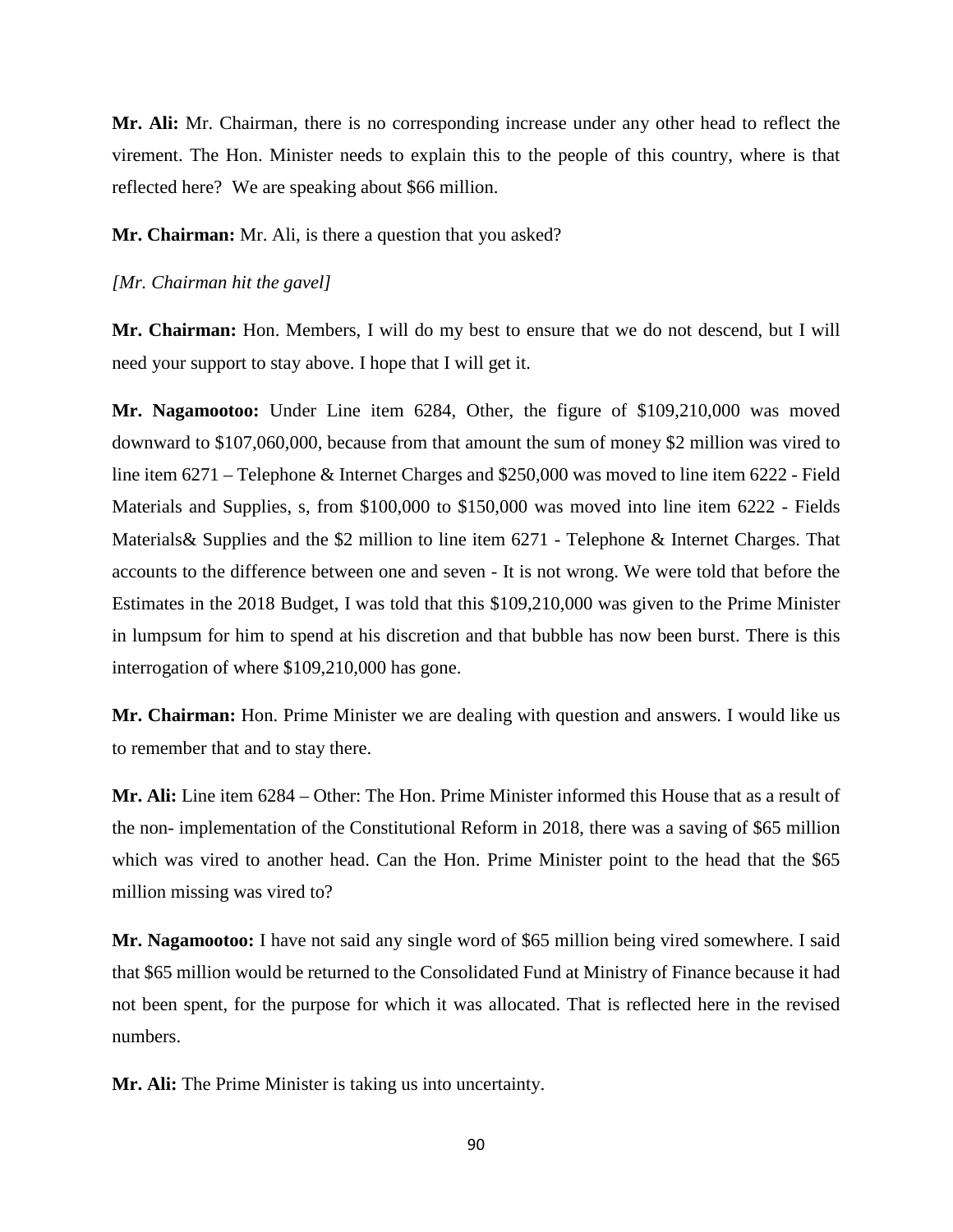**Mr. Ali:** Mr. Chairman, there is no corresponding increase under any other head to reflect the virement. The Hon. Minister needs to explain this to the people of this country, where is that reflected here? We are speaking about $66 million.

**Mr. Chairman:** Mr. Ali, is there a question that you asked?

*[Mr. Chairman hit the gavel]*

**Mr. Chairman:** Hon. Members, I will do my best to ensure that we do not descend, but I will need your support to stay above. I hope that I will get it.

**Mr. Nagamootoo:** Under Line item 6284, Other, the figure of $109,210,000 was moved downward to $107,060,000, because from that amount the sum of money $2 million was vired to line item 6271 – Telephone & Internet Charges and $250,000 was moved to line item 6222 - Field Materials and Supplies, s, from $100,000 to $150,000 was moved into line item 6222 - Fields Materials& Supplies and the $2 million to line item 6271 - Telephone & Internet Charges. That accounts to the difference between one and seven - It is not wrong. We were told that before the Estimates in the 2018 Budget, I was told that this $109,210,000 was given to the Prime Minister in lumpsum for him to spend at his discretion and that bubble has now been burst. There is this interrogation of where $109,210,000 has gone.

**Mr. Chairman:** Hon. Prime Minister we are dealing with question and answers. I would like us to remember that and to stay there.

**Mr. Ali:** Line item 6284 – Other: The Hon. Prime Minister informed this House that as a result of the non- implementation of the Constitutional Reform in 2018, there was a saving of $65 million which was vired to another head. Can the Hon. Prime Minister point to the head that the $65 million missing was vired to?

**Mr. Nagamootoo:** I have not said any single word of $65 million being vired somewhere. I said that $65 million would be returned to the Consolidated Fund at Ministry of Finance because it had not been spent, for the purpose for which it was allocated. That is reflected here in the revised numbers.

**Mr. Ali:** The Prime Minister is taking us into uncertainty.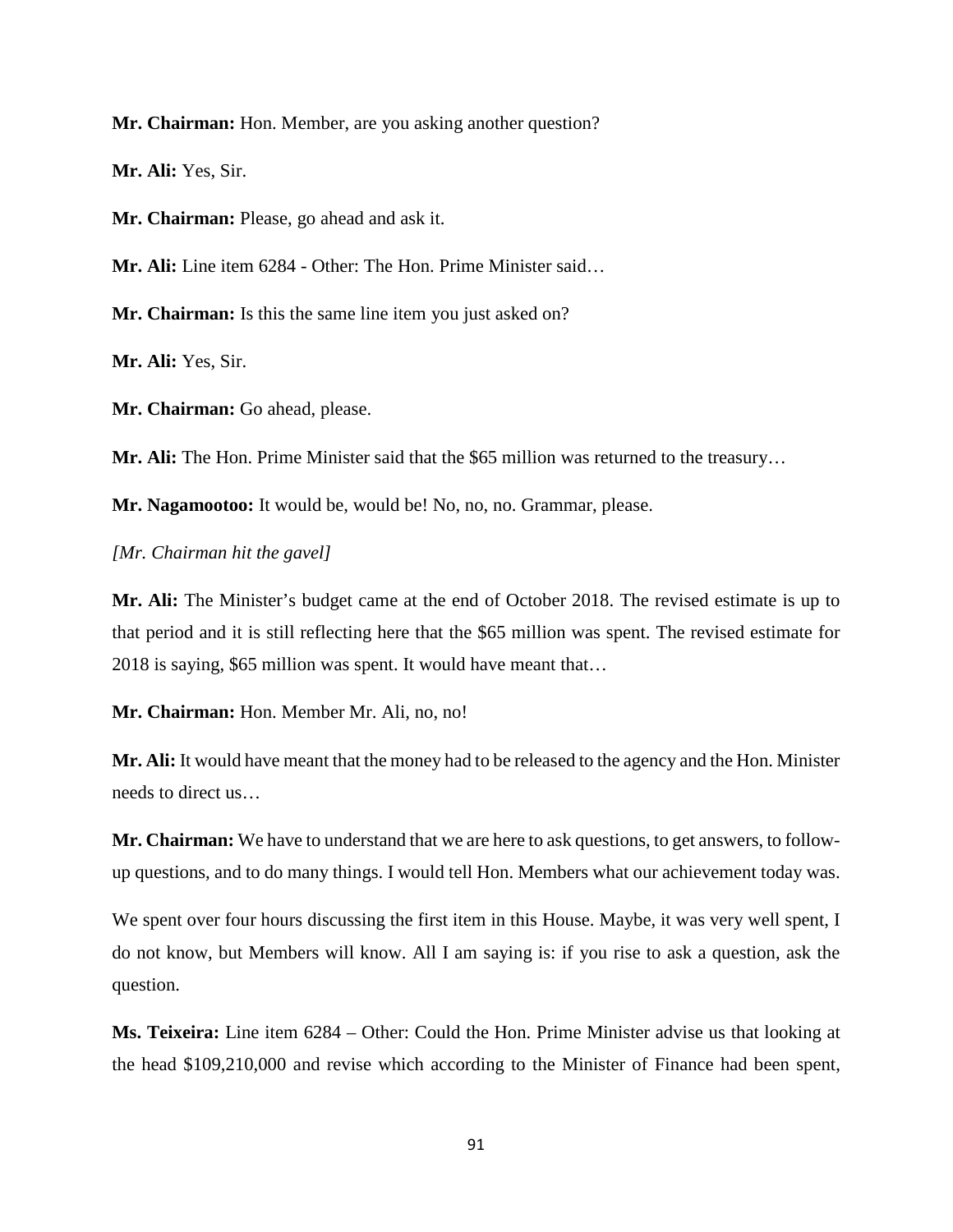**Mr. Chairman:** Hon. Member, are you asking another question?

**Mr. Ali:** Yes, Sir.

**Mr. Chairman:** Please, go ahead and ask it.

**Mr. Ali:** Line item 6284 - Other: The Hon. Prime Minister said…

**Mr. Chairman:** Is this the same line item you just asked on?

**Mr. Ali:** Yes, Sir.

**Mr. Chairman:** Go ahead, please.

**Mr. Ali:** The Hon. Prime Minister said that the $65 million was returned to the treasury…

**Mr. Nagamootoo:** It would be, would be! No, no, no. Grammar, please.

*[Mr. Chairman hit the gavel]*

**Mr. Ali:** The Minister's budget came at the end of October 2018. The revised estimate is up to that period and it is still reflecting here that the $65 million was spent. The revised estimate for 2018 is saying, $65 million was spent. It would have meant that…

**Mr. Chairman:** Hon. Member Mr. Ali, no, no!

**Mr. Ali:** It would have meant that the money had to be released to the agency and the Hon. Minister needs to direct us…

**Mr. Chairman:** We have to understand that we are here to ask questions, to get answers, to follow-up questions, and to do many things. I would tell Hon. Members what our achievement today was.

We spent over four hours discussing the first item in this House. Maybe, it was very well spent, I do not know, but Members will know. All I am saying is: if you rise to ask a question, ask the question.

**Ms. Teixeira:** Line item 6284 – Other: Could the Hon. Prime Minister advise us that looking at the head $109,210,000 and revise which according to the Minister of Finance had been spent,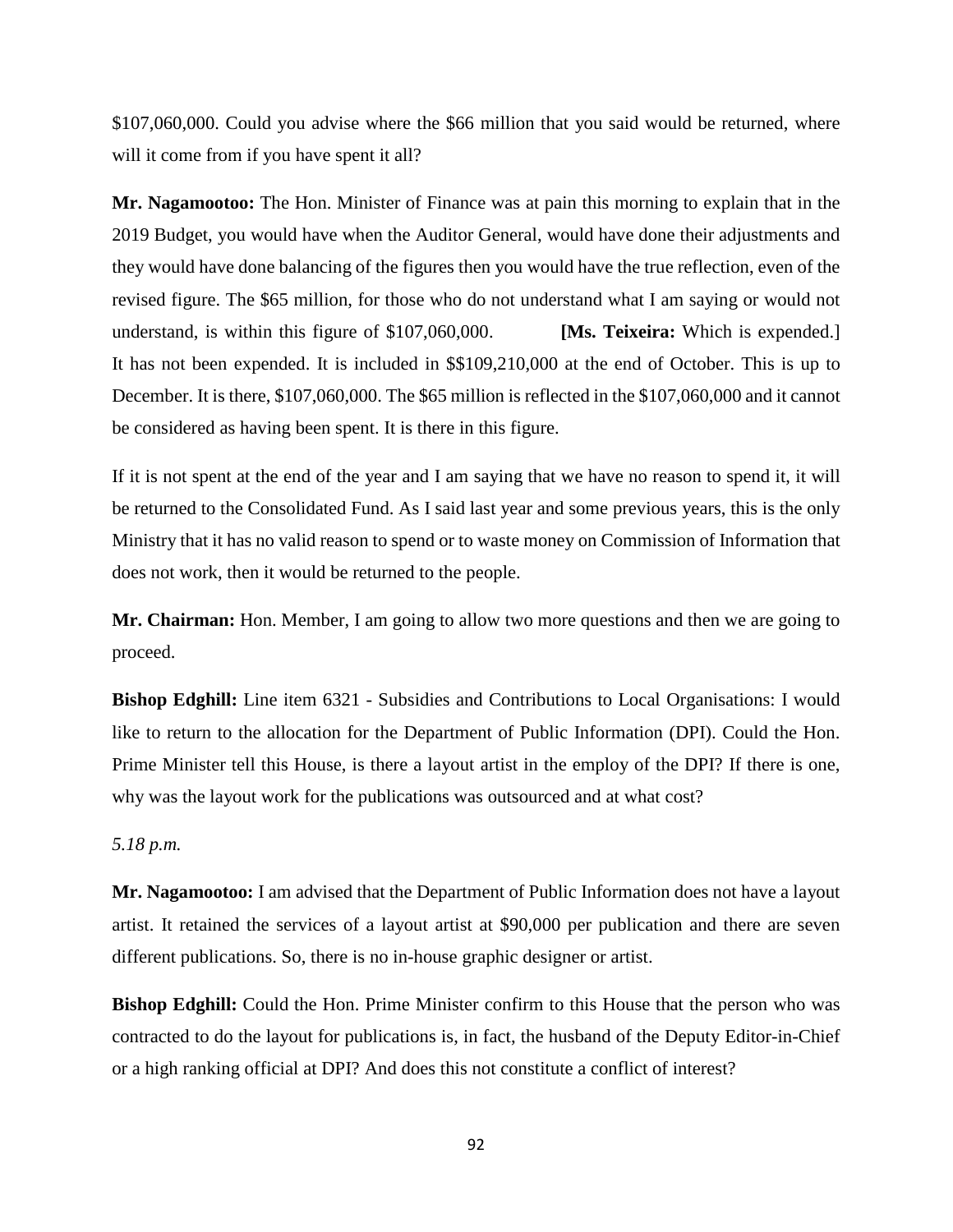$107,060,000. Could you advise where the $66 million that you said would be returned, where will it come from if you have spent it all?

**Mr. Nagamootoo:** The Hon. Minister of Finance was at pain this morning to explain that in the 2019 Budget, you would have when the Auditor General, would have done their adjustments and they would have done balancing of the figures then you would have the true reflection, even of the revised figure. The $65 million, for those who do not understand what I am saying or would not understand, is within this figure of $107,060,000. **[Ms. Teixeira:** Which is expended.] It has not been expended. It is included in $$109,210,000 at the end of October. This is up to December. It is there, $107,060,000. The $65 million is reflected in the $107,060,000 and it cannot be considered as having been spent. It is there in this figure.

If it is not spent at the end of the year and I am saying that we have no reason to spend it, it will be returned to the Consolidated Fund. As I said last year and some previous years, this is the only Ministry that it has no valid reason to spend or to waste money on Commission of Information that does not work, then it would be returned to the people.

**Mr. Chairman:** Hon. Member, I am going to allow two more questions and then we are going to proceed.

**Bishop Edghill:** Line item 6321 - Subsidies and Contributions to Local Organisations: I would like to return to the allocation for the Department of Public Information (DPI). Could the Hon. Prime Minister tell this House, is there a layout artist in the employ of the DPI? If there is one, why was the layout work for the publications was outsourced and at what cost?

*5.18 p.m.*

**Mr. Nagamootoo:** I am advised that the Department of Public Information does not have a layout artist. It retained the services of a layout artist at $90,000 per publication and there are seven different publications. So, there is no in-house graphic designer or artist.

**Bishop Edghill:** Could the Hon. Prime Minister confirm to this House that the person who was contracted to do the layout for publications is, in fact, the husband of the Deputy Editor-in-Chief or a high ranking official at DPI? And does this not constitute a conflict of interest?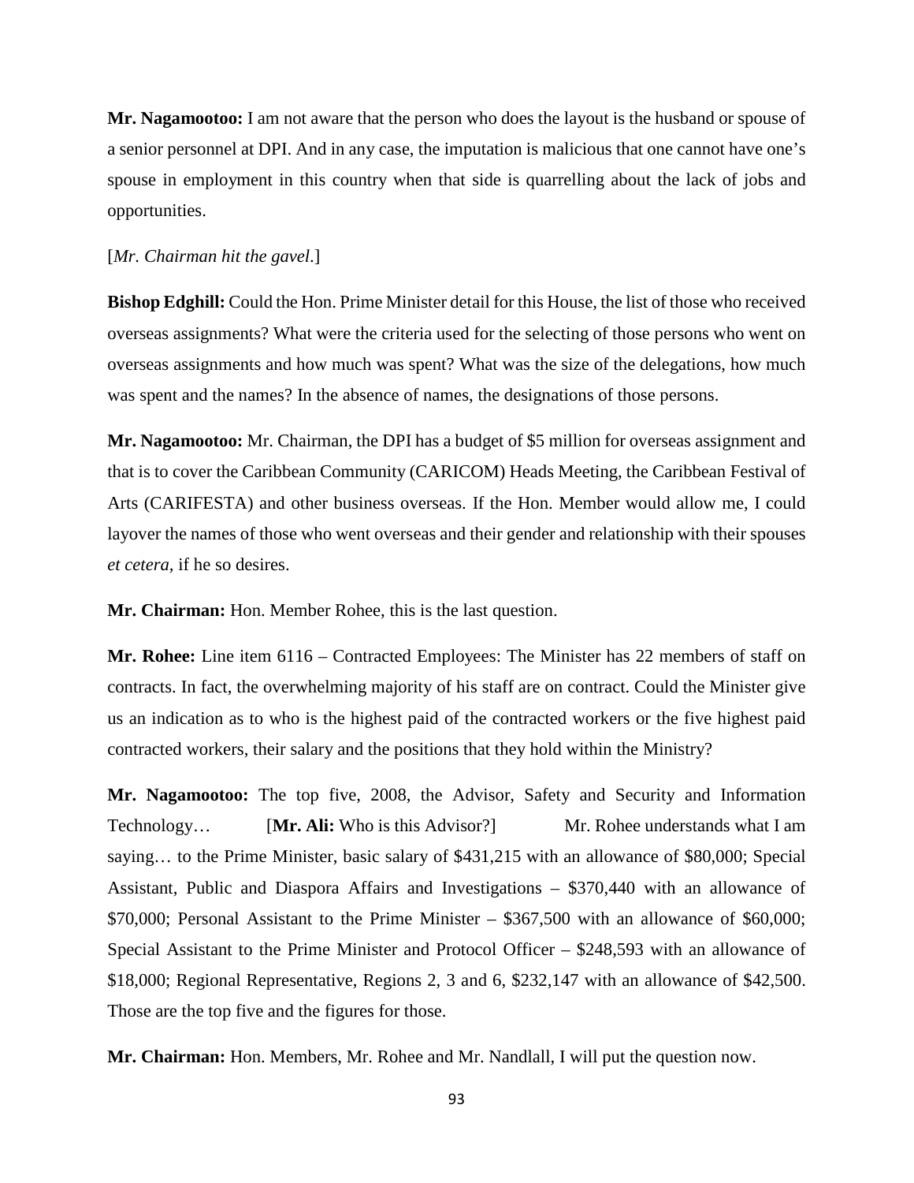**Mr. Nagamootoo:** I am not aware that the person who does the layout is the husband or spouse of a senior personnel at DPI. And in any case, the imputation is malicious that one cannot have one's spouse in employment in this country when that side is quarrelling about the lack of jobs and opportunities.

[*Mr. Chairman hit the gavel.*]

**Bishop Edghill:** Could the Hon. Prime Minister detail for this House, the list of those who received overseas assignments? What were the criteria used for the selecting of those persons who went on overseas assignments and how much was spent? What was the size of the delegations, how much was spent and the names? In the absence of names, the designations of those persons.

**Mr. Nagamootoo:** Mr. Chairman, the DPI has a budget of $5 million for overseas assignment and that is to cover the Caribbean Community (CARICOM) Heads Meeting, the Caribbean Festival of Arts (CARIFESTA) and other business overseas. If the Hon. Member would allow me, I could layover the names of those who went overseas and their gender and relationship with their spouses *et cetera,* if he so desires.

**Mr. Chairman:** Hon. Member Rohee, this is the last question.

**Mr. Rohee:** Line item 6116 – Contracted Employees: The Minister has 22 members of staff on contracts. In fact, the overwhelming majority of his staff are on contract. Could the Minister give us an indication as to who is the highest paid of the contracted workers or the five highest paid contracted workers, their salary and the positions that they hold within the Ministry?

**Mr. Nagamootoo:** The top five, 2008, the Advisor, Safety and Security and Information Technology… [**Mr. Ali:** Who is this Advisor?] Mr. Rohee understands what I am saying… to the Prime Minister, basic salary of $431,215 with an allowance of $80,000; Special Assistant, Public and Diaspora Affairs and Investigations – $370,440 with an allowance of $70,000; Personal Assistant to the Prime Minister – $367,500 with an allowance of $60,000; Special Assistant to the Prime Minister and Protocol Officer – $248,593 with an allowance of $18,000; Regional Representative, Regions 2, 3 and 6, $232,147 with an allowance of $42,500. Those are the top five and the figures for those.

**Mr. Chairman:** Hon. Members, Mr. Rohee and Mr. Nandlall, I will put the question now.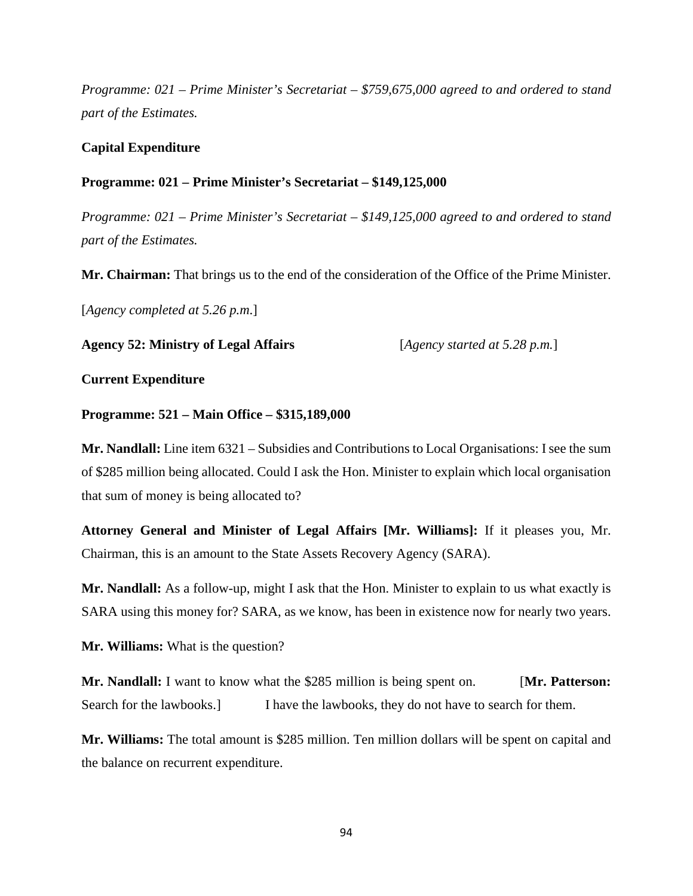*Programme: 021 – Prime Minister's Secretariat – $759,675,000 agreed to and ordered to stand part of the Estimates.*

**Capital Expenditure**

**Programme: 021 – Prime Minister's Secretariat – $149,125,000**

*Programme: 021 – Prime Minister's Secretariat – $149,125,000 agreed to and ordered to stand part of the Estimates.*

**Mr. Chairman:** That brings us to the end of the consideration of the Office of the Prime Minister.

[*Agency completed at 5.26 p.m.*]

**Agency 52: Ministry of Legal Affairs** [*Agency started at 5.28 p.m.*]

**Current Expenditure**

**Programme: 521 – Main Office – $315,189,000**

**Mr. Nandlall:** Line item 6321 – Subsidies and Contributions to Local Organisations: I see the sum of $285 million being allocated. Could I ask the Hon. Minister to explain which local organisation that sum of money is being allocated to?

**Attorney General and Minister of Legal Affairs [Mr. Williams]:** If it pleases you, Mr. Chairman, this is an amount to the State Assets Recovery Agency (SARA).

**Mr. Nandlall:** As a follow-up, might I ask that the Hon. Minister to explain to us what exactly is SARA using this money for? SARA, as we know, has been in existence now for nearly two years.

**Mr. Williams:** What is the question?

**Mr. Nandlall:** I want to know what the $285 million is being spent on. [**Mr. Patterson:** Search for the lawbooks.] I have the lawbooks, they do not have to search for them.

**Mr. Williams:** The total amount is $285 million. Ten million dollars will be spent on capital and the balance on recurrent expenditure.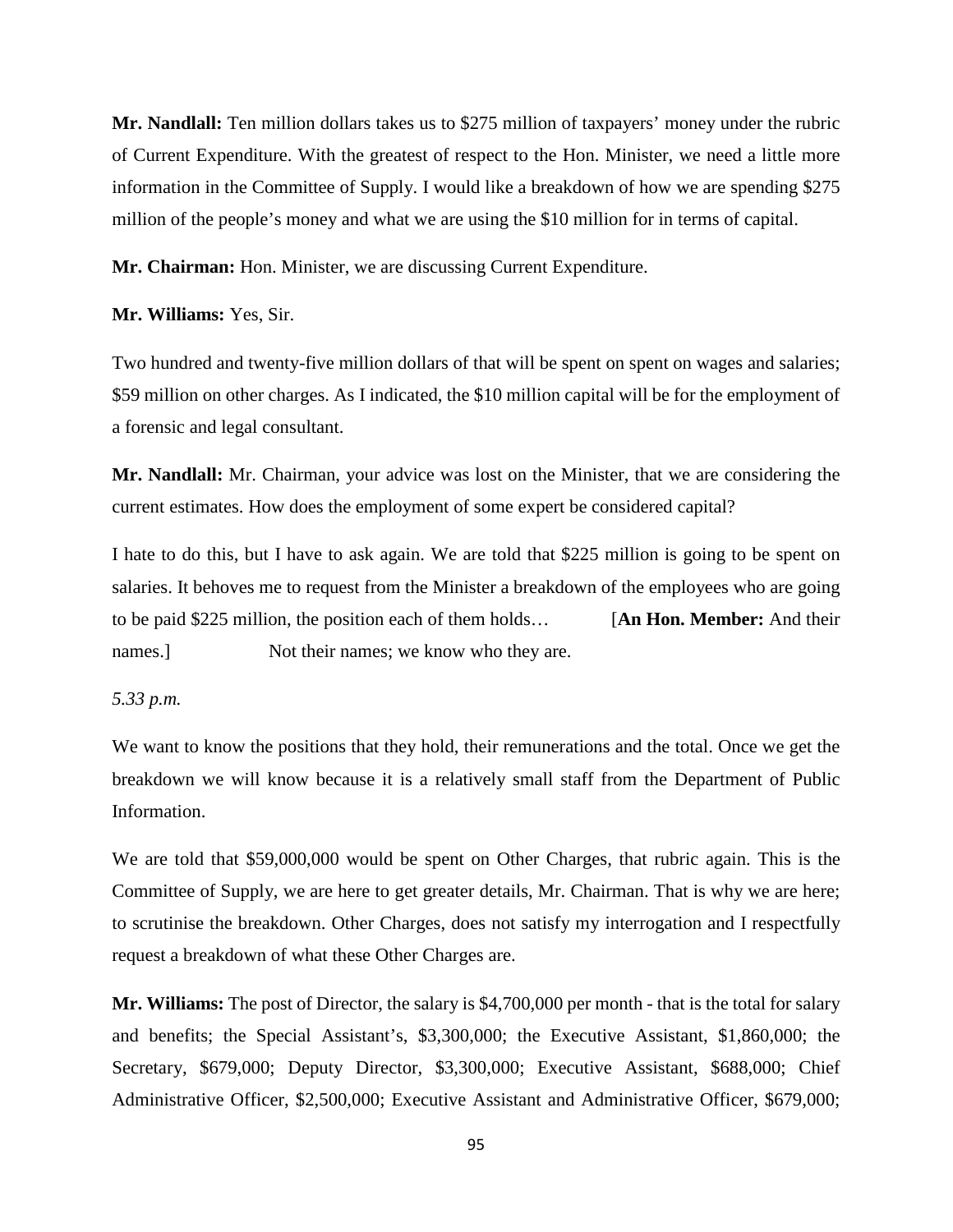**Mr. Nandlall:** Ten million dollars takes us to $275 million of taxpayers' money under the rubric of Current Expenditure. With the greatest of respect to the Hon. Minister, we need a little more information in the Committee of Supply. I would like a breakdown of how we are spending $275 million of the people's money and what we are using the $10 million for in terms of capital.

**Mr. Chairman:** Hon. Minister, we are discussing Current Expenditure.

**Mr. Williams:** Yes, Sir.

Two hundred and twenty-five million dollars of that will be spent on spent on wages and salaries; $59 million on other charges. As I indicated, the $10 million capital will be for the employment of a forensic and legal consultant.

**Mr. Nandlall:** Mr. Chairman, your advice was lost on the Minister, that we are considering the current estimates. How does the employment of some expert be considered capital?

I hate to do this, but I have to ask again. We are told that $225 million is going to be spent on salaries. It behoves me to request from the Minister a breakdown of the employees who are going to be paid $225 million, the position each of them holds… [**An Hon. Member:** And their names.] Not their names; we know who they are.

*5.33 p.m.*

We want to know the positions that they hold, their remunerations and the total. Once we get the breakdown we will know because it is a relatively small staff from the Department of Public Information.

We are told that $59,000,000 would be spent on Other Charges, that rubric again. This is the Committee of Supply, we are here to get greater details, Mr. Chairman. That is why we are here; to scrutinise the breakdown. Other Charges, does not satisfy my interrogation and I respectfully request a breakdown of what these Other Charges are.

**Mr. Williams:** The post of Director, the salary is $4,700,000 per month - that is the total for salary and benefits; the Special Assistant's, $3,300,000; the Executive Assistant, $1,860,000; the Secretary, $679,000; Deputy Director, $3,300,000; Executive Assistant, $688,000; Chief Administrative Officer, $2,500,000; Executive Assistant and Administrative Officer, $679,000;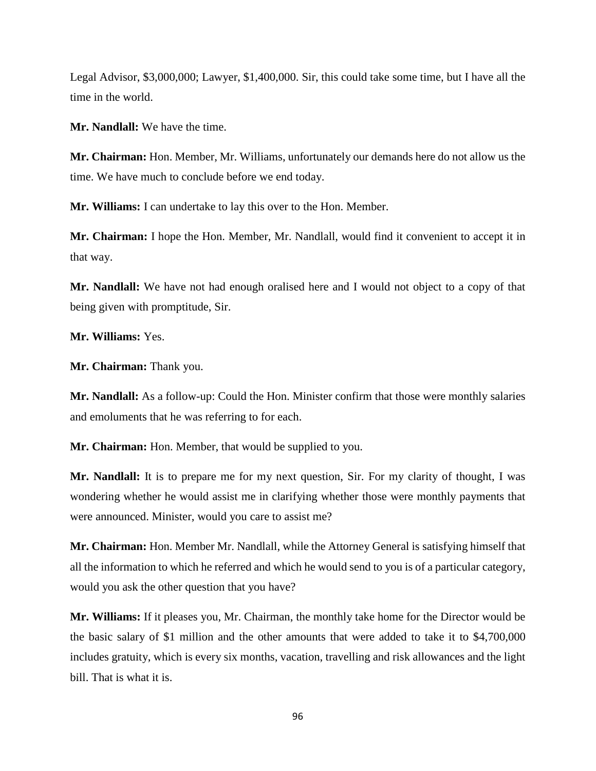Legal Advisor, $3,000,000; Lawyer, $1,400,000. Sir, this could take some time, but I have all the time in the world.

**Mr. Nandlall:** We have the time.

**Mr. Chairman:** Hon. Member, Mr. Williams, unfortunately our demands here do not allow us the time. We have much to conclude before we end today.

**Mr. Williams:** I can undertake to lay this over to the Hon. Member.

**Mr. Chairman:** I hope the Hon. Member, Mr. Nandlall, would find it convenient to accept it in that way.

**Mr. Nandlall:** We have not had enough oralised here and I would not object to a copy of that being given with promptitude, Sir.

**Mr. Williams:** Yes.

**Mr. Chairman:** Thank you.

**Mr. Nandlall:** As a follow-up: Could the Hon. Minister confirm that those were monthly salaries and emoluments that he was referring to for each.

**Mr. Chairman:** Hon. Member, that would be supplied to you.

**Mr. Nandlall:** It is to prepare me for my next question, Sir. For my clarity of thought, I was wondering whether he would assist me in clarifying whether those were monthly payments that were announced. Minister, would you care to assist me?

**Mr. Chairman:** Hon. Member Mr. Nandlall, while the Attorney General is satisfying himself that all the information to which he referred and which he would send to you is of a particular category, would you ask the other question that you have?

**Mr. Williams:** If it pleases you, Mr. Chairman, the monthly take home for the Director would be the basic salary of $1 million and the other amounts that were added to take it to $4,700,000 includes gratuity, which is every six months, vacation, travelling and risk allowances and the light bill. That is what it is.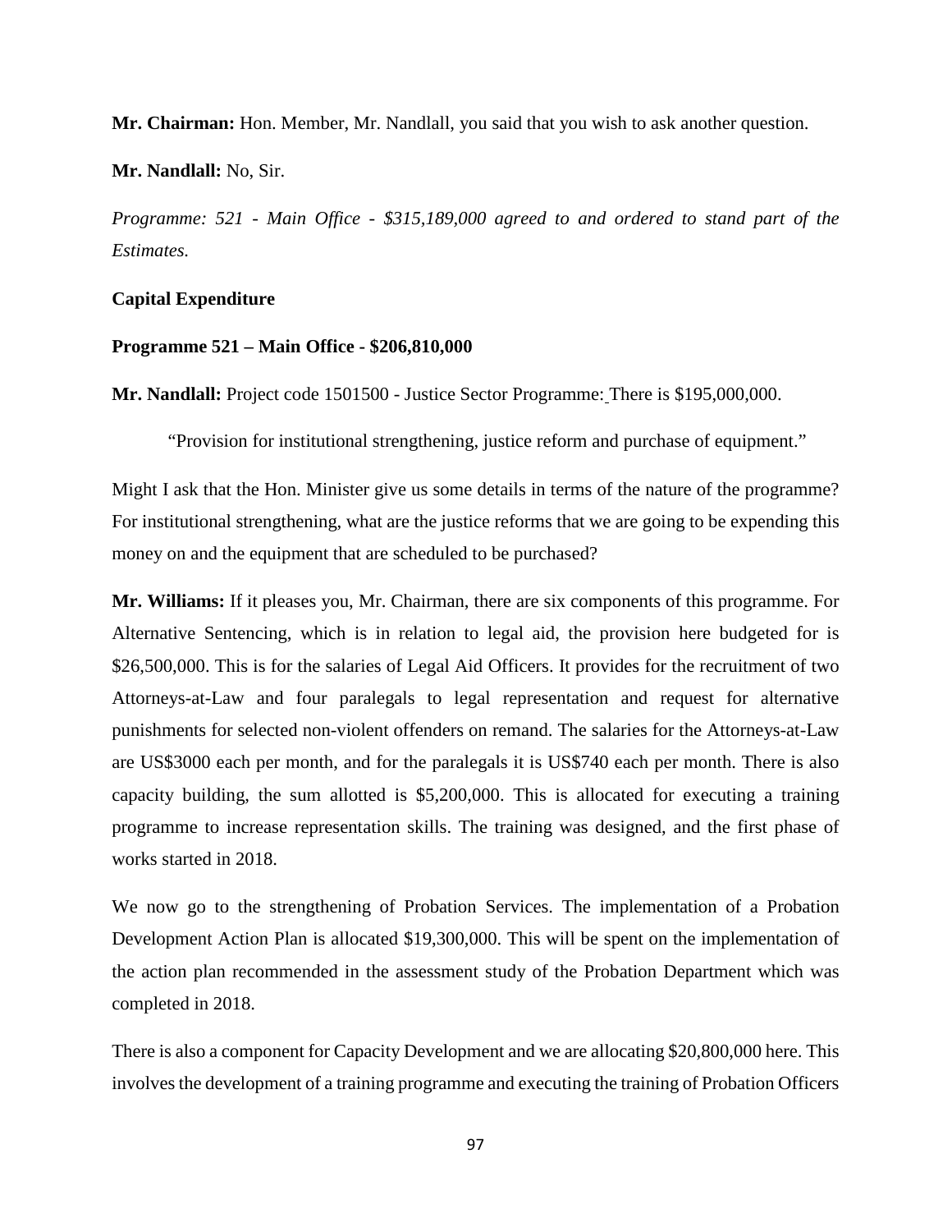**Mr. Chairman:** Hon. Member, Mr. Nandlall, you said that you wish to ask another question.

**Mr. Nandlall:** No, Sir.

*Programme: 521 - Main Office - $315,189,000 agreed to and ordered to stand part of the Estimates.*

**Capital Expenditure**

**Programme 521 – Main Office - $206,810,000**

**Mr. Nandlall:** Project code 1501500 - Justice Sector Programme: There is $195,000,000.

"Provision for institutional strengthening, justice reform and purchase of equipment."

Might I ask that the Hon. Minister give us some details in terms of the nature of the programme? For institutional strengthening, what are the justice reforms that we are going to be expending this money on and the equipment that are scheduled to be purchased?

**Mr. Williams:** If it pleases you, Mr. Chairman, there are six components of this programme. For Alternative Sentencing, which is in relation to legal aid, the provision here budgeted for is $26,500,000. This is for the salaries of Legal Aid Officers. It provides for the recruitment of two Attorneys-at-Law and four paralegals to legal representation and request for alternative punishments for selected non-violent offenders on remand. The salaries for the Attorneys-at-Law are US$3000 each per month, and for the paralegals it is US$740 each per month. There is also capacity building, the sum allotted is $5,200,000. This is allocated for executing a training programme to increase representation skills. The training was designed, and the first phase of works started in 2018.

We now go to the strengthening of Probation Services. The implementation of a Probation Development Action Plan is allocated $19,300,000. This will be spent on the implementation of the action plan recommended in the assessment study of the Probation Department which was completed in 2018.

There is also a component for Capacity Development and we are allocating $20,800,000 here. This involves the development of a training programme and executing the training of Probation Officers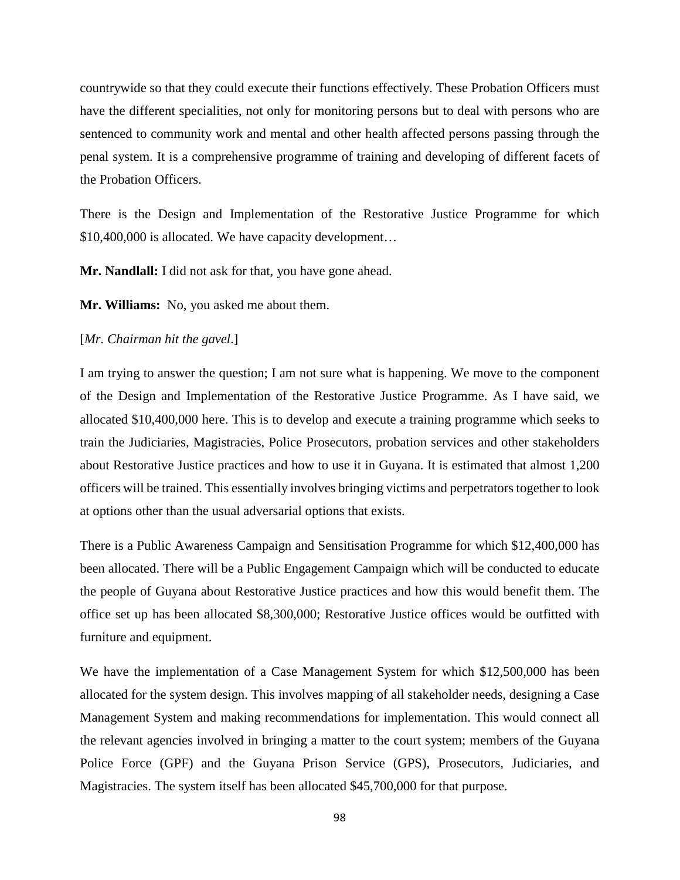countrywide so that they could execute their functions effectively. These Probation Officers must have the different specialities, not only for monitoring persons but to deal with persons who are sentenced to community work and mental and other health affected persons passing through the penal system. It is a comprehensive programme of training and developing of different facets of the Probation Officers.

There is the Design and Implementation of the Restorative Justice Programme for which $10,400,000 is allocated. We have capacity development…

**Mr. Nandlall:** I did not ask for that, you have gone ahead.

**Mr. Williams:** No, you asked me about them.

[*Mr. Chairman hit the gavel.*]

I am trying to answer the question; I am not sure what is happening. We move to the component of the Design and Implementation of the Restorative Justice Programme. As I have said, we allocated $10,400,000 here. This is to develop and execute a training programme which seeks to train the Judiciaries, Magistracies, Police Prosecutors, probation services and other stakeholders about Restorative Justice practices and how to use it in Guyana. It is estimated that almost 1,200 officers will be trained. This essentially involves bringing victims and perpetrators together to look at options other than the usual adversarial options that exists.

There is a Public Awareness Campaign and Sensitisation Programme for which $12,400,000 has been allocated. There will be a Public Engagement Campaign which will be conducted to educate the people of Guyana about Restorative Justice practices and how this would benefit them. The office set up has been allocated $8,300,000; Restorative Justice offices would be outfitted with furniture and equipment.

We have the implementation of a Case Management System for which $12,500,000 has been allocated for the system design. This involves mapping of all stakeholder needs, designing a Case Management System and making recommendations for implementation. This would connect all the relevant agencies involved in bringing a matter to the court system; members of the Guyana Police Force (GPF) and the Guyana Prison Service (GPS), Prosecutors, Judiciaries, and Magistracies. The system itself has been allocated $45,700,000 for that purpose.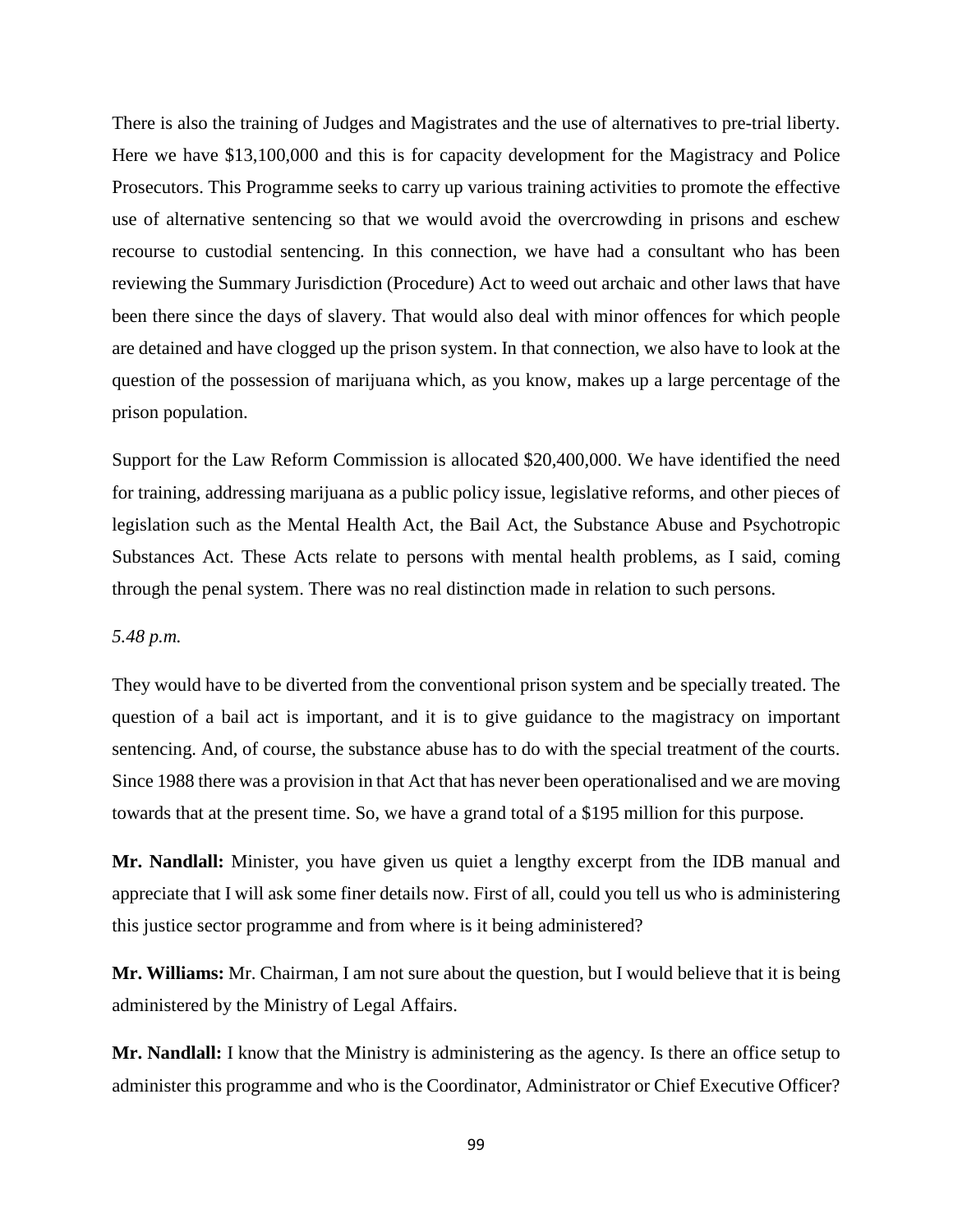There is also the training of Judges and Magistrates and the use of alternatives to pre-trial liberty. Here we have $13,100,000 and this is for capacity development for the Magistracy and Police Prosecutors. This Programme seeks to carry up various training activities to promote the effective use of alternative sentencing so that we would avoid the overcrowding in prisons and eschew recourse to custodial sentencing. In this connection, we have had a consultant who has been reviewing the Summary Jurisdiction (Procedure) Act to weed out archaic and other laws that have been there since the days of slavery. That would also deal with minor offences for which people are detained and have clogged up the prison system. In that connection, we also have to look at the question of the possession of marijuana which, as you know, makes up a large percentage of the prison population.

Support for the Law Reform Commission is allocated $20,400,000. We have identified the need for training, addressing marijuana as a public policy issue, legislative reforms, and other pieces of legislation such as the Mental Health Act, the Bail Act, the Substance Abuse and Psychotropic Substances Act. These Acts relate to persons with mental health problems, as I said, coming through the penal system. There was no real distinction made in relation to such persons.

*5.48 p.m.*

They would have to be diverted from the conventional prison system and be specially treated. The question of a bail act is important, and it is to give guidance to the magistracy on important sentencing. And, of course, the substance abuse has to do with the special treatment of the courts. Since 1988 there was a provision in that Act that has never been operationalised and we are moving towards that at the present time. So, we have a grand total of a $195 million for this purpose.

**Mr. Nandlall:** Minister, you have given us quiet a lengthy excerpt from the IDB manual and appreciate that I will ask some finer details now. First of all, could you tell us who is administering this justice sector programme and from where is it being administered?

**Mr. Williams:** Mr. Chairman, I am not sure about the question, but I would believe that it is being administered by the Ministry of Legal Affairs.

**Mr. Nandlall:** I know that the Ministry is administering as the agency. Is there an office setup to administer this programme and who is the Coordinator, Administrator or Chief Executive Officer?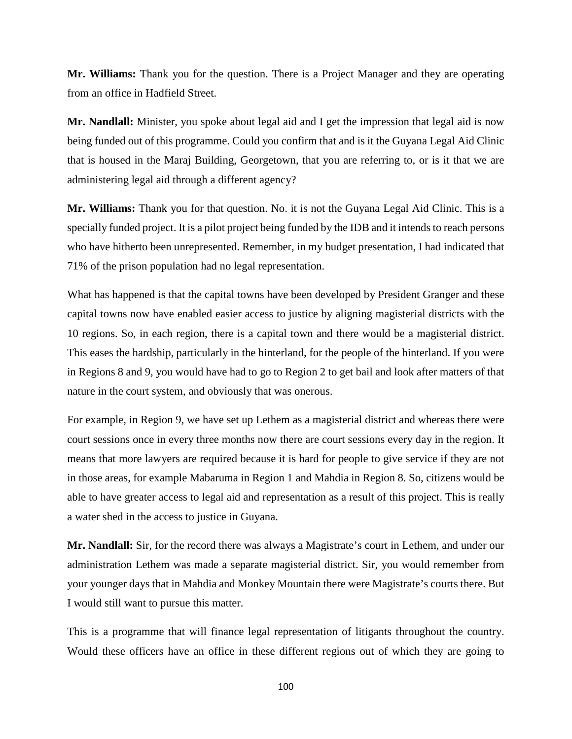**Mr. Williams:** Thank you for the question. There is a Project Manager and they are operating from an office in Hadfield Street.

**Mr. Nandlall:** Minister, you spoke about legal aid and I get the impression that legal aid is now being funded out of this programme. Could you confirm that and is it the Guyana Legal Aid Clinic that is housed in the Maraj Building, Georgetown, that you are referring to, or is it that we are administering legal aid through a different agency?

**Mr. Williams:** Thank you for that question. No. it is not the Guyana Legal Aid Clinic. This is a specially funded project. It is a pilot project being funded by the IDB and it intends to reach persons who have hitherto been unrepresented. Remember, in my budget presentation, I had indicated that 71% of the prison population had no legal representation.

What has happened is that the capital towns have been developed by President Granger and these capital towns now have enabled easier access to justice by aligning magisterial districts with the 10 regions. So, in each region, there is a capital town and there would be a magisterial district. This eases the hardship, particularly in the hinterland, for the people of the hinterland. If you were in Regions 8 and 9, you would have had to go to Region 2 to get bail and look after matters of that nature in the court system, and obviously that was onerous.

For example, in Region 9, we have set up Lethem as a magisterial district and whereas there were court sessions once in every three months now there are court sessions every day in the region. It means that more lawyers are required because it is hard for people to give service if they are not in those areas, for example Mabaruma in Region 1 and Mahdia in Region 8. So, citizens would be able to have greater access to legal aid and representation as a result of this project. This is really a water shed in the access to justice in Guyana.

**Mr. Nandlall:** Sir, for the record there was always a Magistrate's court in Lethem, and under our administration Lethem was made a separate magisterial district. Sir, you would remember from your younger days that in Mahdia and Monkey Mountain there were Magistrate's courts there. But I would still want to pursue this matter.

This is a programme that will finance legal representation of litigants throughout the country. Would these officers have an office in these different regions out of which they are going to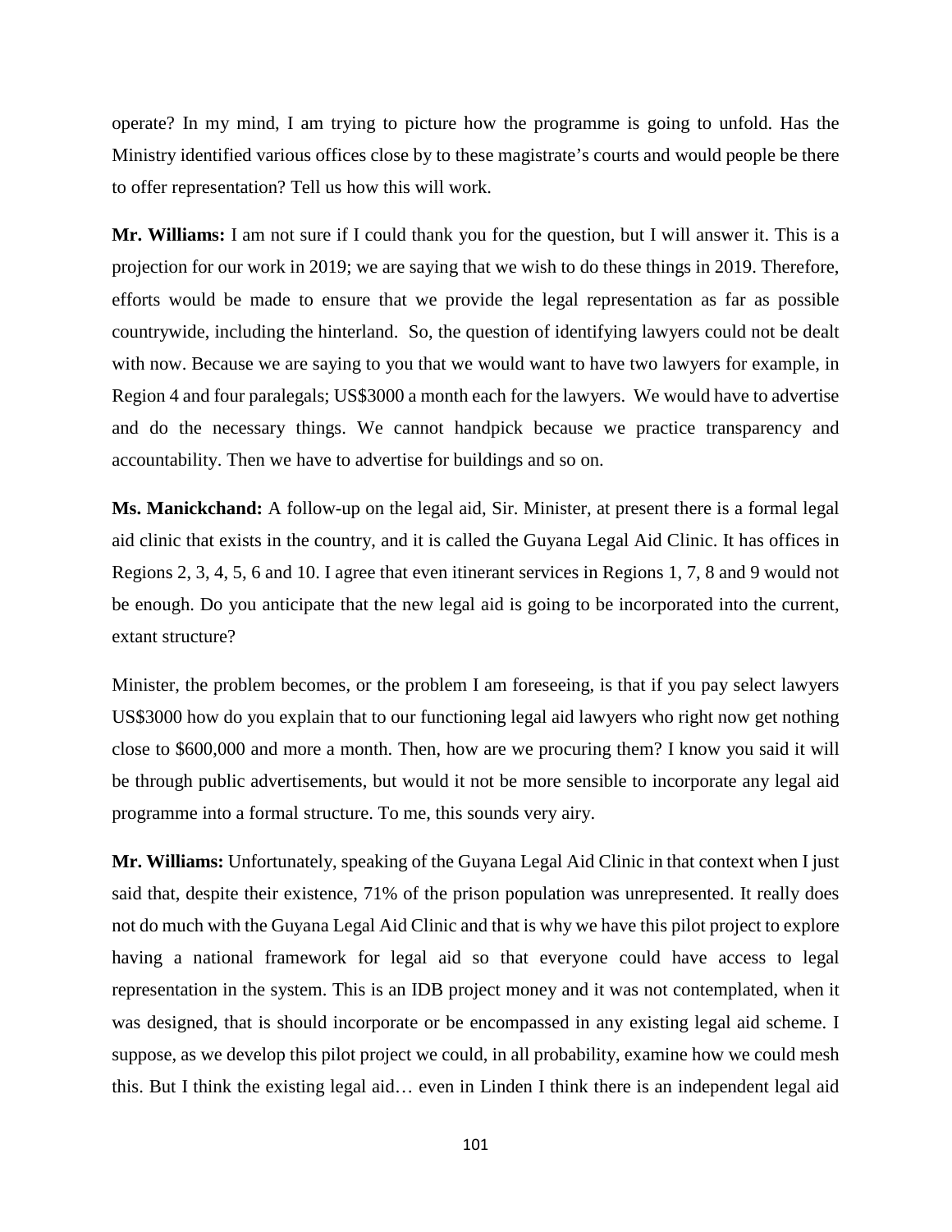operate? In my mind, I am trying to picture how the programme is going to unfold. Has the Ministry identified various offices close by to these magistrate's courts and would people be there to offer representation? Tell us how this will work.

**Mr. Williams:** I am not sure if I could thank you for the question, but I will answer it. This is a projection for our work in 2019; we are saying that we wish to do these things in 2019. Therefore, efforts would be made to ensure that we provide the legal representation as far as possible countrywide, including the hinterland. So, the question of identifying lawyers could not be dealt with now. Because we are saying to you that we would want to have two lawyers for example, in Region 4 and four paralegals; US$3000 a month each for the lawyers. We would have to advertise and do the necessary things. We cannot handpick because we practice transparency and accountability. Then we have to advertise for buildings and so on.

**Ms. Manickchand:** A follow-up on the legal aid, Sir. Minister, at present there is a formal legal aid clinic that exists in the country, and it is called the Guyana Legal Aid Clinic. It has offices in Regions 2, 3, 4, 5, 6 and 10. I agree that even itinerant services in Regions 1, 7, 8 and 9 would not be enough. Do you anticipate that the new legal aid is going to be incorporated into the current, extant structure?

Minister, the problem becomes, or the problem I am foreseeing, is that if you pay select lawyers US$3000 how do you explain that to our functioning legal aid lawyers who right now get nothing close to $600,000 and more a month. Then, how are we procuring them? I know you said it will be through public advertisements, but would it not be more sensible to incorporate any legal aid programme into a formal structure. To me, this sounds very airy.

**Mr. Williams:** Unfortunately, speaking of the Guyana Legal Aid Clinic in that context when I just said that, despite their existence, 71% of the prison population was unrepresented. It really does not do much with the Guyana Legal Aid Clinic and that is why we have this pilot project to explore having a national framework for legal aid so that everyone could have access to legal representation in the system. This is an IDB project money and it was not contemplated, when it was designed, that is should incorporate or be encompassed in any existing legal aid scheme. I suppose, as we develop this pilot project we could, in all probability, examine how we could mesh this. But I think the existing legal aid… even in Linden I think there is an independent legal aid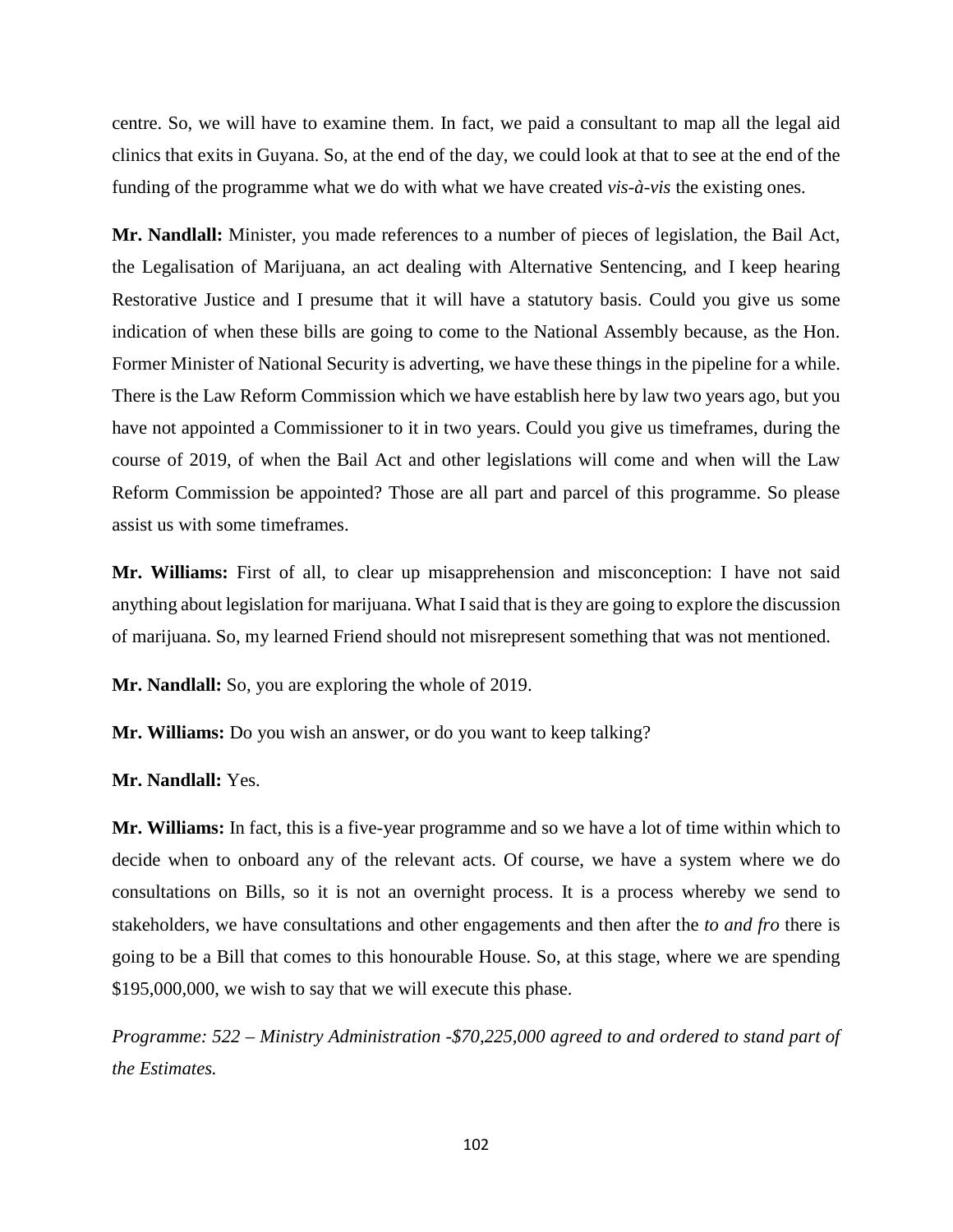centre. So, we will have to examine them. In fact, we paid a consultant to map all the legal aid clinics that exits in Guyana. So, at the end of the day, we could look at that to see at the end of the funding of the programme what we do with what we have created *vis-à-vis* the existing ones.

**Mr. Nandlall:** Minister, you made references to a number of pieces of legislation, the Bail Act, the Legalisation of Marijuana, an act dealing with Alternative Sentencing, and I keep hearing Restorative Justice and I presume that it will have a statutory basis. Could you give us some indication of when these bills are going to come to the National Assembly because, as the Hon. Former Minister of National Security is adverting, we have these things in the pipeline for a while. There is the Law Reform Commission which we have establish here by law two years ago, but you have not appointed a Commissioner to it in two years. Could you give us timeframes, during the course of 2019, of when the Bail Act and other legislations will come and when will the Law Reform Commission be appointed? Those are all part and parcel of this programme. So please assist us with some timeframes.

**Mr. Williams:** First of all, to clear up misapprehension and misconception: I have not said anything about legislation for marijuana. What I said that is they are going to explore the discussion of marijuana. So, my learned Friend should not misrepresent something that was not mentioned.

**Mr. Nandlall:** So, you are exploring the whole of 2019.

**Mr. Williams:** Do you wish an answer, or do you want to keep talking?

**Mr. Nandlall:** Yes.

**Mr. Williams:** In fact, this is a five-year programme and so we have a lot of time within which to decide when to onboard any of the relevant acts. Of course, we have a system where we do consultations on Bills, so it is not an overnight process. It is a process whereby we send to stakeholders, we have consultations and other engagements and then after the *to and fro* there is going to be a Bill that comes to this honourable House. So, at this stage, where we are spending $195,000,000, we wish to say that we will execute this phase.

*Programme: 522 – Ministry Administration -$70,225,000 agreed to and ordered to stand part of the Estimates.*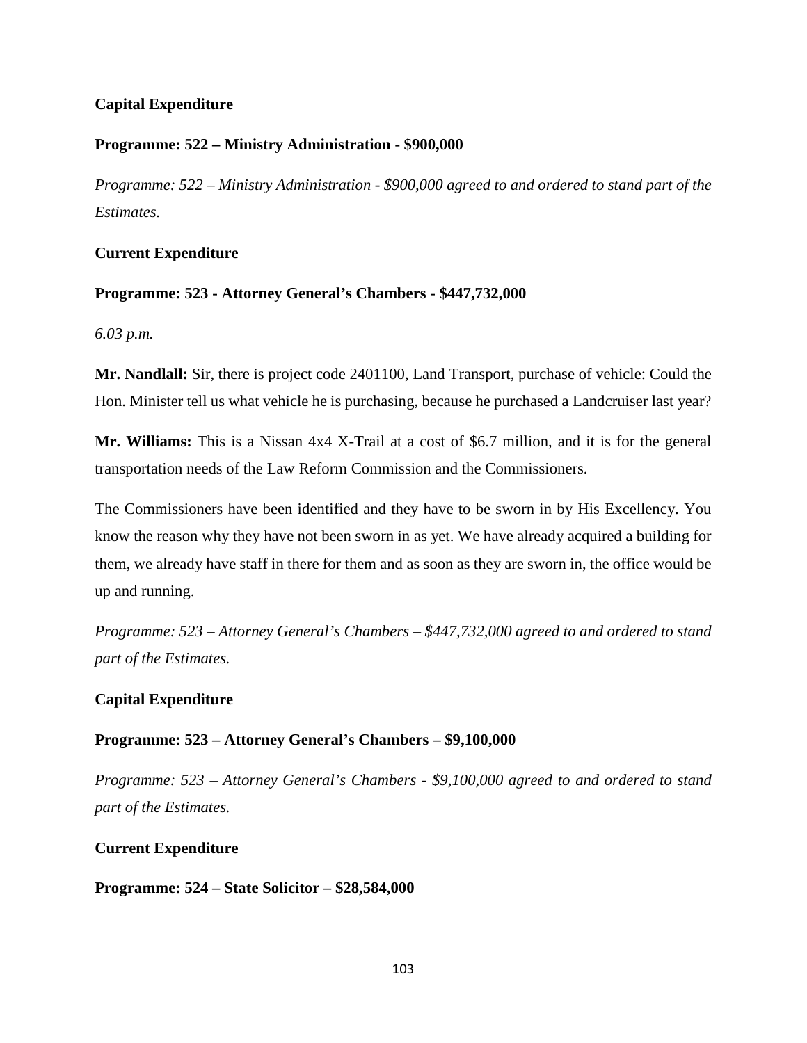**Capital Expenditure**

**Programme: 522 – Ministry Administration - $900,000**

*Programme: 522 – Ministry Administration - $900,000 agreed to and ordered to stand part of the Estimates.*

**Current Expenditure**

**Programme: 523 - Attorney General's Chambers - $447,732,000**

*6.03 p.m.*

**Mr. Nandlall:** Sir, there is project code 2401100, Land Transport, purchase of vehicle: Could the Hon. Minister tell us what vehicle he is purchasing, because he purchased a Landcruiser last year?

**Mr. Williams:** This is a Nissan 4x4 X-Trail at a cost of $6.7 million, and it is for the general transportation needs of the Law Reform Commission and the Commissioners.

The Commissioners have been identified and they have to be sworn in by His Excellency. You know the reason why they have not been sworn in as yet. We have already acquired a building for them, we already have staff in there for them and as soon as they are sworn in, the office would be up and running.

*Programme: 523 – Attorney General's Chambers – $447,732,000 agreed to and ordered to stand part of the Estimates.*

**Capital Expenditure**

**Programme: 523 – Attorney General's Chambers – $9,100,000**

*Programme: 523 – Attorney General's Chambers - $9,100,000 agreed to and ordered to stand part of the Estimates.*

**Current Expenditure**

**Programme: 524 – State Solicitor – $28,584,000**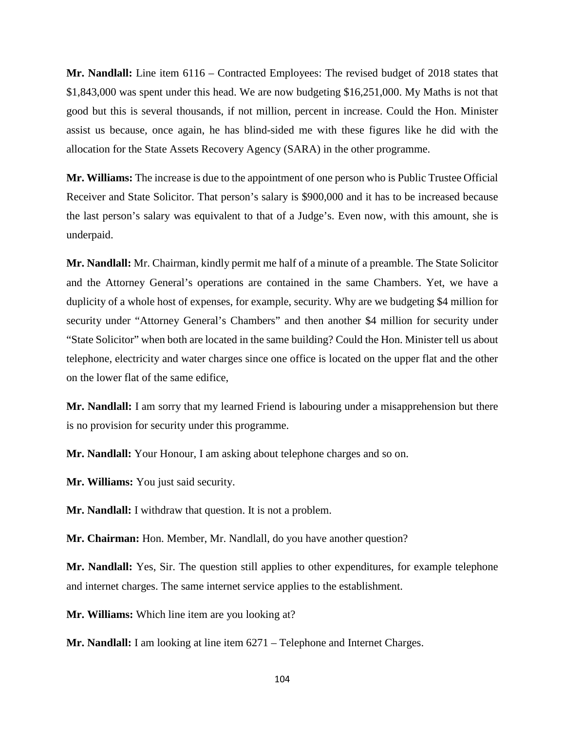**Mr. Nandlall:** Line item 6116 – Contracted Employees: The revised budget of 2018 states that $1,843,000 was spent under this head. We are now budgeting $16,251,000. My Maths is not that good but this is several thousands, if not million, percent in increase. Could the Hon. Minister assist us because, once again, he has blind-sided me with these figures like he did with the allocation for the State Assets Recovery Agency (SARA) in the other programme.

**Mr. Williams:** The increase is due to the appointment of one person who is Public Trustee Official Receiver and State Solicitor. That person's salary is $900,000 and it has to be increased because the last person's salary was equivalent to that of a Judge's. Even now, with this amount, she is underpaid.

**Mr. Nandlall:** Mr. Chairman, kindly permit me half of a minute of a preamble. The State Solicitor and the Attorney General's operations are contained in the same Chambers. Yet, we have a duplicity of a whole host of expenses, for example, security. Why are we budgeting $4 million for security under "Attorney General's Chambers" and then another $4 million for security under "State Solicitor" when both are located in the same building? Could the Hon. Minister tell us about telephone, electricity and water charges since one office is located on the upper flat and the other on the lower flat of the same edifice,

**Mr. Nandlall:** I am sorry that my learned Friend is labouring under a misapprehension but there is no provision for security under this programme.

**Mr. Nandlall:** Your Honour, I am asking about telephone charges and so on.

**Mr. Williams:** You just said security.

**Mr. Nandlall:** I withdraw that question. It is not a problem.

**Mr. Chairman:** Hon. Member, Mr. Nandlall, do you have another question?

**Mr. Nandlall:** Yes, Sir. The question still applies to other expenditures, for example telephone and internet charges. The same internet service applies to the establishment.

**Mr. Williams:** Which line item are you looking at?

**Mr. Nandlall:** I am looking at line item 6271 – Telephone and Internet Charges.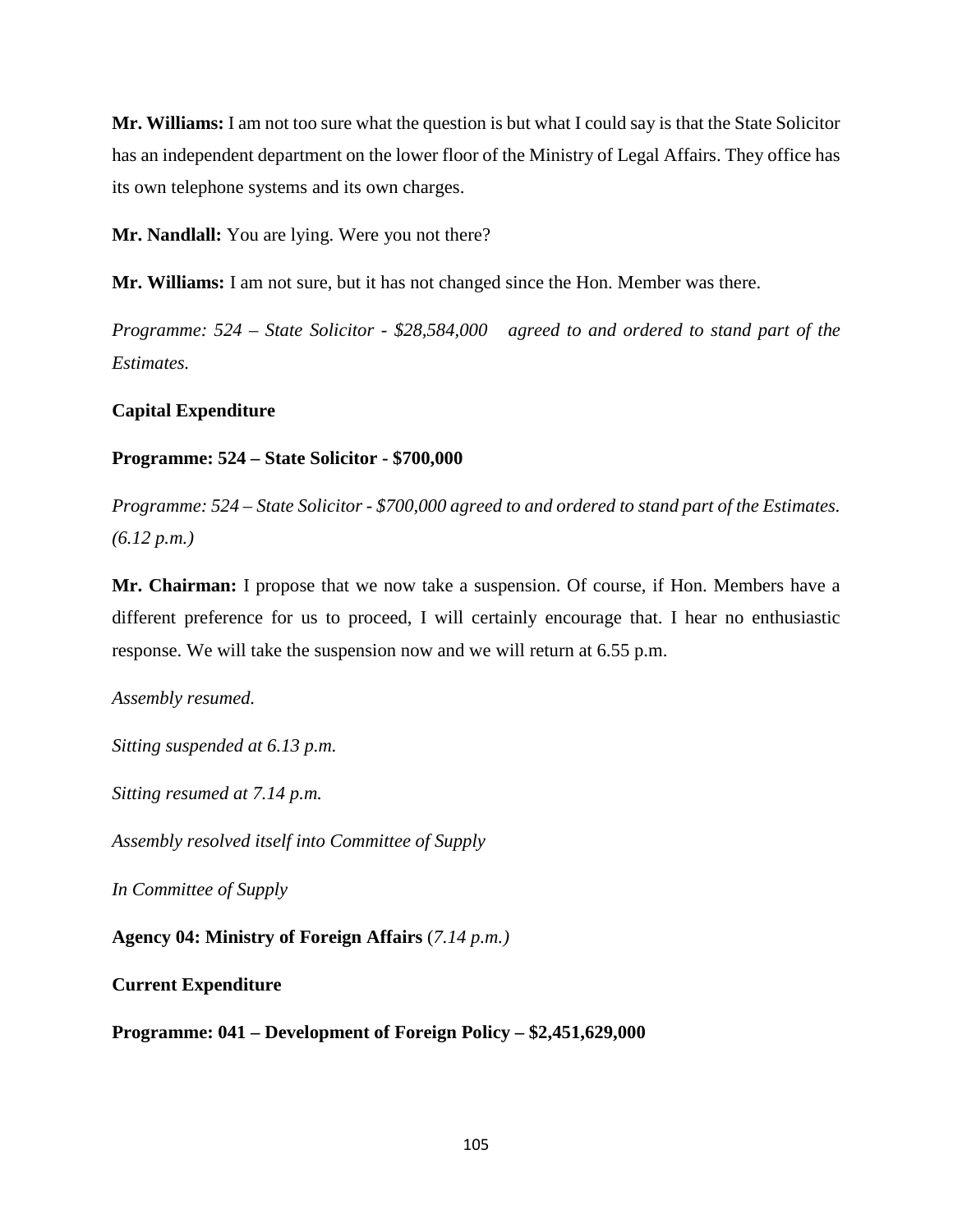**Mr. Williams:** I am not too sure what the question is but what I could say is that the State Solicitor has an independent department on the lower floor of the Ministry of Legal Affairs. They office has its own telephone systems and its own charges.

**Mr. Nandlall:** You are lying. Were you not there?

**Mr. Williams:** I am not sure, but it has not changed since the Hon. Member was there.

*Programme: 524 – State Solicitor - $28,584,000 agreed to and ordered to stand part of the Estimates.*

**Capital Expenditure**

**Programme: 524 – State Solicitor - $700,000**

*Programme: 524 – State Solicitor - $700,000 agreed to and ordered to stand part of the Estimates. (6.12 p.m.)*

**Mr. Chairman:** I propose that we now take a suspension. Of course, if Hon. Members have a different preference for us to proceed, I will certainly encourage that. I hear no enthusiastic response. We will take the suspension now and we will return at 6.55 p.m.

*Assembly resumed.*

*Sitting suspended at 6.13 p.m.*

*Sitting resumed at 7.14 p.m.*

*Assembly resolved itself into Committee of Supply*

*In Committee of Supply*

**Agency 04: Ministry of Foreign Affairs** (*7.14 p.m.)*

**Current Expenditure**

**Programme: 041 – Development of Foreign Policy – $2,451,629,000**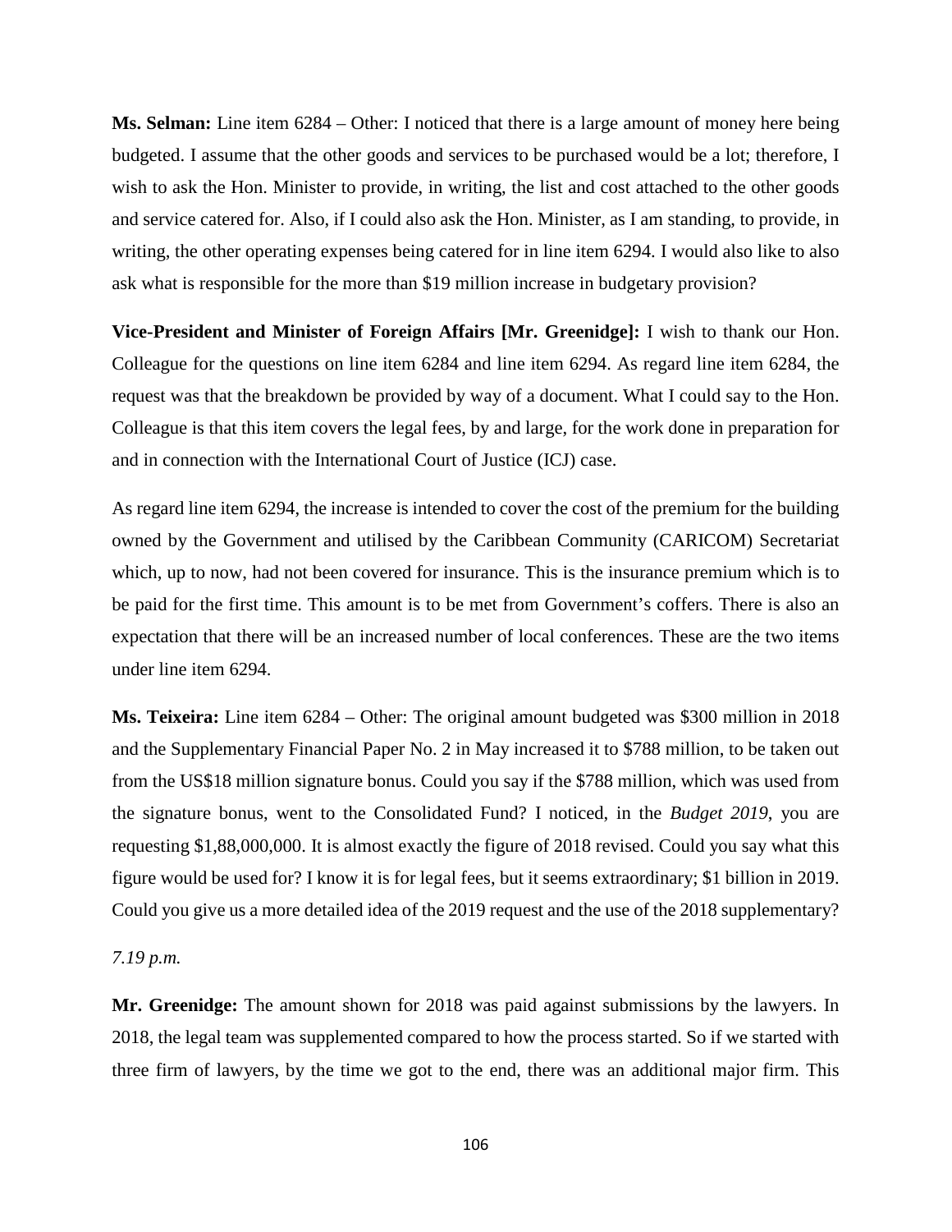**Ms. Selman:** Line item 6284 – Other: I noticed that there is a large amount of money here being budgeted. I assume that the other goods and services to be purchased would be a lot; therefore, I wish to ask the Hon. Minister to provide, in writing, the list and cost attached to the other goods and service catered for. Also, if I could also ask the Hon. Minister, as I am standing, to provide, in writing, the other operating expenses being catered for in line item 6294. I would also like to also ask what is responsible for the more than $19 million increase in budgetary provision?

**Vice-President and Minister of Foreign Affairs [Mr. Greenidge]:** I wish to thank our Hon. Colleague for the questions on line item 6284 and line item 6294. As regard line item 6284, the request was that the breakdown be provided by way of a document. What I could say to the Hon. Colleague is that this item covers the legal fees, by and large, for the work done in preparation for and in connection with the International Court of Justice (ICJ) case.

As regard line item 6294, the increase is intended to cover the cost of the premium for the building owned by the Government and utilised by the Caribbean Community (CARICOM) Secretariat which, up to now, had not been covered for insurance. This is the insurance premium which is to be paid for the first time. This amount is to be met from Government's coffers. There is also an expectation that there will be an increased number of local conferences. These are the two items under line item 6294.

**Ms. Teixeira:** Line item 6284 – Other: The original amount budgeted was $300 million in 2018 and the Supplementary Financial Paper No. 2 in May increased it to $788 million, to be taken out from the US$18 million signature bonus. Could you say if the $788 million, which was used from the signature bonus, went to the Consolidated Fund? I noticed, in the *Budget 2019*, you are requesting $1,88,000,000. It is almost exactly the figure of 2018 revised. Could you say what this figure would be used for? I know it is for legal fees, but it seems extraordinary; $1 billion in 2019. Could you give us a more detailed idea of the 2019 request and the use of the 2018 supplementary?

*7.19 p.m.*

**Mr. Greenidge:** The amount shown for 2018 was paid against submissions by the lawyers. In 2018, the legal team was supplemented compared to how the process started. So if we started with three firm of lawyers, by the time we got to the end, there was an additional major firm. This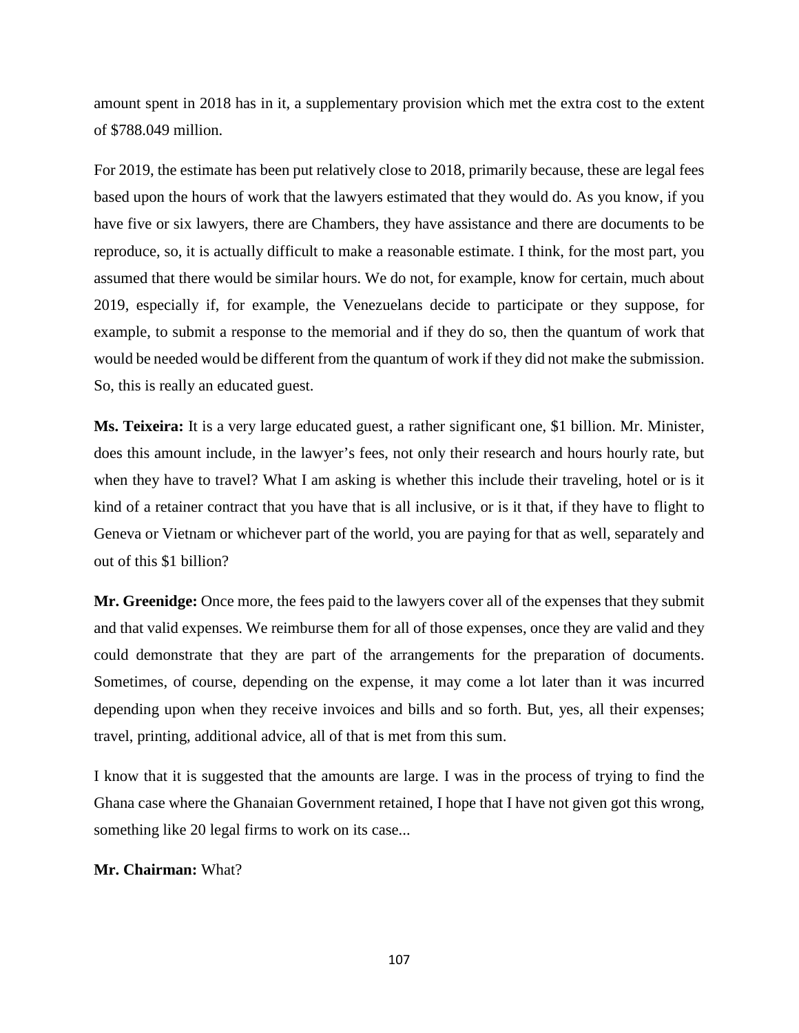amount spent in 2018 has in it, a supplementary provision which met the extra cost to the extent of $788.049 million.

For 2019, the estimate has been put relatively close to 2018, primarily because, these are legal fees based upon the hours of work that the lawyers estimated that they would do. As you know, if you have five or six lawyers, there are Chambers, they have assistance and there are documents to be reproduce, so, it is actually difficult to make a reasonable estimate. I think, for the most part, you assumed that there would be similar hours. We do not, for example, know for certain, much about 2019, especially if, for example, the Venezuelans decide to participate or they suppose, for example, to submit a response to the memorial and if they do so, then the quantum of work that would be needed would be different from the quantum of work if they did not make the submission. So, this is really an educated guest.

**Ms. Teixeira:** It is a very large educated guest, a rather significant one, $1 billion. Mr. Minister, does this amount include, in the lawyer's fees, not only their research and hours hourly rate, but when they have to travel? What I am asking is whether this include their traveling, hotel or is it kind of a retainer contract that you have that is all inclusive, or is it that, if they have to flight to Geneva or Vietnam or whichever part of the world, you are paying for that as well, separately and out of this $1 billion?

**Mr. Greenidge:** Once more, the fees paid to the lawyers cover all of the expenses that they submit and that valid expenses. We reimburse them for all of those expenses, once they are valid and they could demonstrate that they are part of the arrangements for the preparation of documents. Sometimes, of course, depending on the expense, it may come a lot later than it was incurred depending upon when they receive invoices and bills and so forth. But, yes, all their expenses; travel, printing, additional advice, all of that is met from this sum.

I know that it is suggested that the amounts are large. I was in the process of trying to find the Ghana case where the Ghanaian Government retained, I hope that I have not given got this wrong, something like 20 legal firms to work on its case...

**Mr. Chairman:** What?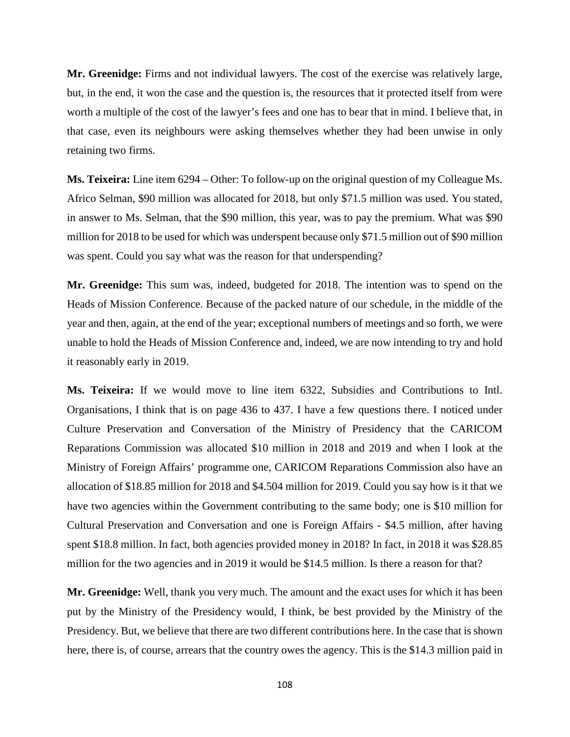**Mr. Greenidge:** Firms and not individual lawyers. The cost of the exercise was relatively large, but, in the end, it won the case and the question is, the resources that it protected itself from were worth a multiple of the cost of the lawyer's fees and one has to bear that in mind. I believe that, in that case, even its neighbours were asking themselves whether they had been unwise in only retaining two firms.

**Ms. Teixeira:** Line item 6294 – Other: To follow-up on the original question of my Colleague Ms. Africo Selman, $90 million was allocated for 2018, but only $71.5 million was used. You stated, in answer to Ms. Selman, that the $90 million, this year, was to pay the premium. What was $90 million for 2018 to be used for which was underspent because only $71.5 million out of $90 million was spent. Could you say what was the reason for that underspending?

**Mr. Greenidge:** This sum was, indeed, budgeted for 2018. The intention was to spend on the Heads of Mission Conference. Because of the packed nature of our schedule, in the middle of the year and then, again, at the end of the year; exceptional numbers of meetings and so forth, we were unable to hold the Heads of Mission Conference and, indeed, we are now intending to try and hold it reasonably early in 2019.

**Ms. Teixeira:** If we would move to line item 6322, Subsidies and Contributions to Intl. Organisations, I think that is on page 436 to 437. I have a few questions there. I noticed under Culture Preservation and Conversation of the Ministry of Presidency that the CARICOM Reparations Commission was allocated $10 million in 2018 and 2019 and when I look at the Ministry of Foreign Affairs' programme one, CARICOM Reparations Commission also have an allocation of $18.85 million for 2018 and $4.504 million for 2019. Could you say how is it that we have two agencies within the Government contributing to the same body; one is $10 million for Cultural Preservation and Conversation and one is Foreign Affairs - $4.5 million, after having spent $18.8 million. In fact, both agencies provided money in 2018? In fact, in 2018 it was $28.85 million for the two agencies and in 2019 it would be $14.5 million. Is there a reason for that?

**Mr. Greenidge:** Well, thank you very much. The amount and the exact uses for which it has been put by the Ministry of the Presidency would, I think, be best provided by the Ministry of the Presidency. But, we believe that there are two different contributions here. In the case that is shown here, there is, of course, arrears that the country owes the agency. This is the $14.3 million paid in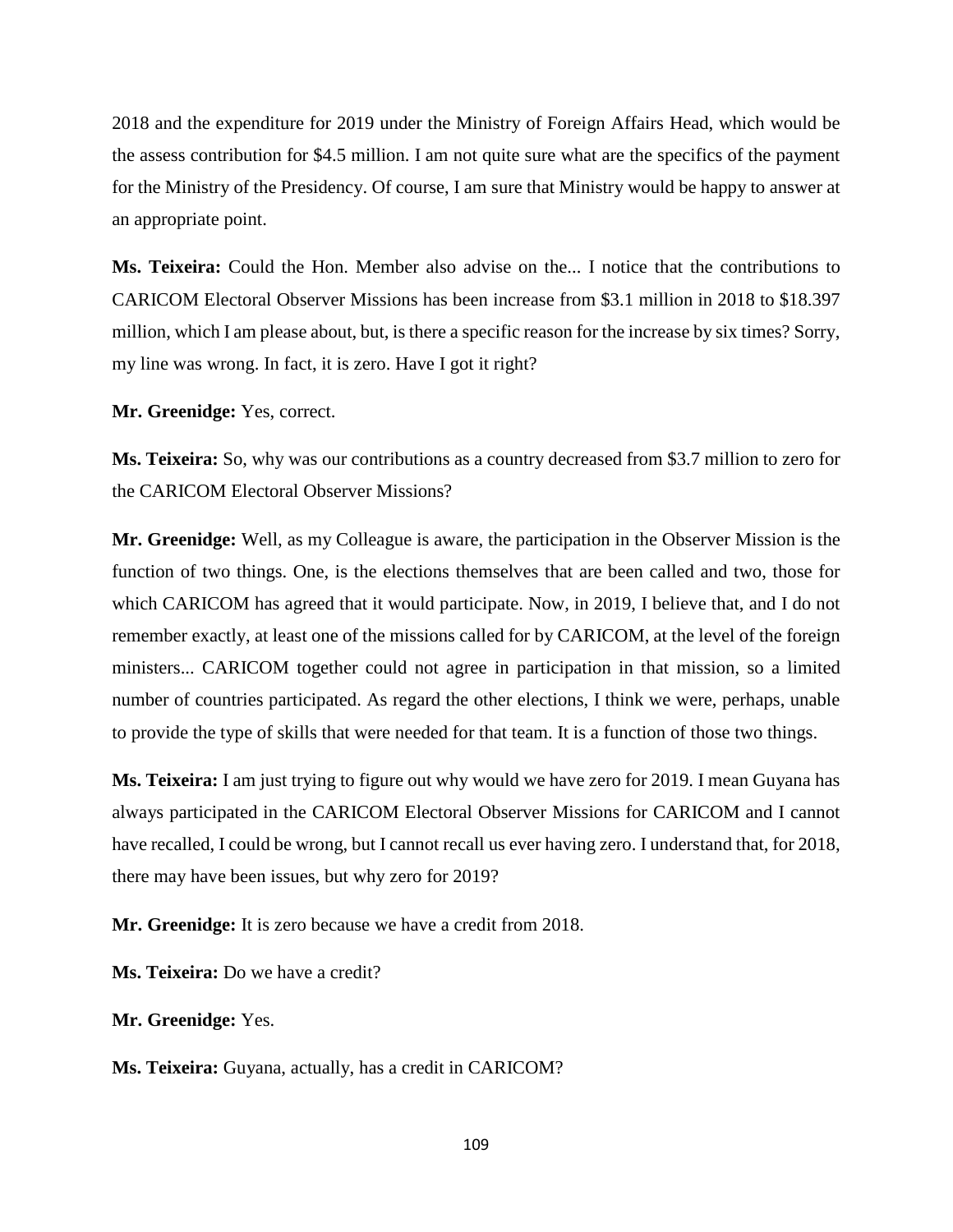2018 and the expenditure for 2019 under the Ministry of Foreign Affairs Head, which would be the assess contribution for $4.5 million. I am not quite sure what are the specifics of the payment for the Ministry of the Presidency. Of course, I am sure that Ministry would be happy to answer at an appropriate point.

**Ms. Teixeira:** Could the Hon. Member also advise on the... I notice that the contributions to CARICOM Electoral Observer Missions has been increase from $3.1 million in 2018 to $18.397 million, which I am please about, but, is there a specific reason for the increase by six times? Sorry, my line was wrong. In fact, it is zero. Have I got it right?

**Mr. Greenidge:** Yes, correct.

**Ms. Teixeira:** So, why was our contributions as a country decreased from $3.7 million to zero for the CARICOM Electoral Observer Missions?

**Mr. Greenidge:** Well, as my Colleague is aware, the participation in the Observer Mission is the function of two things. One, is the elections themselves that are been called and two, those for which CARICOM has agreed that it would participate. Now, in 2019, I believe that, and I do not remember exactly, at least one of the missions called for by CARICOM, at the level of the foreign ministers... CARICOM together could not agree in participation in that mission, so a limited number of countries participated. As regard the other elections, I think we were, perhaps, unable to provide the type of skills that were needed for that team. It is a function of those two things.

**Ms. Teixeira:** I am just trying to figure out why would we have zero for 2019. I mean Guyana has always participated in the CARICOM Electoral Observer Missions for CARICOM and I cannot have recalled, I could be wrong, but I cannot recall us ever having zero. I understand that, for 2018, there may have been issues, but why zero for 2019?

**Mr. Greenidge:** It is zero because we have a credit from 2018.

**Ms. Teixeira:** Do we have a credit?

**Mr. Greenidge:** Yes.

**Ms. Teixeira:** Guyana, actually, has a credit in CARICOM?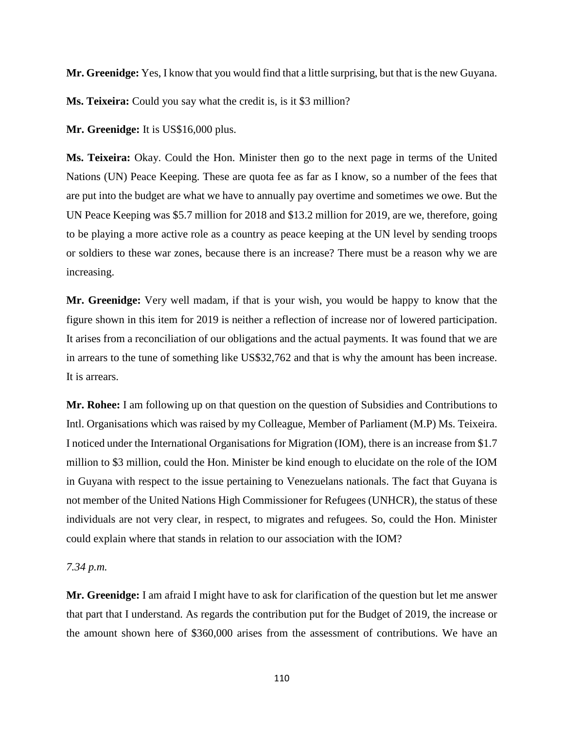**Mr. Greenidge:** Yes, I know that you would find that a little surprising, but that is the new Guyana.

**Ms. Teixeira:** Could you say what the credit is, is it $3 million?

**Mr. Greenidge:** It is US$16,000 plus.

**Ms. Teixeira:** Okay. Could the Hon. Minister then go to the next page in terms of the United Nations (UN) Peace Keeping. These are quota fee as far as I know, so a number of the fees that are put into the budget are what we have to annually pay overtime and sometimes we owe. But the UN Peace Keeping was $5.7 million for 2018 and $13.2 million for 2019, are we, therefore, going to be playing a more active role as a country as peace keeping at the UN level by sending troops or soldiers to these war zones, because there is an increase? There must be a reason why we are increasing.

**Mr. Greenidge:** Very well madam, if that is your wish, you would be happy to know that the figure shown in this item for 2019 is neither a reflection of increase nor of lowered participation. It arises from a reconciliation of our obligations and the actual payments. It was found that we are in arrears to the tune of something like US$32,762 and that is why the amount has been increase. It is arrears.

**Mr. Rohee:** I am following up on that question on the question of Subsidies and Contributions to Intl. Organisations which was raised by my Colleague, Member of Parliament (M.P) Ms. Teixeira. I noticed under the International Organisations for Migration (IOM), there is an increase from $1.7 million to $3 million, could the Hon. Minister be kind enough to elucidate on the role of the IOM in Guyana with respect to the issue pertaining to Venezuelans nationals. The fact that Guyana is not member of the United Nations High Commissioner for Refugees (UNHCR), the status of these individuals are not very clear, in respect, to migrates and refugees. So, could the Hon. Minister could explain where that stands in relation to our association with the IOM?

*7.34 p.m.*

**Mr. Greenidge:** I am afraid I might have to ask for clarification of the question but let me answer that part that I understand. As regards the contribution put for the Budget of 2019, the increase or the amount shown here of $360,000 arises from the assessment of contributions. We have an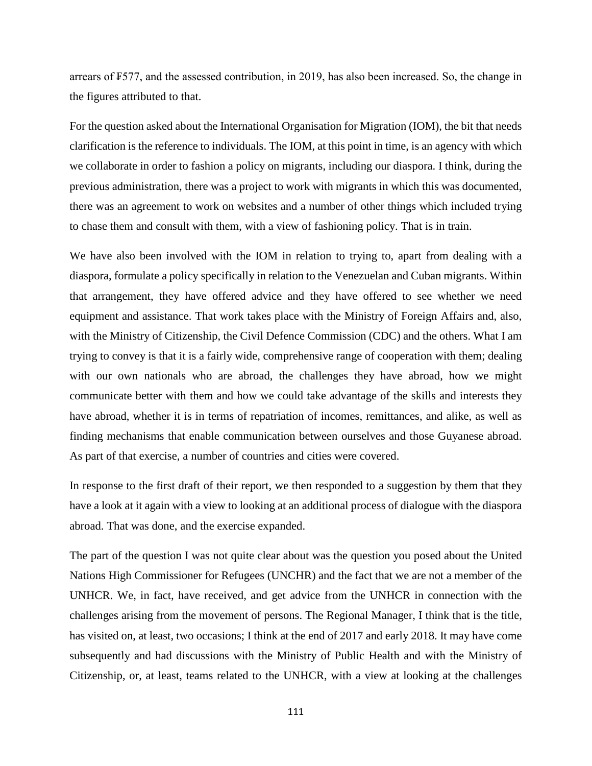arrears of ₣577, and the assessed contribution, in 2019, has also been increased. So, the change in the figures attributed to that.

For the question asked about the International Organisation for Migration (IOM), the bit that needs clarification is the reference to individuals. The IOM, at this point in time, is an agency with which we collaborate in order to fashion a policy on migrants, including our diaspora. I think, during the previous administration, there was a project to work with migrants in which this was documented, there was an agreement to work on websites and a number of other things which included trying to chase them and consult with them, with a view of fashioning policy. That is in train.

We have also been involved with the IOM in relation to trying to, apart from dealing with a diaspora, formulate a policy specifically in relation to the Venezuelan and Cuban migrants. Within that arrangement, they have offered advice and they have offered to see whether we need equipment and assistance. That work takes place with the Ministry of Foreign Affairs and, also, with the Ministry of Citizenship, the Civil Defence Commission (CDC) and the others. What I am trying to convey is that it is a fairly wide, comprehensive range of cooperation with them; dealing with our own nationals who are abroad, the challenges they have abroad, how we might communicate better with them and how we could take advantage of the skills and interests they have abroad, whether it is in terms of repatriation of incomes, remittances, and alike, as well as finding mechanisms that enable communication between ourselves and those Guyanese abroad. As part of that exercise, a number of countries and cities were covered.

In response to the first draft of their report, we then responded to a suggestion by them that they have a look at it again with a view to looking at an additional process of dialogue with the diaspora abroad. That was done, and the exercise expanded.

The part of the question I was not quite clear about was the question you posed about the United Nations High Commissioner for Refugees (UNCHR) and the fact that we are not a member of the UNHCR. We, in fact, have received, and get advice from the UNHCR in connection with the challenges arising from the movement of persons. The Regional Manager, I think that is the title, has visited on, at least, two occasions; I think at the end of 2017 and early 2018. It may have come subsequently and had discussions with the Ministry of Public Health and with the Ministry of Citizenship, or, at least, teams related to the UNHCR, with a view at looking at the challenges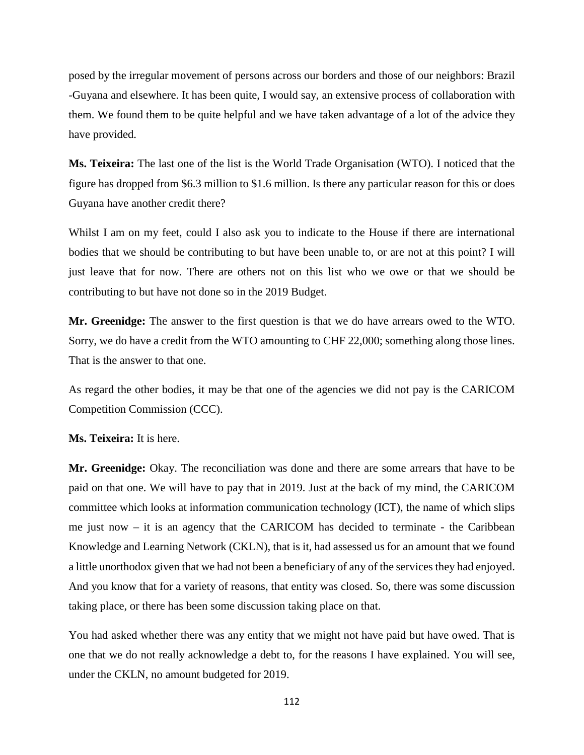posed by the irregular movement of persons across our borders and those of our neighbors: Brazil -Guyana and elsewhere. It has been quite, I would say, an extensive process of collaboration with them. We found them to be quite helpful and we have taken advantage of a lot of the advice they have provided.

**Ms. Teixeira:** The last one of the list is the World Trade Organisation (WTO). I noticed that the figure has dropped from $6.3 million to $1.6 million. Is there any particular reason for this or does Guyana have another credit there?

Whilst I am on my feet, could I also ask you to indicate to the House if there are international bodies that we should be contributing to but have been unable to, or are not at this point? I will just leave that for now. There are others not on this list who we owe or that we should be contributing to but have not done so in the 2019 Budget.

**Mr. Greenidge:** The answer to the first question is that we do have arrears owed to the WTO. Sorry, we do have a credit from the WTO amounting to CHF 22,000; something along those lines. That is the answer to that one.

As regard the other bodies, it may be that one of the agencies we did not pay is the CARICOM Competition Commission (CCC).

**Ms. Teixeira:** It is here.

**Mr. Greenidge:** Okay. The reconciliation was done and there are some arrears that have to be paid on that one. We will have to pay that in 2019. Just at the back of my mind, the CARICOM committee which looks at information communication technology (ICT), the name of which slips me just now – it is an agency that the CARICOM has decided to terminate - the Caribbean Knowledge and Learning Network (CKLN), that is it, had assessed us for an amount that we found a little unorthodox given that we had not been a beneficiary of any of the services they had enjoyed. And you know that for a variety of reasons, that entity was closed. So, there was some discussion taking place, or there has been some discussion taking place on that.

You had asked whether there was any entity that we might not have paid but have owed. That is one that we do not really acknowledge a debt to, for the reasons I have explained. You will see, under the CKLN, no amount budgeted for 2019.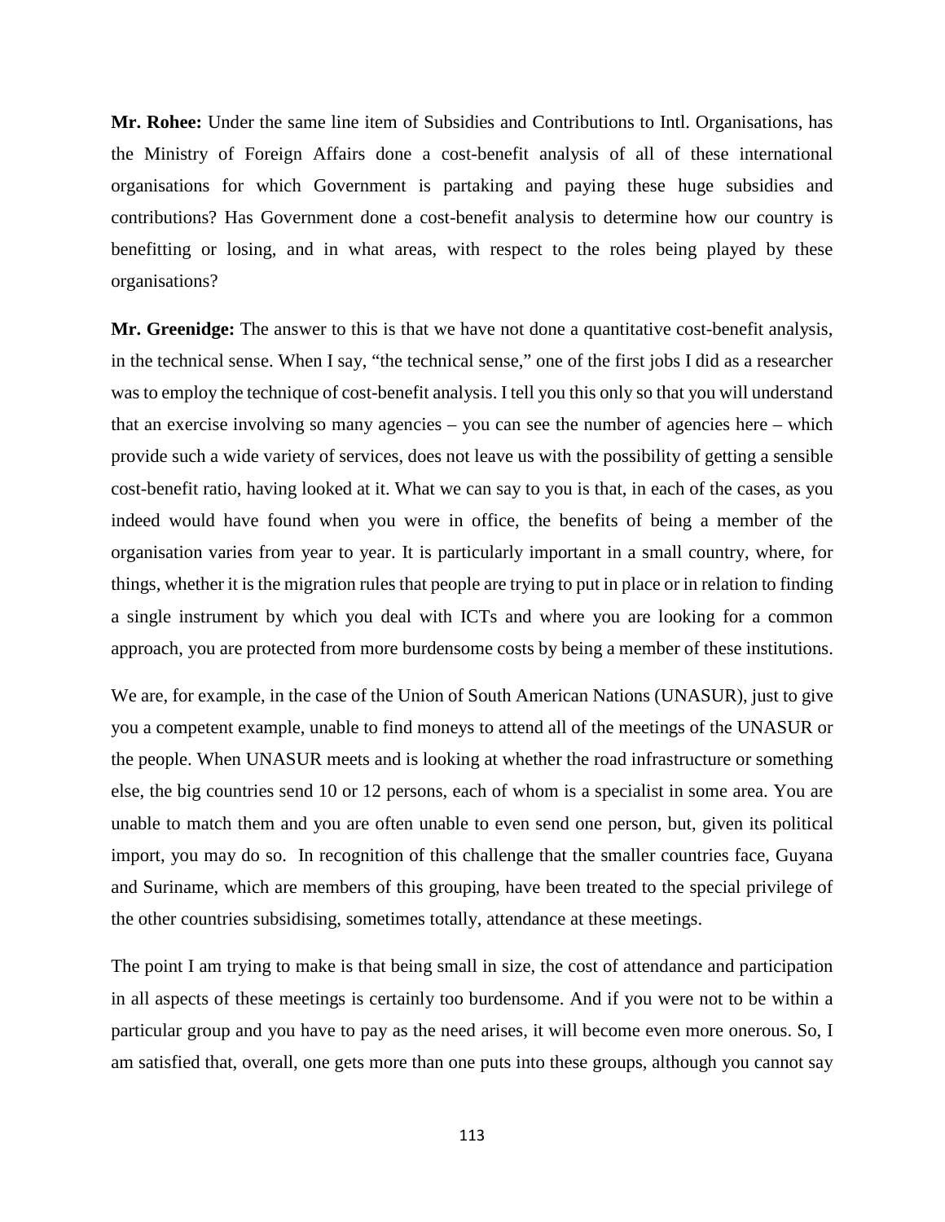**Mr. Rohee:** Under the same line item of Subsidies and Contributions to Intl. Organisations, has the Ministry of Foreign Affairs done a cost-benefit analysis of all of these international organisations for which Government is partaking and paying these huge subsidies and contributions? Has Government done a cost-benefit analysis to determine how our country is benefitting or losing, and in what areas, with respect to the roles being played by these organisations?

**Mr. Greenidge:** The answer to this is that we have not done a quantitative cost-benefit analysis, in the technical sense. When I say, "the technical sense," one of the first jobs I did as a researcher was to employ the technique of cost-benefit analysis. I tell you this only so that you will understand that an exercise involving so many agencies – you can see the number of agencies here – which provide such a wide variety of services, does not leave us with the possibility of getting a sensible cost-benefit ratio, having looked at it. What we can say to you is that, in each of the cases, as you indeed would have found when you were in office, the benefits of being a member of the organisation varies from year to year. It is particularly important in a small country, where, for things, whether it is the migration rules that people are trying to put in place or in relation to finding a single instrument by which you deal with ICTs and where you are looking for a common approach, you are protected from more burdensome costs by being a member of these institutions.

We are, for example, in the case of the Union of South American Nations (UNASUR), just to give you a competent example, unable to find moneys to attend all of the meetings of the UNASUR or the people. When UNASUR meets and is looking at whether the road infrastructure or something else, the big countries send 10 or 12 persons, each of whom is a specialist in some area. You are unable to match them and you are often unable to even send one person, but, given its political import, you may do so. In recognition of this challenge that the smaller countries face, Guyana and Suriname, which are members of this grouping, have been treated to the special privilege of the other countries subsidising, sometimes totally, attendance at these meetings.

The point I am trying to make is that being small in size, the cost of attendance and participation in all aspects of these meetings is certainly too burdensome. And if you were not to be within a particular group and you have to pay as the need arises, it will become even more onerous. So, I am satisfied that, overall, one gets more than one puts into these groups, although you cannot say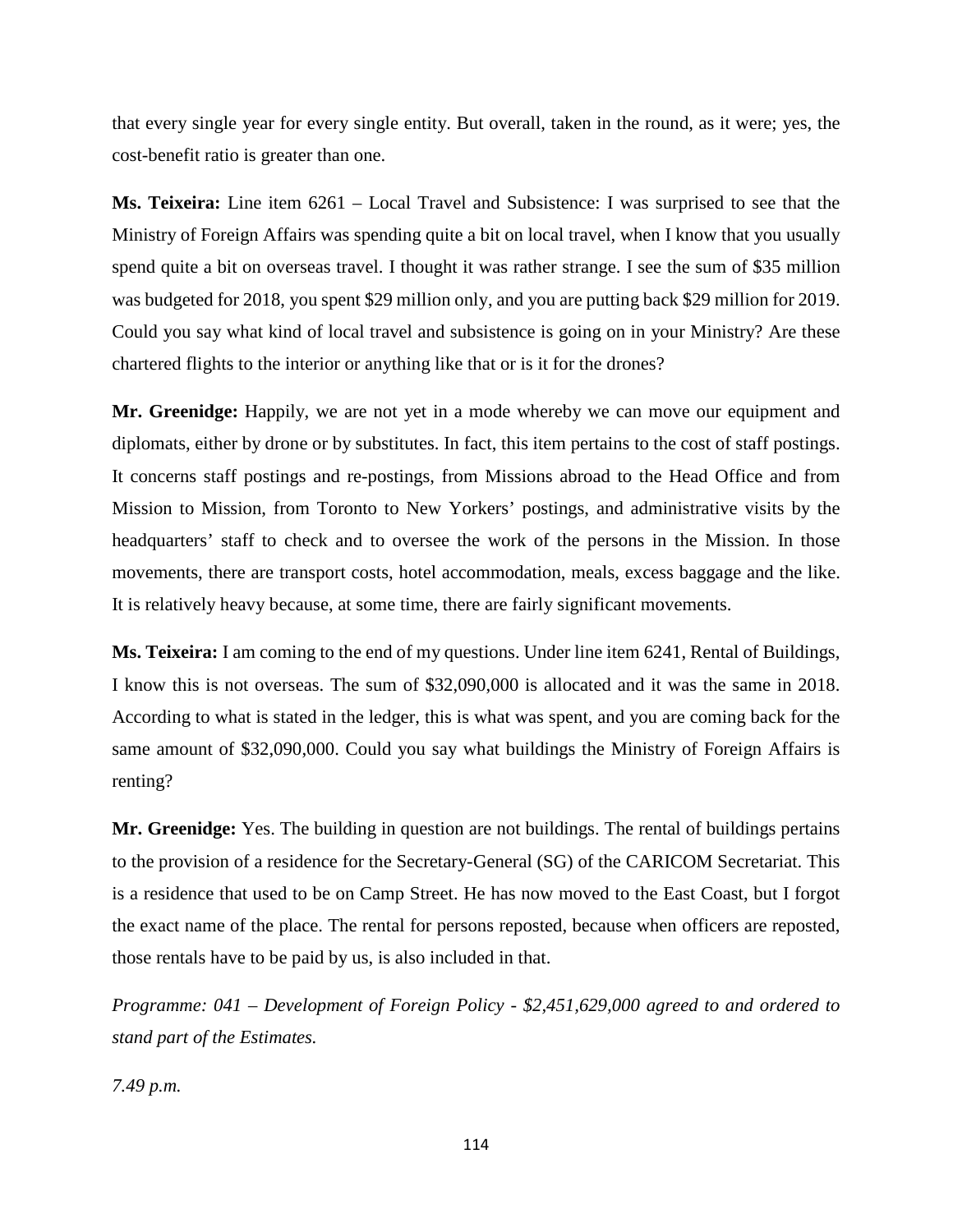that every single year for every single entity. But overall, taken in the round, as it were; yes, the cost-benefit ratio is greater than one.

**Ms. Teixeira:** Line item 6261 – Local Travel and Subsistence: I was surprised to see that the Ministry of Foreign Affairs was spending quite a bit on local travel, when I know that you usually spend quite a bit on overseas travel. I thought it was rather strange. I see the sum of $35 million was budgeted for 2018, you spent $29 million only, and you are putting back $29 million for 2019. Could you say what kind of local travel and subsistence is going on in your Ministry? Are these chartered flights to the interior or anything like that or is it for the drones?

**Mr. Greenidge:** Happily, we are not yet in a mode whereby we can move our equipment and diplomats, either by drone or by substitutes. In fact, this item pertains to the cost of staff postings. It concerns staff postings and re-postings, from Missions abroad to the Head Office and from Mission to Mission, from Toronto to New Yorkers' postings, and administrative visits by the headquarters' staff to check and to oversee the work of the persons in the Mission. In those movements, there are transport costs, hotel accommodation, meals, excess baggage and the like. It is relatively heavy because, at some time, there are fairly significant movements.

**Ms. Teixeira:** I am coming to the end of my questions. Under line item 6241, Rental of Buildings, I know this is not overseas. The sum of $32,090,000 is allocated and it was the same in 2018. According to what is stated in the ledger, this is what was spent, and you are coming back for the same amount of $32,090,000. Could you say what buildings the Ministry of Foreign Affairs is renting?

**Mr. Greenidge:** Yes. The building in question are not buildings. The rental of buildings pertains to the provision of a residence for the Secretary-General (SG) of the CARICOM Secretariat. This is a residence that used to be on Camp Street. He has now moved to the East Coast, but I forgot the exact name of the place. The rental for persons reposted, because when officers are reposted, those rentals have to be paid by us, is also included in that.

*Programme: 041 – Development of Foreign Policy - $2,451,629,000 agreed to and ordered to stand part of the Estimates.*

*7.49 p.m.*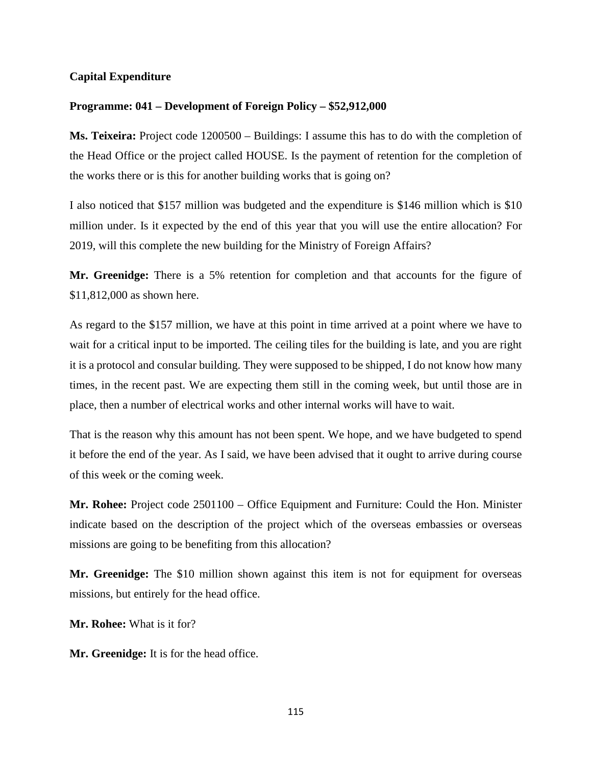**Capital Expenditure**

**Programme: 041 – Development of Foreign Policy – $52,912,000**

**Ms. Teixeira:** Project code 1200500 – Buildings: I assume this has to do with the completion of the Head Office or the project called HOUSE. Is the payment of retention for the completion of the works there or is this for another building works that is going on?

I also noticed that $157 million was budgeted and the expenditure is $146 million which is $10 million under. Is it expected by the end of this year that you will use the entire allocation? For 2019, will this complete the new building for the Ministry of Foreign Affairs?

**Mr. Greenidge:** There is a 5% retention for completion and that accounts for the figure of $11,812,000 as shown here.

As regard to the $157 million, we have at this point in time arrived at a point where we have to wait for a critical input to be imported. The ceiling tiles for the building is late, and you are right it is a protocol and consular building. They were supposed to be shipped, I do not know how many times, in the recent past. We are expecting them still in the coming week, but until those are in place, then a number of electrical works and other internal works will have to wait.

That is the reason why this amount has not been spent. We hope, and we have budgeted to spend it before the end of the year. As I said, we have been advised that it ought to arrive during course of this week or the coming week.

**Mr. Rohee:** Project code 2501100 – Office Equipment and Furniture: Could the Hon. Minister indicate based on the description of the project which of the overseas embassies or overseas missions are going to be benefiting from this allocation?

**Mr. Greenidge:** The $10 million shown against this item is not for equipment for overseas missions, but entirely for the head office.

**Mr. Rohee:** What is it for?

**Mr. Greenidge:** It is for the head office.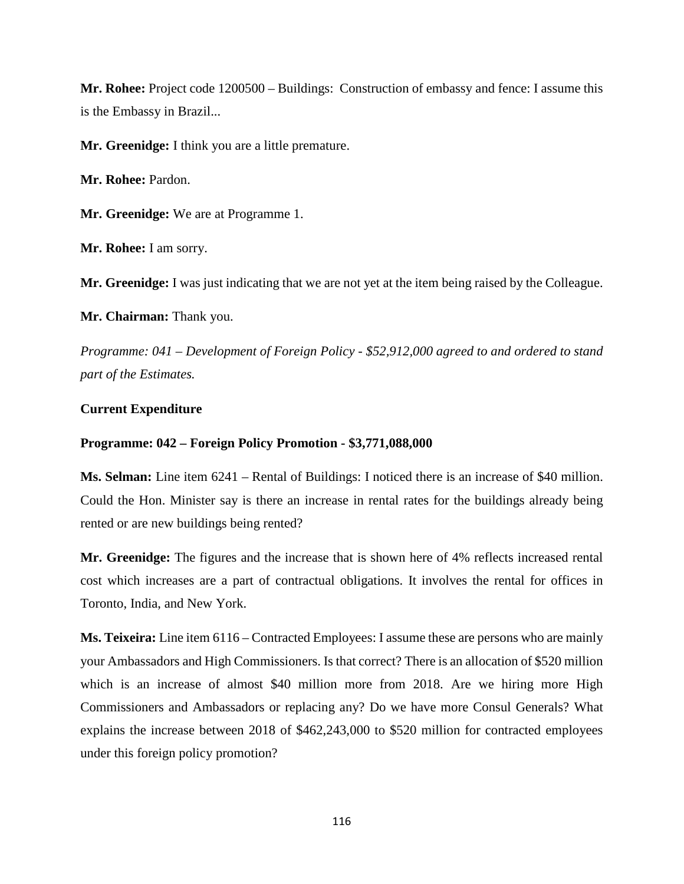**Mr. Rohee:** Project code 1200500 – Buildings: Construction of embassy and fence: I assume this is the Embassy in Brazil...

**Mr. Greenidge:** I think you are a little premature.

**Mr. Rohee:** Pardon.

**Mr. Greenidge:** We are at Programme 1.

**Mr. Rohee:** I am sorry.

**Mr. Greenidge:** I was just indicating that we are not yet at the item being raised by the Colleague.

**Mr. Chairman:** Thank you.

*Programme: 041 – Development of Foreign Policy - $52,912,000 agreed to and ordered to stand part of the Estimates.*

**Current Expenditure**

**Programme: 042 – Foreign Policy Promotion - $3,771,088,000**

**Ms. Selman:** Line item 6241 – Rental of Buildings: I noticed there is an increase of $40 million. Could the Hon. Minister say is there an increase in rental rates for the buildings already being rented or are new buildings being rented?

**Mr. Greenidge:** The figures and the increase that is shown here of 4% reflects increased rental cost which increases are a part of contractual obligations. It involves the rental for offices in Toronto, India, and New York.

**Ms. Teixeira:** Line item 6116 – Contracted Employees: I assume these are persons who are mainly your Ambassadors and High Commissioners. Is that correct? There is an allocation of $520 million which is an increase of almost $40 million more from 2018. Are we hiring more High Commissioners and Ambassadors or replacing any? Do we have more Consul Generals? What explains the increase between 2018 of $462,243,000 to $520 million for contracted employees under this foreign policy promotion?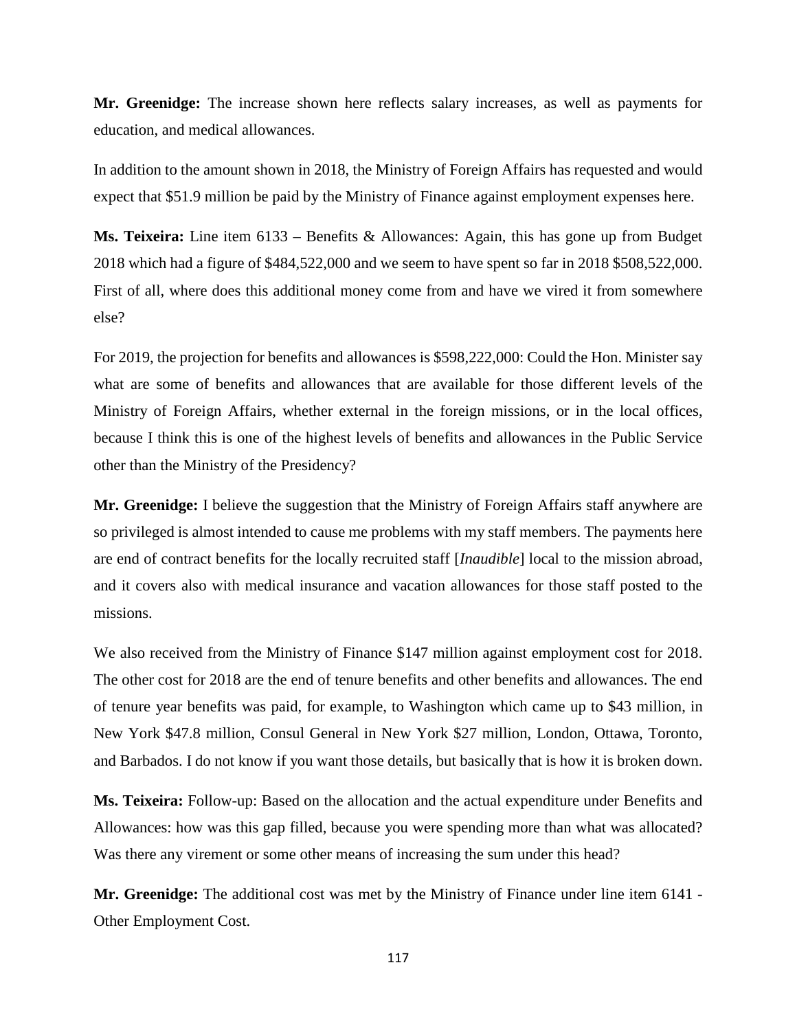**Mr. Greenidge:** The increase shown here reflects salary increases, as well as payments for education, and medical allowances.

In addition to the amount shown in 2018, the Ministry of Foreign Affairs has requested and would expect that $51.9 million be paid by the Ministry of Finance against employment expenses here.

**Ms. Teixeira:** Line item 6133 – Benefits & Allowances: Again, this has gone up from Budget 2018 which had a figure of $484,522,000 and we seem to have spent so far in 2018 $508,522,000. First of all, where does this additional money come from and have we vired it from somewhere else?

For 2019, the projection for benefits and allowances is $598,222,000: Could the Hon. Minister say what are some of benefits and allowances that are available for those different levels of the Ministry of Foreign Affairs, whether external in the foreign missions, or in the local offices, because I think this is one of the highest levels of benefits and allowances in the Public Service other than the Ministry of the Presidency?

**Mr. Greenidge:** I believe the suggestion that the Ministry of Foreign Affairs staff anywhere are so privileged is almost intended to cause me problems with my staff members. The payments here are end of contract benefits for the locally recruited staff [*Inaudible*] local to the mission abroad, and it covers also with medical insurance and vacation allowances for those staff posted to the missions.

We also received from the Ministry of Finance $147 million against employment cost for 2018. The other cost for 2018 are the end of tenure benefits and other benefits and allowances. The end of tenure year benefits was paid, for example, to Washington which came up to $43 million, in New York $47.8 million, Consul General in New York $27 million, London, Ottawa, Toronto, and Barbados. I do not know if you want those details, but basically that is how it is broken down.

**Ms. Teixeira:** Follow-up: Based on the allocation and the actual expenditure under Benefits and Allowances: how was this gap filled, because you were spending more than what was allocated? Was there any virement or some other means of increasing the sum under this head?

**Mr. Greenidge:** The additional cost was met by the Ministry of Finance under line item 6141 - Other Employment Cost.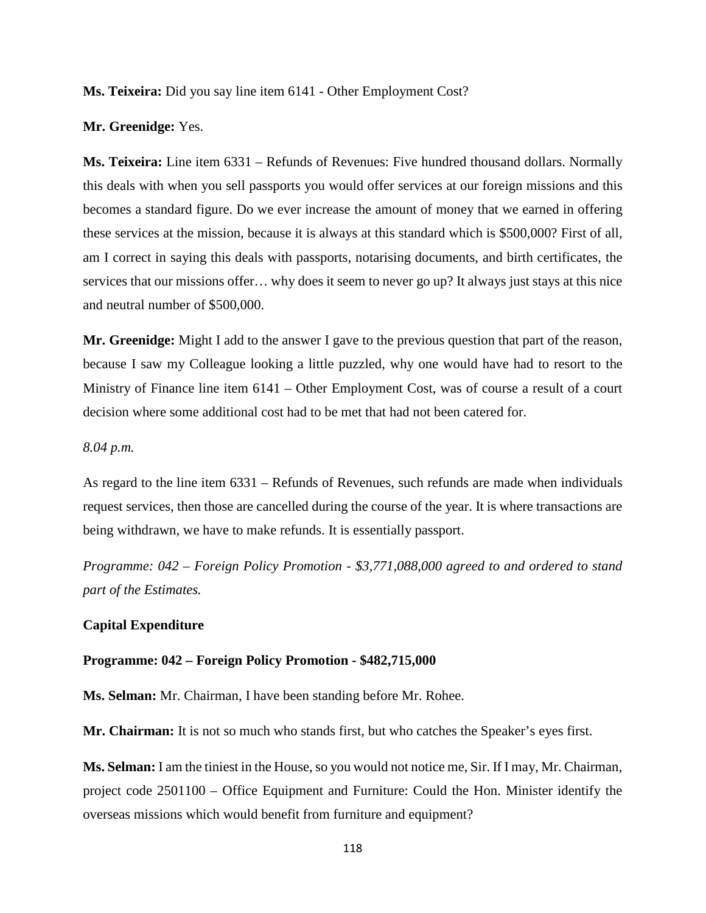**Ms. Teixeira:** Did you say line item 6141 - Other Employment Cost?

**Mr. Greenidge:** Yes.

**Ms. Teixeira:** Line item 6331 – Refunds of Revenues: Five hundred thousand dollars. Normally this deals with when you sell passports you would offer services at our foreign missions and this becomes a standard figure. Do we ever increase the amount of money that we earned in offering these services at the mission, because it is always at this standard which is $500,000? First of all, am I correct in saying this deals with passports, notarising documents, and birth certificates, the services that our missions offer… why does it seem to never go up? It always just stays at this nice and neutral number of $500,000.

**Mr. Greenidge:** Might I add to the answer I gave to the previous question that part of the reason, because I saw my Colleague looking a little puzzled, why one would have had to resort to the Ministry of Finance line item 6141 – Other Employment Cost, was of course a result of a court decision where some additional cost had to be met that had not been catered for.

*8.04 p.m.*

As regard to the line item 6331 – Refunds of Revenues, such refunds are made when individuals request services, then those are cancelled during the course of the year. It is where transactions are being withdrawn, we have to make refunds. It is essentially passport.

*Programme: 042 – Foreign Policy Promotion - $3,771,088,000 agreed to and ordered to stand part of the Estimates.*

**Capital Expenditure**

**Programme: 042 – Foreign Policy Promotion - $482,715,000**

**Ms. Selman:** Mr. Chairman, I have been standing before Mr. Rohee.

**Mr. Chairman:** It is not so much who stands first, but who catches the Speaker's eyes first.

**Ms. Selman:** I am the tiniest in the House, so you would not notice me, Sir. If I may, Mr. Chairman, project code 2501100 – Office Equipment and Furniture: Could the Hon. Minister identify the overseas missions which would benefit from furniture and equipment?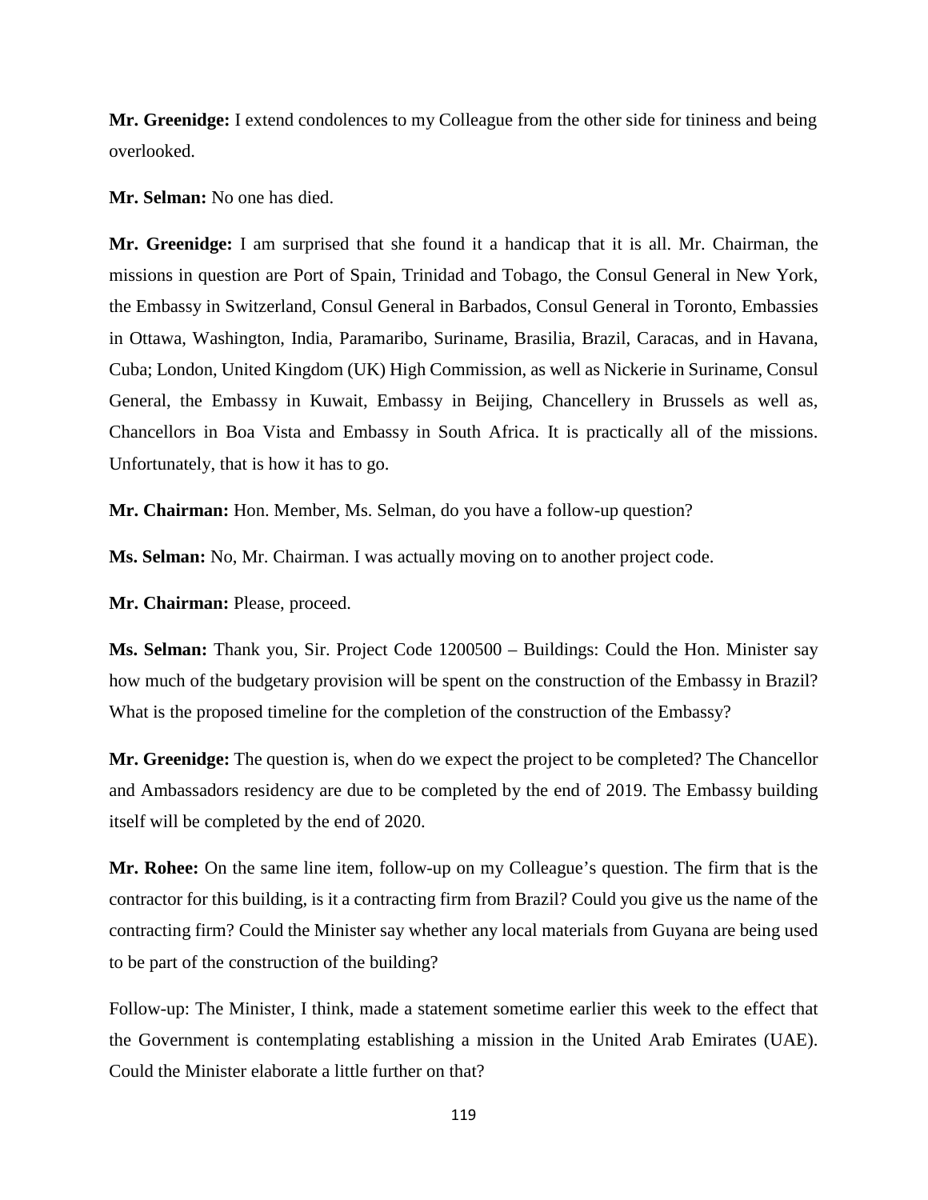**Mr. Greenidge:** I extend condolences to my Colleague from the other side for tininess and being overlooked.

**Mr. Selman:** No one has died.

**Mr. Greenidge:** I am surprised that she found it a handicap that it is all. Mr. Chairman, the missions in question are Port of Spain, Trinidad and Tobago, the Consul General in New York, the Embassy in Switzerland, Consul General in Barbados, Consul General in Toronto, Embassies in Ottawa, Washington, India, Paramaribo, Suriname, Brasilia, Brazil, Caracas, and in Havana, Cuba; London, United Kingdom (UK) High Commission, as well as Nickerie in Suriname, Consul General, the Embassy in Kuwait, Embassy in Beijing, Chancellery in Brussels as well as, Chancellors in Boa Vista and Embassy in South Africa. It is practically all of the missions. Unfortunately, that is how it has to go.

**Mr. Chairman:** Hon. Member, Ms. Selman, do you have a follow-up question?

**Ms. Selman:** No, Mr. Chairman. I was actually moving on to another project code.

**Mr. Chairman:** Please, proceed.

**Ms. Selman:** Thank you, Sir. Project Code 1200500 – Buildings: Could the Hon. Minister say how much of the budgetary provision will be spent on the construction of the Embassy in Brazil? What is the proposed timeline for the completion of the construction of the Embassy?

**Mr. Greenidge:** The question is, when do we expect the project to be completed? The Chancellor and Ambassadors residency are due to be completed by the end of 2019. The Embassy building itself will be completed by the end of 2020.

**Mr. Rohee:** On the same line item, follow-up on my Colleague's question. The firm that is the contractor for this building, is it a contracting firm from Brazil? Could you give us the name of the contracting firm? Could the Minister say whether any local materials from Guyana are being used to be part of the construction of the building?

Follow-up: The Minister, I think, made a statement sometime earlier this week to the effect that the Government is contemplating establishing a mission in the United Arab Emirates (UAE). Could the Minister elaborate a little further on that?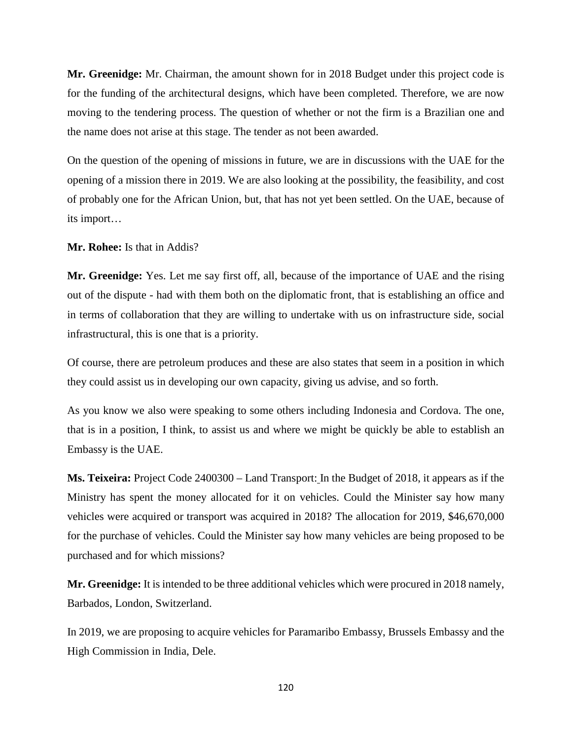**Mr. Greenidge:** Mr. Chairman, the amount shown for in 2018 Budget under this project code is for the funding of the architectural designs, which have been completed. Therefore, we are now moving to the tendering process. The question of whether or not the firm is a Brazilian one and the name does not arise at this stage. The tender as not been awarded.

On the question of the opening of missions in future, we are in discussions with the UAE for the opening of a mission there in 2019. We are also looking at the possibility, the feasibility, and cost of probably one for the African Union, but, that has not yet been settled. On the UAE, because of its import…

**Mr. Rohee:** Is that in Addis?

**Mr. Greenidge:** Yes. Let me say first off, all, because of the importance of UAE and the rising out of the dispute - had with them both on the diplomatic front, that is establishing an office and in terms of collaboration that they are willing to undertake with us on infrastructure side, social infrastructural, this is one that is a priority.

Of course, there are petroleum produces and these are also states that seem in a position in which they could assist us in developing our own capacity, giving us advise, and so forth.

As you know we also were speaking to some others including Indonesia and Cordova. The one, that is in a position, I think, to assist us and where we might be quickly be able to establish an Embassy is the UAE.

**Ms. Teixeira:** Project Code 2400300 – Land Transport: In the Budget of 2018, it appears as if the Ministry has spent the money allocated for it on vehicles. Could the Minister say how many vehicles were acquired or transport was acquired in 2018? The allocation for 2019, $46,670,000 for the purchase of vehicles. Could the Minister say how many vehicles are being proposed to be purchased and for which missions?

**Mr. Greenidge:** It is intended to be three additional vehicles which were procured in 2018 namely, Barbados, London, Switzerland.

In 2019, we are proposing to acquire vehicles for Paramaribo Embassy, Brussels Embassy and the High Commission in India, Dele.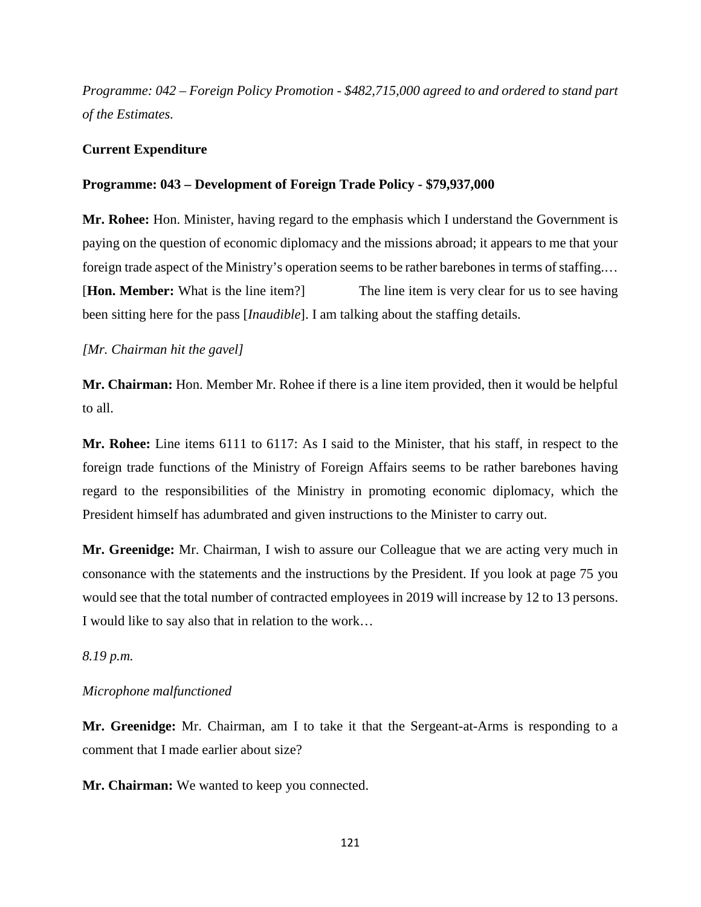*Programme: 042 – Foreign Policy Promotion - $482,715,000 agreed to and ordered to stand part of the Estimates.*

**Current Expenditure**

**Programme: 043 – Development of Foreign Trade Policy - $79,937,000**

**Mr. Rohee:** Hon. Minister, having regard to the emphasis which I understand the Government is paying on the question of economic diplomacy and the missions abroad; it appears to me that your foreign trade aspect of the Ministry's operation seems to be rather barebones in terms of staffing.… [**Hon. Member:** What is the line item?] The line item is very clear for us to see having been sitting here for the pass [*Inaudible*]. I am talking about the staffing details.

*[Mr. Chairman hit the gavel]*

**Mr. Chairman:** Hon. Member Mr. Rohee if there is a line item provided, then it would be helpful to all.

**Mr. Rohee:** Line items 6111 to 6117: As I said to the Minister, that his staff, in respect to the foreign trade functions of the Ministry of Foreign Affairs seems to be rather barebones having regard to the responsibilities of the Ministry in promoting economic diplomacy, which the President himself has adumbrated and given instructions to the Minister to carry out.

**Mr. Greenidge:** Mr. Chairman, I wish to assure our Colleague that we are acting very much in consonance with the statements and the instructions by the President. If you look at page 75 you would see that the total number of contracted employees in 2019 will increase by 12 to 13 persons. I would like to say also that in relation to the work…

*8.19 p.m.*

*Microphone malfunctioned*

**Mr. Greenidge:** Mr. Chairman, am I to take it that the Sergeant-at-Arms is responding to a comment that I made earlier about size?

**Mr. Chairman:** We wanted to keep you connected.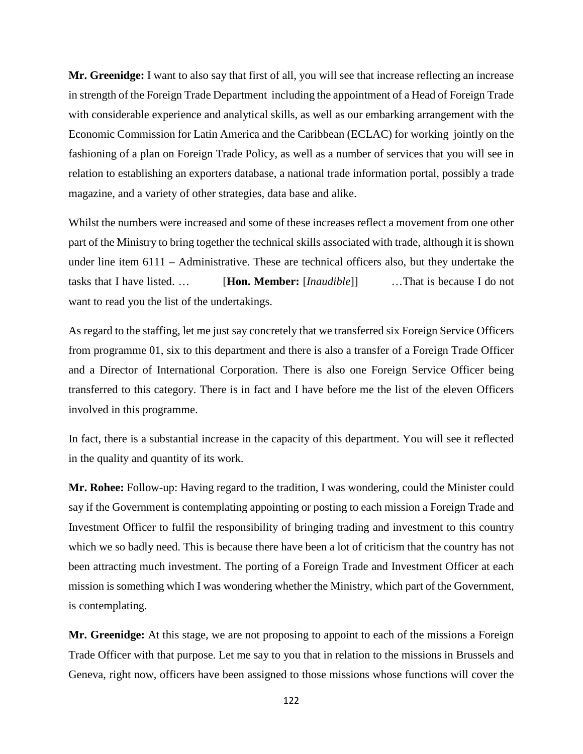**Mr. Greenidge:** I want to also say that first of all, you will see that increase reflecting an increase in strength of the Foreign Trade Department including the appointment of a Head of Foreign Trade with considerable experience and analytical skills, as well as our embarking arrangement with the Economic Commission for Latin America and the Caribbean (ECLAC) for working jointly on the fashioning of a plan on Foreign Trade Policy, as well as a number of services that you will see in relation to establishing an exporters database, a national trade information portal, possibly a trade magazine, and a variety of other strategies, data base and alike.

Whilst the numbers were increased and some of these increases reflect a movement from one other part of the Ministry to bring together the technical skills associated with trade, although it is shown under line item 6111 – Administrative. These are technical officers also, but they undertake the tasks that I have listed. … [**Hon. Member:** [*Inaudible*]] …That is because I do not want to read you the list of the undertakings.

As regard to the staffing, let me just say concretely that we transferred six Foreign Service Officers from programme 01, six to this department and there is also a transfer of a Foreign Trade Officer and a Director of International Corporation. There is also one Foreign Service Officer being transferred to this category. There is in fact and I have before me the list of the eleven Officers involved in this programme.

In fact, there is a substantial increase in the capacity of this department. You will see it reflected in the quality and quantity of its work.

**Mr. Rohee:** Follow-up: Having regard to the tradition, I was wondering, could the Minister could say if the Government is contemplating appointing or posting to each mission a Foreign Trade and Investment Officer to fulfil the responsibility of bringing trading and investment to this country which we so badly need. This is because there have been a lot of criticism that the country has not been attracting much investment. The porting of a Foreign Trade and Investment Officer at each mission is something which I was wondering whether the Ministry, which part of the Government, is contemplating.

**Mr. Greenidge:** At this stage, we are not proposing to appoint to each of the missions a Foreign Trade Officer with that purpose. Let me say to you that in relation to the missions in Brussels and Geneva, right now, officers have been assigned to those missions whose functions will cover the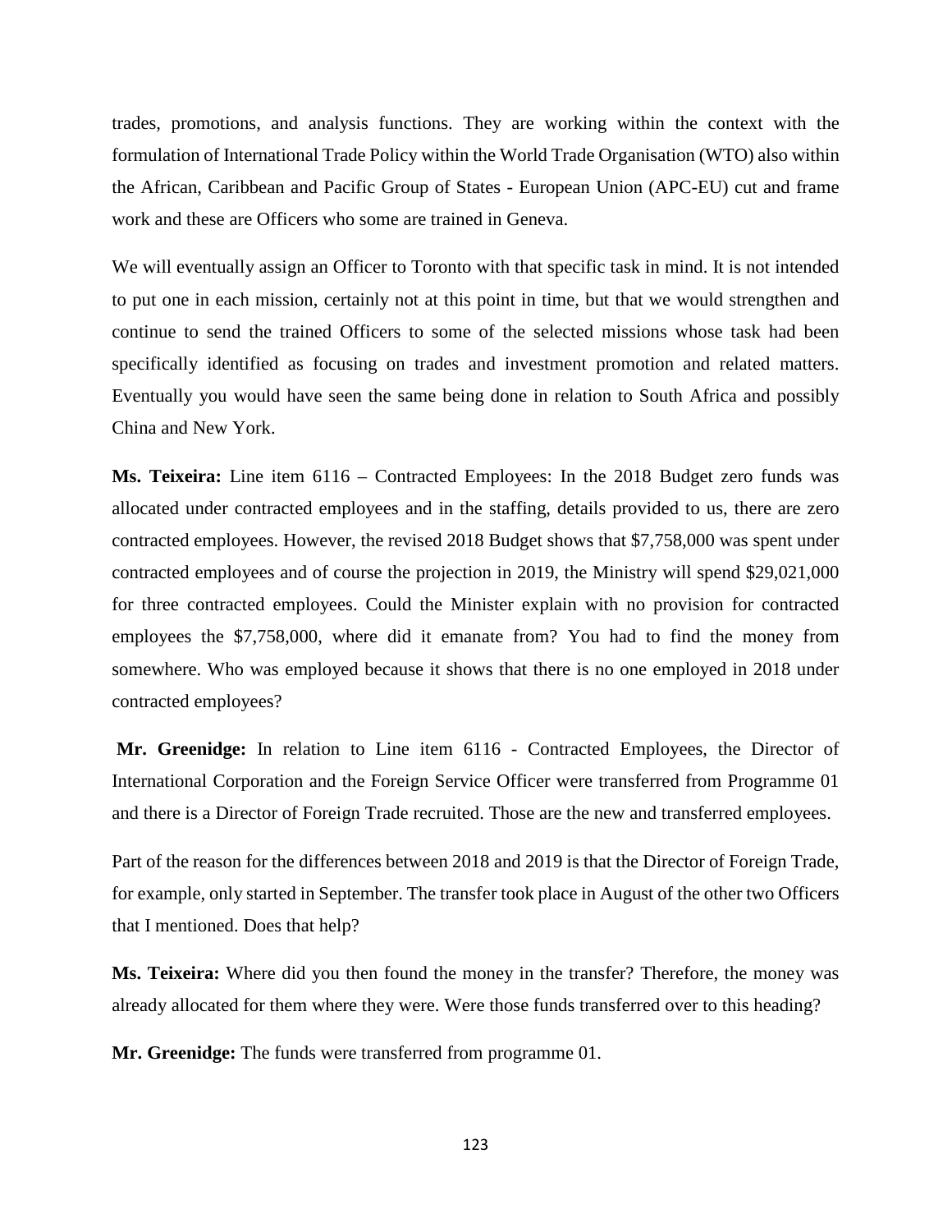trades, promotions, and analysis functions. They are working within the context with the formulation of International Trade Policy within the World Trade Organisation (WTO) also within the African, Caribbean and Pacific Group of States - European Union (APC-EU) cut and frame work and these are Officers who some are trained in Geneva.

We will eventually assign an Officer to Toronto with that specific task in mind. It is not intended to put one in each mission, certainly not at this point in time, but that we would strengthen and continue to send the trained Officers to some of the selected missions whose task had been specifically identified as focusing on trades and investment promotion and related matters. Eventually you would have seen the same being done in relation to South Africa and possibly China and New York.

**Ms. Teixeira:** Line item 6116 – Contracted Employees: In the 2018 Budget zero funds was allocated under contracted employees and in the staffing, details provided to us, there are zero contracted employees. However, the revised 2018 Budget shows that $7,758,000 was spent under contracted employees and of course the projection in 2019, the Ministry will spend $29,021,000 for three contracted employees. Could the Minister explain with no provision for contracted employees the $7,758,000, where did it emanate from? You had to find the money from somewhere. Who was employed because it shows that there is no one employed in 2018 under contracted employees?

**Mr. Greenidge:** In relation to Line item 6116 - Contracted Employees, the Director of International Corporation and the Foreign Service Officer were transferred from Programme 01 and there is a Director of Foreign Trade recruited. Those are the new and transferred employees.

Part of the reason for the differences between 2018 and 2019 is that the Director of Foreign Trade, for example, only started in September. The transfer took place in August of the other two Officers that I mentioned. Does that help?

**Ms. Teixeira:** Where did you then found the money in the transfer? Therefore, the money was already allocated for them where they were. Were those funds transferred over to this heading?

**Mr. Greenidge:** The funds were transferred from programme 01.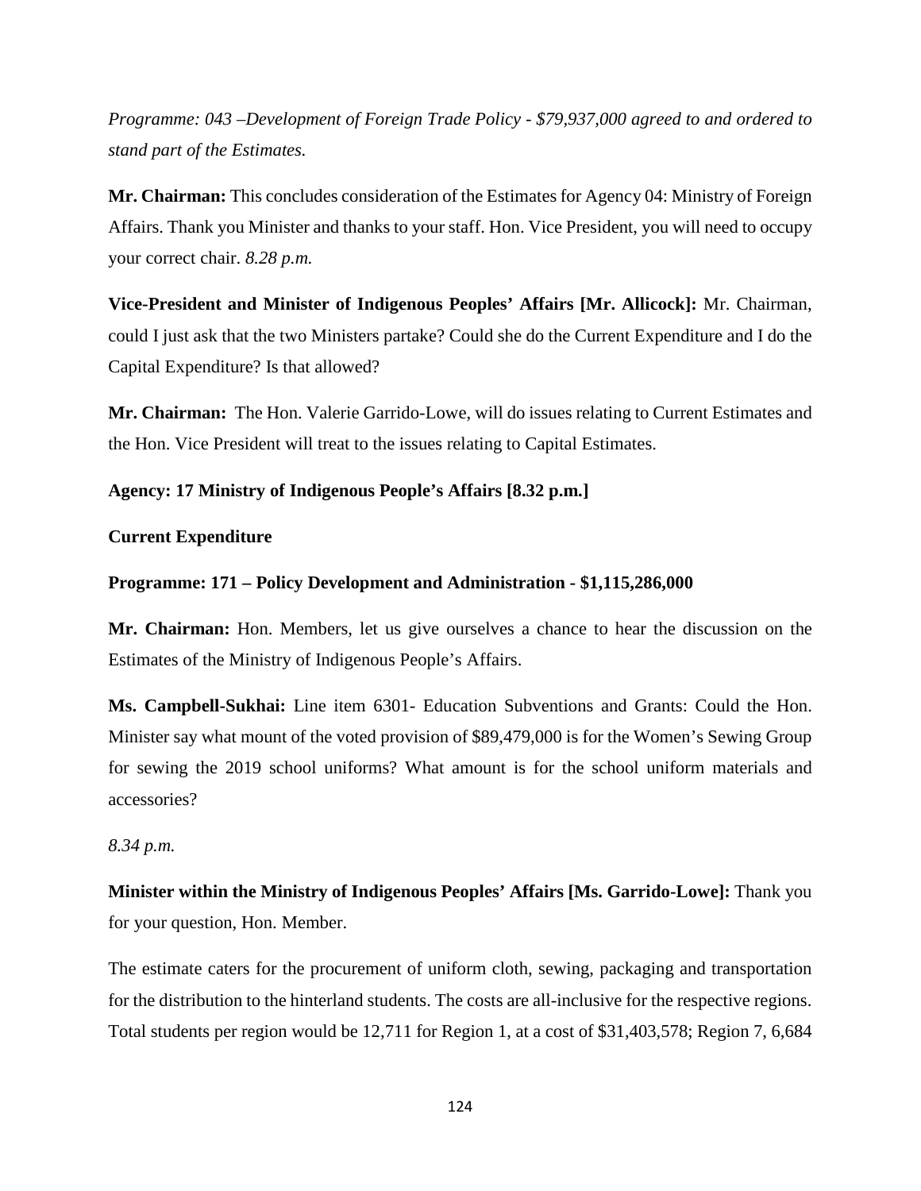*Programme: 043 –Development of Foreign Trade Policy - $79,937,000 agreed to and ordered to stand part of the Estimates.*

**Mr. Chairman:** This concludes consideration of the Estimates for Agency 04: Ministry of Foreign Affairs. Thank you Minister and thanks to your staff. Hon. Vice President, you will need to occupy your correct chair. *8.28 p.m.*

**Vice-President and Minister of Indigenous Peoples' Affairs [Mr. Allicock]:** Mr. Chairman, could I just ask that the two Ministers partake? Could she do the Current Expenditure and I do the Capital Expenditure? Is that allowed?

**Mr. Chairman:** The Hon. Valerie Garrido-Lowe, will do issues relating to Current Estimates and the Hon. Vice President will treat to the issues relating to Capital Estimates.

**Agency: 17 Ministry of Indigenous People's Affairs [8.32 p.m.]**

**Current Expenditure**

**Programme: 171 – Policy Development and Administration - $1,115,286,000**

**Mr. Chairman:** Hon. Members, let us give ourselves a chance to hear the discussion on the Estimates of the Ministry of Indigenous People's Affairs.

**Ms. Campbell-Sukhai:** Line item 6301- Education Subventions and Grants: Could the Hon. Minister say what mount of the voted provision of $89,479,000 is for the Women's Sewing Group for sewing the 2019 school uniforms? What amount is for the school uniform materials and accessories?

*8.34 p.m.*

**Minister within the Ministry of Indigenous Peoples' Affairs [Ms. Garrido-Lowe]:** Thank you for your question, Hon. Member.

The estimate caters for the procurement of uniform cloth, sewing, packaging and transportation for the distribution to the hinterland students. The costs are all-inclusive for the respective regions. Total students per region would be 12,711 for Region 1, at a cost of $31,403,578; Region 7, 6,684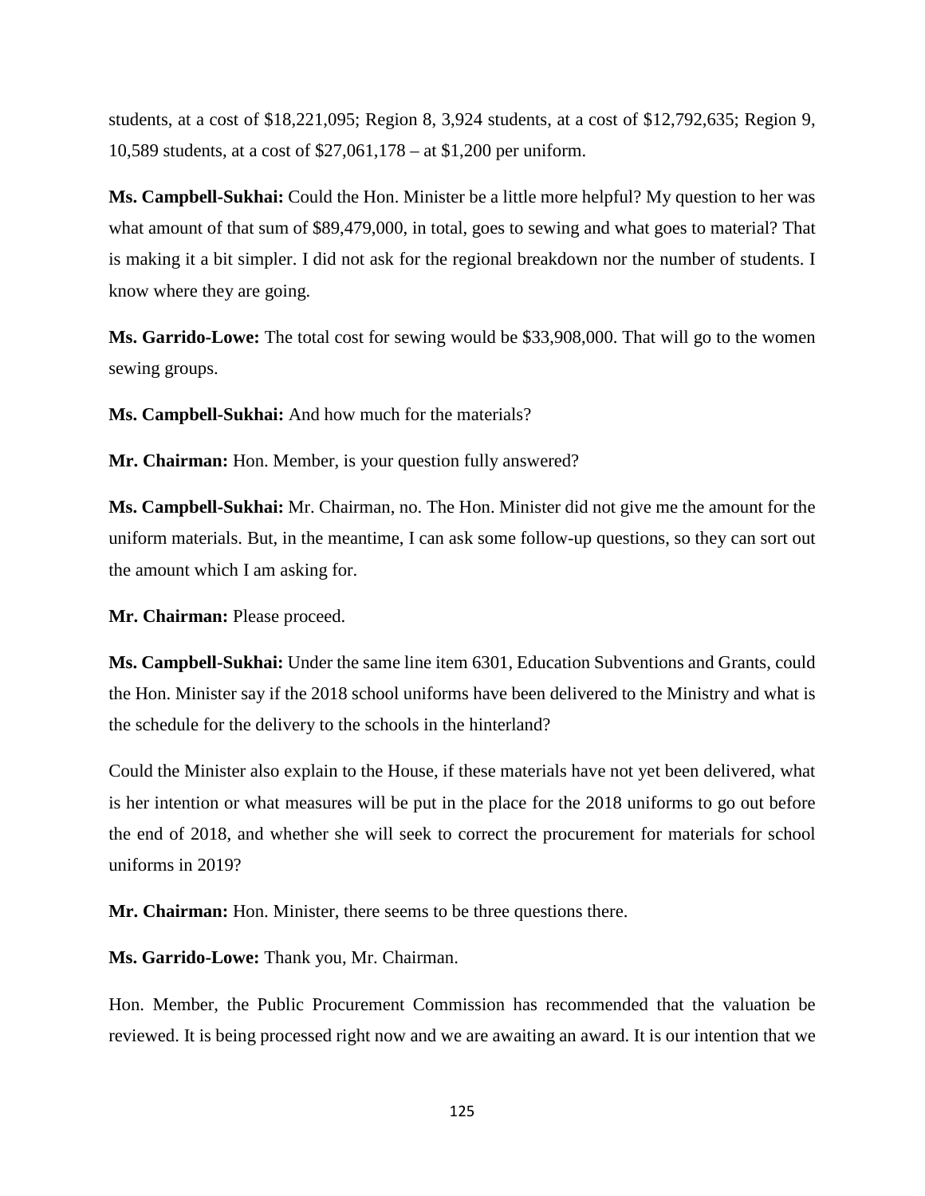students, at a cost of $18,221,095; Region 8, 3,924 students, at a cost of $12,792,635; Region 9, 10,589 students, at a cost of $27,061,178 – at $1,200 per uniform.

**Ms. Campbell-Sukhai:** Could the Hon. Minister be a little more helpful? My question to her was what amount of that sum of $89,479,000, in total, goes to sewing and what goes to material? That is making it a bit simpler. I did not ask for the regional breakdown nor the number of students. I know where they are going.

**Ms. Garrido-Lowe:** The total cost for sewing would be $33,908,000. That will go to the women sewing groups.

**Ms. Campbell-Sukhai:** And how much for the materials?

**Mr. Chairman:** Hon. Member, is your question fully answered?

**Ms. Campbell-Sukhai:** Mr. Chairman, no. The Hon. Minister did not give me the amount for the uniform materials. But, in the meantime, I can ask some follow-up questions, so they can sort out the amount which I am asking for.

**Mr. Chairman:** Please proceed.

**Ms. Campbell-Sukhai:** Under the same line item 6301, Education Subventions and Grants, could the Hon. Minister say if the 2018 school uniforms have been delivered to the Ministry and what is the schedule for the delivery to the schools in the hinterland?

Could the Minister also explain to the House, if these materials have not yet been delivered, what is her intention or what measures will be put in the place for the 2018 uniforms to go out before the end of 2018, and whether she will seek to correct the procurement for materials for school uniforms in 2019?

**Mr. Chairman:** Hon. Minister, there seems to be three questions there.

**Ms. Garrido-Lowe:** Thank you, Mr. Chairman.

Hon. Member, the Public Procurement Commission has recommended that the valuation be reviewed. It is being processed right now and we are awaiting an award. It is our intention that we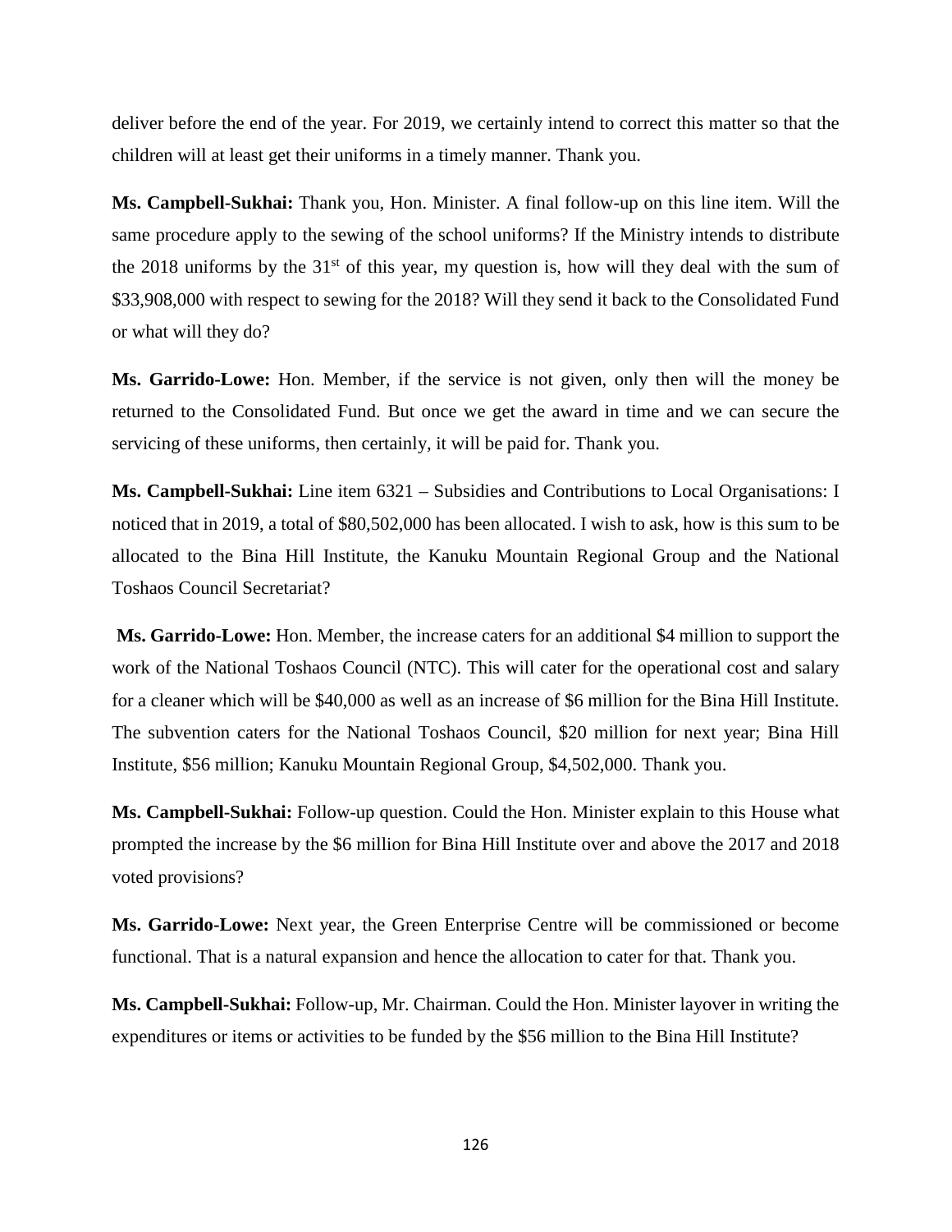deliver before the end of the year. For 2019, we certainly intend to correct this matter so that the children will at least get their uniforms in a timely manner. Thank you.

**Ms. Campbell-Sukhai:** Thank you, Hon. Minister. A final follow-up on this line item. Will the same procedure apply to the sewing of the school uniforms? If the Ministry intends to distribute the 2018 uniforms by the 31st of this year, my question is, how will they deal with the sum of \$33,908,000 with respect to sewing for the 2018? Will they send it back to the Consolidated Fund or what will they do?

**Ms. Garrido-Lowe:** Hon. Member, if the service is not given, only then will the money be returned to the Consolidated Fund. But once we get the award in time and we can secure the servicing of these uniforms, then certainly, it will be paid for. Thank you.

**Ms. Campbell-Sukhai:** Line item 6321 – Subsidies and Contributions to Local Organisations: I noticed that in 2019, a total of \$80,502,000 has been allocated. I wish to ask, how is this sum to be allocated to the Bina Hill Institute, the Kanuku Mountain Regional Group and the National Toshaos Council Secretariat?

**Ms. Garrido-Lowe:** Hon. Member, the increase caters for an additional \$4 million to support the work of the National Toshaos Council (NTC). This will cater for the operational cost and salary for a cleaner which will be \$40,000 as well as an increase of \$6 million for the Bina Hill Institute. The subvention caters for the National Toshaos Council, \$20 million for next year; Bina Hill Institute, \$56 million; Kanuku Mountain Regional Group, \$4,502,000. Thank you.

**Ms. Campbell-Sukhai:** Follow-up question. Could the Hon. Minister explain to this House what prompted the increase by the \$6 million for Bina Hill Institute over and above the 2017 and 2018 voted provisions?

**Ms. Garrido-Lowe:** Next year, the Green Enterprise Centre will be commissioned or become functional. That is a natural expansion and hence the allocation to cater for that. Thank you.

**Ms. Campbell-Sukhai:** Follow-up, Mr. Chairman. Could the Hon. Minister layover in writing the expenditures or items or activities to be funded by the \$56 million to the Bina Hill Institute?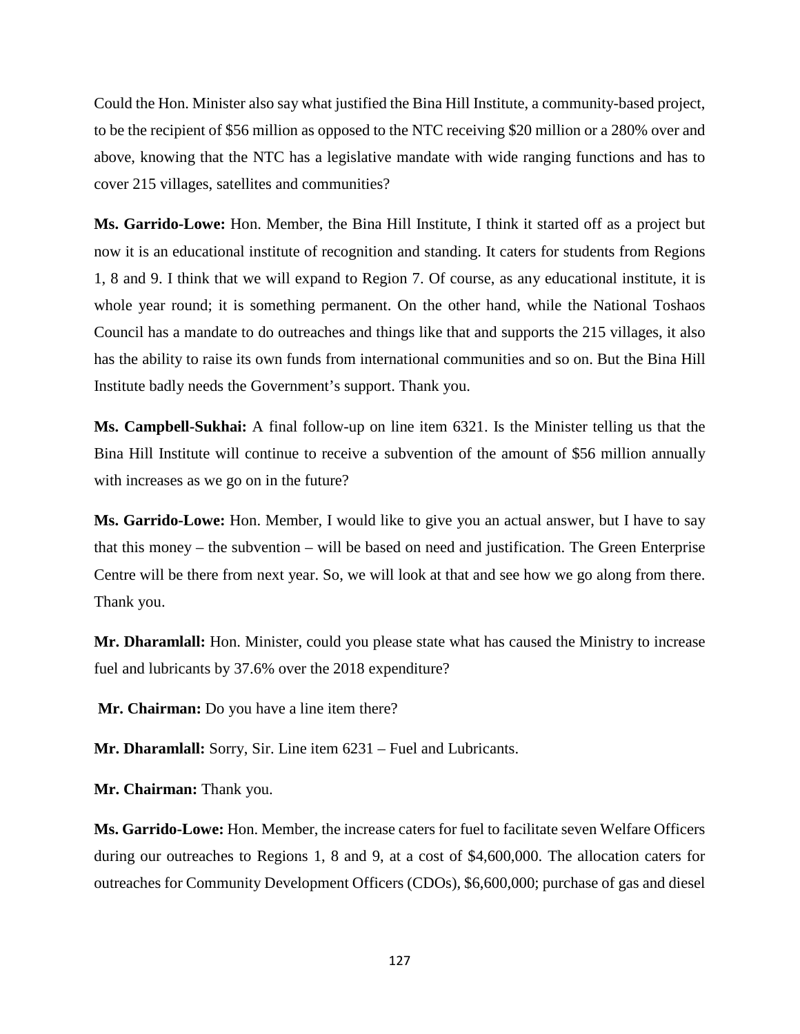Could the Hon. Minister also say what justified the Bina Hill Institute, a community-based project, to be the recipient of $56 million as opposed to the NTC receiving $20 million or a 280% over and above, knowing that the NTC has a legislative mandate with wide ranging functions and has to cover 215 villages, satellites and communities?

**Ms. Garrido-Lowe:** Hon. Member, the Bina Hill Institute, I think it started off as a project but now it is an educational institute of recognition and standing. It caters for students from Regions 1, 8 and 9. I think that we will expand to Region 7. Of course, as any educational institute, it is whole year round; it is something permanent. On the other hand, while the National Toshaos Council has a mandate to do outreaches and things like that and supports the 215 villages, it also has the ability to raise its own funds from international communities and so on. But the Bina Hill Institute badly needs the Government's support. Thank you.

**Ms. Campbell-Sukhai:** A final follow-up on line item 6321. Is the Minister telling us that the Bina Hill Institute will continue to receive a subvention of the amount of $56 million annually with increases as we go on in the future?

**Ms. Garrido-Lowe:** Hon. Member, I would like to give you an actual answer, but I have to say that this money – the subvention – will be based on need and justification. The Green Enterprise Centre will be there from next year. So, we will look at that and see how we go along from there. Thank you.

**Mr. Dharamlall:** Hon. Minister, could you please state what has caused the Ministry to increase fuel and lubricants by 37.6% over the 2018 expenditure?

**Mr. Chairman:** Do you have a line item there?

**Mr. Dharamlall:** Sorry, Sir. Line item 6231 – Fuel and Lubricants.

**Mr. Chairman:** Thank you.

**Ms. Garrido-Lowe:** Hon. Member, the increase caters for fuel to facilitate seven Welfare Officers during our outreaches to Regions 1, 8 and 9, at a cost of $4,600,000. The allocation caters for outreaches for Community Development Officers (CDOs), $6,600,000; purchase of gas and diesel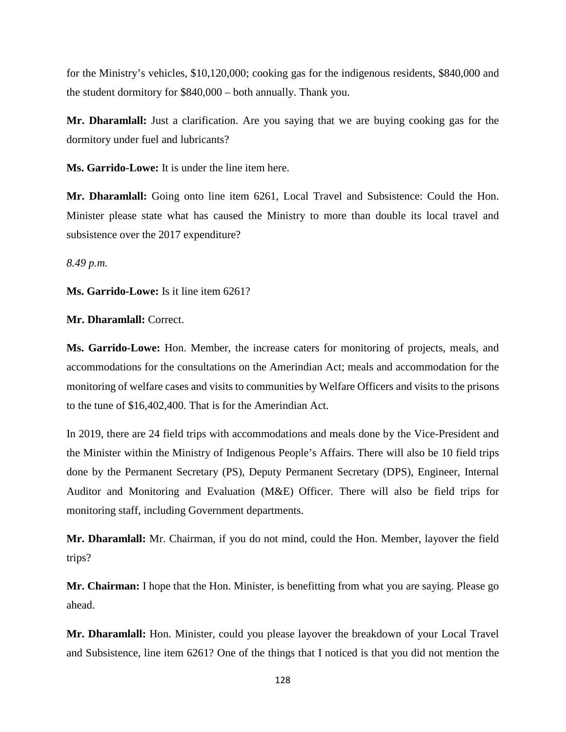for the Ministry's vehicles, $10,120,000; cooking gas for the indigenous residents, $840,000 and the student dormitory for $840,000 – both annually. Thank you.

**Mr. Dharamlall:** Just a clarification. Are you saying that we are buying cooking gas for the dormitory under fuel and lubricants?

**Ms. Garrido-Lowe:** It is under the line item here.

**Mr. Dharamlall:** Going onto line item 6261, Local Travel and Subsistence: Could the Hon. Minister please state what has caused the Ministry to more than double its local travel and subsistence over the 2017 expenditure?

*8.49 p.m.*

**Ms. Garrido-Lowe:** Is it line item 6261?

**Mr. Dharamlall:** Correct.

**Ms. Garrido-Lowe:** Hon. Member, the increase caters for monitoring of projects, meals, and accommodations for the consultations on the Amerindian Act; meals and accommodation for the monitoring of welfare cases and visits to communities by Welfare Officers and visits to the prisons to the tune of $16,402,400. That is for the Amerindian Act.

In 2019, there are 24 field trips with accommodations and meals done by the Vice-President and the Minister within the Ministry of Indigenous People's Affairs. There will also be 10 field trips done by the Permanent Secretary (PS), Deputy Permanent Secretary (DPS), Engineer, Internal Auditor and Monitoring and Evaluation (M&E) Officer. There will also be field trips for monitoring staff, including Government departments.

**Mr. Dharamlall:** Mr. Chairman, if you do not mind, could the Hon. Member, layover the field trips?

**Mr. Chairman:** I hope that the Hon. Minister, is benefitting from what you are saying. Please go ahead.

**Mr. Dharamlall:** Hon. Minister, could you please layover the breakdown of your Local Travel and Subsistence, line item 6261? One of the things that I noticed is that you did not mention the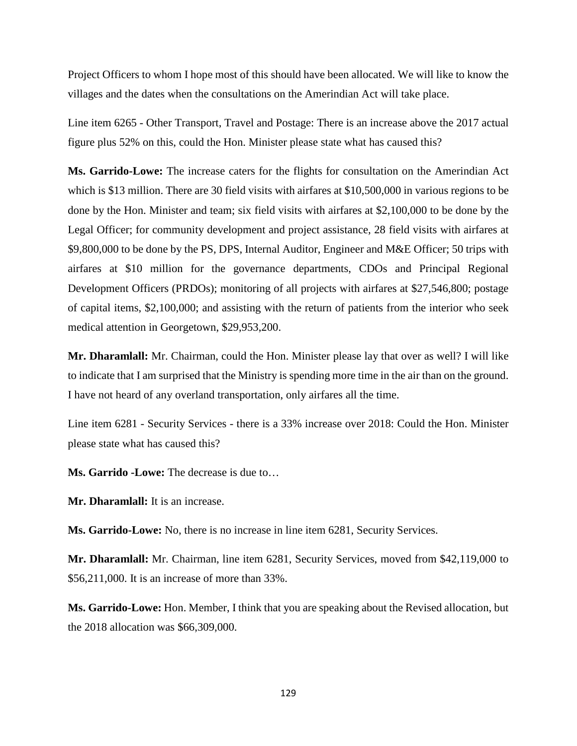Project Officers to whom I hope most of this should have been allocated. We will like to know the villages and the dates when the consultations on the Amerindian Act will take place.

Line item 6265 - Other Transport, Travel and Postage: There is an increase above the 2017 actual figure plus 52% on this, could the Hon. Minister please state what has caused this?

**Ms. Garrido-Lowe:** The increase caters for the flights for consultation on the Amerindian Act which is $13 million. There are 30 field visits with airfares at $10,500,000 in various regions to be done by the Hon. Minister and team; six field visits with airfares at $2,100,000 to be done by the Legal Officer; for community development and project assistance, 28 field visits with airfares at $9,800,000 to be done by the PS, DPS, Internal Auditor, Engineer and M&E Officer; 50 trips with airfares at $10 million for the governance departments, CDOs and Principal Regional Development Officers (PRDOs); monitoring of all projects with airfares at $27,546,800; postage of capital items, $2,100,000; and assisting with the return of patients from the interior who seek medical attention in Georgetown, $29,953,200.

**Mr. Dharamlall:** Mr. Chairman, could the Hon. Minister please lay that over as well? I will like to indicate that I am surprised that the Ministry is spending more time in the air than on the ground. I have not heard of any overland transportation, only airfares all the time.

Line item 6281 - Security Services - there is a 33% increase over 2018: Could the Hon. Minister please state what has caused this?

**Ms. Garrido -Lowe:** The decrease is due to…

**Mr. Dharamlall:** It is an increase.

**Ms. Garrido-Lowe:** No, there is no increase in line item 6281, Security Services.

**Mr. Dharamlall:** Mr. Chairman, line item 6281, Security Services, moved from $42,119,000 to $56,211,000. It is an increase of more than 33%.

**Ms. Garrido-Lowe:** Hon. Member, I think that you are speaking about the Revised allocation, but the 2018 allocation was $66,309,000.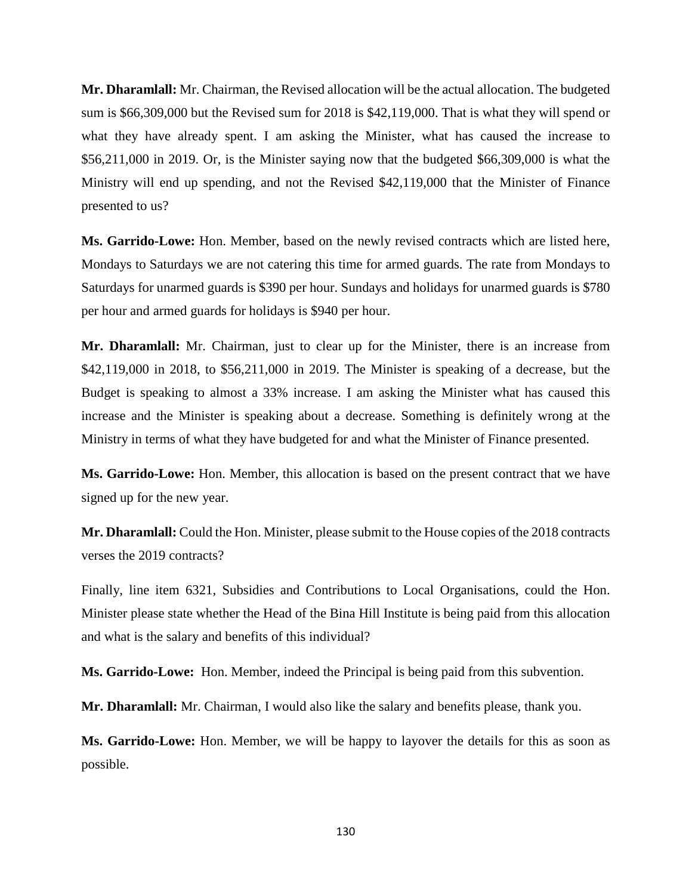**Mr. Dharamlall:** Mr. Chairman, the Revised allocation will be the actual allocation. The budgeted sum is $66,309,000 but the Revised sum for 2018 is $42,119,000. That is what they will spend or what they have already spent. I am asking the Minister, what has caused the increase to $56,211,000 in 2019. Or, is the Minister saying now that the budgeted $66,309,000 is what the Ministry will end up spending, and not the Revised $42,119,000 that the Minister of Finance presented to us?

**Ms. Garrido-Lowe:** Hon. Member, based on the newly revised contracts which are listed here, Mondays to Saturdays we are not catering this time for armed guards. The rate from Mondays to Saturdays for unarmed guards is $390 per hour. Sundays and holidays for unarmed guards is $780 per hour and armed guards for holidays is $940 per hour.

**Mr. Dharamlall:** Mr. Chairman, just to clear up for the Minister, there is an increase from $42,119,000 in 2018, to $56,211,000 in 2019. The Minister is speaking of a decrease, but the Budget is speaking to almost a 33% increase. I am asking the Minister what has caused this increase and the Minister is speaking about a decrease. Something is definitely wrong at the Ministry in terms of what they have budgeted for and what the Minister of Finance presented.

**Ms. Garrido-Lowe:** Hon. Member, this allocation is based on the present contract that we have signed up for the new year.

**Mr. Dharamlall:** Could the Hon. Minister, please submit to the House copies of the 2018 contracts verses the 2019 contracts?

Finally, line item 6321, Subsidies and Contributions to Local Organisations, could the Hon. Minister please state whether the Head of the Bina Hill Institute is being paid from this allocation and what is the salary and benefits of this individual?

**Ms. Garrido-Lowe:** Hon. Member, indeed the Principal is being paid from this subvention.

**Mr. Dharamlall:** Mr. Chairman, I would also like the salary and benefits please, thank you.

**Ms. Garrido-Lowe:** Hon. Member, we will be happy to layover the details for this as soon as possible.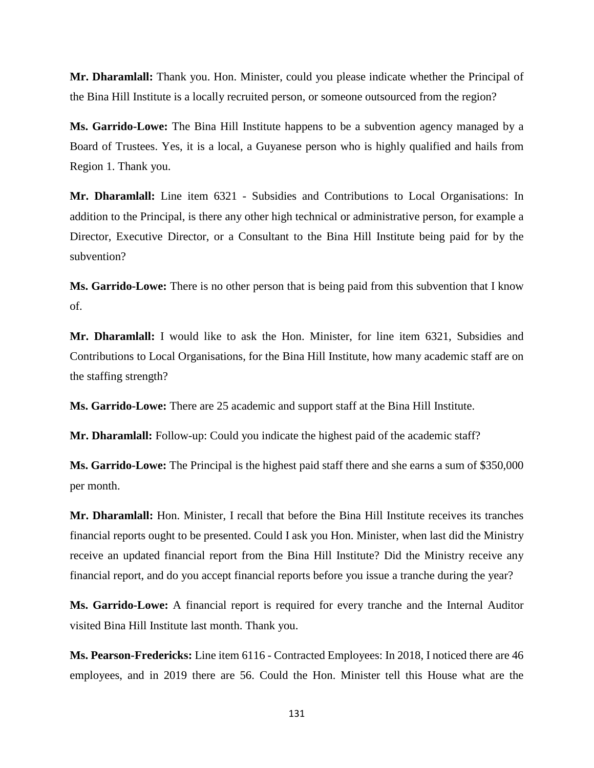**Mr. Dharamlall:** Thank you. Hon. Minister, could you please indicate whether the Principal of the Bina Hill Institute is a locally recruited person, or someone outsourced from the region?

**Ms. Garrido-Lowe:** The Bina Hill Institute happens to be a subvention agency managed by a Board of Trustees. Yes, it is a local, a Guyanese person who is highly qualified and hails from Region 1. Thank you.

**Mr. Dharamlall:** Line item 6321 - Subsidies and Contributions to Local Organisations: In addition to the Principal, is there any other high technical or administrative person, for example a Director, Executive Director, or a Consultant to the Bina Hill Institute being paid for by the subvention?

**Ms. Garrido-Lowe:** There is no other person that is being paid from this subvention that I know of.

**Mr. Dharamlall:** I would like to ask the Hon. Minister, for line item 6321, Subsidies and Contributions to Local Organisations, for the Bina Hill Institute, how many academic staff are on the staffing strength?

**Ms. Garrido-Lowe:** There are 25 academic and support staff at the Bina Hill Institute.

**Mr. Dharamlall:** Follow-up: Could you indicate the highest paid of the academic staff?

**Ms. Garrido-Lowe:** The Principal is the highest paid staff there and she earns a sum of $350,000 per month.

**Mr. Dharamlall:** Hon. Minister, I recall that before the Bina Hill Institute receives its tranches financial reports ought to be presented. Could I ask you Hon. Minister, when last did the Ministry receive an updated financial report from the Bina Hill Institute? Did the Ministry receive any financial report, and do you accept financial reports before you issue a tranche during the year?

**Ms. Garrido-Lowe:** A financial report is required for every tranche and the Internal Auditor visited Bina Hill Institute last month. Thank you.

**Ms. Pearson-Fredericks:** Line item 6116 - Contracted Employees: In 2018, I noticed there are 46 employees, and in 2019 there are 56. Could the Hon. Minister tell this House what are the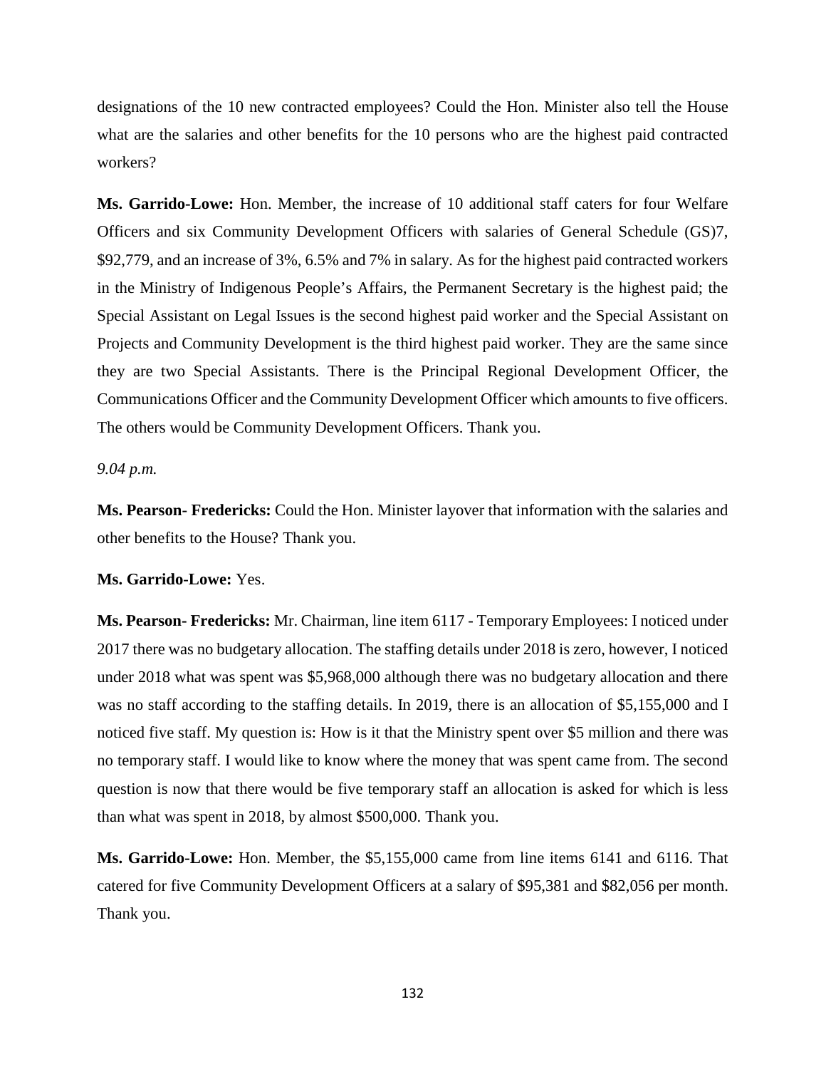designations of the 10 new contracted employees? Could the Hon. Minister also tell the House what are the salaries and other benefits for the 10 persons who are the highest paid contracted workers?

**Ms. Garrido-Lowe:** Hon. Member, the increase of 10 additional staff caters for four Welfare Officers and six Community Development Officers with salaries of General Schedule (GS)7, $92,779, and an increase of 3%, 6.5% and 7% in salary. As for the highest paid contracted workers in the Ministry of Indigenous People's Affairs, the Permanent Secretary is the highest paid; the Special Assistant on Legal Issues is the second highest paid worker and the Special Assistant on Projects and Community Development is the third highest paid worker. They are the same since they are two Special Assistants. There is the Principal Regional Development Officer, the Communications Officer and the Community Development Officer which amounts to five officers. The others would be Community Development Officers. Thank you.

*9.04 p.m.*

**Ms. Pearson- Fredericks:** Could the Hon. Minister layover that information with the salaries and other benefits to the House? Thank you.

**Ms. Garrido-Lowe:** Yes.

**Ms. Pearson- Fredericks:** Mr. Chairman, line item 6117 - Temporary Employees: I noticed under 2017 there was no budgetary allocation. The staffing details under 2018 is zero, however, I noticed under 2018 what was spent was $5,968,000 although there was no budgetary allocation and there was no staff according to the staffing details. In 2019, there is an allocation of $5,155,000 and I noticed five staff. My question is: How is it that the Ministry spent over $5 million and there was no temporary staff. I would like to know where the money that was spent came from. The second question is now that there would be five temporary staff an allocation is asked for which is less than what was spent in 2018, by almost $500,000. Thank you.

**Ms. Garrido-Lowe:** Hon. Member, the $5,155,000 came from line items 6141 and 6116. That catered for five Community Development Officers at a salary of $95,381 and $82,056 per month. Thank you.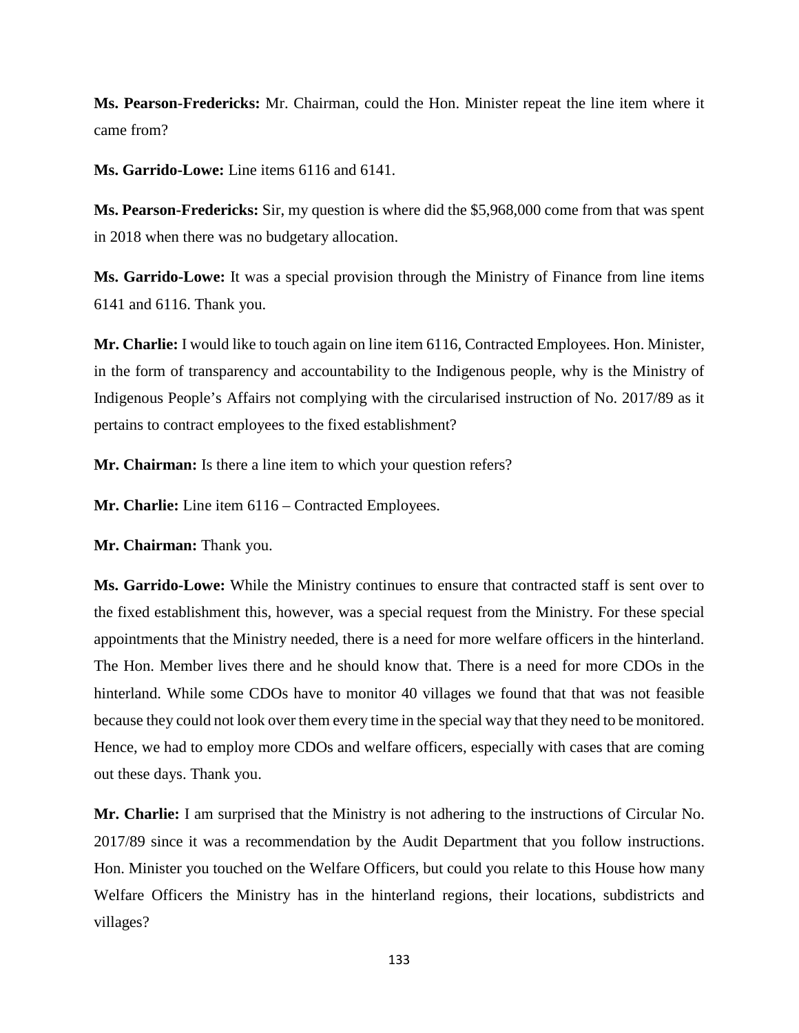**Ms. Pearson-Fredericks:** Mr. Chairman, could the Hon. Minister repeat the line item where it came from?

**Ms. Garrido-Lowe:** Line items 6116 and 6141.

**Ms. Pearson-Fredericks:** Sir, my question is where did the $5,968,000 come from that was spent in 2018 when there was no budgetary allocation.

**Ms. Garrido-Lowe:** It was a special provision through the Ministry of Finance from line items 6141 and 6116. Thank you.

**Mr. Charlie:** I would like to touch again on line item 6116, Contracted Employees. Hon. Minister, in the form of transparency and accountability to the Indigenous people, why is the Ministry of Indigenous People's Affairs not complying with the circularised instruction of No. 2017/89 as it pertains to contract employees to the fixed establishment?

**Mr. Chairman:** Is there a line item to which your question refers?

**Mr. Charlie:** Line item 6116 – Contracted Employees.

**Mr. Chairman:** Thank you.

**Ms. Garrido-Lowe:** While the Ministry continues to ensure that contracted staff is sent over to the fixed establishment this, however, was a special request from the Ministry. For these special appointments that the Ministry needed, there is a need for more welfare officers in the hinterland. The Hon. Member lives there and he should know that. There is a need for more CDOs in the hinterland. While some CDOs have to monitor 40 villages we found that that was not feasible because they could not look over them every time in the special way that they need to be monitored. Hence, we had to employ more CDOs and welfare officers, especially with cases that are coming out these days. Thank you.

**Mr. Charlie:** I am surprised that the Ministry is not adhering to the instructions of Circular No. 2017/89 since it was a recommendation by the Audit Department that you follow instructions. Hon. Minister you touched on the Welfare Officers, but could you relate to this House how many Welfare Officers the Ministry has in the hinterland regions, their locations, subdistricts and villages?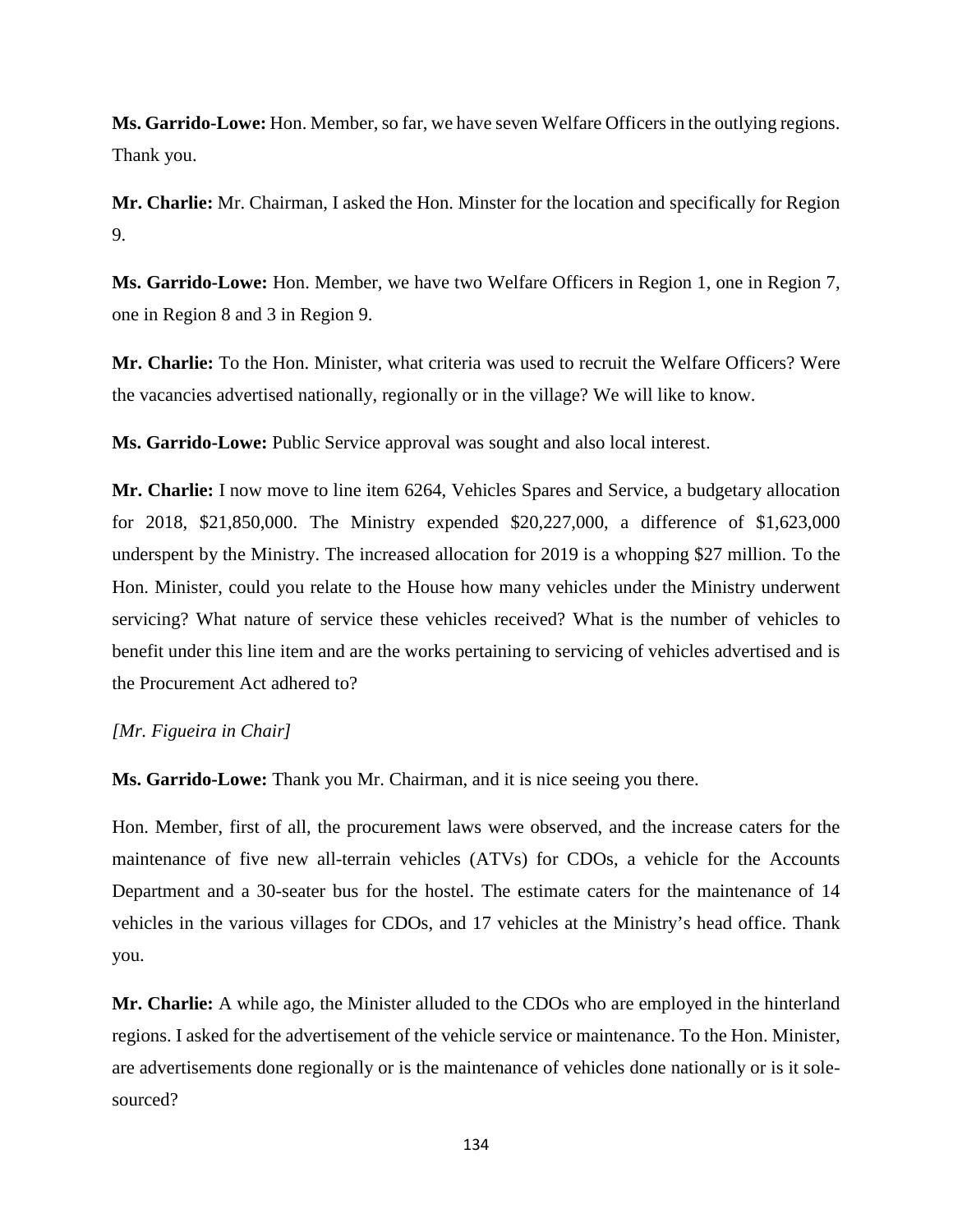**Ms. Garrido-Lowe:** Hon. Member, so far, we have seven Welfare Officers in the outlying regions. Thank you.

**Mr. Charlie:** Mr. Chairman, I asked the Hon. Minster for the location and specifically for Region 9.

**Ms. Garrido-Lowe:** Hon. Member, we have two Welfare Officers in Region 1, one in Region 7, one in Region 8 and 3 in Region 9.

**Mr. Charlie:** To the Hon. Minister, what criteria was used to recruit the Welfare Officers? Were the vacancies advertised nationally, regionally or in the village? We will like to know.

**Ms. Garrido-Lowe:** Public Service approval was sought and also local interest.

**Mr. Charlie:** I now move to line item 6264, Vehicles Spares and Service, a budgetary allocation for 2018, $21,850,000. The Ministry expended $20,227,000, a difference of $1,623,000 underspent by the Ministry. The increased allocation for 2019 is a whopping $27 million. To the Hon. Minister, could you relate to the House how many vehicles under the Ministry underwent servicing? What nature of service these vehicles received? What is the number of vehicles to benefit under this line item and are the works pertaining to servicing of vehicles advertised and is the Procurement Act adhered to?

*[Mr. Figueira in Chair]*

**Ms. Garrido-Lowe:** Thank you Mr. Chairman, and it is nice seeing you there.

Hon. Member, first of all, the procurement laws were observed, and the increase caters for the maintenance of five new all-terrain vehicles (ATVs) for CDOs, a vehicle for the Accounts Department and a 30-seater bus for the hostel. The estimate caters for the maintenance of 14 vehicles in the various villages for CDOs, and 17 vehicles at the Ministry's head office. Thank you.

**Mr. Charlie:** A while ago, the Minister alluded to the CDOs who are employed in the hinterland regions. I asked for the advertisement of the vehicle service or maintenance. To the Hon. Minister, are advertisements done regionally or is the maintenance of vehicles done nationally or is it sole-sourced?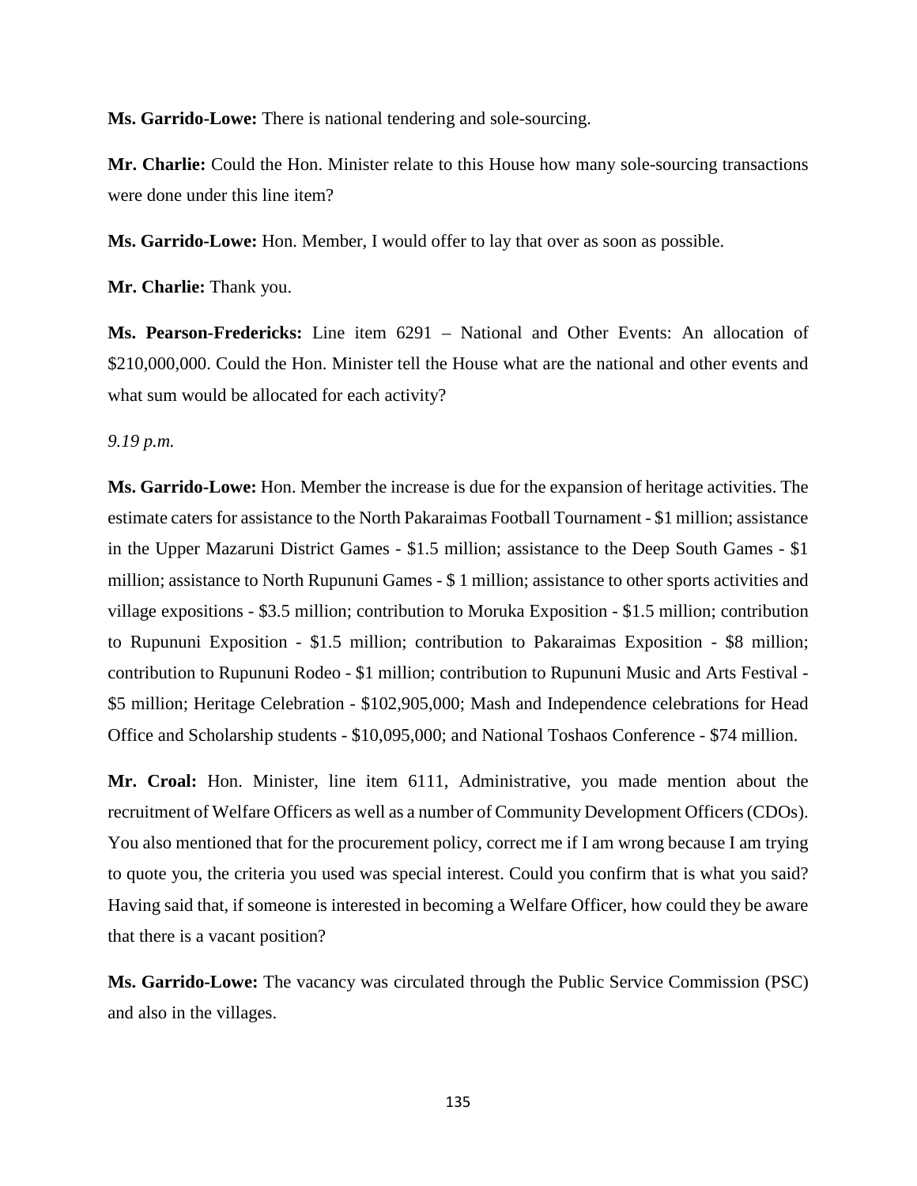**Ms. Garrido-Lowe:** There is national tendering and sole-sourcing.

**Mr. Charlie:** Could the Hon. Minister relate to this House how many sole-sourcing transactions were done under this line item?

**Ms. Garrido-Lowe:** Hon. Member, I would offer to lay that over as soon as possible.

**Mr. Charlie:** Thank you.

**Ms. Pearson-Fredericks:** Line item 6291 – National and Other Events: An allocation of $210,000,000. Could the Hon. Minister tell the House what are the national and other events and what sum would be allocated for each activity?

*9.19 p.m.*

**Ms. Garrido-Lowe:** Hon. Member the increase is due for the expansion of heritage activities. The estimate caters for assistance to the North Pakaraimas Football Tournament - $1 million; assistance in the Upper Mazaruni District Games - $1.5 million; assistance to the Deep South Games - $1 million; assistance to North Rupununi Games - $ 1 million; assistance to other sports activities and village expositions - $3.5 million; contribution to Moruka Exposition - $1.5 million; contribution to Rupununi Exposition - $1.5 million; contribution to Pakaraimas Exposition - $8 million; contribution to Rupununi Rodeo - $1 million; contribution to Rupununi Music and Arts Festival - $5 million; Heritage Celebration - $102,905,000; Mash and Independence celebrations for Head Office and Scholarship students - $10,095,000; and National Toshaos Conference - $74 million.

**Mr. Croal:** Hon. Minister, line item 6111, Administrative, you made mention about the recruitment of Welfare Officers as well as a number of Community Development Officers (CDOs). You also mentioned that for the procurement policy, correct me if I am wrong because I am trying to quote you, the criteria you used was special interest. Could you confirm that is what you said? Having said that, if someone is interested in becoming a Welfare Officer, how could they be aware that there is a vacant position?

**Ms. Garrido-Lowe:** The vacancy was circulated through the Public Service Commission (PSC) and also in the villages.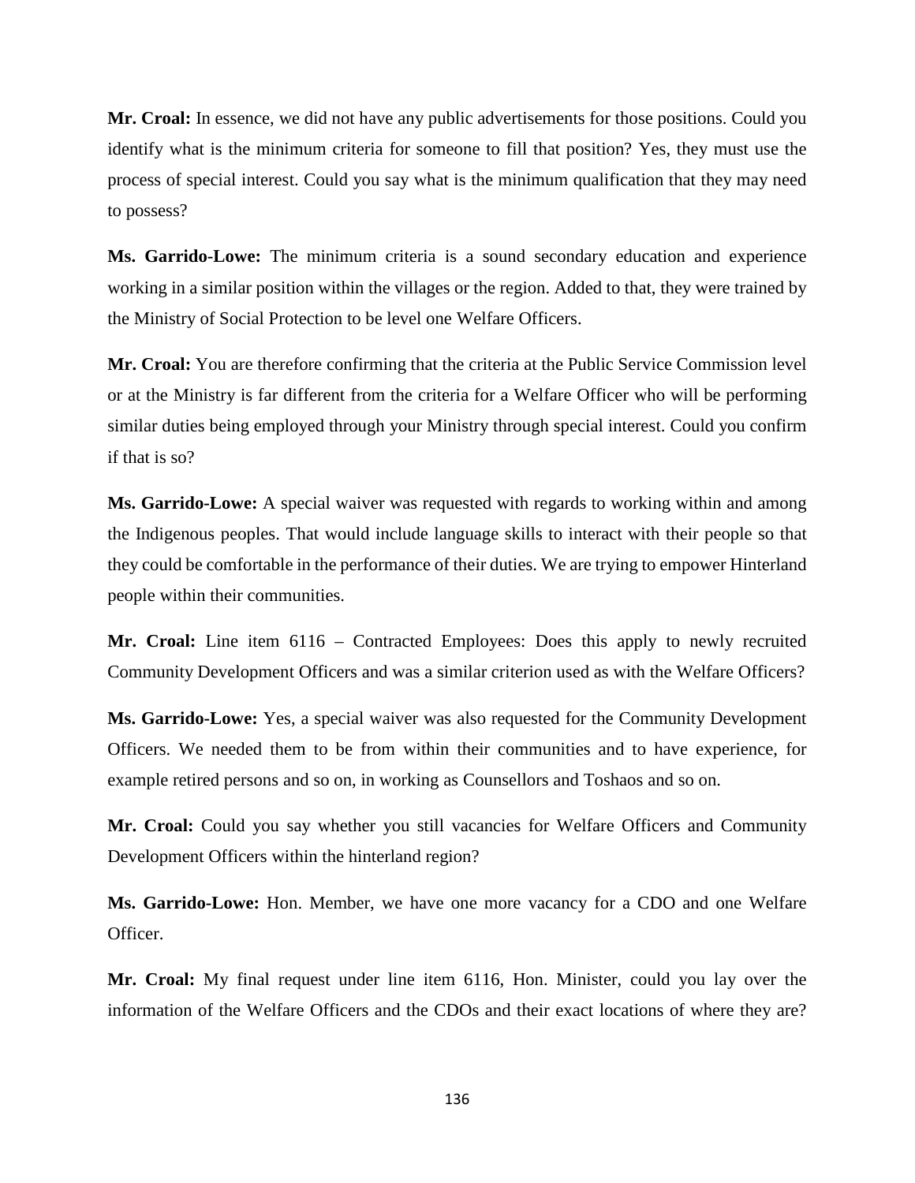**Mr. Croal:** In essence, we did not have any public advertisements for those positions. Could you identify what is the minimum criteria for someone to fill that position? Yes, they must use the process of special interest. Could you say what is the minimum qualification that they may need to possess?

**Ms. Garrido-Lowe:** The minimum criteria is a sound secondary education and experience working in a similar position within the villages or the region. Added to that, they were trained by the Ministry of Social Protection to be level one Welfare Officers.

**Mr. Croal:** You are therefore confirming that the criteria at the Public Service Commission level or at the Ministry is far different from the criteria for a Welfare Officer who will be performing similar duties being employed through your Ministry through special interest. Could you confirm if that is so?

**Ms. Garrido-Lowe:** A special waiver was requested with regards to working within and among the Indigenous peoples. That would include language skills to interact with their people so that they could be comfortable in the performance of their duties. We are trying to empower Hinterland people within their communities.

**Mr. Croal:** Line item 6116 – Contracted Employees: Does this apply to newly recruited Community Development Officers and was a similar criterion used as with the Welfare Officers?

**Ms. Garrido-Lowe:** Yes, a special waiver was also requested for the Community Development Officers. We needed them to be from within their communities and to have experience, for example retired persons and so on, in working as Counsellors and Toshaos and so on.

**Mr. Croal:** Could you say whether you still vacancies for Welfare Officers and Community Development Officers within the hinterland region?

**Ms. Garrido-Lowe:** Hon. Member, we have one more vacancy for a CDO and one Welfare Officer.

**Mr. Croal:** My final request under line item 6116, Hon. Minister, could you lay over the information of the Welfare Officers and the CDOs and their exact locations of where they are?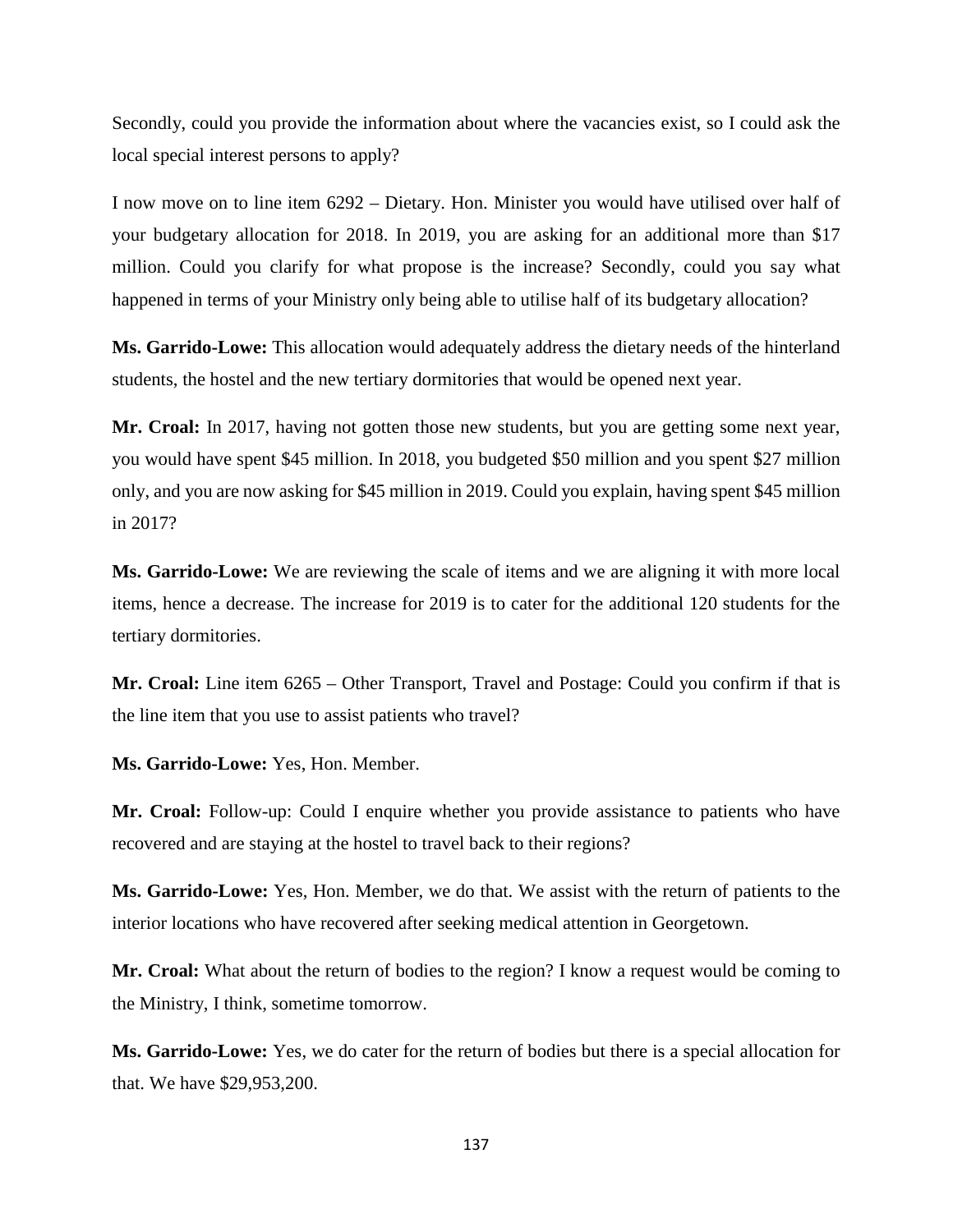Secondly, could you provide the information about where the vacancies exist, so I could ask the local special interest persons to apply?

I now move on to line item 6292 – Dietary. Hon. Minister you would have utilised over half of your budgetary allocation for 2018. In 2019, you are asking for an additional more than $17 million. Could you clarify for what propose is the increase? Secondly, could you say what happened in terms of your Ministry only being able to utilise half of its budgetary allocation?

**Ms. Garrido-Lowe:** This allocation would adequately address the dietary needs of the hinterland students, the hostel and the new tertiary dormitories that would be opened next year.

**Mr. Croal:** In 2017, having not gotten those new students, but you are getting some next year, you would have spent $45 million. In 2018, you budgeted $50 million and you spent $27 million only, and you are now asking for $45 million in 2019. Could you explain, having spent $45 million in 2017?

**Ms. Garrido-Lowe:** We are reviewing the scale of items and we are aligning it with more local items, hence a decrease. The increase for 2019 is to cater for the additional 120 students for the tertiary dormitories.

**Mr. Croal:** Line item 6265 – Other Transport, Travel and Postage: Could you confirm if that is the line item that you use to assist patients who travel?

**Ms. Garrido-Lowe:** Yes, Hon. Member.

**Mr. Croal:** Follow-up: Could I enquire whether you provide assistance to patients who have recovered and are staying at the hostel to travel back to their regions?

**Ms. Garrido-Lowe:** Yes, Hon. Member, we do that. We assist with the return of patients to the interior locations who have recovered after seeking medical attention in Georgetown.

**Mr. Croal:** What about the return of bodies to the region? I know a request would be coming to the Ministry, I think, sometime tomorrow.

**Ms. Garrido-Lowe:** Yes, we do cater for the return of bodies but there is a special allocation for that. We have $29,953,200.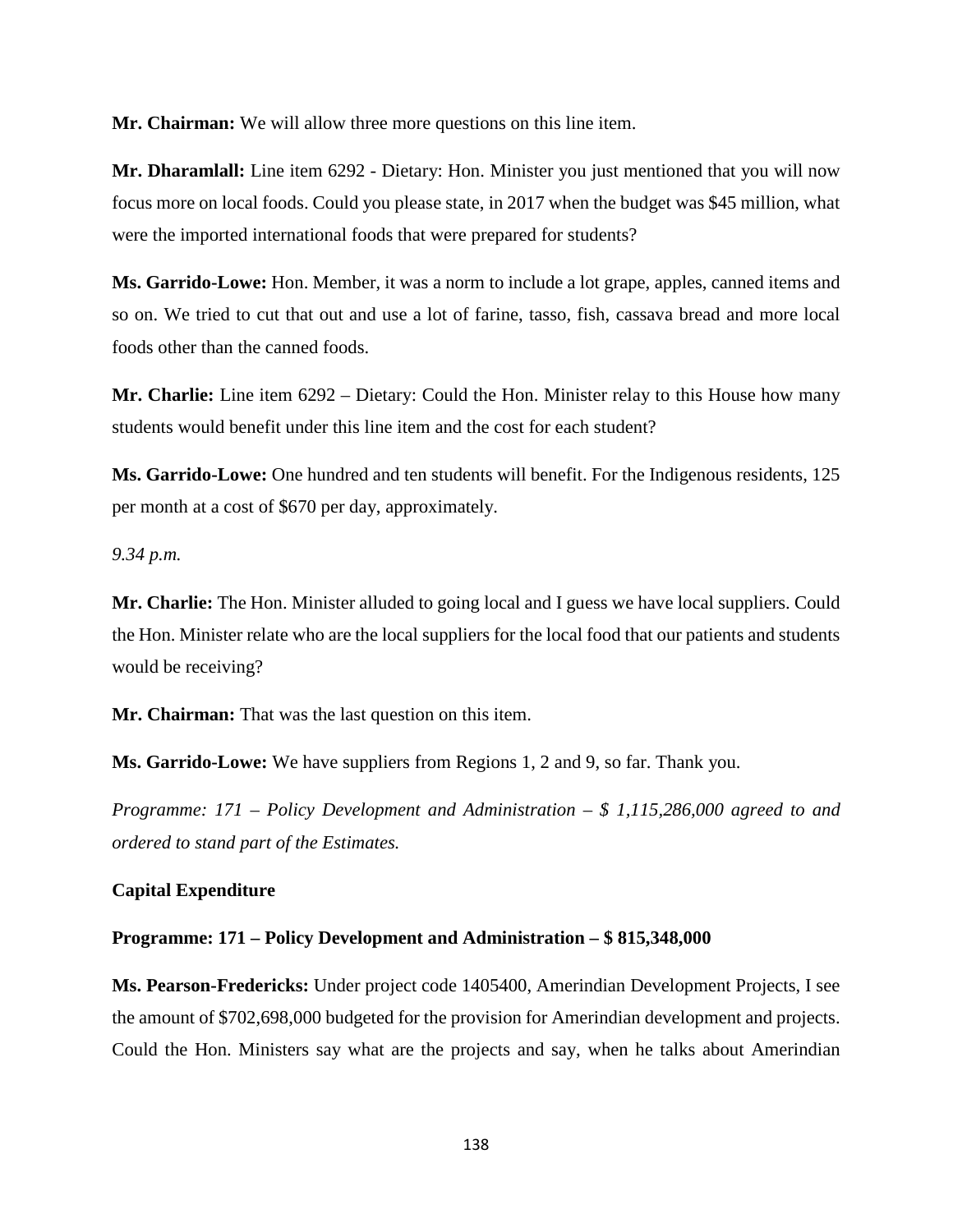**Mr. Chairman:** We will allow three more questions on this line item.

**Mr. Dharamlall:** Line item 6292 - Dietary: Hon. Minister you just mentioned that you will now focus more on local foods. Could you please state, in 2017 when the budget was $45 million, what were the imported international foods that were prepared for students?

**Ms. Garrido-Lowe:** Hon. Member, it was a norm to include a lot grape, apples, canned items and so on. We tried to cut that out and use a lot of farine, tasso, fish, cassava bread and more local foods other than the canned foods.

**Mr. Charlie:** Line item 6292 – Dietary: Could the Hon. Minister relay to this House how many students would benefit under this line item and the cost for each student?

**Ms. Garrido-Lowe:** One hundred and ten students will benefit. For the Indigenous residents, 125 per month at a cost of $670 per day, approximately.

*9.34 p.m.*

**Mr. Charlie:** The Hon. Minister alluded to going local and I guess we have local suppliers. Could the Hon. Minister relate who are the local suppliers for the local food that our patients and students would be receiving?

**Mr. Chairman:** That was the last question on this item.

**Ms. Garrido-Lowe:** We have suppliers from Regions 1, 2 and 9, so far. Thank you.

*Programme: 171 – Policy Development and Administration – $ 1,115,286,000 agreed to and ordered to stand part of the Estimates.*

**Capital Expenditure**

**Programme: 171 – Policy Development and Administration – $ 815,348,000**

**Ms. Pearson-Fredericks:** Under project code 1405400, Amerindian Development Projects, I see the amount of $702,698,000 budgeted for the provision for Amerindian development and projects. Could the Hon. Ministers say what are the projects and say, when he talks about Amerindian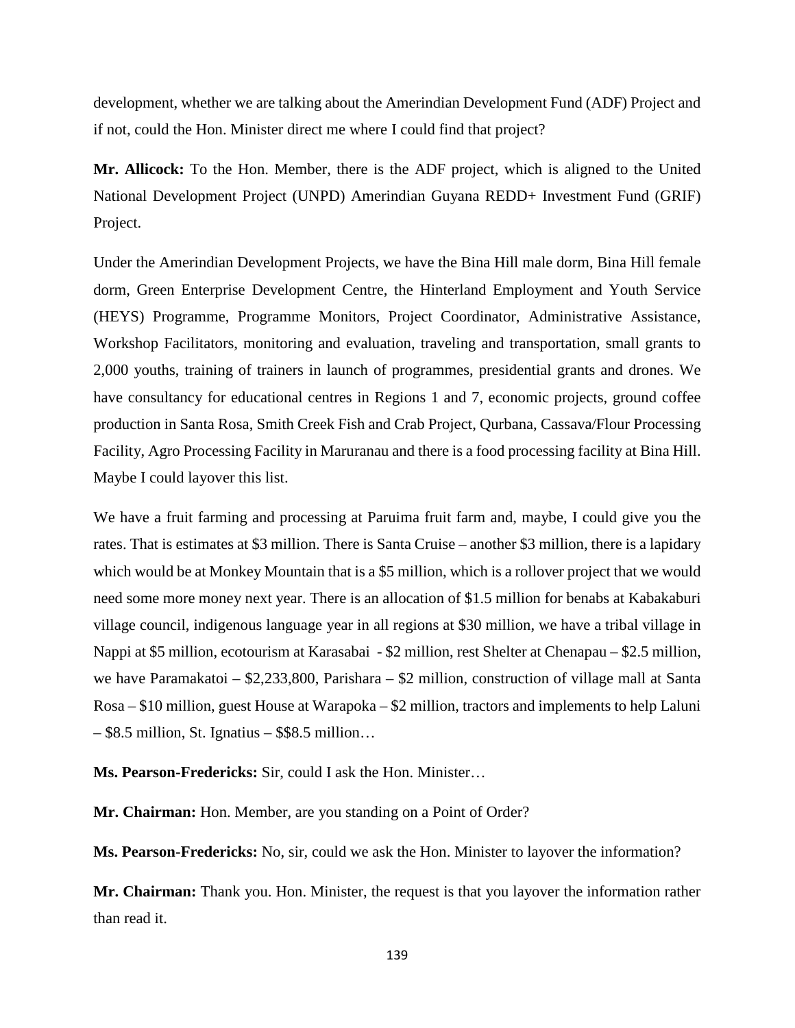development, whether we are talking about the Amerindian Development Fund (ADF) Project and if not, could the Hon. Minister direct me where I could find that project?

**Mr. Allicock:** To the Hon. Member, there is the ADF project, which is aligned to the United National Development Project (UNPD) Amerindian Guyana REDD+ Investment Fund (GRIF) Project.

Under the Amerindian Development Projects, we have the Bina Hill male dorm, Bina Hill female dorm, Green Enterprise Development Centre, the Hinterland Employment and Youth Service (HEYS) Programme, Programme Monitors, Project Coordinator, Administrative Assistance, Workshop Facilitators, monitoring and evaluation, traveling and transportation, small grants to 2,000 youths, training of trainers in launch of programmes, presidential grants and drones. We have consultancy for educational centres in Regions 1 and 7, economic projects, ground coffee production in Santa Rosa, Smith Creek Fish and Crab Project, Qurbana, Cassava/Flour Processing Facility, Agro Processing Facility in Maruranau and there is a food processing facility at Bina Hill. Maybe I could layover this list.

We have a fruit farming and processing at Paruima fruit farm and, maybe, I could give you the rates. That is estimates at $3 million. There is Santa Cruise – another $3 million, there is a lapidary which would be at Monkey Mountain that is a $5 million, which is a rollover project that we would need some more money next year. There is an allocation of $1.5 million for benabs at Kabakaburi village council, indigenous language year in all regions at $30 million, we have a tribal village in Nappi at $5 million, ecotourism at Karasabai - $2 million, rest Shelter at Chenapau – $2.5 million, we have Paramakatoi – $2,233,800, Parishara – $2 million, construction of village mall at Santa Rosa – $10 million, guest House at Warapoka – $2 million, tractors and implements to help Laluni – $8.5 million, St. Ignatius – $$8.5 million…

**Ms. Pearson-Fredericks:** Sir, could I ask the Hon. Minister…

**Mr. Chairman:** Hon. Member, are you standing on a Point of Order?

**Ms. Pearson-Fredericks:** No, sir, could we ask the Hon. Minister to layover the information?

**Mr. Chairman:** Thank you. Hon. Minister, the request is that you layover the information rather than read it.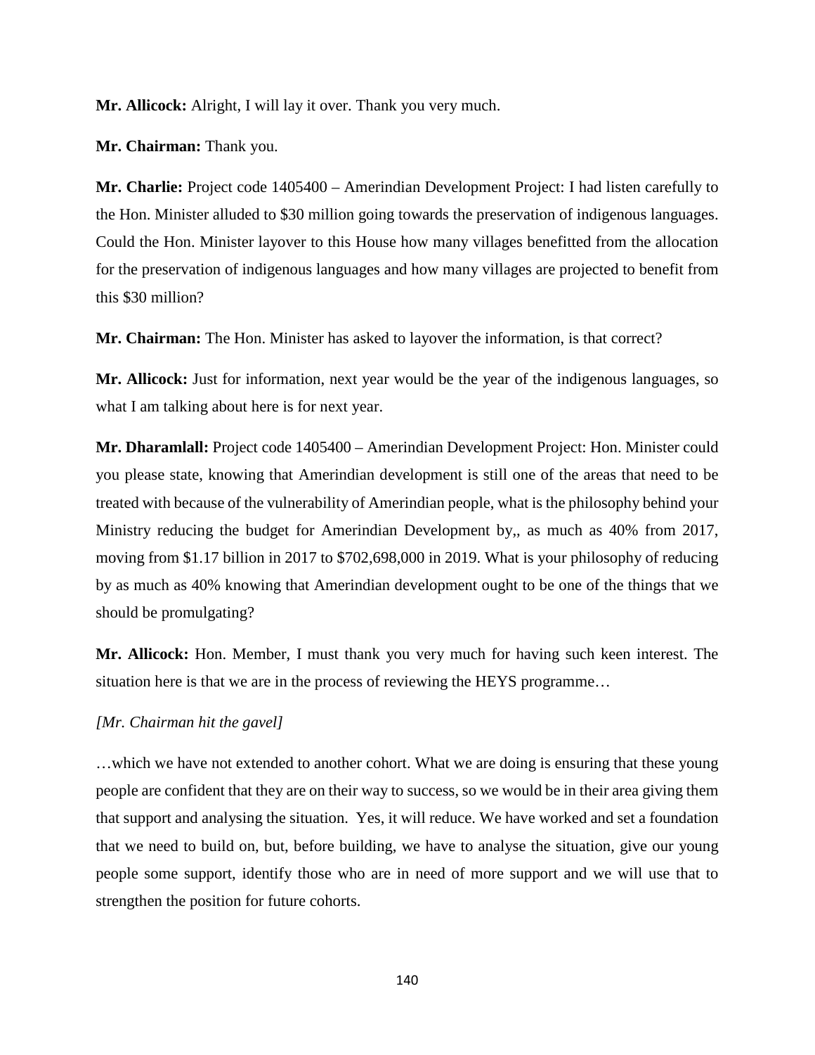**Mr. Allicock:** Alright, I will lay it over. Thank you very much.

**Mr. Chairman:** Thank you.

**Mr. Charlie:** Project code 1405400 – Amerindian Development Project: I had listen carefully to the Hon. Minister alluded to $30 million going towards the preservation of indigenous languages. Could the Hon. Minister layover to this House how many villages benefitted from the allocation for the preservation of indigenous languages and how many villages are projected to benefit from this $30 million?

**Mr. Chairman:** The Hon. Minister has asked to layover the information, is that correct?

**Mr. Allicock:** Just for information, next year would be the year of the indigenous languages, so what I am talking about here is for next year.

**Mr. Dharamlall:** Project code 1405400 – Amerindian Development Project: Hon. Minister could you please state, knowing that Amerindian development is still one of the areas that need to be treated with because of the vulnerability of Amerindian people, what is the philosophy behind your Ministry reducing the budget for Amerindian Development by,, as much as 40% from 2017, moving from $1.17 billion in 2017 to $702,698,000 in 2019. What is your philosophy of reducing by as much as 40% knowing that Amerindian development ought to be one of the things that we should be promulgating?

**Mr. Allicock:** Hon. Member, I must thank you very much for having such keen interest. The situation here is that we are in the process of reviewing the HEYS programme…

*[Mr. Chairman hit the gavel]*

…which we have not extended to another cohort. What we are doing is ensuring that these young people are confident that they are on their way to success, so we would be in their area giving them that support and analysing the situation. Yes, it will reduce. We have worked and set a foundation that we need to build on, but, before building, we have to analyse the situation, give our young people some support, identify those who are in need of more support and we will use that to strengthen the position for future cohorts.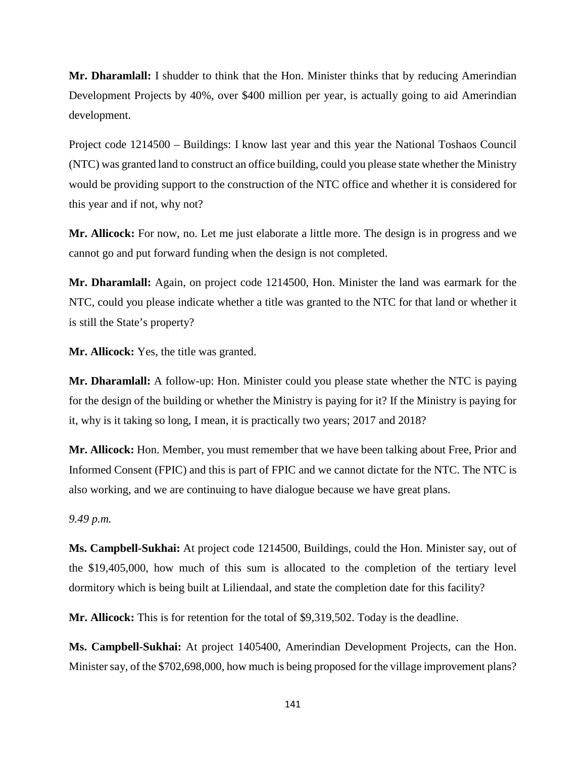**Mr. Dharamlall:** I shudder to think that the Hon. Minister thinks that by reducing Amerindian Development Projects by 40%, over $400 million per year, is actually going to aid Amerindian development.

Project code 1214500 – Buildings: I know last year and this year the National Toshaos Council (NTC) was granted land to construct an office building, could you please state whether the Ministry would be providing support to the construction of the NTC office and whether it is considered for this year and if not, why not?

**Mr. Allicock:** For now, no. Let me just elaborate a little more. The design is in progress and we cannot go and put forward funding when the design is not completed.

**Mr. Dharamlall:** Again, on project code 1214500, Hon. Minister the land was earmark for the NTC, could you please indicate whether a title was granted to the NTC for that land or whether it is still the State's property?

**Mr. Allicock:** Yes, the title was granted.

**Mr. Dharamlall:** A follow-up: Hon. Minister could you please state whether the NTC is paying for the design of the building or whether the Ministry is paying for it? If the Ministry is paying for it, why is it taking so long, I mean, it is practically two years; 2017 and 2018?

**Mr. Allicock:** Hon. Member, you must remember that we have been talking about Free, Prior and Informed Consent (FPIC) and this is part of FPIC and we cannot dictate for the NTC. The NTC is also working, and we are continuing to have dialogue because we have great plans.

*9.49 p.m.*

**Ms. Campbell-Sukhai:** At project code 1214500, Buildings, could the Hon. Minister say, out of the $19,405,000, how much of this sum is allocated to the completion of the tertiary level dormitory which is being built at Liliendaal, and state the completion date for this facility?

**Mr. Allicock:** This is for retention for the total of $9,319,502. Today is the deadline.

**Ms. Campbell-Sukhai:** At project 1405400, Amerindian Development Projects, can the Hon. Minister say, of the $702,698,000, how much is being proposed for the village improvement plans?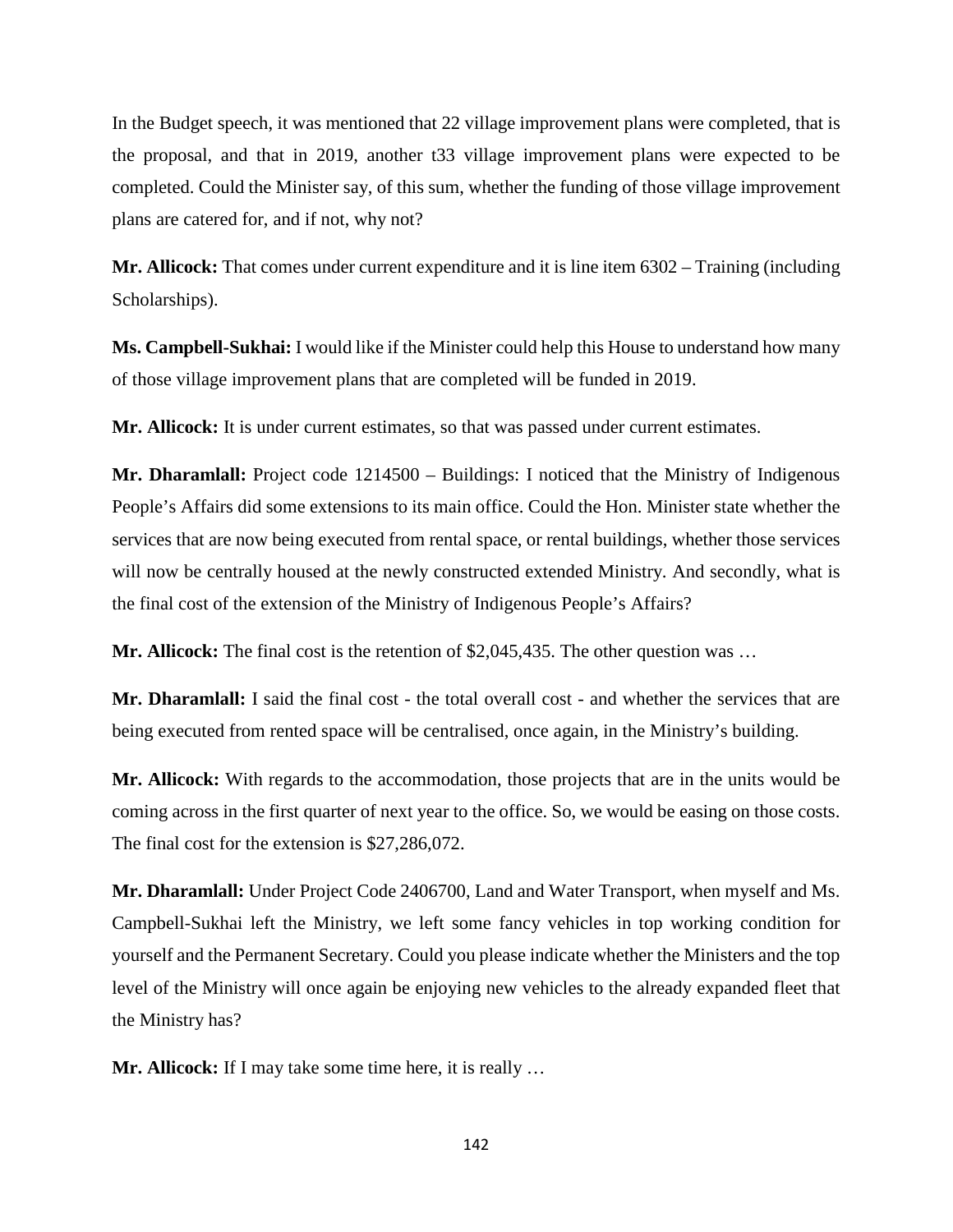In the Budget speech, it was mentioned that 22 village improvement plans were completed, that is the proposal, and that in 2019, another t33 village improvement plans were expected to be completed. Could the Minister say, of this sum, whether the funding of those village improvement plans are catered for, and if not, why not?

**Mr. Allicock:** That comes under current expenditure and it is line item 6302 – Training (including Scholarships).

**Ms. Campbell-Sukhai:** I would like if the Minister could help this House to understand how many of those village improvement plans that are completed will be funded in 2019.

**Mr. Allicock:** It is under current estimates, so that was passed under current estimates.

**Mr. Dharamlall:** Project code 1214500 – Buildings: I noticed that the Ministry of Indigenous People's Affairs did some extensions to its main office. Could the Hon. Minister state whether the services that are now being executed from rental space, or rental buildings, whether those services will now be centrally housed at the newly constructed extended Ministry. And secondly, what is the final cost of the extension of the Ministry of Indigenous People's Affairs?

**Mr. Allicock:** The final cost is the retention of $2,045,435. The other question was …

**Mr. Dharamlall:** I said the final cost - the total overall cost - and whether the services that are being executed from rented space will be centralised, once again, in the Ministry's building.

**Mr. Allicock:** With regards to the accommodation, those projects that are in the units would be coming across in the first quarter of next year to the office. So, we would be easing on those costs. The final cost for the extension is $27,286,072.

**Mr. Dharamlall:** Under Project Code 2406700, Land and Water Transport, when myself and Ms. Campbell-Sukhai left the Ministry, we left some fancy vehicles in top working condition for yourself and the Permanent Secretary. Could you please indicate whether the Ministers and the top level of the Ministry will once again be enjoying new vehicles to the already expanded fleet that the Ministry has?

**Mr. Allicock:** If I may take some time here, it is really …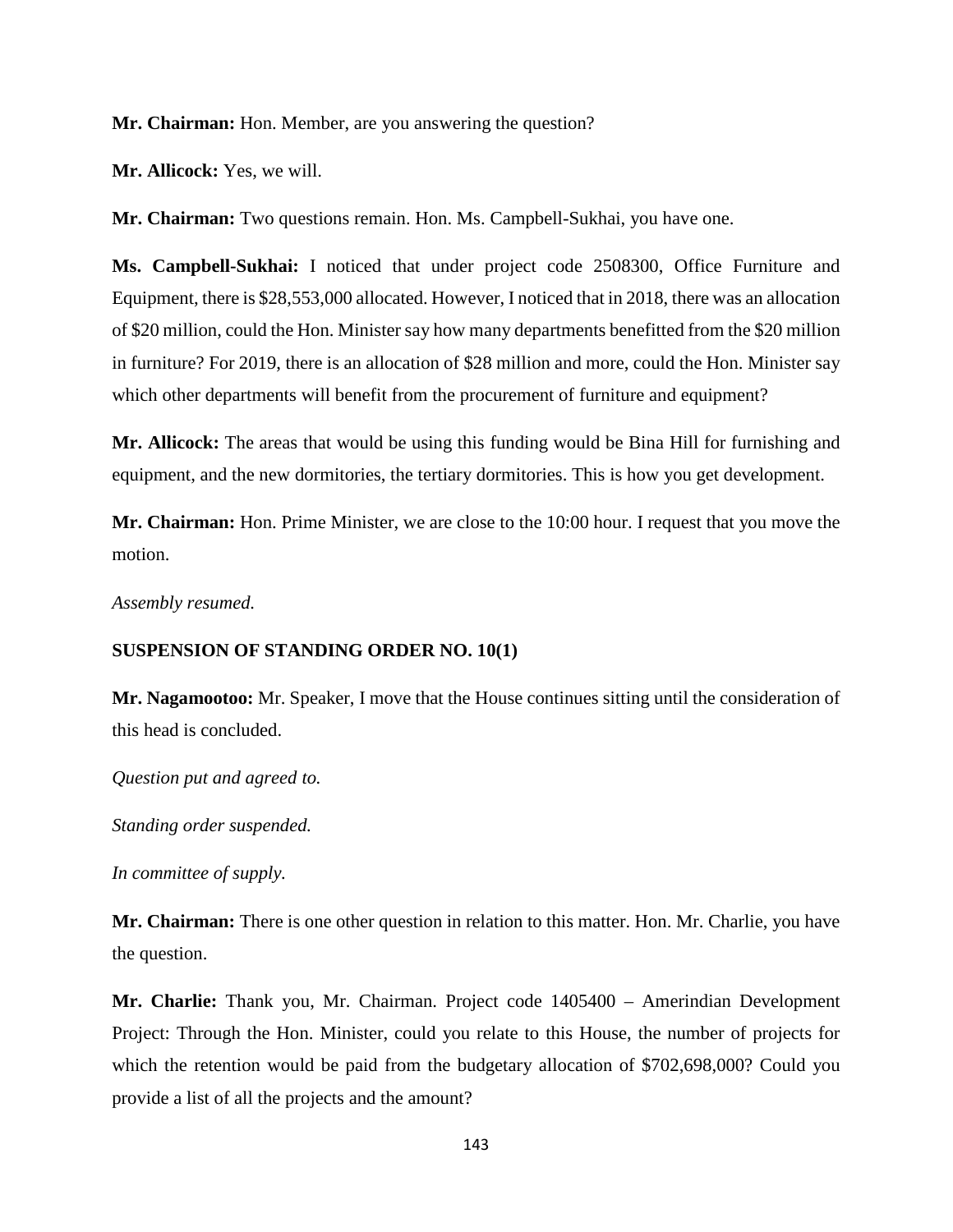**Mr. Chairman:** Hon. Member, are you answering the question?

**Mr. Allicock:** Yes, we will.

**Mr. Chairman:** Two questions remain. Hon. Ms. Campbell-Sukhai, you have one.

**Ms. Campbell-Sukhai:** I noticed that under project code 2508300, Office Furniture and Equipment, there is $28,553,000 allocated. However, I noticed that in 2018, there was an allocation of $20 million, could the Hon. Minister say how many departments benefitted from the $20 million in furniture? For 2019, there is an allocation of $28 million and more, could the Hon. Minister say which other departments will benefit from the procurement of furniture and equipment?

**Mr. Allicock:** The areas that would be using this funding would be Bina Hill for furnishing and equipment, and the new dormitories, the tertiary dormitories. This is how you get development.

**Mr. Chairman:** Hon. Prime Minister, we are close to the 10:00 hour. I request that you move the motion.

*Assembly resumed.*

**SUSPENSION OF STANDING ORDER NO. 10(1)**

**Mr. Nagamootoo:** Mr. Speaker, I move that the House continues sitting until the consideration of this head is concluded.

*Question put and agreed to.*

*Standing order suspended.*

*In committee of supply.*

**Mr. Chairman:** There is one other question in relation to this matter. Hon. Mr. Charlie, you have the question.

**Mr. Charlie:** Thank you, Mr. Chairman. Project code 1405400 – Amerindian Development Project: Through the Hon. Minister, could you relate to this House, the number of projects for which the retention would be paid from the budgetary allocation of $702,698,000? Could you provide a list of all the projects and the amount?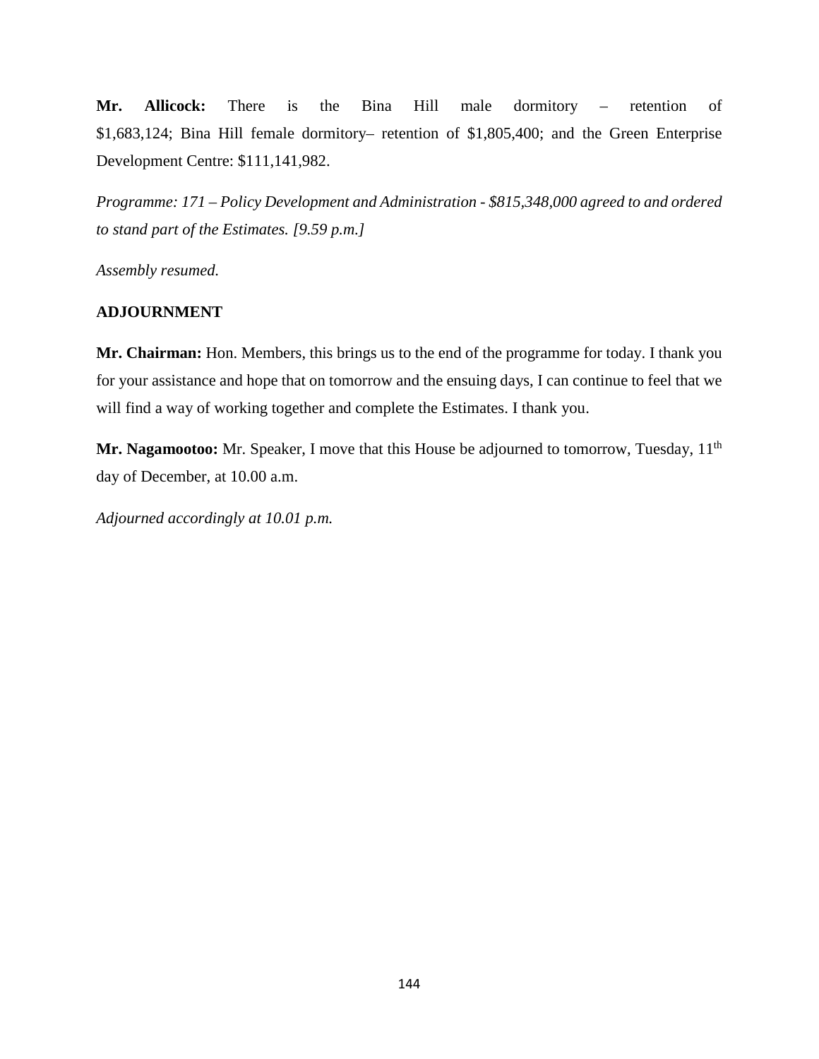**Mr. Allicock:** There is the Bina Hill male dormitory – retention of $1,683,124; Bina Hill female dormitory– retention of $1,805,400; and the Green Enterprise Development Centre: $111,141,982.

*Programme: 171 – Policy Development and Administration - $815,348,000 agreed to and ordered to stand part of the Estimates. [9.59 p.m.]*

*Assembly resumed.*

**ADJOURNMENT**

**Mr. Chairman:** Hon. Members, this brings us to the end of the programme for today. I thank you for your assistance and hope that on tomorrow and the ensuing days, I can continue to feel that we will find a way of working together and complete the Estimates. I thank you.

**Mr. Nagamootoo:** Mr. Speaker, I move that this House be adjourned to tomorrow, Tuesday, 11th day of December, at 10.00 a.m.

*Adjourned accordingly at 10.01 p.m.*